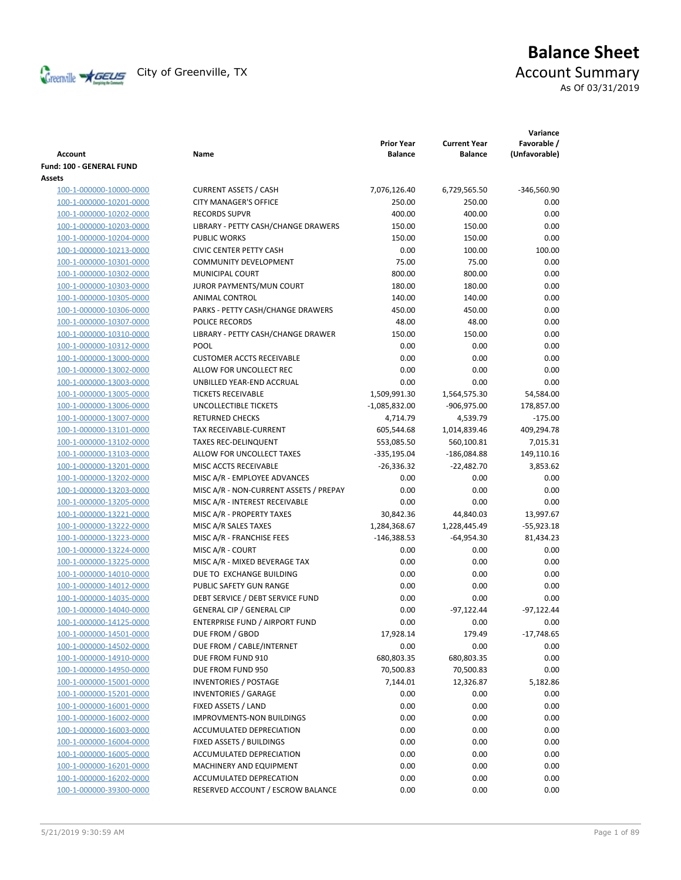# Balance Sheet

## Account Summary

City of Greenville, TX

As Of 03/31/2019

| Account | Name | Prior Year Balance | Current Year Balance | Variance Favorable / (Unfavorable) |
|---|---|---|---|---|
| **Fund: 100 - GENERAL FUND** | | | | |
| **Assets** | | | | |
| 100-1-000000-10000-0000 | CURRENT ASSETS / CASH | 7,076,126.40 | 6,729,565.50 | -346,560.90 |
| 100-1-000000-10201-0000 | CITY MANAGER'S OFFICE | 250.00 | 250.00 | 0.00 |
| 100-1-000000-10202-0000 | RECORDS SUPVR | 400.00 | 400.00 | 0.00 |
| 100-1-000000-10203-0000 | LIBRARY - PETTY CASH/CHANGE DRAWERS | 150.00 | 150.00 | 0.00 |
| 100-1-000000-10204-0000 | PUBLIC WORKS | 150.00 | 150.00 | 0.00 |
| 100-1-000000-10213-0000 | CIVIC CENTER PETTY CASH | 0.00 | 100.00 | 100.00 |
| 100-1-000000-10301-0000 | COMMUNITY DEVELOPMENT | 75.00 | 75.00 | 0.00 |
| 100-1-000000-10302-0000 | MUNICIPAL COURT | 800.00 | 800.00 | 0.00 |
| 100-1-000000-10303-0000 | JUROR PAYMENTS/MUN COURT | 180.00 | 180.00 | 0.00 |
| 100-1-000000-10305-0000 | ANIMAL CONTROL | 140.00 | 140.00 | 0.00 |
| 100-1-000000-10306-0000 | PARKS - PETTY CASH/CHANGE DRAWERS | 450.00 | 450.00 | 0.00 |
| 100-1-000000-10307-0000 | POLICE RECORDS | 48.00 | 48.00 | 0.00 |
| 100-1-000000-10310-0000 | LIBRARY - PETTY CASH/CHANGE DRAWER | 150.00 | 150.00 | 0.00 |
| 100-1-000000-10312-0000 | POOL | 0.00 | 0.00 | 0.00 |
| 100-1-000000-13000-0000 | CUSTOMER ACCTS RECEIVABLE | 0.00 | 0.00 | 0.00 |
| 100-1-000000-13002-0000 | ALLOW FOR UNCOLLECT REC | 0.00 | 0.00 | 0.00 |
| 100-1-000000-13003-0000 | UNBILLED YEAR-END ACCRUAL | 0.00 | 0.00 | 0.00 |
| 100-1-000000-13005-0000 | TICKETS RECEIVABLE | 1,509,991.30 | 1,564,575.30 | 54,584.00 |
| 100-1-000000-13006-0000 | UNCOLLECTIBLE TICKETS | -1,085,832.00 | -906,975.00 | 178,857.00 |
| 100-1-000000-13007-0000 | RETURNED CHECKS | 4,714.79 | 4,539.79 | -175.00 |
| 100-1-000000-13101-0000 | TAX RECEIVABLE-CURRENT | 605,544.68 | 1,014,839.46 | 409,294.78 |
| 100-1-000000-13102-0000 | TAXES REC-DELINQUENT | 553,085.50 | 560,100.81 | 7,015.31 |
| 100-1-000000-13103-0000 | ALLOW FOR UNCOLLECT TAXES | -335,195.04 | -186,084.88 | 149,110.16 |
| 100-1-000000-13201-0000 | MISC ACCTS RECEIVABLE | -26,336.32 | -22,482.70 | 3,853.62 |
| 100-1-000000-13202-0000 | MISC A/R - EMPLOYEE ADVANCES | 0.00 | 0.00 | 0.00 |
| 100-1-000000-13203-0000 | MISC A/R - NON-CURRENT ASSETS / PREPAY | 0.00 | 0.00 | 0.00 |
| 100-1-000000-13205-0000 | MISC A/R - INTEREST RECEIVABLE | 0.00 | 0.00 | 0.00 |
| 100-1-000000-13221-0000 | MISC A/R - PROPERTY TAXES | 30,842.36 | 44,840.03 | 13,997.67 |
| 100-1-000000-13222-0000 | MISC A/R SALES TAXES | 1,284,368.67 | 1,228,445.49 | -55,923.18 |
| 100-1-000000-13223-0000 | MISC A/R - FRANCHISE FEES | -146,388.53 | -64,954.30 | 81,434.23 |
| 100-1-000000-13224-0000 | MISC A/R - COURT | 0.00 | 0.00 | 0.00 |
| 100-1-000000-13225-0000 | MISC A/R - MIXED BEVERAGE TAX | 0.00 | 0.00 | 0.00 |
| 100-1-000000-14010-0000 | DUE TO EXCHANGE BUILDING | 0.00 | 0.00 | 0.00 |
| 100-1-000000-14012-0000 | PUBLIC SAFETY GUN RANGE | 0.00 | 0.00 | 0.00 |
| 100-1-000000-14035-0000 | DEBT SERVICE / DEBT SERVICE FUND | 0.00 | 0.00 | 0.00 |
| 100-1-000000-14040-0000 | GENERAL CIP / GENERAL CIP | 0.00 | -97,122.44 | -97,122.44 |
| 100-1-000000-14125-0000 | ENTERPRISE FUND / AIRPORT FUND | 0.00 | 0.00 | 0.00 |
| 100-1-000000-14501-0000 | DUE FROM / GBOD | 17,928.14 | 179.49 | -17,748.65 |
| 100-1-000000-14502-0000 | DUE FROM / CABLE/INTERNET | 0.00 | 0.00 | 0.00 |
| 100-1-000000-14910-0000 | DUE FROM FUND 910 | 680,803.35 | 680,803.35 | 0.00 |
| 100-1-000000-14950-0000 | DUE FROM FUND 950 | 70,500.83 | 70,500.83 | 0.00 |
| 100-1-000000-15001-0000 | INVENTORIES / POSTAGE | 7,144.01 | 12,326.87 | 5,182.86 |
| 100-1-000000-15201-0000 | INVENTORIES / GARAGE | 0.00 | 0.00 | 0.00 |
| 100-1-000000-16001-0000 | FIXED ASSETS / LAND | 0.00 | 0.00 | 0.00 |
| 100-1-000000-16002-0000 | IMPROVMENTS-NON BUILDINGS | 0.00 | 0.00 | 0.00 |
| 100-1-000000-16003-0000 | ACCUMULATED DEPRECIATION | 0.00 | 0.00 | 0.00 |
| 100-1-000000-16004-0000 | FIXED ASSETS / BUILDINGS | 0.00 | 0.00 | 0.00 |
| 100-1-000000-16005-0000 | ACCUMULATED DEPRECIATION | 0.00 | 0.00 | 0.00 |
| 100-1-000000-16201-0000 | MACHINERY AND EQUIPMENT | 0.00 | 0.00 | 0.00 |
| 100-1-000000-16202-0000 | ACCUMULATED DEPRECATION | 0.00 | 0.00 | 0.00 |
| 100-1-000000-39300-0000 | RESERVED ACCOUNT / ESCROW BALANCE | 0.00 | 0.00 | 0.00 |

5/21/2019 9:30:59 AM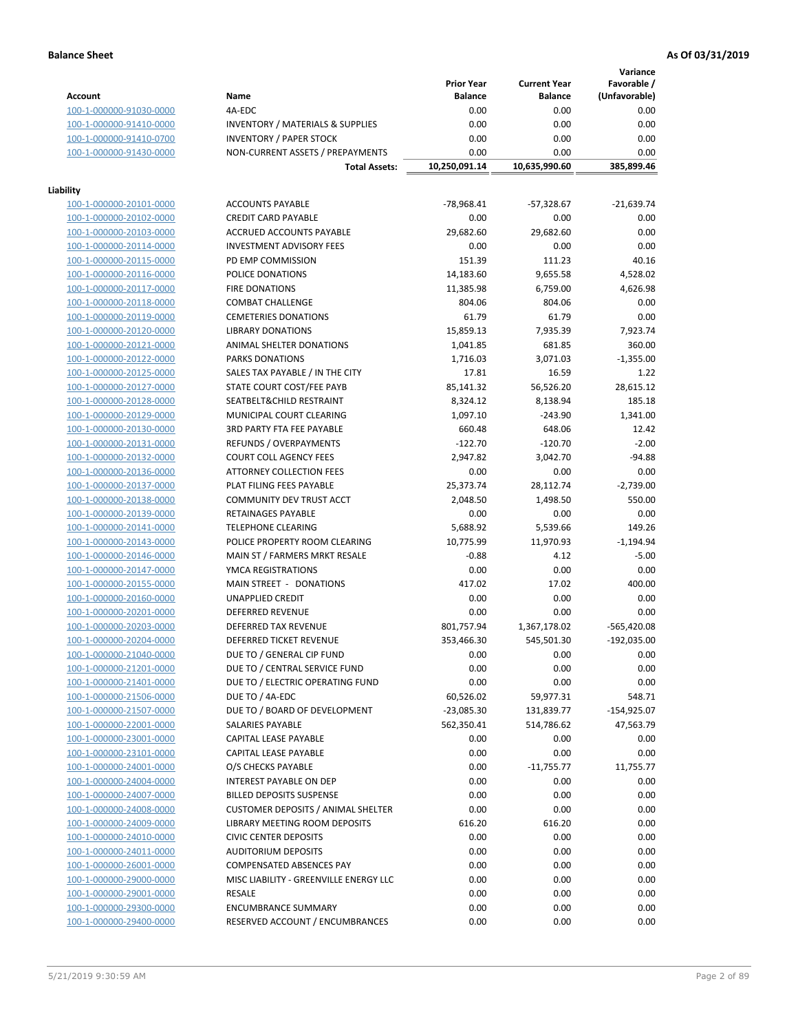**Balance Sheet** | **As Of 03/31/2019**

| Account | Name | Prior Year Balance | Current Year Balance | Variance Favorable / (Unfavorable) |
|---|---|---|---|---|
| 100-1-000000-91030-0000 | 4A-EDC | 0.00 | 0.00 | 0.00 |
| 100-1-000000-91410-0000 | INVENTORY / MATERIALS & SUPPLIES | 0.00 | 0.00 | 0.00 |
| 100-1-000000-91410-0700 | INVENTORY / PAPER STOCK | 0.00 | 0.00 | 0.00 |
| 100-1-000000-91430-0000 | NON-CURRENT ASSETS / PREPAYMENTS | 0.00 | 0.00 | 0.00 |
| | **Total Assets:** | **10,250,091.14** | **10,635,990.60** | **385,899.46** |
| **Liability** | | | | |
| 100-1-000000-20101-0000 | ACCOUNTS PAYABLE | -78,968.41 | -57,328.67 | -21,639.74 |
| 100-1-000000-20102-0000 | CREDIT CARD PAYABLE | 0.00 | 0.00 | 0.00 |
| 100-1-000000-20103-0000 | ACCRUED ACCOUNTS PAYABLE | 29,682.60 | 29,682.60 | 0.00 |
| 100-1-000000-20114-0000 | INVESTMENT ADVISORY FEES | 0.00 | 0.00 | 0.00 |
| 100-1-000000-20115-0000 | PD EMP COMMISSION | 151.39 | 111.23 | 40.16 |
| 100-1-000000-20116-0000 | POLICE DONATIONS | 14,183.60 | 9,655.58 | 4,528.02 |
| 100-1-000000-20117-0000 | FIRE DONATIONS | 11,385.98 | 6,759.00 | 4,626.98 |
| 100-1-000000-20118-0000 | COMBAT CHALLENGE | 804.06 | 804.06 | 0.00 |
| 100-1-000000-20119-0000 | CEMETERIES DONATIONS | 61.79 | 61.79 | 0.00 |
| 100-1-000000-20120-0000 | LIBRARY DONATIONS | 15,859.13 | 7,935.39 | 7,923.74 |
| 100-1-000000-20121-0000 | ANIMAL SHELTER DONATIONS | 1,041.85 | 681.85 | 360.00 |
| 100-1-000000-20122-0000 | PARKS DONATIONS | 1,716.03 | 3,071.03 | -1,355.00 |
| 100-1-000000-20125-0000 | SALES TAX PAYABLE / IN THE CITY | 17.81 | 16.59 | 1.22 |
| 100-1-000000-20127-0000 | STATE COURT COST/FEE PAYB | 85,141.32 | 56,526.20 | 28,615.12 |
| 100-1-000000-20128-0000 | SEATBELT&CHILD RESTRAINT | 8,324.12 | 8,138.94 | 185.18 |
| 100-1-000000-20129-0000 | MUNICIPAL COURT CLEARING | 1,097.10 | -243.90 | 1,341.00 |
| 100-1-000000-20130-0000 | 3RD PARTY FTA FEE PAYABLE | 660.48 | 648.06 | 12.42 |
| 100-1-000000-20131-0000 | REFUNDS / OVERPAYMENTS | -122.70 | -120.70 | -2.00 |
| 100-1-000000-20132-0000 | COURT COLL AGENCY FEES | 2,947.82 | 3,042.70 | -94.88 |
| 100-1-000000-20136-0000 | ATTORNEY COLLECTION FEES | 0.00 | 0.00 | 0.00 |
| 100-1-000000-20137-0000 | PLAT FILING FEES PAYABLE | 25,373.74 | 28,112.74 | -2,739.00 |
| 100-1-000000-20138-0000 | COMMUNITY DEV TRUST ACCT | 2,048.50 | 1,498.50 | 550.00 |
| 100-1-000000-20139-0000 | RETAINAGES PAYABLE | 0.00 | 0.00 | 0.00 |
| 100-1-000000-20141-0000 | TELEPHONE CLEARING | 5,688.92 | 5,539.66 | 149.26 |
| 100-1-000000-20143-0000 | POLICE PROPERTY ROOM CLEARING | 10,775.99 | 11,970.93 | -1,194.94 |
| 100-1-000000-20146-0000 | MAIN ST / FARMERS MRKT RESALE | -0.88 | 4.12 | -5.00 |
| 100-1-000000-20147-0000 | YMCA REGISTRATIONS | 0.00 | 0.00 | 0.00 |
| 100-1-000000-20155-0000 | MAIN STREET - DONATIONS | 417.02 | 17.02 | 400.00 |
| 100-1-000000-20160-0000 | UNAPPLIED CREDIT | 0.00 | 0.00 | 0.00 |
| 100-1-000000-20201-0000 | DEFERRED REVENUE | 0.00 | 0.00 | 0.00 |
| 100-1-000000-20203-0000 | DEFERRED TAX REVENUE | 801,757.94 | 1,367,178.02 | -565,420.08 |
| 100-1-000000-20204-0000 | DEFERRED TICKET REVENUE | 353,466.30 | 545,501.30 | -192,035.00 |
| 100-1-000000-21040-0000 | DUE TO / GENERAL CIP FUND | 0.00 | 0.00 | 0.00 |
| 100-1-000000-21201-0000 | DUE TO / CENTRAL SERVICE FUND | 0.00 | 0.00 | 0.00 |
| 100-1-000000-21401-0000 | DUE TO / ELECTRIC OPERATING FUND | 0.00 | 0.00 | 0.00 |
| 100-1-000000-21506-0000 | DUE TO / 4A-EDC | 60,526.02 | 59,977.31 | 548.71 |
| 100-1-000000-21507-0000 | DUE TO / BOARD OF DEVELOPMENT | -23,085.30 | 131,839.77 | -154,925.07 |
| 100-1-000000-22001-0000 | SALARIES PAYABLE | 562,350.41 | 514,786.62 | 47,563.79 |
| 100-1-000000-23001-0000 | CAPITAL LEASE PAYABLE | 0.00 | 0.00 | 0.00 |
| 100-1-000000-23101-0000 | CAPITAL LEASE PAYABLE | 0.00 | 0.00 | 0.00 |
| 100-1-000000-24001-0000 | O/S CHECKS PAYABLE | 0.00 | -11,755.77 | 11,755.77 |
| 100-1-000000-24004-0000 | INTEREST PAYABLE ON DEP | 0.00 | 0.00 | 0.00 |
| 100-1-000000-24007-0000 | BILLED DEPOSITS SUSPENSE | 0.00 | 0.00 | 0.00 |
| 100-1-000000-24008-0000 | CUSTOMER DEPOSITS / ANIMAL SHELTER | 0.00 | 0.00 | 0.00 |
| 100-1-000000-24009-0000 | LIBRARY MEETING ROOM DEPOSITS | 616.20 | 616.20 | 0.00 |
| 100-1-000000-24010-0000 | CIVIC CENTER DEPOSITS | 0.00 | 0.00 | 0.00 |
| 100-1-000000-24011-0000 | AUDITORIUM DEPOSITS | 0.00 | 0.00 | 0.00 |
| 100-1-000000-26001-0000 | COMPENSATED ABSENCES PAY | 0.00 | 0.00 | 0.00 |
| 100-1-000000-29000-0000 | MISC LIABILITY - GREENVILLE ENERGY LLC | 0.00 | 0.00 | 0.00 |
| 100-1-000000-29001-0000 | RESALE | 0.00 | 0.00 | 0.00 |
| 100-1-000000-29300-0000 | ENCUMBRANCE SUMMARY | 0.00 | 0.00 | 0.00 |
| 100-1-000000-29400-0000 | RESERVED ACCOUNT / ENCUMBRANCES | 0.00 | 0.00 | 0.00 |

5/21/2019 9:30:59 AM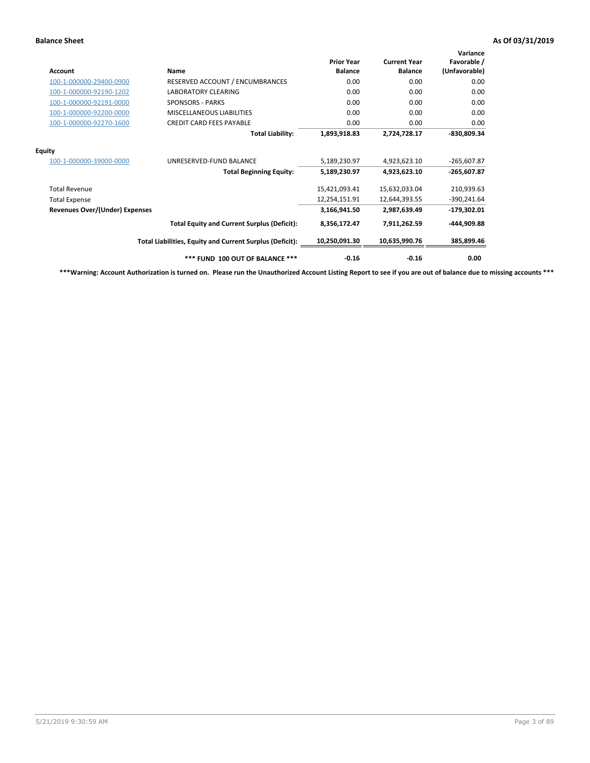**Balance Sheet** **As Of 03/31/2019**

| Account | Name | Prior Year Balance | Current Year Balance | Variance Favorable / (Unfavorable) |
|---|---|---|---|---|
| 100-1-000000-29400-0900 | RESERVED ACCOUNT / ENCUMBRANCES | 0.00 | 0.00 | 0.00 |
| 100-1-000000-92190-1202 | LABORATORY CLEARING | 0.00 | 0.00 | 0.00 |
| 100-1-000000-92191-0000 | SPONSORS - PARKS | 0.00 | 0.00 | 0.00 |
| 100-1-000000-92200-0000 | MISCELLANEOUS LIABILITIES | 0.00 | 0.00 | 0.00 |
| 100-1-000000-92270-1600 | CREDIT CARD FEES PAYABLE | 0.00 | 0.00 | 0.00 |
| | **Total Liability:** | **1,893,918.83** | **2,724,728.17** | **-830,809.34** |
| **Equity** | | | | |
| 100-1-000000-39000-0000 | UNRESERVED-FUND BALANCE | 5,189,230.97 | 4,923,623.10 | -265,607.87 |
| | **Total Beginning Equity:** | **5,189,230.97** | **4,923,623.10** | **-265,607.87** |
| Total Revenue | | 15,421,093.41 | 15,632,033.04 | 210,939.63 |
| Total Expense | | 12,254,151.91 | 12,644,393.55 | -390,241.64 |
| **Revenues Over/(Under) Expenses** | | **3,166,941.50** | **2,987,639.49** | **-179,302.01** |
| | **Total Equity and Current Surplus (Deficit):** | **8,356,172.47** | **7,911,262.59** | **-444,909.88** |
| | **Total Liabilities, Equity and Current Surplus (Deficit):** | **10,250,091.30** | **10,635,990.76** | **385,899.46** |
| | **\*\*\* FUND 100 OUT OF BALANCE \*\*\*** | **-0.16** | **-0.16** | **0.00** |

**\*\*\*Warning: Account Authorization is turned on. Please run the Unauthorized Account Listing Report to see if you are out of balance due to missing accounts \*\*\***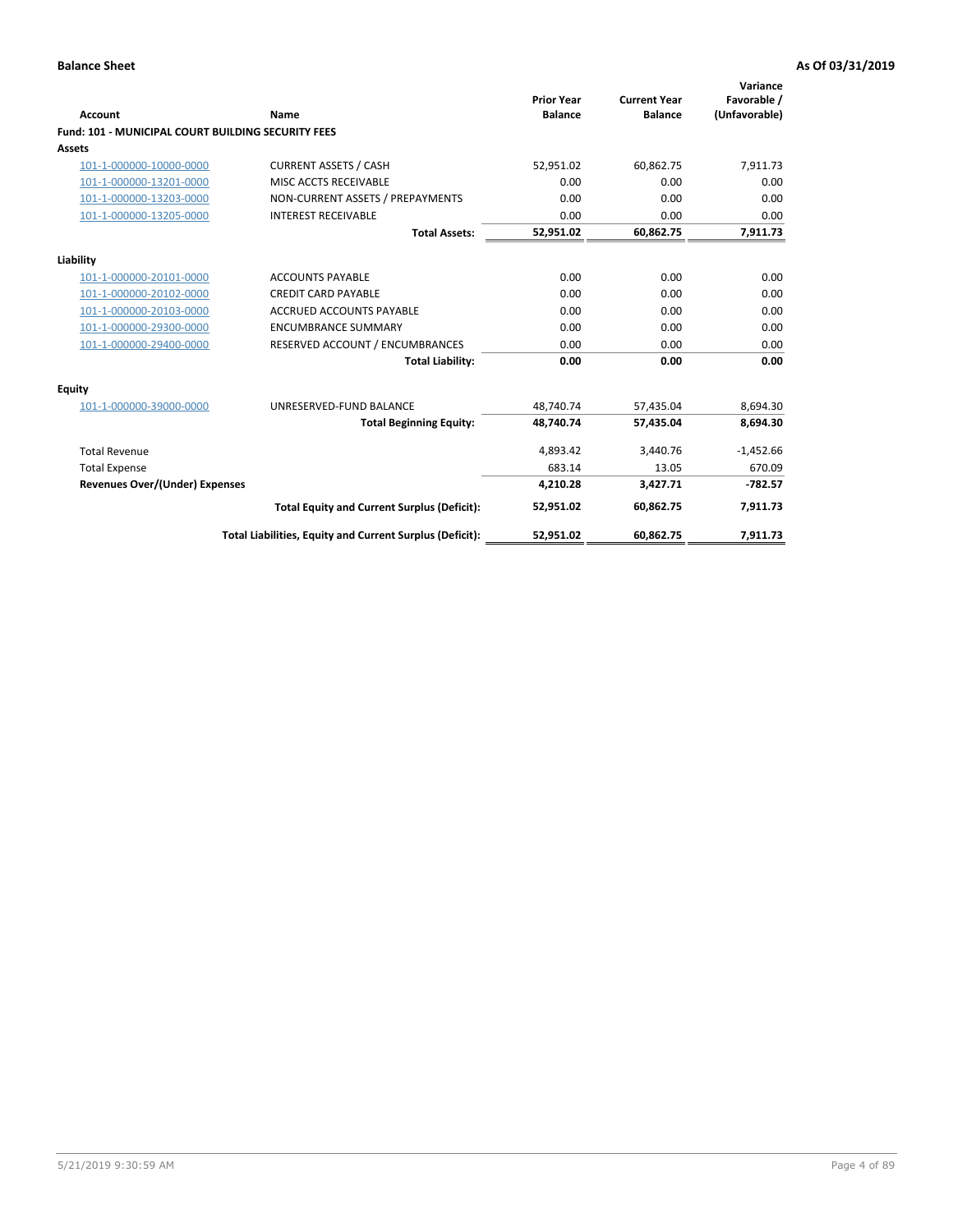**Balance Sheet** **As Of 03/31/2019**

| Account | Name | Prior Year Balance | Current Year Balance | Variance Favorable / (Unfavorable) |
|---|---|---|---|---|
| **Fund: 101 - MUNICIPAL COURT BUILDING SECURITY FEES** | | | | |
| **Assets** | | | | |
| 101-1-000000-10000-0000 | CURRENT ASSETS / CASH | 52,951.02 | 60,862.75 | 7,911.73 |
| 101-1-000000-13201-0000 | MISC ACCTS RECEIVABLE | 0.00 | 0.00 | 0.00 |
| 101-1-000000-13203-0000 | NON-CURRENT ASSETS / PREPAYMENTS | 0.00 | 0.00 | 0.00 |
| 101-1-000000-13205-0000 | INTEREST RECEIVABLE | 0.00 | 0.00 | 0.00 |
| | **Total Assets:** | **52,951.02** | **60,862.75** | **7,911.73** |
| **Liability** | | | | |
| 101-1-000000-20101-0000 | ACCOUNTS PAYABLE | 0.00 | 0.00 | 0.00 |
| 101-1-000000-20102-0000 | CREDIT CARD PAYABLE | 0.00 | 0.00 | 0.00 |
| 101-1-000000-20103-0000 | ACCRUED ACCOUNTS PAYABLE | 0.00 | 0.00 | 0.00 |
| 101-1-000000-29300-0000 | ENCUMBRANCE SUMMARY | 0.00 | 0.00 | 0.00 |
| 101-1-000000-29400-0000 | RESERVED ACCOUNT / ENCUMBRANCES | 0.00 | 0.00 | 0.00 |
| | **Total Liability:** | **0.00** | **0.00** | **0.00** |
| **Equity** | | | | |
| 101-1-000000-39000-0000 | UNRESERVED-FUND BALANCE | 48,740.74 | 57,435.04 | 8,694.30 |
| | **Total Beginning Equity:** | **48,740.74** | **57,435.04** | **8,694.30** |
| Total Revenue | | 4,893.42 | 3,440.76 | -1,452.66 |
| Total Expense | | 683.14 | 13.05 | 670.09 |
| **Revenues Over/(Under) Expenses** | | **4,210.28** | **3,427.71** | **-782.57** |
| | **Total Equity and Current Surplus (Deficit):** | **52,951.02** | **60,862.75** | **7,911.73** |
| | **Total Liabilities, Equity and Current Surplus (Deficit):** | **52,951.02** | **60,862.75** | **7,911.73** |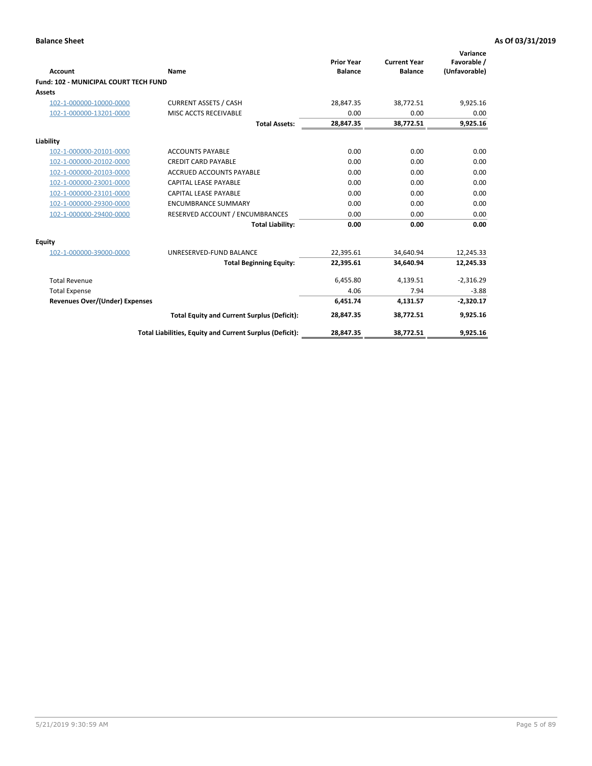**Balance Sheet** — As Of 03/31/2019

| Account | Name | Prior Year Balance | Current Year Balance | Variance Favorable / (Unfavorable) |
|---|---|---|---|---|
| **Fund: 102 - MUNICIPAL COURT TECH FUND** | | | | |
| **Assets** | | | | |
| 102-1-000000-10000-0000 | CURRENT ASSETS / CASH | 28,847.35 | 38,772.51 | 9,925.16 |
| 102-1-000000-13201-0000 | MISC ACCTS RECEIVABLE | 0.00 | 0.00 | 0.00 |
| | **Total Assets:** | **28,847.35** | **38,772.51** | **9,925.16** |
| **Liability** | | | | |
| 102-1-000000-20101-0000 | ACCOUNTS PAYABLE | 0.00 | 0.00 | 0.00 |
| 102-1-000000-20102-0000 | CREDIT CARD PAYABLE | 0.00 | 0.00 | 0.00 |
| 102-1-000000-20103-0000 | ACCRUED ACCOUNTS PAYABLE | 0.00 | 0.00 | 0.00 |
| 102-1-000000-23001-0000 | CAPITAL LEASE PAYABLE | 0.00 | 0.00 | 0.00 |
| 102-1-000000-23101-0000 | CAPITAL LEASE PAYABLE | 0.00 | 0.00 | 0.00 |
| 102-1-000000-29300-0000 | ENCUMBRANCE SUMMARY | 0.00 | 0.00 | 0.00 |
| 102-1-000000-29400-0000 | RESERVED ACCOUNT / ENCUMBRANCES | 0.00 | 0.00 | 0.00 |
| | **Total Liability:** | **0.00** | **0.00** | **0.00** |
| **Equity** | | | | |
| 102-1-000000-39000-0000 | UNRESERVED-FUND BALANCE | 22,395.61 | 34,640.94 | 12,245.33 |
| | **Total Beginning Equity:** | **22,395.61** | **34,640.94** | **12,245.33** |
| Total Revenue | | 6,455.80 | 4,139.51 | -2,316.29 |
| Total Expense | | 4.06 | 7.94 | -3.88 |
| **Revenues Over/(Under) Expenses** | | **6,451.74** | **4,131.57** | **-2,320.17** |
| | **Total Equity and Current Surplus (Deficit):** | **28,847.35** | **38,772.51** | **9,925.16** |
| | **Total Liabilities, Equity and Current Surplus (Deficit):** | **28,847.35** | **38,772.51** | **9,925.16** |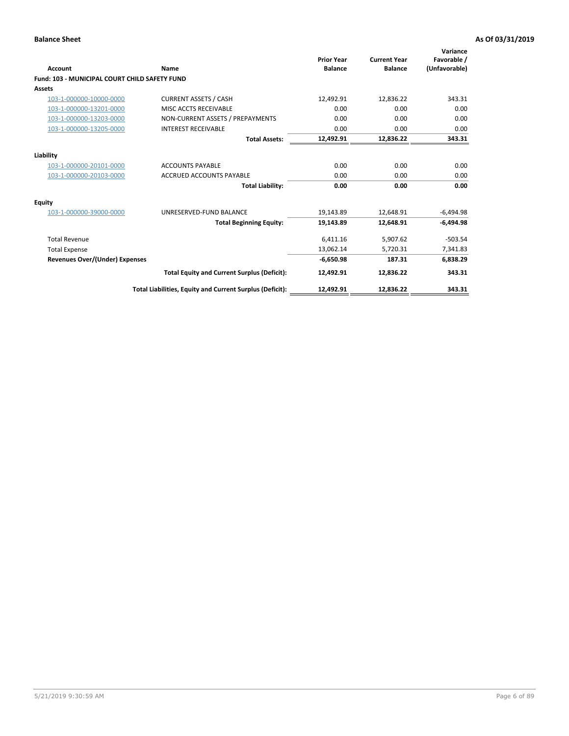**Balance Sheet** **As Of 03/31/2019**

| Account | Name | Prior Year Balance | Current Year Balance | Variance Favorable / (Unfavorable) |
|---|---|---|---|---|
| **Fund: 103 - MUNICIPAL COURT CHILD SAFETY FUND** | | | | |
| **Assets** | | | | |
| 103-1-000000-10000-0000 | CURRENT ASSETS / CASH | 12,492.91 | 12,836.22 | 343.31 |
| 103-1-000000-13201-0000 | MISC ACCTS RECEIVABLE | 0.00 | 0.00 | 0.00 |
| 103-1-000000-13203-0000 | NON-CURRENT ASSETS / PREPAYMENTS | 0.00 | 0.00 | 0.00 |
| 103-1-000000-13205-0000 | INTEREST RECEIVABLE | 0.00 | 0.00 | 0.00 |
| | **Total Assets:** | **12,492.91** | **12,836.22** | **343.31** |
| **Liability** | | | | |
| 103-1-000000-20101-0000 | ACCOUNTS PAYABLE | 0.00 | 0.00 | 0.00 |
| 103-1-000000-20103-0000 | ACCRUED ACCOUNTS PAYABLE | 0.00 | 0.00 | 0.00 |
| | **Total Liability:** | **0.00** | **0.00** | **0.00** |
| **Equity** | | | | |
| 103-1-000000-39000-0000 | UNRESERVED-FUND BALANCE | 19,143.89 | 12,648.91 | -6,494.98 |
| | **Total Beginning Equity:** | **19,143.89** | **12,648.91** | **-6,494.98** |
| Total Revenue | | 6,411.16 | 5,907.62 | -503.54 |
| Total Expense | | 13,062.14 | 5,720.31 | 7,341.83 |
| **Revenues Over/(Under) Expenses** | | **-6,650.98** | **187.31** | **6,838.29** |
| | **Total Equity and Current Surplus (Deficit):** | **12,492.91** | **12,836.22** | **343.31** |
| | **Total Liabilities, Equity and Current Surplus (Deficit):** | **12,492.91** | **12,836.22** | **343.31** |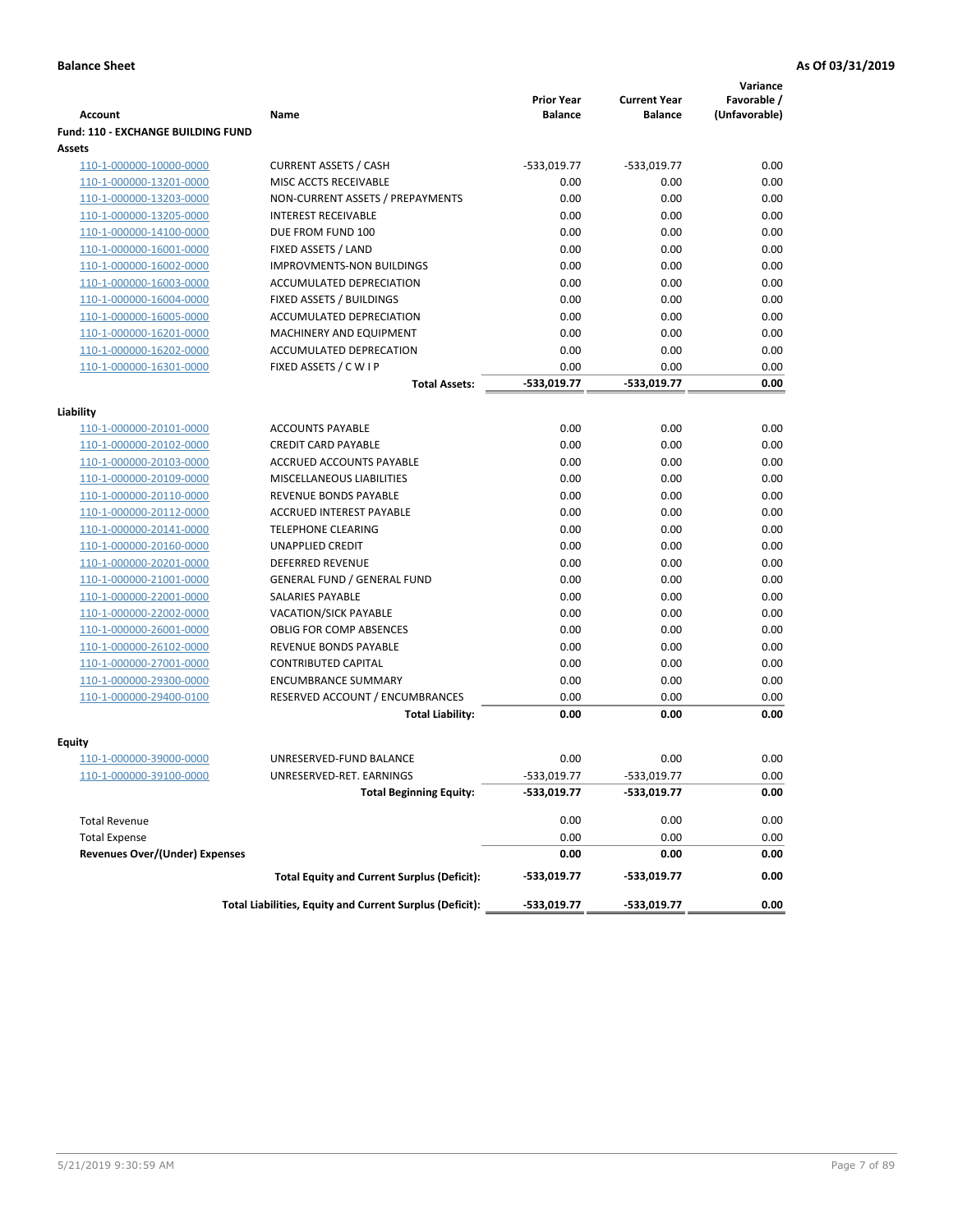**Balance Sheet** **As Of 03/31/2019**

| Account | Name | Prior Year Balance | Current Year Balance | Variance Favorable / (Unfavorable) |
|---|---|---|---|---|
| **Fund: 110 - EXCHANGE BUILDING FUND** | | | | |
| **Assets** | | | | |
| 110-1-000000-10000-0000 | CURRENT ASSETS / CASH | -533,019.77 | -533,019.77 | 0.00 |
| 110-1-000000-13201-0000 | MISC ACCTS RECEIVABLE | 0.00 | 0.00 | 0.00 |
| 110-1-000000-13203-0000 | NON-CURRENT ASSETS / PREPAYMENTS | 0.00 | 0.00 | 0.00 |
| 110-1-000000-13205-0000 | INTEREST RECEIVABLE | 0.00 | 0.00 | 0.00 |
| 110-1-000000-14100-0000 | DUE FROM FUND 100 | 0.00 | 0.00 | 0.00 |
| 110-1-000000-16001-0000 | FIXED ASSETS / LAND | 0.00 | 0.00 | 0.00 |
| 110-1-000000-16002-0000 | IMPROVMENTS-NON BUILDINGS | 0.00 | 0.00 | 0.00 |
| 110-1-000000-16003-0000 | ACCUMULATED DEPRECIATION | 0.00 | 0.00 | 0.00 |
| 110-1-000000-16004-0000 | FIXED ASSETS / BUILDINGS | 0.00 | 0.00 | 0.00 |
| 110-1-000000-16005-0000 | ACCUMULATED DEPRECIATION | 0.00 | 0.00 | 0.00 |
| 110-1-000000-16201-0000 | MACHINERY AND EQUIPMENT | 0.00 | 0.00 | 0.00 |
| 110-1-000000-16202-0000 | ACCUMULATED DEPRECATION | 0.00 | 0.00 | 0.00 |
| 110-1-000000-16301-0000 | FIXED ASSETS / C W I P | 0.00 | 0.00 | 0.00 |
| | **Total Assets:** | **-533,019.77** | **-533,019.77** | **0.00** |
| **Liability** | | | | |
| 110-1-000000-20101-0000 | ACCOUNTS PAYABLE | 0.00 | 0.00 | 0.00 |
| 110-1-000000-20102-0000 | CREDIT CARD PAYABLE | 0.00 | 0.00 | 0.00 |
| 110-1-000000-20103-0000 | ACCRUED ACCOUNTS PAYABLE | 0.00 | 0.00 | 0.00 |
| 110-1-000000-20109-0000 | MISCELLANEOUS LIABILITIES | 0.00 | 0.00 | 0.00 |
| 110-1-000000-20110-0000 | REVENUE BONDS PAYABLE | 0.00 | 0.00 | 0.00 |
| 110-1-000000-20112-0000 | ACCRUED INTEREST PAYABLE | 0.00 | 0.00 | 0.00 |
| 110-1-000000-20141-0000 | TELEPHONE CLEARING | 0.00 | 0.00 | 0.00 |
| 110-1-000000-20160-0000 | UNAPPLIED CREDIT | 0.00 | 0.00 | 0.00 |
| 110-1-000000-20201-0000 | DEFERRED REVENUE | 0.00 | 0.00 | 0.00 |
| 110-1-000000-21001-0000 | GENERAL FUND / GENERAL FUND | 0.00 | 0.00 | 0.00 |
| 110-1-000000-22001-0000 | SALARIES PAYABLE | 0.00 | 0.00 | 0.00 |
| 110-1-000000-22002-0000 | VACATION/SICK PAYABLE | 0.00 | 0.00 | 0.00 |
| 110-1-000000-26001-0000 | OBLIG FOR COMP ABSENCES | 0.00 | 0.00 | 0.00 |
| 110-1-000000-26102-0000 | REVENUE BONDS PAYABLE | 0.00 | 0.00 | 0.00 |
| 110-1-000000-27001-0000 | CONTRIBUTED CAPITAL | 0.00 | 0.00 | 0.00 |
| 110-1-000000-29300-0000 | ENCUMBRANCE SUMMARY | 0.00 | 0.00 | 0.00 |
| 110-1-000000-29400-0100 | RESERVED ACCOUNT / ENCUMBRANCES | 0.00 | 0.00 | 0.00 |
| | **Total Liability:** | **0.00** | **0.00** | **0.00** |
| **Equity** | | | | |
| 110-1-000000-39000-0000 | UNRESERVED-FUND BALANCE | 0.00 | 0.00 | 0.00 |
| 110-1-000000-39100-0000 | UNRESERVED-RET. EARNINGS | -533,019.77 | -533,019.77 | 0.00 |
| | **Total Beginning Equity:** | **-533,019.77** | **-533,019.77** | **0.00** |
| Total Revenue | | 0.00 | 0.00 | 0.00 |
| Total Expense | | 0.00 | 0.00 | 0.00 |
| **Revenues Over/(Under) Expenses** | | **0.00** | **0.00** | **0.00** |
| | **Total Equity and Current Surplus (Deficit):** | **-533,019.77** | **-533,019.77** | **0.00** |
| | **Total Liabilities, Equity and Current Surplus (Deficit):** | **-533,019.77** | **-533,019.77** | **0.00** |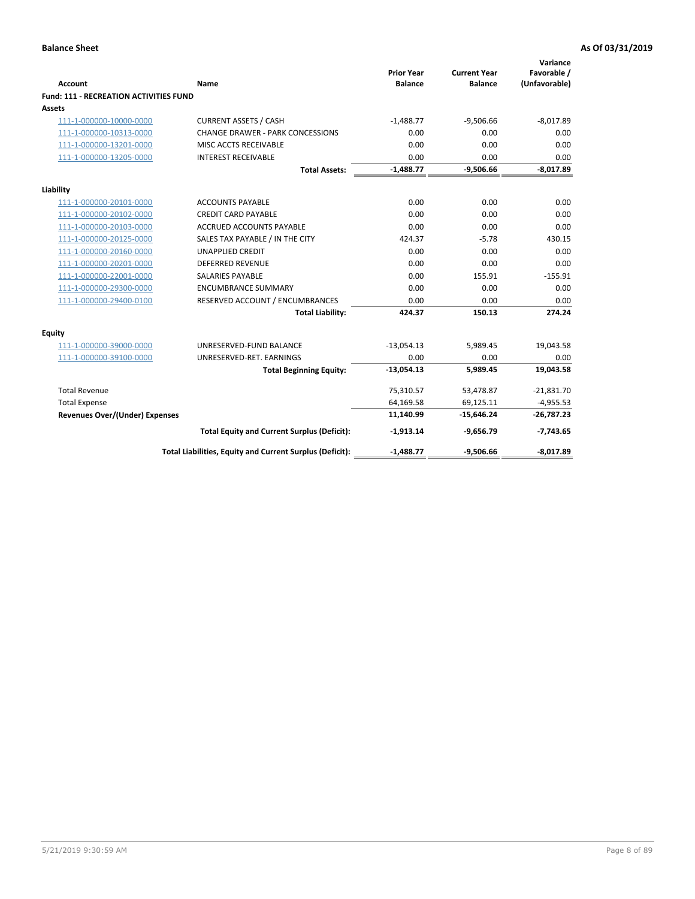**Balance Sheet** **As Of 03/31/2019**

| Account | Name | Prior Year Balance | Current Year Balance | Variance Favorable / (Unfavorable) |
|---|---|---|---|---|
| **Fund: 111 - RECREATION ACTIVITIES FUND** | | | | |
| **Assets** | | | | |
| 111-1-000000-10000-0000 | CURRENT ASSETS / CASH | -1,488.77 | -9,506.66 | -8,017.89 |
| 111-1-000000-10313-0000 | CHANGE DRAWER - PARK CONCESSIONS | 0.00 | 0.00 | 0.00 |
| 111-1-000000-13201-0000 | MISC ACCTS RECEIVABLE | 0.00 | 0.00 | 0.00 |
| 111-1-000000-13205-0000 | INTEREST RECEIVABLE | 0.00 | 0.00 | 0.00 |
| | **Total Assets:** | **-1,488.77** | **-9,506.66** | **-8,017.89** |
| **Liability** | | | | |
| 111-1-000000-20101-0000 | ACCOUNTS PAYABLE | 0.00 | 0.00 | 0.00 |
| 111-1-000000-20102-0000 | CREDIT CARD PAYABLE | 0.00 | 0.00 | 0.00 |
| 111-1-000000-20103-0000 | ACCRUED ACCOUNTS PAYABLE | 0.00 | 0.00 | 0.00 |
| 111-1-000000-20125-0000 | SALES TAX PAYABLE / IN THE CITY | 424.37 | -5.78 | 430.15 |
| 111-1-000000-20160-0000 | UNAPPLIED CREDIT | 0.00 | 0.00 | 0.00 |
| 111-1-000000-20201-0000 | DEFERRED REVENUE | 0.00 | 0.00 | 0.00 |
| 111-1-000000-22001-0000 | SALARIES PAYABLE | 0.00 | 155.91 | -155.91 |
| 111-1-000000-29300-0000 | ENCUMBRANCE SUMMARY | 0.00 | 0.00 | 0.00 |
| 111-1-000000-29400-0100 | RESERVED ACCOUNT / ENCUMBRANCES | 0.00 | 0.00 | 0.00 |
| | **Total Liability:** | **424.37** | **150.13** | **274.24** |
| **Equity** | | | | |
| 111-1-000000-39000-0000 | UNRESERVED-FUND BALANCE | -13,054.13 | 5,989.45 | 19,043.58 |
| 111-1-000000-39100-0000 | UNRESERVED-RET. EARNINGS | 0.00 | 0.00 | 0.00 |
| | **Total Beginning Equity:** | **-13,054.13** | **5,989.45** | **19,043.58** |
| Total Revenue | | 75,310.57 | 53,478.87 | -21,831.70 |
| Total Expense | | 64,169.58 | 69,125.11 | -4,955.53 |
| **Revenues Over/(Under) Expenses** | | **11,140.99** | **-15,646.24** | **-26,787.23** |
| | **Total Equity and Current Surplus (Deficit):** | **-1,913.14** | **-9,656.79** | **-7,743.65** |
| | **Total Liabilities, Equity and Current Surplus (Deficit):** | **-1,488.77** | **-9,506.66** | **-8,017.89** |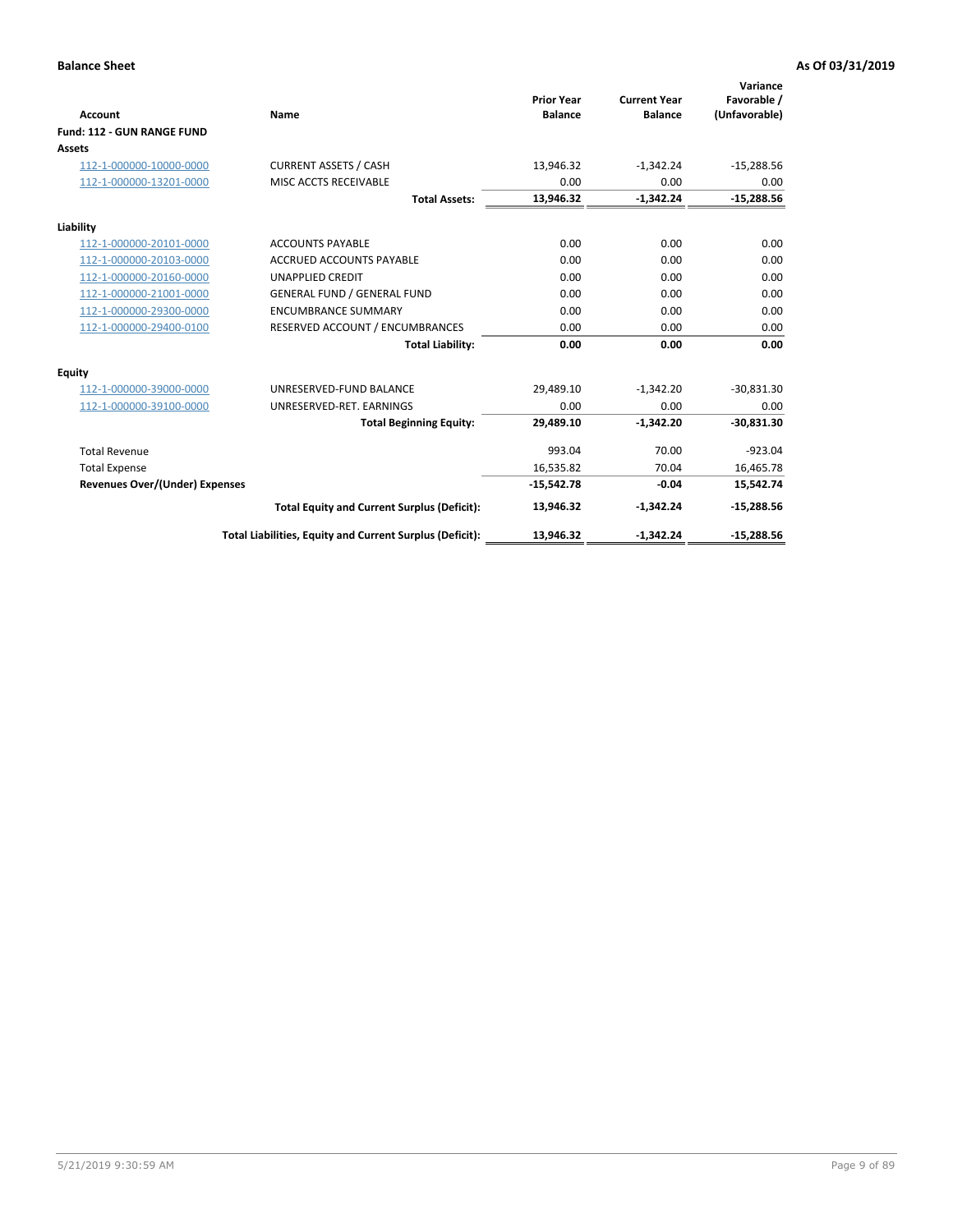**Balance Sheet** **As Of 03/31/2019**

| Account | Name | Prior Year Balance | Current Year Balance | Variance Favorable / (Unfavorable) |
|---|---|---|---|---|
| **Fund: 112 - GUN RANGE FUND** | | | | |
| **Assets** | | | | |
| 112-1-000000-10000-0000 | CURRENT ASSETS / CASH | 13,946.32 | -1,342.24 | -15,288.56 |
| 112-1-000000-13201-0000 | MISC ACCTS RECEIVABLE | 0.00 | 0.00 | 0.00 |
| | **Total Assets:** | **13,946.32** | **-1,342.24** | **-15,288.56** |
| **Liability** | | | | |
| 112-1-000000-20101-0000 | ACCOUNTS PAYABLE | 0.00 | 0.00 | 0.00 |
| 112-1-000000-20103-0000 | ACCRUED ACCOUNTS PAYABLE | 0.00 | 0.00 | 0.00 |
| 112-1-000000-20160-0000 | UNAPPLIED CREDIT | 0.00 | 0.00 | 0.00 |
| 112-1-000000-21001-0000 | GENERAL FUND / GENERAL FUND | 0.00 | 0.00 | 0.00 |
| 112-1-000000-29300-0000 | ENCUMBRANCE SUMMARY | 0.00 | 0.00 | 0.00 |
| 112-1-000000-29400-0100 | RESERVED ACCOUNT / ENCUMBRANCES | 0.00 | 0.00 | 0.00 |
| | **Total Liability:** | **0.00** | **0.00** | **0.00** |
| **Equity** | | | | |
| 112-1-000000-39000-0000 | UNRESERVED-FUND BALANCE | 29,489.10 | -1,342.20 | -30,831.30 |
| 112-1-000000-39100-0000 | UNRESERVED-RET. EARNINGS | 0.00 | 0.00 | 0.00 |
| | **Total Beginning Equity:** | **29,489.10** | **-1,342.20** | **-30,831.30** |
| Total Revenue | | 993.04 | 70.00 | -923.04 |
| Total Expense | | 16,535.82 | 70.04 | 16,465.78 |
| **Revenues Over/(Under) Expenses** | | **-15,542.78** | **-0.04** | **15,542.74** |
| | **Total Equity and Current Surplus (Deficit):** | **13,946.32** | **-1,342.24** | **-15,288.56** |
| | **Total Liabilities, Equity and Current Surplus (Deficit):** | **13,946.32** | **-1,342.24** | **-15,288.56** |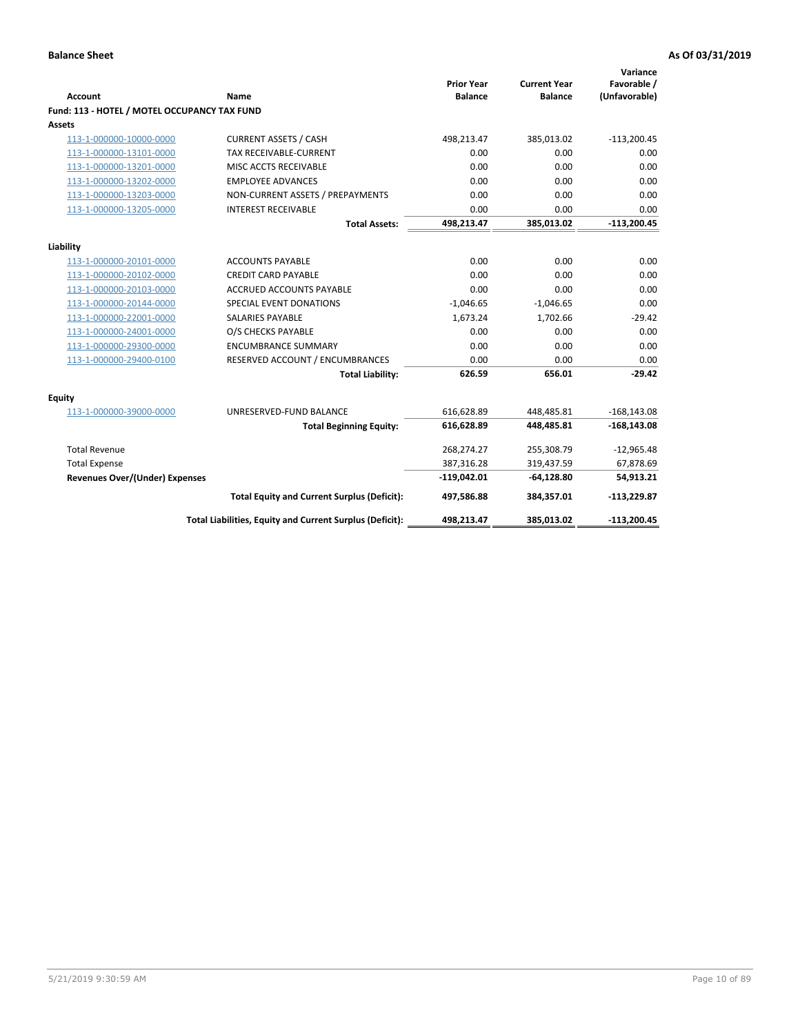**Balance Sheet** **As Of 03/31/2019**

| Account | Name | Prior Year Balance | Current Year Balance | Variance Favorable / (Unfavorable) |
|---|---|---|---|---|
| **Fund: 113 - HOTEL / MOTEL OCCUPANCY TAX FUND** | | | | |
| **Assets** | | | | |
| 113-1-000000-10000-0000 | CURRENT ASSETS / CASH | 498,213.47 | 385,013.02 | -113,200.45 |
| 113-1-000000-13101-0000 | TAX RECEIVABLE-CURRENT | 0.00 | 0.00 | 0.00 |
| 113-1-000000-13201-0000 | MISC ACCTS RECEIVABLE | 0.00 | 0.00 | 0.00 |
| 113-1-000000-13202-0000 | EMPLOYEE ADVANCES | 0.00 | 0.00 | 0.00 |
| 113-1-000000-13203-0000 | NON-CURRENT ASSETS / PREPAYMENTS | 0.00 | 0.00 | 0.00 |
| 113-1-000000-13205-0000 | INTEREST RECEIVABLE | 0.00 | 0.00 | 0.00 |
| | **Total Assets:** | **498,213.47** | **385,013.02** | **-113,200.45** |
| **Liability** | | | | |
| 113-1-000000-20101-0000 | ACCOUNTS PAYABLE | 0.00 | 0.00 | 0.00 |
| 113-1-000000-20102-0000 | CREDIT CARD PAYABLE | 0.00 | 0.00 | 0.00 |
| 113-1-000000-20103-0000 | ACCRUED ACCOUNTS PAYABLE | 0.00 | 0.00 | 0.00 |
| 113-1-000000-20144-0000 | SPECIAL EVENT DONATIONS | -1,046.65 | -1,046.65 | 0.00 |
| 113-1-000000-22001-0000 | SALARIES PAYABLE | 1,673.24 | 1,702.66 | -29.42 |
| 113-1-000000-24001-0000 | O/S CHECKS PAYABLE | 0.00 | 0.00 | 0.00 |
| 113-1-000000-29300-0000 | ENCUMBRANCE SUMMARY | 0.00 | 0.00 | 0.00 |
| 113-1-000000-29400-0100 | RESERVED ACCOUNT / ENCUMBRANCES | 0.00 | 0.00 | 0.00 |
| | **Total Liability:** | **626.59** | **656.01** | **-29.42** |
| **Equity** | | | | |
| 113-1-000000-39000-0000 | UNRESERVED-FUND BALANCE | 616,628.89 | 448,485.81 | -168,143.08 |
| | **Total Beginning Equity:** | **616,628.89** | **448,485.81** | **-168,143.08** |
| Total Revenue | | 268,274.27 | 255,308.79 | -12,965.48 |
| Total Expense | | 387,316.28 | 319,437.59 | 67,878.69 |
| **Revenues Over/(Under) Expenses** | | **-119,042.01** | **-64,128.80** | **54,913.21** |
| | **Total Equity and Current Surplus (Deficit):** | **497,586.88** | **384,357.01** | **-113,229.87** |
| | **Total Liabilities, Equity and Current Surplus (Deficit):** | **498,213.47** | **385,013.02** | **-113,200.45** |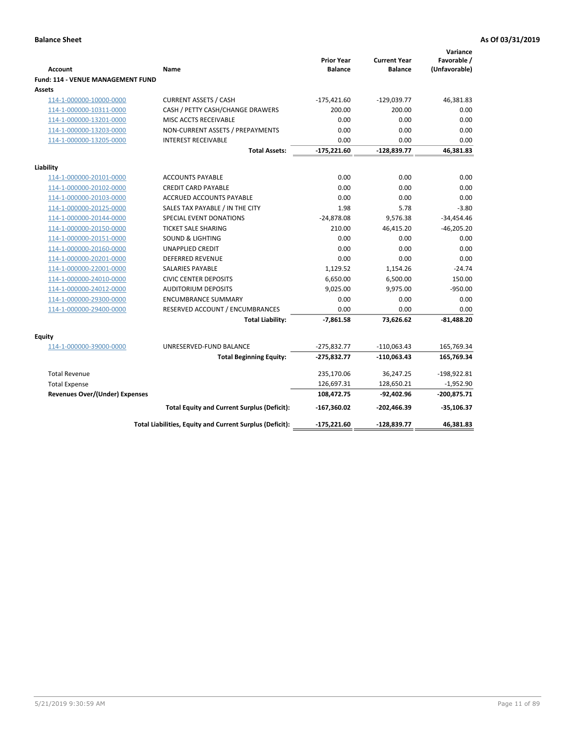**Balance Sheet** — **As Of 03/31/2019**

| Account | Name | Prior Year Balance | Current Year Balance | Variance Favorable / (Unfavorable) |
|---|---|---|---|---|
| **Fund: 114 - VENUE MANAGEMENT FUND** | | | | |
| **Assets** | | | | |
| 114-1-000000-10000-0000 | CURRENT ASSETS / CASH | -175,421.60 | -129,039.77 | 46,381.83 |
| 114-1-000000-10311-0000 | CASH / PETTY CASH/CHANGE DRAWERS | 200.00 | 200.00 | 0.00 |
| 114-1-000000-13201-0000 | MISC ACCTS RECEIVABLE | 0.00 | 0.00 | 0.00 |
| 114-1-000000-13203-0000 | NON-CURRENT ASSETS / PREPAYMENTS | 0.00 | 0.00 | 0.00 |
| 114-1-000000-13205-0000 | INTEREST RECEIVABLE | 0.00 | 0.00 | 0.00 |
| | **Total Assets:** | **-175,221.60** | **-128,839.77** | **46,381.83** |
| **Liability** | | | | |
| 114-1-000000-20101-0000 | ACCOUNTS PAYABLE | 0.00 | 0.00 | 0.00 |
| 114-1-000000-20102-0000 | CREDIT CARD PAYABLE | 0.00 | 0.00 | 0.00 |
| 114-1-000000-20103-0000 | ACCRUED ACCOUNTS PAYABLE | 0.00 | 0.00 | 0.00 |
| 114-1-000000-20125-0000 | SALES TAX PAYABLE / IN THE CITY | 1.98 | 5.78 | -3.80 |
| 114-1-000000-20144-0000 | SPECIAL EVENT DONATIONS | -24,878.08 | 9,576.38 | -34,454.46 |
| 114-1-000000-20150-0000 | TICKET SALE SHARING | 210.00 | 46,415.20 | -46,205.20 |
| 114-1-000000-20151-0000 | SOUND & LIGHTING | 0.00 | 0.00 | 0.00 |
| 114-1-000000-20160-0000 | UNAPPLIED CREDIT | 0.00 | 0.00 | 0.00 |
| 114-1-000000-20201-0000 | DEFERRED REVENUE | 0.00 | 0.00 | 0.00 |
| 114-1-000000-22001-0000 | SALARIES PAYABLE | 1,129.52 | 1,154.26 | -24.74 |
| 114-1-000000-24010-0000 | CIVIC CENTER DEPOSITS | 6,650.00 | 6,500.00 | 150.00 |
| 114-1-000000-24012-0000 | AUDITORIUM DEPOSITS | 9,025.00 | 9,975.00 | -950.00 |
| 114-1-000000-29300-0000 | ENCUMBRANCE SUMMARY | 0.00 | 0.00 | 0.00 |
| 114-1-000000-29400-0000 | RESERVED ACCOUNT / ENCUMBRANCES | 0.00 | 0.00 | 0.00 |
| | **Total Liability:** | **-7,861.58** | **73,626.62** | **-81,488.20** |
| **Equity** | | | | |
| 114-1-000000-39000-0000 | UNRESERVED-FUND BALANCE | -275,832.77 | -110,063.43 | 165,769.34 |
| | **Total Beginning Equity:** | **-275,832.77** | **-110,063.43** | **165,769.34** |
| Total Revenue | | 235,170.06 | 36,247.25 | -198,922.81 |
| Total Expense | | 126,697.31 | 128,650.21 | -1,952.90 |
| **Revenues Over/(Under) Expenses** | | **108,472.75** | **-92,402.96** | **-200,875.71** |
| | **Total Equity and Current Surplus (Deficit):** | **-167,360.02** | **-202,466.39** | **-35,106.37** |
| | **Total Liabilities, Equity and Current Surplus (Deficit):** | **-175,221.60** | **-128,839.77** | **46,381.83** |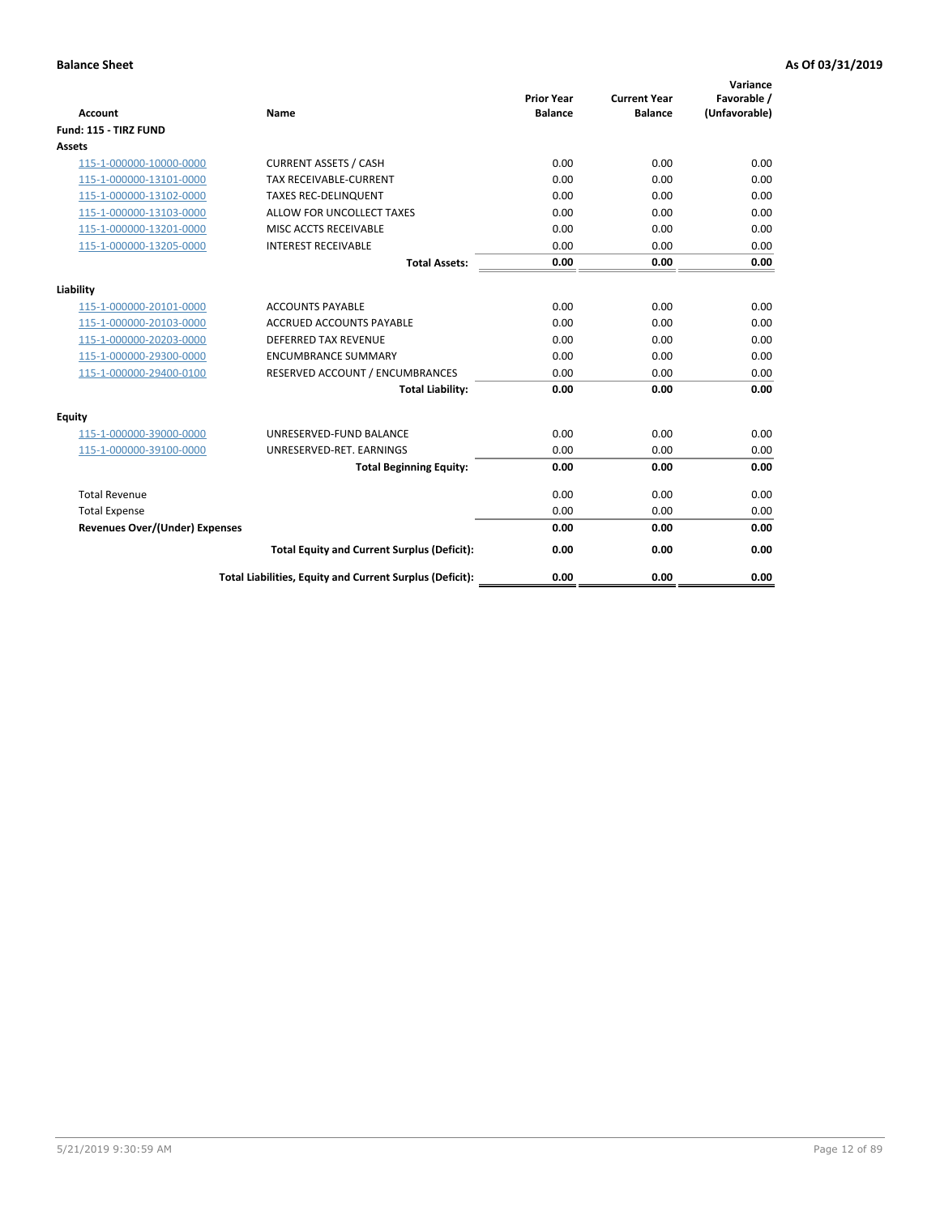**Balance Sheet** **As Of 03/31/2019**

| Account | Name | Prior Year Balance | Current Year Balance | Variance Favorable / (Unfavorable) |
|---|---|---|---|---|
| **Fund: 115 - TIRZ FUND** | | | | |
| **Assets** | | | | |
| 115-1-000000-10000-0000 | CURRENT ASSETS / CASH | 0.00 | 0.00 | 0.00 |
| 115-1-000000-13101-0000 | TAX RECEIVABLE-CURRENT | 0.00 | 0.00 | 0.00 |
| 115-1-000000-13102-0000 | TAXES REC-DELINQUENT | 0.00 | 0.00 | 0.00 |
| 115-1-000000-13103-0000 | ALLOW FOR UNCOLLECT TAXES | 0.00 | 0.00 | 0.00 |
| 115-1-000000-13201-0000 | MISC ACCTS RECEIVABLE | 0.00 | 0.00 | 0.00 |
| 115-1-000000-13205-0000 | INTEREST RECEIVABLE | 0.00 | 0.00 | 0.00 |
| | **Total Assets:** | **0.00** | **0.00** | **0.00** |
| **Liability** | | | | |
| 115-1-000000-20101-0000 | ACCOUNTS PAYABLE | 0.00 | 0.00 | 0.00 |
| 115-1-000000-20103-0000 | ACCRUED ACCOUNTS PAYABLE | 0.00 | 0.00 | 0.00 |
| 115-1-000000-20203-0000 | DEFERRED TAX REVENUE | 0.00 | 0.00 | 0.00 |
| 115-1-000000-29300-0000 | ENCUMBRANCE SUMMARY | 0.00 | 0.00 | 0.00 |
| 115-1-000000-29400-0100 | RESERVED ACCOUNT / ENCUMBRANCES | 0.00 | 0.00 | 0.00 |
| | **Total Liability:** | **0.00** | **0.00** | **0.00** |
| **Equity** | | | | |
| 115-1-000000-39000-0000 | UNRESERVED-FUND BALANCE | 0.00 | 0.00 | 0.00 |
| 115-1-000000-39100-0000 | UNRESERVED-RET. EARNINGS | 0.00 | 0.00 | 0.00 |
| | **Total Beginning Equity:** | **0.00** | **0.00** | **0.00** |
| Total Revenue | | 0.00 | 0.00 | 0.00 |
| Total Expense | | 0.00 | 0.00 | 0.00 |
| **Revenues Over/(Under) Expenses** | | **0.00** | **0.00** | **0.00** |
| | **Total Equity and Current Surplus (Deficit):** | **0.00** | **0.00** | **0.00** |
| | **Total Liabilities, Equity and Current Surplus (Deficit):** | **0.00** | **0.00** | **0.00** |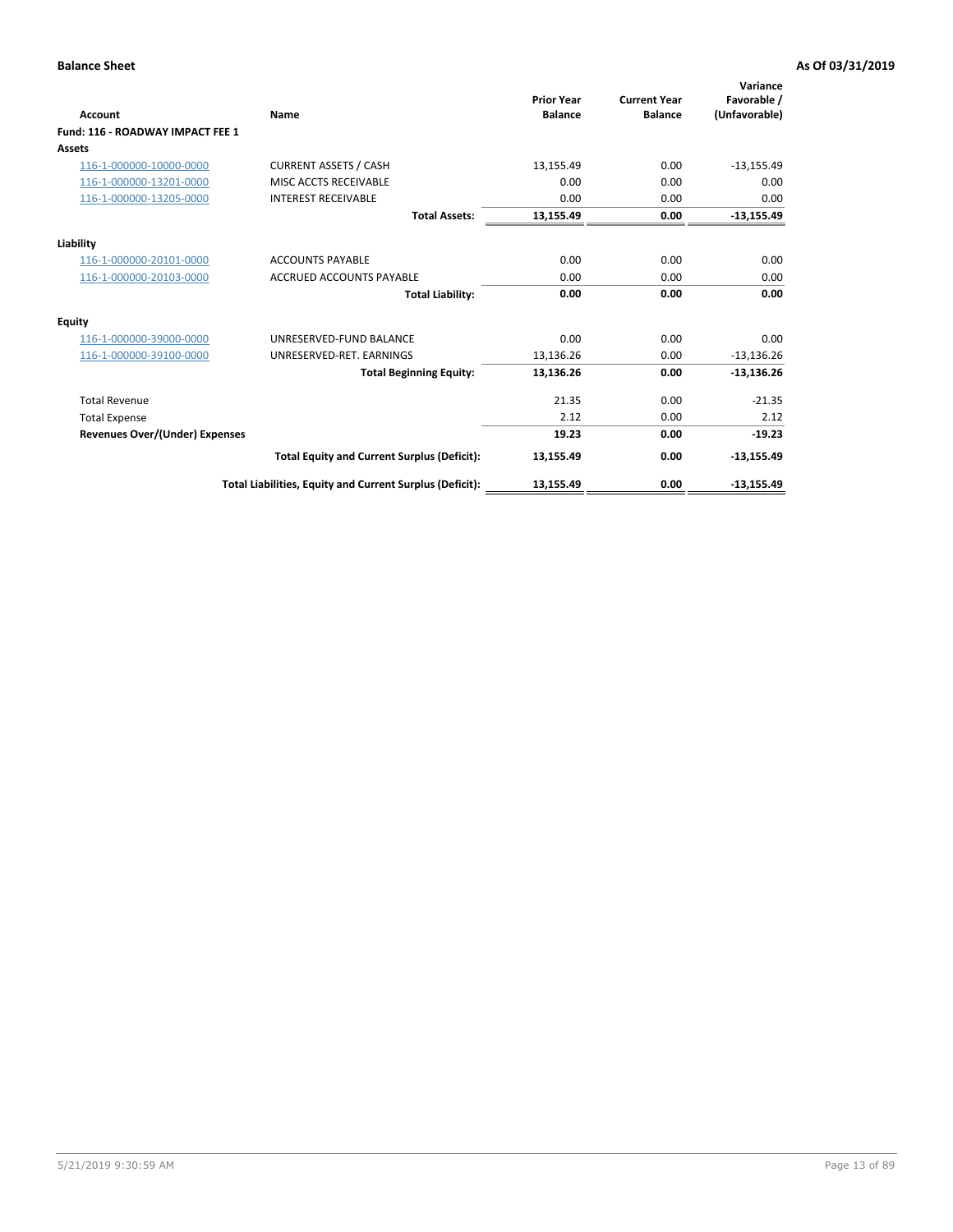**Balance Sheet** **As Of 03/31/2019**

| Account | Name | Prior Year Balance | Current Year Balance | Variance Favorable / (Unfavorable) |
|---|---|---|---|---|
| **Fund: 116 - ROADWAY IMPACT FEE 1** | | | | |
| **Assets** | | | | |
| 116-1-000000-10000-0000 | CURRENT ASSETS / CASH | 13,155.49 | 0.00 | -13,155.49 |
| 116-1-000000-13201-0000 | MISC ACCTS RECEIVABLE | 0.00 | 0.00 | 0.00 |
| 116-1-000000-13205-0000 | INTEREST RECEIVABLE | 0.00 | 0.00 | 0.00 |
| | **Total Assets:** | **13,155.49** | **0.00** | **-13,155.49** |
| **Liability** | | | | |
| 116-1-000000-20101-0000 | ACCOUNTS PAYABLE | 0.00 | 0.00 | 0.00 |
| 116-1-000000-20103-0000 | ACCRUED ACCOUNTS PAYABLE | 0.00 | 0.00 | 0.00 |
| | **Total Liability:** | **0.00** | **0.00** | **0.00** |
| **Equity** | | | | |
| 116-1-000000-39000-0000 | UNRESERVED-FUND BALANCE | 0.00 | 0.00 | 0.00 |
| 116-1-000000-39100-0000 | UNRESERVED-RET. EARNINGS | 13,136.26 | 0.00 | -13,136.26 |
| | **Total Beginning Equity:** | **13,136.26** | **0.00** | **-13,136.26** |
| Total Revenue | | 21.35 | 0.00 | -21.35 |
| Total Expense | | 2.12 | 0.00 | 2.12 |
| **Revenues Over/(Under) Expenses** | | **19.23** | **0.00** | **-19.23** |
| | **Total Equity and Current Surplus (Deficit):** | **13,155.49** | **0.00** | **-13,155.49** |
| | **Total Liabilities, Equity and Current Surplus (Deficit):** | **13,155.49** | **0.00** | **-13,155.49** |

5/21/2019 9:30:59 AM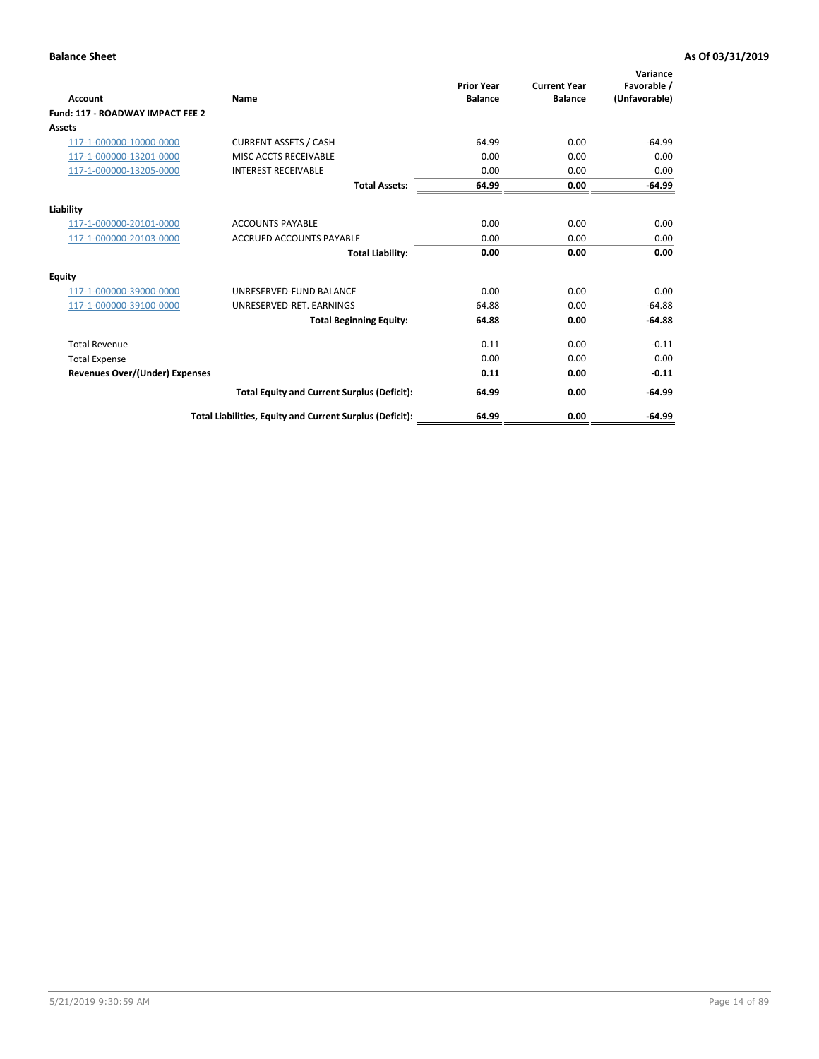**Balance Sheet** **As Of 03/31/2019**

| Account | Name | Prior Year Balance | Current Year Balance | Variance Favorable / (Unfavorable) |
|---|---|---|---|---|
| **Fund: 117 - ROADWAY IMPACT FEE 2** | | | | |
| **Assets** | | | | |
| 117-1-000000-10000-0000 | CURRENT ASSETS / CASH | 64.99 | 0.00 | -64.99 |
| 117-1-000000-13201-0000 | MISC ACCTS RECEIVABLE | 0.00 | 0.00 | 0.00 |
| 117-1-000000-13205-0000 | INTEREST RECEIVABLE | 0.00 | 0.00 | 0.00 |
| | **Total Assets:** | **64.99** | **0.00** | **-64.99** |
| **Liability** | | | | |
| 117-1-000000-20101-0000 | ACCOUNTS PAYABLE | 0.00 | 0.00 | 0.00 |
| 117-1-000000-20103-0000 | ACCRUED ACCOUNTS PAYABLE | 0.00 | 0.00 | 0.00 |
| | **Total Liability:** | **0.00** | **0.00** | **0.00** |
| **Equity** | | | | |
| 117-1-000000-39000-0000 | UNRESERVED-FUND BALANCE | 0.00 | 0.00 | 0.00 |
| 117-1-000000-39100-0000 | UNRESERVED-RET. EARNINGS | 64.88 | 0.00 | -64.88 |
| | **Total Beginning Equity:** | **64.88** | **0.00** | **-64.88** |
| Total Revenue | | 0.11 | 0.00 | -0.11 |
| Total Expense | | 0.00 | 0.00 | 0.00 |
| **Revenues Over/(Under) Expenses** | | **0.11** | **0.00** | **-0.11** |
| | **Total Equity and Current Surplus (Deficit):** | **64.99** | **0.00** | **-64.99** |
| | **Total Liabilities, Equity and Current Surplus (Deficit):** | **64.99** | **0.00** | **-64.99** |

5/21/2019 9:30:59 AM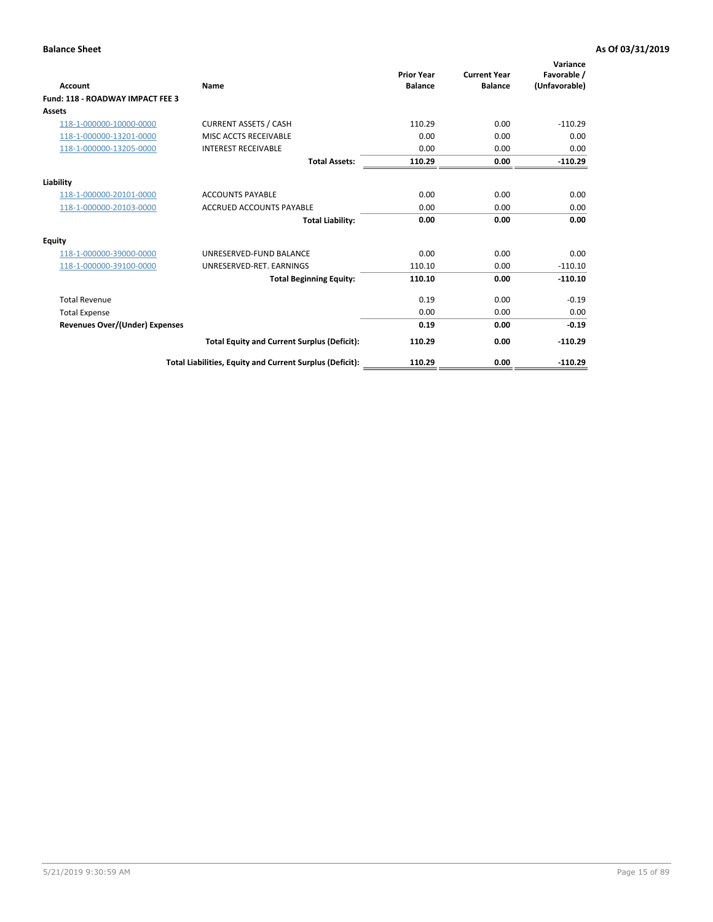**Balance Sheet** **As Of 03/31/2019**

| Account | Name | Prior Year Balance | Current Year Balance | Variance Favorable / (Unfavorable) |
|---|---|---|---|---|
| **Fund: 118 - ROADWAY IMPACT FEE 3** | | | | |
| **Assets** | | | | |
| 118-1-000000-10000-0000 | CURRENT ASSETS / CASH | 110.29 | 0.00 | -110.29 |
| 118-1-000000-13201-0000 | MISC ACCTS RECEIVABLE | 0.00 | 0.00 | 0.00 |
| 118-1-000000-13205-0000 | INTEREST RECEIVABLE | 0.00 | 0.00 | 0.00 |
| | **Total Assets:** | **110.29** | **0.00** | **-110.29** |
| **Liability** | | | | |
| 118-1-000000-20101-0000 | ACCOUNTS PAYABLE | 0.00 | 0.00 | 0.00 |
| 118-1-000000-20103-0000 | ACCRUED ACCOUNTS PAYABLE | 0.00 | 0.00 | 0.00 |
| | **Total Liability:** | **0.00** | **0.00** | **0.00** |
| **Equity** | | | | |
| 118-1-000000-39000-0000 | UNRESERVED-FUND BALANCE | 0.00 | 0.00 | 0.00 |
| 118-1-000000-39100-0000 | UNRESERVED-RET. EARNINGS | 110.10 | 0.00 | -110.10 |
| | **Total Beginning Equity:** | **110.10** | **0.00** | **-110.10** |
| Total Revenue | | 0.19 | 0.00 | -0.19 |
| Total Expense | | 0.00 | 0.00 | 0.00 |
| **Revenues Over/(Under) Expenses** | | **0.19** | **0.00** | **-0.19** |
| | **Total Equity and Current Surplus (Deficit):** | **110.29** | **0.00** | **-110.29** |
| | **Total Liabilities, Equity and Current Surplus (Deficit):** | **110.29** | **0.00** | **-110.29** |

5/21/2019 9:30:59 AM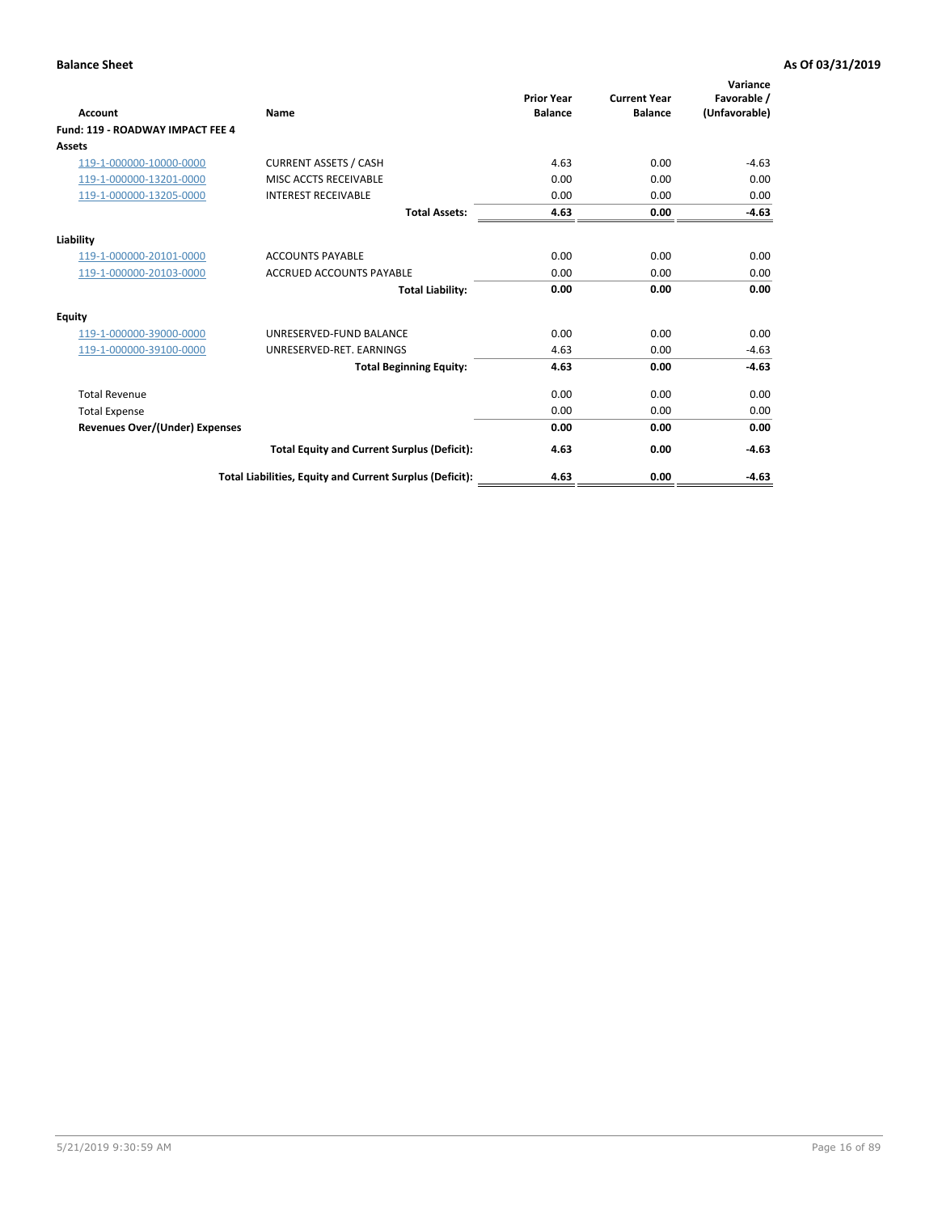**Balance Sheet** **As Of 03/31/2019**

| Account | Name | Prior Year Balance | Current Year Balance | Variance Favorable / (Unfavorable) |
|---|---|---|---|---|
| **Fund: 119 - ROADWAY IMPACT FEE 4** | | | | |
| **Assets** | | | | |
| 119-1-000000-10000-0000 | CURRENT ASSETS / CASH | 4.63 | 0.00 | -4.63 |
| 119-1-000000-13201-0000 | MISC ACCTS RECEIVABLE | 0.00 | 0.00 | 0.00 |
| 119-1-000000-13205-0000 | INTEREST RECEIVABLE | 0.00 | 0.00 | 0.00 |
| | **Total Assets:** | **4.63** | **0.00** | **-4.63** |
| **Liability** | | | | |
| 119-1-000000-20101-0000 | ACCOUNTS PAYABLE | 0.00 | 0.00 | 0.00 |
| 119-1-000000-20103-0000 | ACCRUED ACCOUNTS PAYABLE | 0.00 | 0.00 | 0.00 |
| | **Total Liability:** | **0.00** | **0.00** | **0.00** |
| **Equity** | | | | |
| 119-1-000000-39000-0000 | UNRESERVED-FUND BALANCE | 0.00 | 0.00 | 0.00 |
| 119-1-000000-39100-0000 | UNRESERVED-RET. EARNINGS | 4.63 | 0.00 | -4.63 |
| | **Total Beginning Equity:** | **4.63** | **0.00** | **-4.63** |
| Total Revenue | | 0.00 | 0.00 | 0.00 |
| Total Expense | | 0.00 | 0.00 | 0.00 |
| **Revenues Over/(Under) Expenses** | | **0.00** | **0.00** | **0.00** |
| | **Total Equity and Current Surplus (Deficit):** | **4.63** | **0.00** | **-4.63** |
| | **Total Liabilities, Equity and Current Surplus (Deficit):** | **4.63** | **0.00** | **-4.63** |

5/21/2019 9:30:59 AM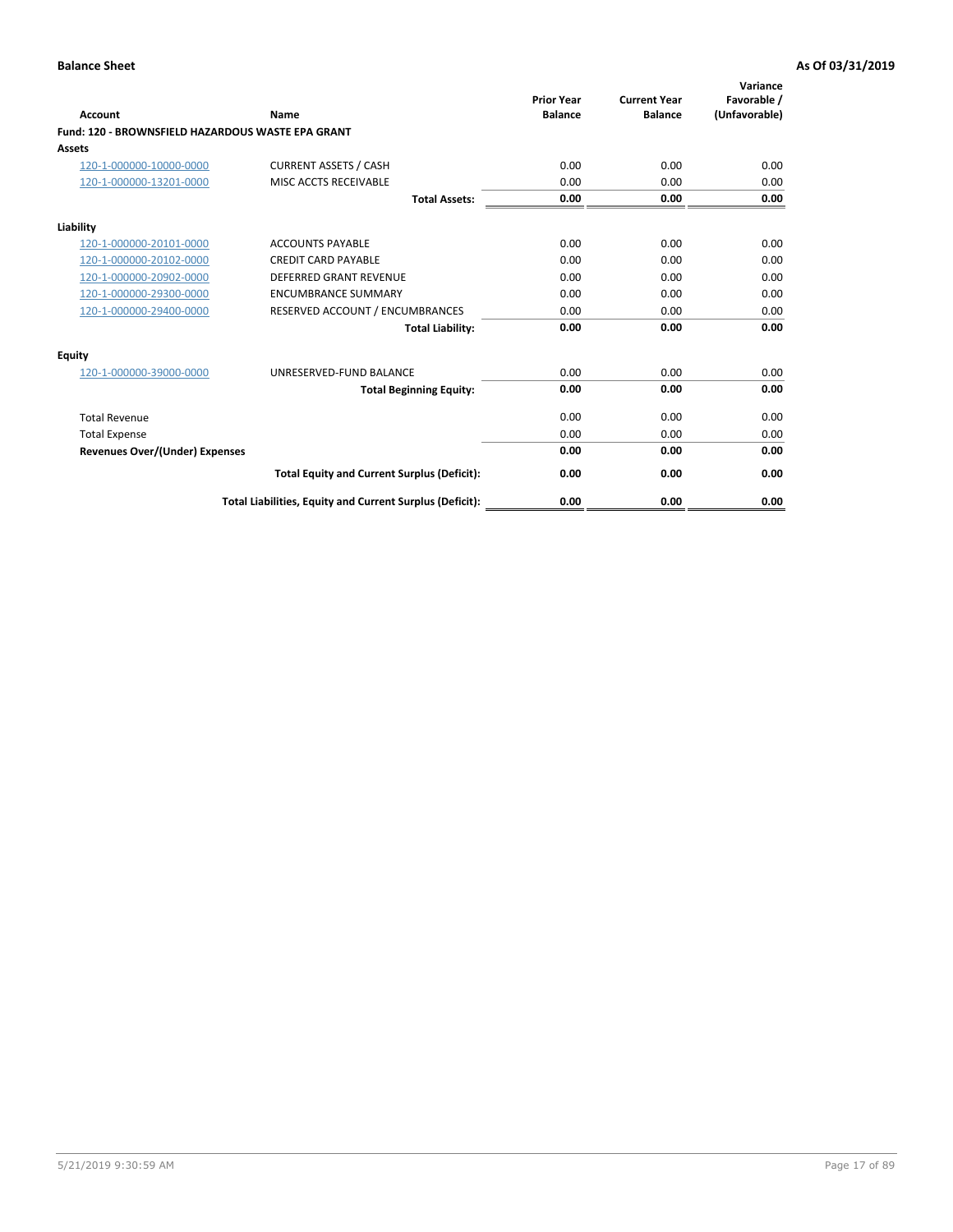**Balance Sheet** | **As Of 03/31/2019**

| Account | Name | Prior Year Balance | Current Year Balance | Variance Favorable / (Unfavorable) |
|---|---|---|---|---|
| **Fund: 120 - BROWNSFIELD HAZARDOUS WASTE EPA GRANT** | | | | |
| **Assets** | | | | |
| 120-1-000000-10000-0000 | CURRENT ASSETS / CASH | 0.00 | 0.00 | 0.00 |
| 120-1-000000-13201-0000 | MISC ACCTS RECEIVABLE | 0.00 | 0.00 | 0.00 |
| | **Total Assets:** | **0.00** | **0.00** | **0.00** |
| **Liability** | | | | |
| 120-1-000000-20101-0000 | ACCOUNTS PAYABLE | 0.00 | 0.00 | 0.00 |
| 120-1-000000-20102-0000 | CREDIT CARD PAYABLE | 0.00 | 0.00 | 0.00 |
| 120-1-000000-20902-0000 | DEFERRED GRANT REVENUE | 0.00 | 0.00 | 0.00 |
| 120-1-000000-29300-0000 | ENCUMBRANCE SUMMARY | 0.00 | 0.00 | 0.00 |
| 120-1-000000-29400-0000 | RESERVED ACCOUNT / ENCUMBRANCES | 0.00 | 0.00 | 0.00 |
| | **Total Liability:** | **0.00** | **0.00** | **0.00** |
| **Equity** | | | | |
| 120-1-000000-39000-0000 | UNRESERVED-FUND BALANCE | 0.00 | 0.00 | 0.00 |
| | **Total Beginning Equity:** | **0.00** | **0.00** | **0.00** |
| Total Revenue | | 0.00 | 0.00 | 0.00 |
| Total Expense | | 0.00 | 0.00 | 0.00 |
| **Revenues Over/(Under) Expenses** | | **0.00** | **0.00** | **0.00** |
| | **Total Equity and Current Surplus (Deficit):** | **0.00** | **0.00** | **0.00** |
| | **Total Liabilities, Equity and Current Surplus (Deficit):** | **0.00** | **0.00** | **0.00** |

5/21/2019 9:30:59 AM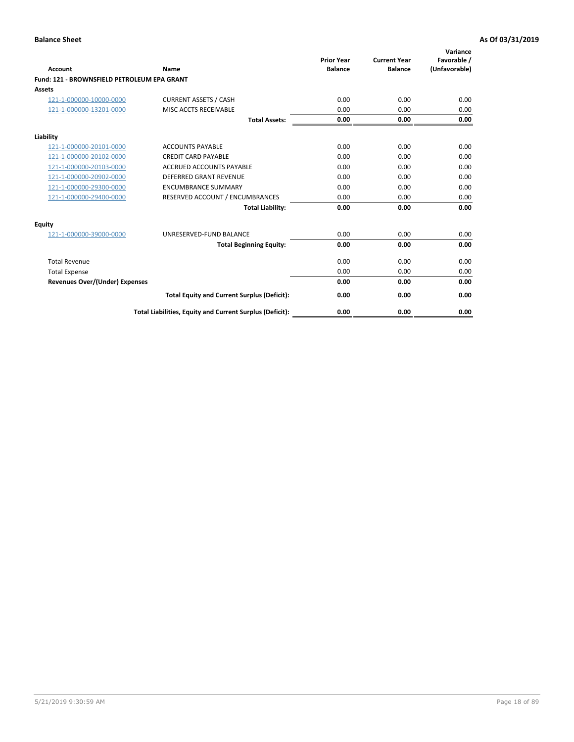**Balance Sheet** **As Of 03/31/2019**

| Account | Name | Prior Year Balance | Current Year Balance | Variance Favorable / (Unfavorable) |
|---|---|---|---|---|
| **Fund: 121 - BROWNSFIELD PETROLEUM EPA GRANT** | | | | |
| **Assets** | | | | |
| 121-1-000000-10000-0000 | CURRENT ASSETS / CASH | 0.00 | 0.00 | 0.00 |
| 121-1-000000-13201-0000 | MISC ACCTS RECEIVABLE | 0.00 | 0.00 | 0.00 |
| | **Total Assets:** | **0.00** | **0.00** | **0.00** |
| **Liability** | | | | |
| 121-1-000000-20101-0000 | ACCOUNTS PAYABLE | 0.00 | 0.00 | 0.00 |
| 121-1-000000-20102-0000 | CREDIT CARD PAYABLE | 0.00 | 0.00 | 0.00 |
| 121-1-000000-20103-0000 | ACCRUED ACCOUNTS PAYABLE | 0.00 | 0.00 | 0.00 |
| 121-1-000000-20902-0000 | DEFERRED GRANT REVENUE | 0.00 | 0.00 | 0.00 |
| 121-1-000000-29300-0000 | ENCUMBRANCE SUMMARY | 0.00 | 0.00 | 0.00 |
| 121-1-000000-29400-0000 | RESERVED ACCOUNT / ENCUMBRANCES | 0.00 | 0.00 | 0.00 |
| | **Total Liability:** | **0.00** | **0.00** | **0.00** |
| **Equity** | | | | |
| 121-1-000000-39000-0000 | UNRESERVED-FUND BALANCE | 0.00 | 0.00 | 0.00 |
| | **Total Beginning Equity:** | **0.00** | **0.00** | **0.00** |
| Total Revenue | | 0.00 | 0.00 | 0.00 |
| Total Expense | | 0.00 | 0.00 | 0.00 |
| **Revenues Over/(Under) Expenses** | | **0.00** | **0.00** | **0.00** |
| | **Total Equity and Current Surplus (Deficit):** | **0.00** | **0.00** | **0.00** |
| | **Total Liabilities, Equity and Current Surplus (Deficit):** | **0.00** | **0.00** | **0.00** |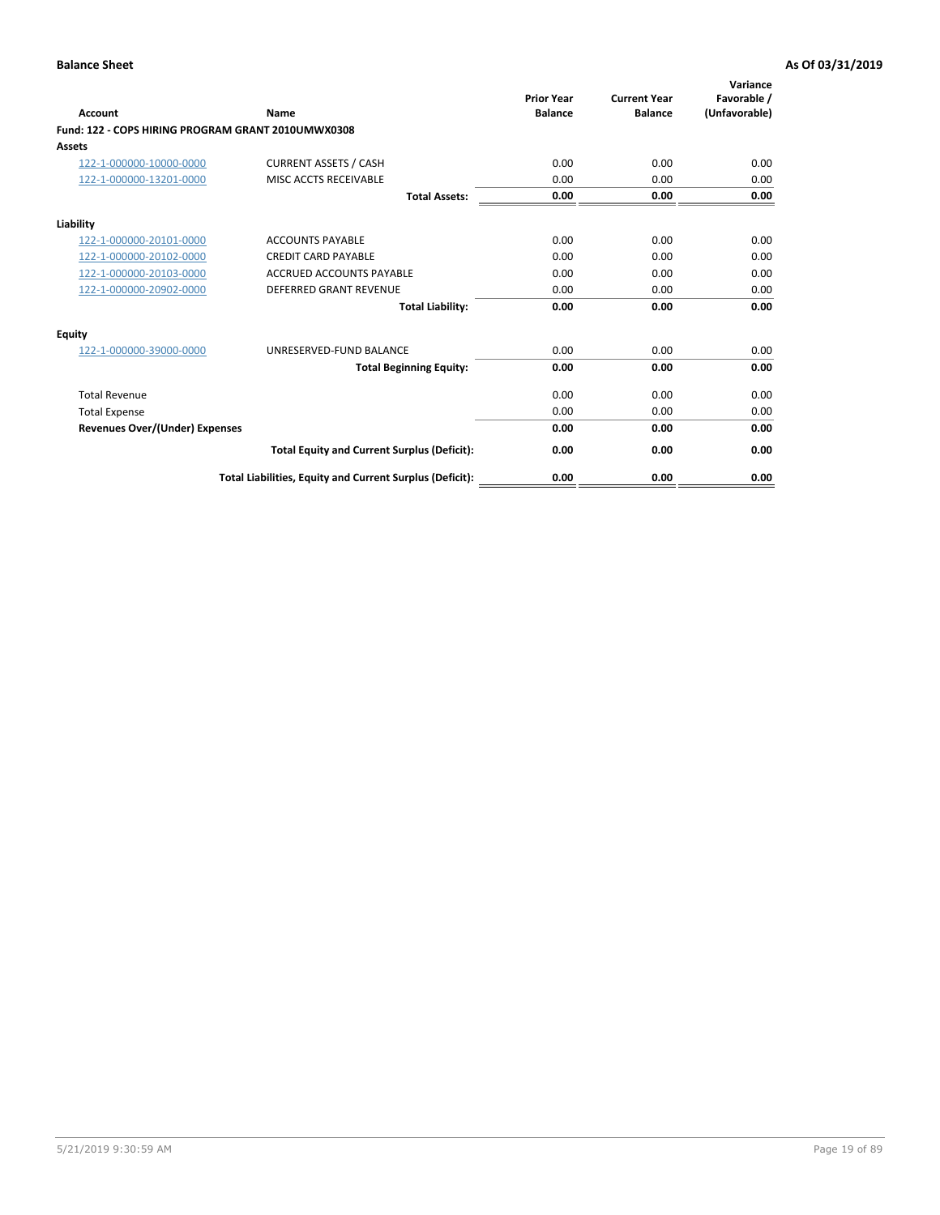**Balance Sheet** **As Of 03/31/2019**

| Account | Name | Prior Year Balance | Current Year Balance | Variance Favorable / (Unfavorable) |
|---|---|---|---|---|
| **Fund: 122 - COPS HIRING PROGRAM GRANT 2010UMWX0308** | | | | |
| **Assets** | | | | |
| 122-1-000000-10000-0000 | CURRENT ASSETS / CASH | 0.00 | 0.00 | 0.00 |
| 122-1-000000-13201-0000 | MISC ACCTS RECEIVABLE | 0.00 | 0.00 | 0.00 |
| | **Total Assets:** | **0.00** | **0.00** | **0.00** |
| **Liability** | | | | |
| 122-1-000000-20101-0000 | ACCOUNTS PAYABLE | 0.00 | 0.00 | 0.00 |
| 122-1-000000-20102-0000 | CREDIT CARD PAYABLE | 0.00 | 0.00 | 0.00 |
| 122-1-000000-20103-0000 | ACCRUED ACCOUNTS PAYABLE | 0.00 | 0.00 | 0.00 |
| 122-1-000000-20902-0000 | DEFERRED GRANT REVENUE | 0.00 | 0.00 | 0.00 |
| | **Total Liability:** | **0.00** | **0.00** | **0.00** |
| **Equity** | | | | |
| 122-1-000000-39000-0000 | UNRESERVED-FUND BALANCE | 0.00 | 0.00 | 0.00 |
| | **Total Beginning Equity:** | **0.00** | **0.00** | **0.00** |
| Total Revenue | | 0.00 | 0.00 | 0.00 |
| Total Expense | | 0.00 | 0.00 | 0.00 |
| **Revenues Over/(Under) Expenses** | | **0.00** | **0.00** | **0.00** |
| | **Total Equity and Current Surplus (Deficit):** | **0.00** | **0.00** | **0.00** |
| | **Total Liabilities, Equity and Current Surplus (Deficit):** | **0.00** | **0.00** | **0.00** |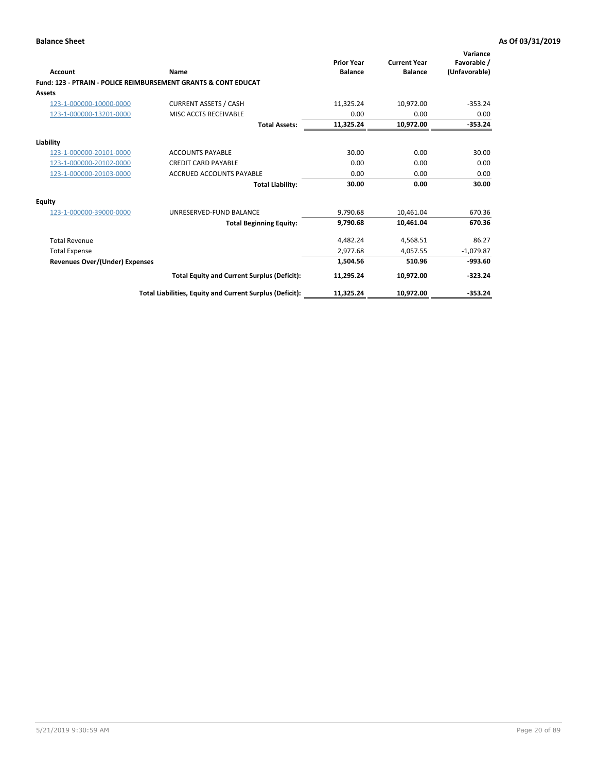**Balance Sheet** **As Of 03/31/2019**

| Account | Name | Prior Year Balance | Current Year Balance | Variance Favorable / (Unfavorable) |
|---|---|---|---|---|
| **Fund: 123 - PTRAIN - POLICE REIMBURSEMENT GRANTS & CONT EDUCAT** | | | | |
| **Assets** | | | | |
| 123-1-000000-10000-0000 | CURRENT ASSETS / CASH | 11,325.24 | 10,972.00 | -353.24 |
| 123-1-000000-13201-0000 | MISC ACCTS RECEIVABLE | 0.00 | 0.00 | 0.00 |
| | **Total Assets:** | **11,325.24** | **10,972.00** | **-353.24** |
| **Liability** | | | | |
| 123-1-000000-20101-0000 | ACCOUNTS PAYABLE | 30.00 | 0.00 | 30.00 |
| 123-1-000000-20102-0000 | CREDIT CARD PAYABLE | 0.00 | 0.00 | 0.00 |
| 123-1-000000-20103-0000 | ACCRUED ACCOUNTS PAYABLE | 0.00 | 0.00 | 0.00 |
| | **Total Liability:** | **30.00** | **0.00** | **30.00** |
| **Equity** | | | | |
| 123-1-000000-39000-0000 | UNRESERVED-FUND BALANCE | 9,790.68 | 10,461.04 | 670.36 |
| | **Total Beginning Equity:** | **9,790.68** | **10,461.04** | **670.36** |
| Total Revenue | | 4,482.24 | 4,568.51 | 86.27 |
| Total Expense | | 2,977.68 | 4,057.55 | -1,079.87 |
| **Revenues Over/(Under) Expenses** | | **1,504.56** | **510.96** | **-993.60** |
| | **Total Equity and Current Surplus (Deficit):** | **11,295.24** | **10,972.00** | **-323.24** |
| | **Total Liabilities, Equity and Current Surplus (Deficit):** | **11,325.24** | **10,972.00** | **-353.24** |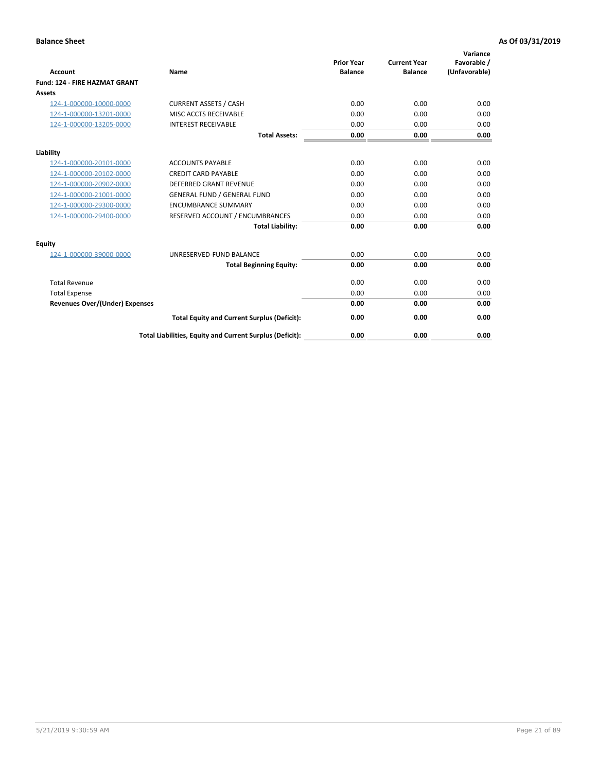**Balance Sheet** **As Of 03/31/2019**

| Account | Name | Prior Year Balance | Current Year Balance | Variance Favorable / (Unfavorable) |
|---|---|---|---|---|
| **Fund: 124 - FIRE HAZMAT GRANT** | | | | |
| **Assets** | | | | |
| 124-1-000000-10000-0000 | CURRENT ASSETS / CASH | 0.00 | 0.00 | 0.00 |
| 124-1-000000-13201-0000 | MISC ACCTS RECEIVABLE | 0.00 | 0.00 | 0.00 |
| 124-1-000000-13205-0000 | INTEREST RECEIVABLE | 0.00 | 0.00 | 0.00 |
| | **Total Assets:** | **0.00** | **0.00** | **0.00** |
| **Liability** | | | | |
| 124-1-000000-20101-0000 | ACCOUNTS PAYABLE | 0.00 | 0.00 | 0.00 |
| 124-1-000000-20102-0000 | CREDIT CARD PAYABLE | 0.00 | 0.00 | 0.00 |
| 124-1-000000-20902-0000 | DEFERRED GRANT REVENUE | 0.00 | 0.00 | 0.00 |
| 124-1-000000-21001-0000 | GENERAL FUND / GENERAL FUND | 0.00 | 0.00 | 0.00 |
| 124-1-000000-29300-0000 | ENCUMBRANCE SUMMARY | 0.00 | 0.00 | 0.00 |
| 124-1-000000-29400-0000 | RESERVED ACCOUNT / ENCUMBRANCES | 0.00 | 0.00 | 0.00 |
| | **Total Liability:** | **0.00** | **0.00** | **0.00** |
| **Equity** | | | | |
| 124-1-000000-39000-0000 | UNRESERVED-FUND BALANCE | 0.00 | 0.00 | 0.00 |
| | **Total Beginning Equity:** | **0.00** | **0.00** | **0.00** |
| Total Revenue | | 0.00 | 0.00 | 0.00 |
| Total Expense | | 0.00 | 0.00 | 0.00 |
| **Revenues Over/(Under) Expenses** | | **0.00** | **0.00** | **0.00** |
| | **Total Equity and Current Surplus (Deficit):** | **0.00** | **0.00** | **0.00** |
| | **Total Liabilities, Equity and Current Surplus (Deficit):** | **0.00** | **0.00** | **0.00** |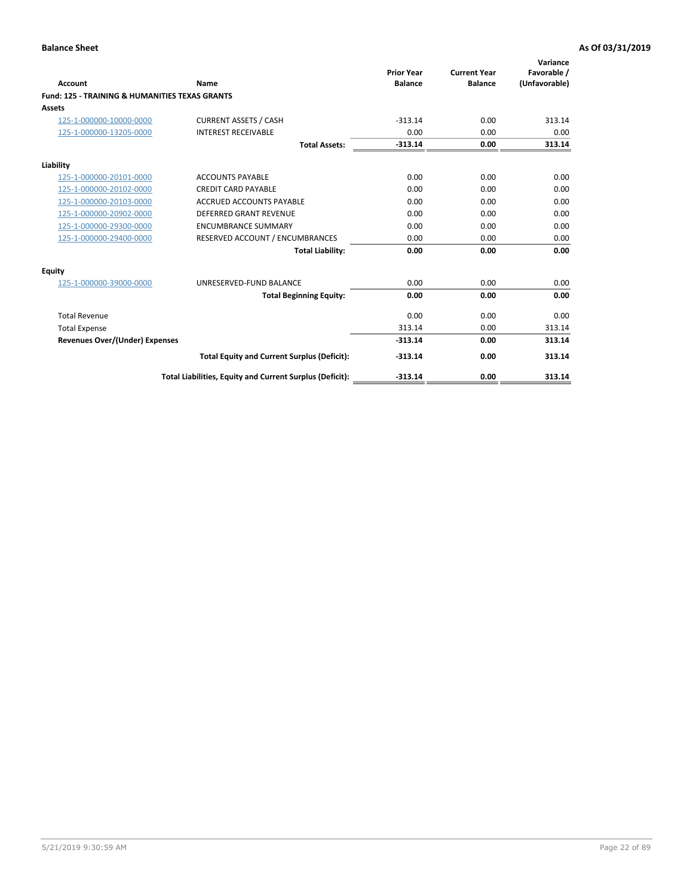**Balance Sheet** **As Of 03/31/2019**

| Account | Name | Prior Year Balance | Current Year Balance | Variance Favorable / (Unfavorable) |
|---|---|---|---|---|
| **Fund: 125 - TRAINING & HUMANITIES TEXAS GRANTS** | | | | |
| **Assets** | | | | |
| 125-1-000000-10000-0000 | CURRENT ASSETS / CASH | -313.14 | 0.00 | 313.14 |
| 125-1-000000-13205-0000 | INTEREST RECEIVABLE | 0.00 | 0.00 | 0.00 |
| | **Total Assets:** | **-313.14** | **0.00** | **313.14** |
| **Liability** | | | | |
| 125-1-000000-20101-0000 | ACCOUNTS PAYABLE | 0.00 | 0.00 | 0.00 |
| 125-1-000000-20102-0000 | CREDIT CARD PAYABLE | 0.00 | 0.00 | 0.00 |
| 125-1-000000-20103-0000 | ACCRUED ACCOUNTS PAYABLE | 0.00 | 0.00 | 0.00 |
| 125-1-000000-20902-0000 | DEFERRED GRANT REVENUE | 0.00 | 0.00 | 0.00 |
| 125-1-000000-29300-0000 | ENCUMBRANCE SUMMARY | 0.00 | 0.00 | 0.00 |
| 125-1-000000-29400-0000 | RESERVED ACCOUNT / ENCUMBRANCES | 0.00 | 0.00 | 0.00 |
| | **Total Liability:** | **0.00** | **0.00** | **0.00** |
| **Equity** | | | | |
| 125-1-000000-39000-0000 | UNRESERVED-FUND BALANCE | 0.00 | 0.00 | 0.00 |
| | **Total Beginning Equity:** | **0.00** | **0.00** | **0.00** |
| Total Revenue | | 0.00 | 0.00 | 0.00 |
| Total Expense | | 313.14 | 0.00 | 313.14 |
| **Revenues Over/(Under) Expenses** | | **-313.14** | **0.00** | **313.14** |
| | **Total Equity and Current Surplus (Deficit):** | **-313.14** | **0.00** | **313.14** |
| | **Total Liabilities, Equity and Current Surplus (Deficit):** | **-313.14** | **0.00** | **313.14** |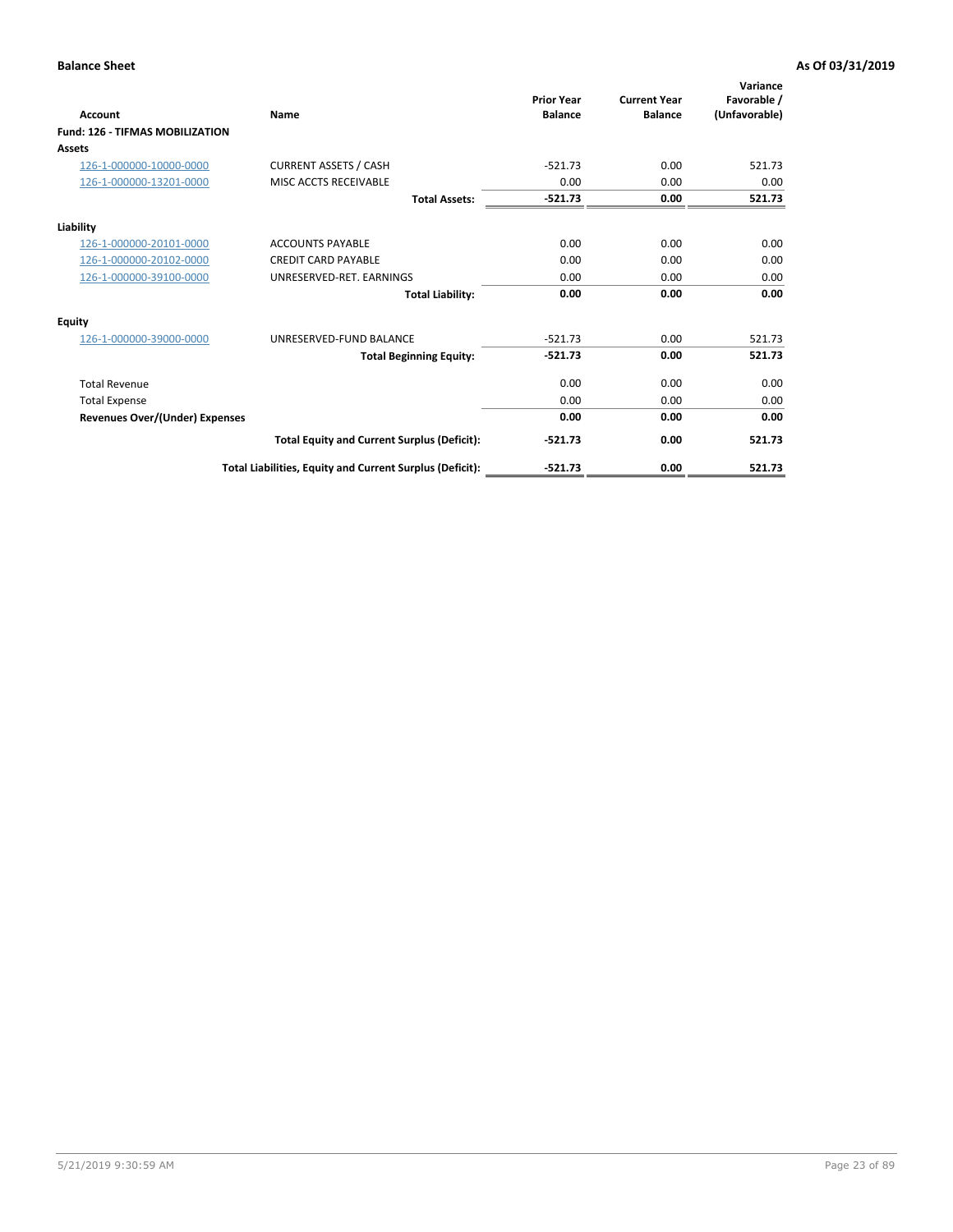**Balance Sheet** **As Of 03/31/2019**

| Account | Name | Prior Year Balance | Current Year Balance | Variance Favorable / (Unfavorable) |
|---|---|---|---|---|
| **Fund: 126 - TIFMAS MOBILIZATION** | | | | |
| **Assets** | | | | |
| 126-1-000000-10000-0000 | CURRENT ASSETS / CASH | -521.73 | 0.00 | 521.73 |
| 126-1-000000-13201-0000 | MISC ACCTS RECEIVABLE | 0.00 | 0.00 | 0.00 |
| | **Total Assets:** | **-521.73** | **0.00** | **521.73** |
| **Liability** | | | | |
| 126-1-000000-20101-0000 | ACCOUNTS PAYABLE | 0.00 | 0.00 | 0.00 |
| 126-1-000000-20102-0000 | CREDIT CARD PAYABLE | 0.00 | 0.00 | 0.00 |
| 126-1-000000-39100-0000 | UNRESERVED-RET. EARNINGS | 0.00 | 0.00 | 0.00 |
| | **Total Liability:** | **0.00** | **0.00** | **0.00** |
| **Equity** | | | | |
| 126-1-000000-39000-0000 | UNRESERVED-FUND BALANCE | -521.73 | 0.00 | 521.73 |
| | **Total Beginning Equity:** | **-521.73** | **0.00** | **521.73** |
| Total Revenue | | 0.00 | 0.00 | 0.00 |
| Total Expense | | 0.00 | 0.00 | 0.00 |
| **Revenues Over/(Under) Expenses** | | **0.00** | **0.00** | **0.00** |
| | **Total Equity and Current Surplus (Deficit):** | **-521.73** | **0.00** | **521.73** |
| | **Total Liabilities, Equity and Current Surplus (Deficit):** | **-521.73** | **0.00** | **521.73** |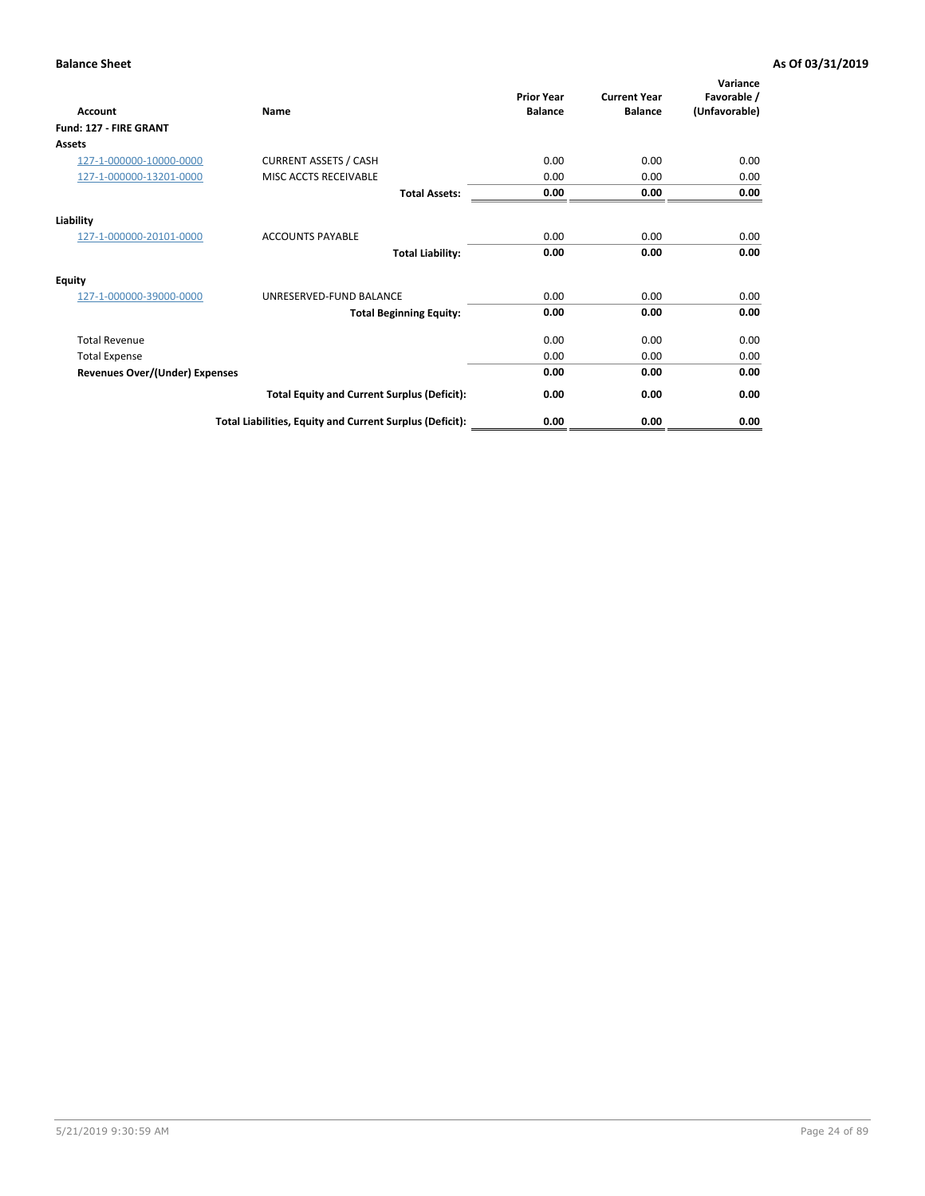**Balance Sheet** **As Of 03/31/2019**

| Account | Name | Prior Year Balance | Current Year Balance | Variance Favorable / (Unfavorable) |
|---|---|---|---|---|
| **Fund: 127 - FIRE GRANT** | | | | |
| **Assets** | | | | |
| 127-1-000000-10000-0000 | CURRENT ASSETS / CASH | 0.00 | 0.00 | 0.00 |
| 127-1-000000-13201-0000 | MISC ACCTS RECEIVABLE | 0.00 | 0.00 | 0.00 |
| | **Total Assets:** | **0.00** | **0.00** | **0.00** |
| **Liability** | | | | |
| 127-1-000000-20101-0000 | ACCOUNTS PAYABLE | 0.00 | 0.00 | 0.00 |
| | **Total Liability:** | **0.00** | **0.00** | **0.00** |
| **Equity** | | | | |
| 127-1-000000-39000-0000 | UNRESERVED-FUND BALANCE | 0.00 | 0.00 | 0.00 |
| | **Total Beginning Equity:** | **0.00** | **0.00** | **0.00** |
| Total Revenue | | 0.00 | 0.00 | 0.00 |
| Total Expense | | 0.00 | 0.00 | 0.00 |
| **Revenues Over/(Under) Expenses** | | **0.00** | **0.00** | **0.00** |
| | **Total Equity and Current Surplus (Deficit):** | **0.00** | **0.00** | **0.00** |
| | **Total Liabilities, Equity and Current Surplus (Deficit):** | **0.00** | **0.00** | **0.00** |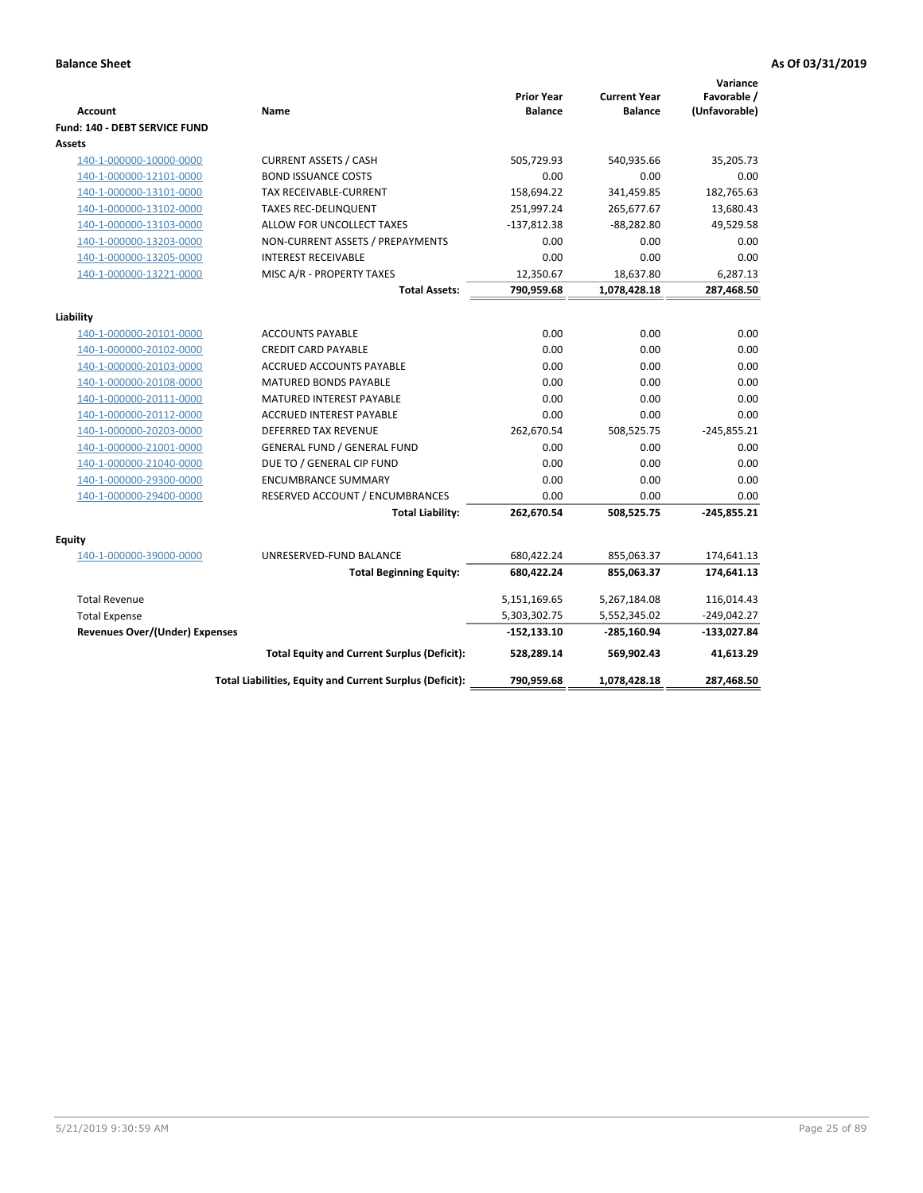**Balance Sheet** **As Of 03/31/2019**

| Account | Name | Prior Year Balance | Current Year Balance | Variance Favorable / (Unfavorable) |
|---|---|---|---|---|
| **Fund: 140 - DEBT SERVICE FUND** | | | | |
| **Assets** | | | | |
| 140-1-000000-10000-0000 | CURRENT ASSETS / CASH | 505,729.93 | 540,935.66 | 35,205.73 |
| 140-1-000000-12101-0000 | BOND ISSUANCE COSTS | 0.00 | 0.00 | 0.00 |
| 140-1-000000-13101-0000 | TAX RECEIVABLE-CURRENT | 158,694.22 | 341,459.85 | 182,765.63 |
| 140-1-000000-13102-0000 | TAXES REC-DELINQUENT | 251,997.24 | 265,677.67 | 13,680.43 |
| 140-1-000000-13103-0000 | ALLOW FOR UNCOLLECT TAXES | -137,812.38 | -88,282.80 | 49,529.58 |
| 140-1-000000-13203-0000 | NON-CURRENT ASSETS / PREPAYMENTS | 0.00 | 0.00 | 0.00 |
| 140-1-000000-13205-0000 | INTEREST RECEIVABLE | 0.00 | 0.00 | 0.00 |
| 140-1-000000-13221-0000 | MISC A/R - PROPERTY TAXES | 12,350.67 | 18,637.80 | 6,287.13 |
| | **Total Assets:** | **790,959.68** | **1,078,428.18** | **287,468.50** |
| **Liability** | | | | |
| 140-1-000000-20101-0000 | ACCOUNTS PAYABLE | 0.00 | 0.00 | 0.00 |
| 140-1-000000-20102-0000 | CREDIT CARD PAYABLE | 0.00 | 0.00 | 0.00 |
| 140-1-000000-20103-0000 | ACCRUED ACCOUNTS PAYABLE | 0.00 | 0.00 | 0.00 |
| 140-1-000000-20108-0000 | MATURED BONDS PAYABLE | 0.00 | 0.00 | 0.00 |
| 140-1-000000-20111-0000 | MATURED INTEREST PAYABLE | 0.00 | 0.00 | 0.00 |
| 140-1-000000-20112-0000 | ACCRUED INTEREST PAYABLE | 0.00 | 0.00 | 0.00 |
| 140-1-000000-20203-0000 | DEFERRED TAX REVENUE | 262,670.54 | 508,525.75 | -245,855.21 |
| 140-1-000000-21001-0000 | GENERAL FUND / GENERAL FUND | 0.00 | 0.00 | 0.00 |
| 140-1-000000-21040-0000 | DUE TO / GENERAL CIP FUND | 0.00 | 0.00 | 0.00 |
| 140-1-000000-29300-0000 | ENCUMBRANCE SUMMARY | 0.00 | 0.00 | 0.00 |
| 140-1-000000-29400-0000 | RESERVED ACCOUNT / ENCUMBRANCES | 0.00 | 0.00 | 0.00 |
| | **Total Liability:** | **262,670.54** | **508,525.75** | **-245,855.21** |
| **Equity** | | | | |
| 140-1-000000-39000-0000 | UNRESERVED-FUND BALANCE | 680,422.24 | 855,063.37 | 174,641.13 |
| | **Total Beginning Equity:** | **680,422.24** | **855,063.37** | **174,641.13** |
| Total Revenue | | 5,151,169.65 | 5,267,184.08 | 116,014.43 |
| Total Expense | | 5,303,302.75 | 5,552,345.02 | -249,042.27 |
| **Revenues Over/(Under) Expenses** | | **-152,133.10** | **-285,160.94** | **-133,027.84** |
| | **Total Equity and Current Surplus (Deficit):** | **528,289.14** | **569,902.43** | **41,613.29** |
| | **Total Liabilities, Equity and Current Surplus (Deficit):** | **790,959.68** | **1,078,428.18** | **287,468.50** |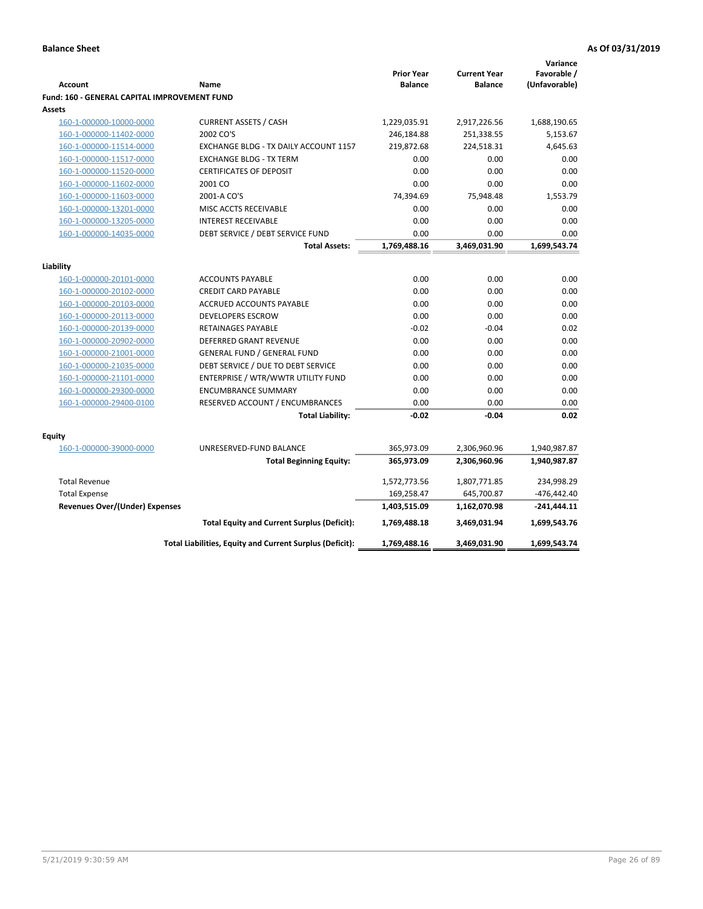**Balance Sheet** **As Of 03/31/2019**

| Account | Name | Prior Year Balance | Current Year Balance | Variance Favorable / (Unfavorable) |
|---|---|---|---|---|
| **Fund: 160 - GENERAL CAPITAL IMPROVEMENT FUND** | | | | |
| **Assets** | | | | |
| 160-1-000000-10000-0000 | CURRENT ASSETS / CASH | 1,229,035.91 | 2,917,226.56 | 1,688,190.65 |
| 160-1-000000-11402-0000 | 2002 CO'S | 246,184.88 | 251,338.55 | 5,153.67 |
| 160-1-000000-11514-0000 | EXCHANGE BLDG - TX DAILY ACCOUNT 1157 | 219,872.68 | 224,518.31 | 4,645.63 |
| 160-1-000000-11517-0000 | EXCHANGE BLDG - TX TERM | 0.00 | 0.00 | 0.00 |
| 160-1-000000-11520-0000 | CERTIFICATES OF DEPOSIT | 0.00 | 0.00 | 0.00 |
| 160-1-000000-11602-0000 | 2001 CO | 0.00 | 0.00 | 0.00 |
| 160-1-000000-11603-0000 | 2001-A CO'S | 74,394.69 | 75,948.48 | 1,553.79 |
| 160-1-000000-13201-0000 | MISC ACCTS RECEIVABLE | 0.00 | 0.00 | 0.00 |
| 160-1-000000-13205-0000 | INTEREST RECEIVABLE | 0.00 | 0.00 | 0.00 |
| 160-1-000000-14035-0000 | DEBT SERVICE / DEBT SERVICE FUND | 0.00 | 0.00 | 0.00 |
| | **Total Assets:** | **1,769,488.16** | **3,469,031.90** | **1,699,543.74** |
| **Liability** | | | | |
| 160-1-000000-20101-0000 | ACCOUNTS PAYABLE | 0.00 | 0.00 | 0.00 |
| 160-1-000000-20102-0000 | CREDIT CARD PAYABLE | 0.00 | 0.00 | 0.00 |
| 160-1-000000-20103-0000 | ACCRUED ACCOUNTS PAYABLE | 0.00 | 0.00 | 0.00 |
| 160-1-000000-20113-0000 | DEVELOPERS ESCROW | 0.00 | 0.00 | 0.00 |
| 160-1-000000-20139-0000 | RETAINAGES PAYABLE | -0.02 | -0.04 | 0.02 |
| 160-1-000000-20902-0000 | DEFERRED GRANT REVENUE | 0.00 | 0.00 | 0.00 |
| 160-1-000000-21001-0000 | GENERAL FUND / GENERAL FUND | 0.00 | 0.00 | 0.00 |
| 160-1-000000-21035-0000 | DEBT SERVICE / DUE TO DEBT SERVICE | 0.00 | 0.00 | 0.00 |
| 160-1-000000-21101-0000 | ENTERPRISE / WTR/WWTR UTILITY FUND | 0.00 | 0.00 | 0.00 |
| 160-1-000000-29300-0000 | ENCUMBRANCE SUMMARY | 0.00 | 0.00 | 0.00 |
| 160-1-000000-29400-0100 | RESERVED ACCOUNT / ENCUMBRANCES | 0.00 | 0.00 | 0.00 |
| | **Total Liability:** | **-0.02** | **-0.04** | **0.02** |
| **Equity** | | | | |
| 160-1-000000-39000-0000 | UNRESERVED-FUND BALANCE | 365,973.09 | 2,306,960.96 | 1,940,987.87 |
| | **Total Beginning Equity:** | **365,973.09** | **2,306,960.96** | **1,940,987.87** |
| Total Revenue | | 1,572,773.56 | 1,807,771.85 | 234,998.29 |
| Total Expense | | 169,258.47 | 645,700.87 | -476,442.40 |
| **Revenues Over/(Under) Expenses** | | **1,403,515.09** | **1,162,070.98** | **-241,444.11** |
| | **Total Equity and Current Surplus (Deficit):** | **1,769,488.18** | **3,469,031.94** | **1,699,543.76** |
| | **Total Liabilities, Equity and Current Surplus (Deficit):** | **1,769,488.16** | **3,469,031.90** | **1,699,543.74** |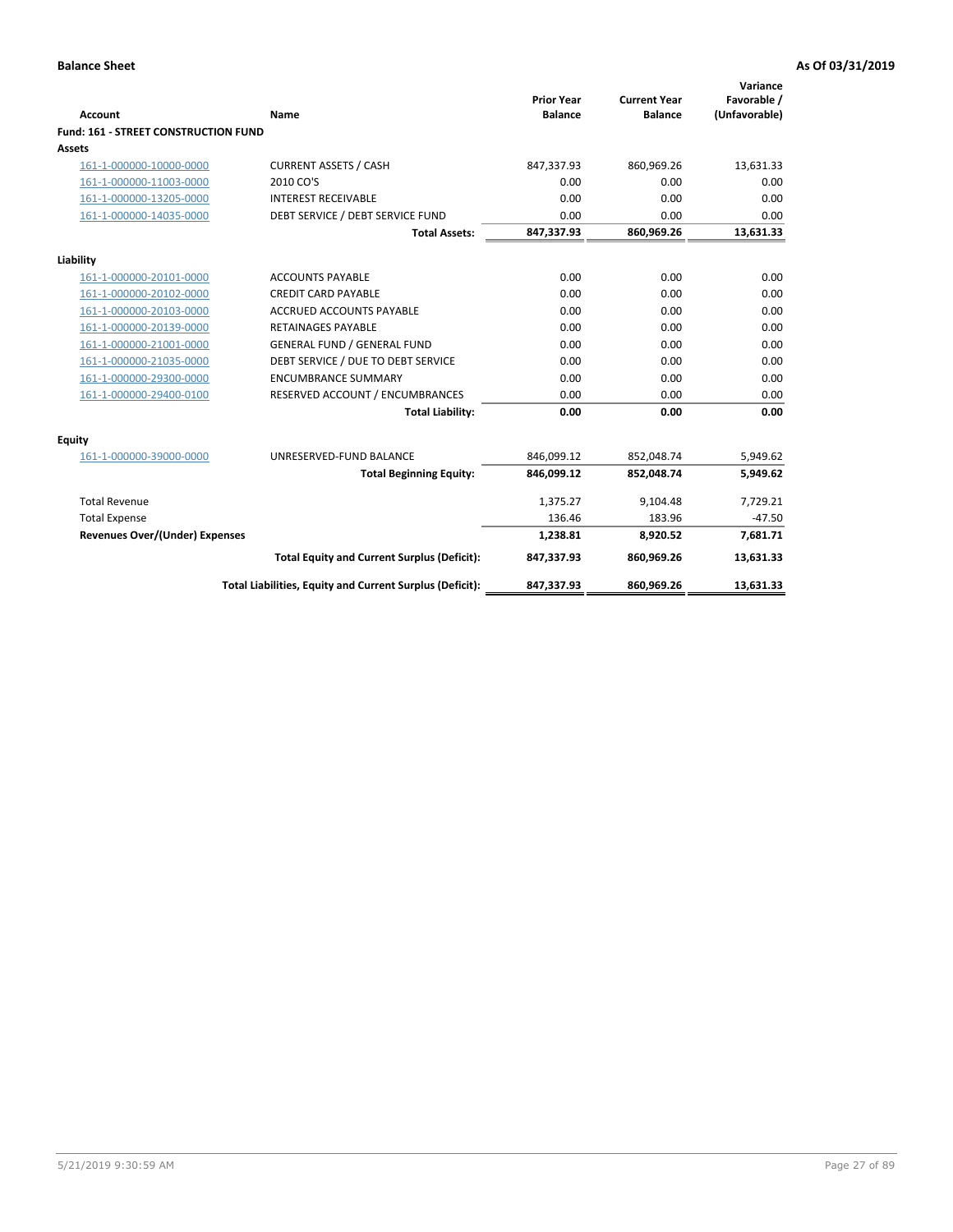**Balance Sheet** **As Of 03/31/2019**

| Account | Name | Prior Year Balance | Current Year Balance | Variance Favorable / (Unfavorable) |
|---|---|---|---|---|
| **Fund: 161 - STREET CONSTRUCTION FUND** | | | | |
| **Assets** | | | | |
| 161-1-000000-10000-0000 | CURRENT ASSETS / CASH | 847,337.93 | 860,969.26 | 13,631.33 |
| 161-1-000000-11003-0000 | 2010 CO'S | 0.00 | 0.00 | 0.00 |
| 161-1-000000-13205-0000 | INTEREST RECEIVABLE | 0.00 | 0.00 | 0.00 |
| 161-1-000000-14035-0000 | DEBT SERVICE / DEBT SERVICE FUND | 0.00 | 0.00 | 0.00 |
| | **Total Assets:** | **847,337.93** | **860,969.26** | **13,631.33** |
| **Liability** | | | | |
| 161-1-000000-20101-0000 | ACCOUNTS PAYABLE | 0.00 | 0.00 | 0.00 |
| 161-1-000000-20102-0000 | CREDIT CARD PAYABLE | 0.00 | 0.00 | 0.00 |
| 161-1-000000-20103-0000 | ACCRUED ACCOUNTS PAYABLE | 0.00 | 0.00 | 0.00 |
| 161-1-000000-20139-0000 | RETAINAGES PAYABLE | 0.00 | 0.00 | 0.00 |
| 161-1-000000-21001-0000 | GENERAL FUND / GENERAL FUND | 0.00 | 0.00 | 0.00 |
| 161-1-000000-21035-0000 | DEBT SERVICE / DUE TO DEBT SERVICE | 0.00 | 0.00 | 0.00 |
| 161-1-000000-29300-0000 | ENCUMBRANCE SUMMARY | 0.00 | 0.00 | 0.00 |
| 161-1-000000-29400-0100 | RESERVED ACCOUNT / ENCUMBRANCES | 0.00 | 0.00 | 0.00 |
| | **Total Liability:** | **0.00** | **0.00** | **0.00** |
| **Equity** | | | | |
| 161-1-000000-39000-0000 | UNRESERVED-FUND BALANCE | 846,099.12 | 852,048.74 | 5,949.62 |
| | **Total Beginning Equity:** | **846,099.12** | **852,048.74** | **5,949.62** |
| Total Revenue | | 1,375.27 | 9,104.48 | 7,729.21 |
| Total Expense | | 136.46 | 183.96 | -47.50 |
| **Revenues Over/(Under) Expenses** | | **1,238.81** | **8,920.52** | **7,681.71** |
| | **Total Equity and Current Surplus (Deficit):** | **847,337.93** | **860,969.26** | **13,631.33** |
| | **Total Liabilities, Equity and Current Surplus (Deficit):** | **847,337.93** | **860,969.26** | **13,631.33** |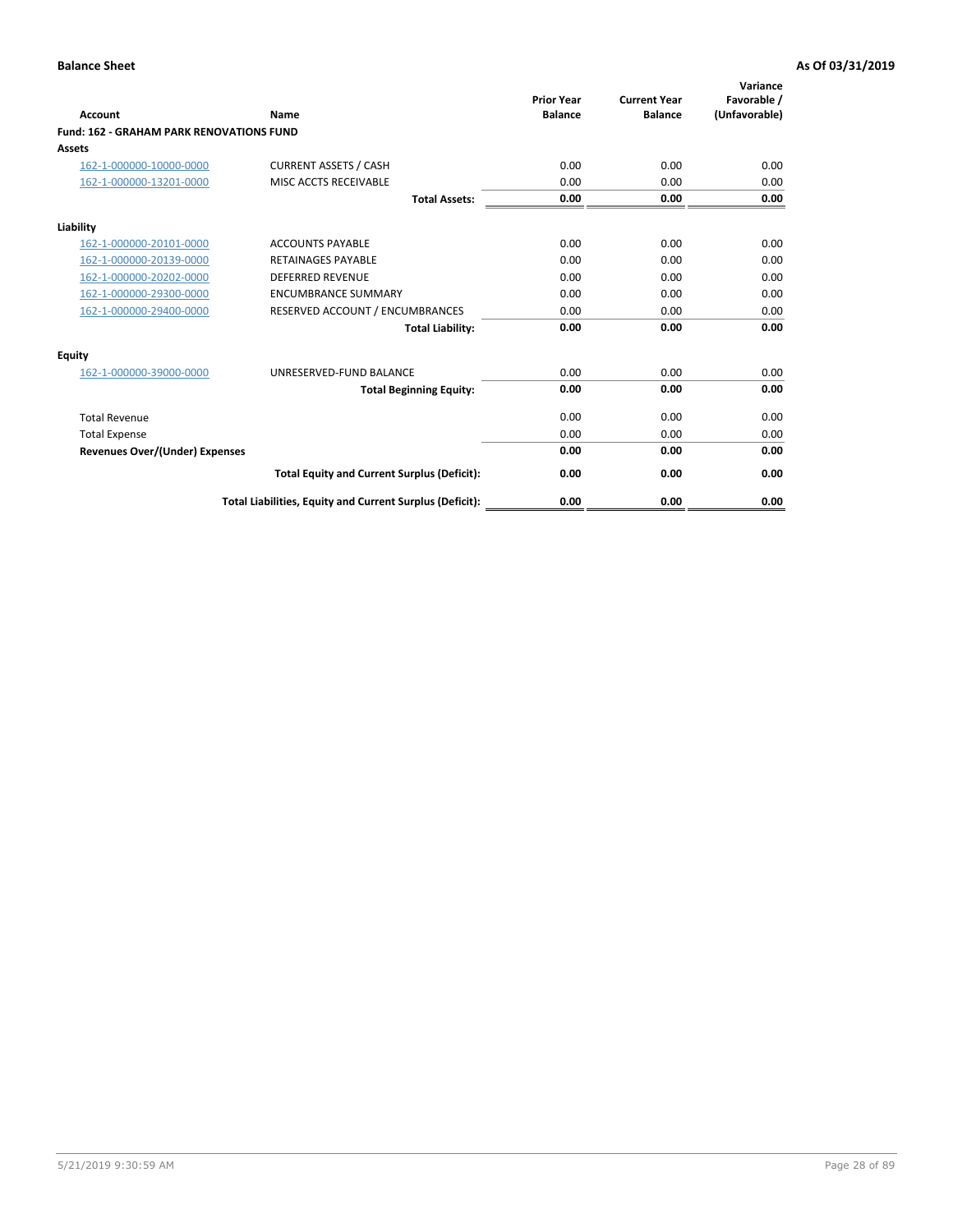**Balance Sheet** — As Of 03/31/2019

| Account | Name | Prior Year Balance | Current Year Balance | Variance Favorable / (Unfavorable) |
|---|---|---|---|---|
| **Fund: 162 - GRAHAM PARK RENOVATIONS FUND** | | | | |
| **Assets** | | | | |
| 162-1-000000-10000-0000 | CURRENT ASSETS / CASH | 0.00 | 0.00 | 0.00 |
| 162-1-000000-13201-0000 | MISC ACCTS RECEIVABLE | 0.00 | 0.00 | 0.00 |
| | **Total Assets:** | **0.00** | **0.00** | **0.00** |
| **Liability** | | | | |
| 162-1-000000-20101-0000 | ACCOUNTS PAYABLE | 0.00 | 0.00 | 0.00 |
| 162-1-000000-20139-0000 | RETAINAGES PAYABLE | 0.00 | 0.00 | 0.00 |
| 162-1-000000-20202-0000 | DEFERRED REVENUE | 0.00 | 0.00 | 0.00 |
| 162-1-000000-29300-0000 | ENCUMBRANCE SUMMARY | 0.00 | 0.00 | 0.00 |
| 162-1-000000-29400-0000 | RESERVED ACCOUNT / ENCUMBRANCES | 0.00 | 0.00 | 0.00 |
| | **Total Liability:** | **0.00** | **0.00** | **0.00** |
| **Equity** | | | | |
| 162-1-000000-39000-0000 | UNRESERVED-FUND BALANCE | 0.00 | 0.00 | 0.00 |
| | **Total Beginning Equity:** | **0.00** | **0.00** | **0.00** |
| Total Revenue | | 0.00 | 0.00 | 0.00 |
| Total Expense | | 0.00 | 0.00 | 0.00 |
| **Revenues Over/(Under) Expenses** | | **0.00** | **0.00** | **0.00** |
| | **Total Equity and Current Surplus (Deficit):** | **0.00** | **0.00** | **0.00** |
| | **Total Liabilities, Equity and Current Surplus (Deficit):** | **0.00** | **0.00** | **0.00** |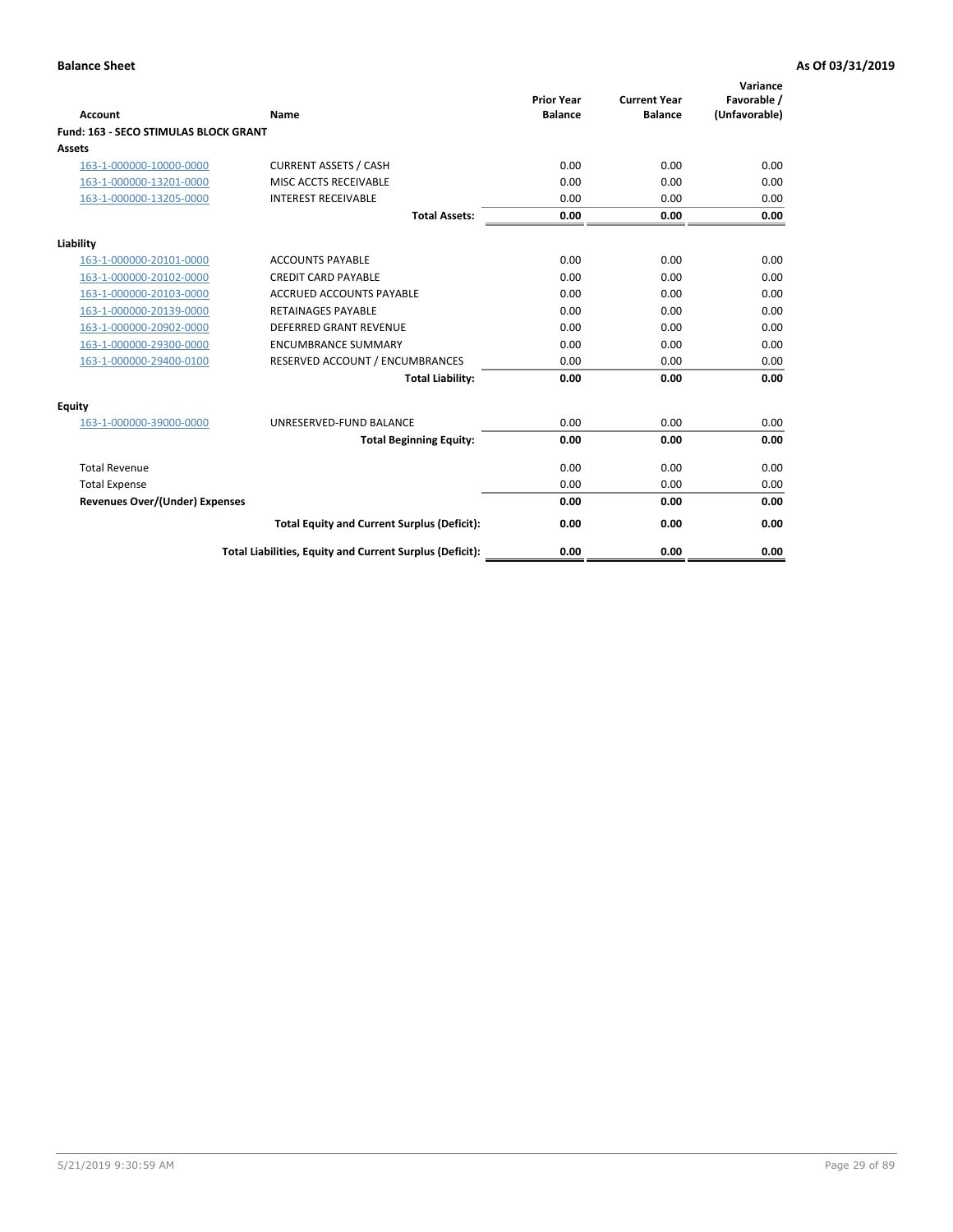**Balance Sheet** **As Of 03/31/2019**

| Account | Name | Prior Year Balance | Current Year Balance | Variance Favorable / (Unfavorable) |
|---|---|---|---|---|
| **Fund: 163 - SECO STIMULAS BLOCK GRANT** | | | | |
| **Assets** | | | | |
| 163-1-000000-10000-0000 | CURRENT ASSETS / CASH | 0.00 | 0.00 | 0.00 |
| 163-1-000000-13201-0000 | MISC ACCTS RECEIVABLE | 0.00 | 0.00 | 0.00 |
| 163-1-000000-13205-0000 | INTEREST RECEIVABLE | 0.00 | 0.00 | 0.00 |
| | **Total Assets:** | **0.00** | **0.00** | **0.00** |
| **Liability** | | | | |
| 163-1-000000-20101-0000 | ACCOUNTS PAYABLE | 0.00 | 0.00 | 0.00 |
| 163-1-000000-20102-0000 | CREDIT CARD PAYABLE | 0.00 | 0.00 | 0.00 |
| 163-1-000000-20103-0000 | ACCRUED ACCOUNTS PAYABLE | 0.00 | 0.00 | 0.00 |
| 163-1-000000-20139-0000 | RETAINAGES PAYABLE | 0.00 | 0.00 | 0.00 |
| 163-1-000000-20902-0000 | DEFERRED GRANT REVENUE | 0.00 | 0.00 | 0.00 |
| 163-1-000000-29300-0000 | ENCUMBRANCE SUMMARY | 0.00 | 0.00 | 0.00 |
| 163-1-000000-29400-0100 | RESERVED ACCOUNT / ENCUMBRANCES | 0.00 | 0.00 | 0.00 |
| | **Total Liability:** | **0.00** | **0.00** | **0.00** |
| **Equity** | | | | |
| 163-1-000000-39000-0000 | UNRESERVED-FUND BALANCE | 0.00 | 0.00 | 0.00 |
| | **Total Beginning Equity:** | **0.00** | **0.00** | **0.00** |
| Total Revenue | | 0.00 | 0.00 | 0.00 |
| Total Expense | | 0.00 | 0.00 | 0.00 |
| **Revenues Over/(Under) Expenses** | | **0.00** | **0.00** | **0.00** |
| | **Total Equity and Current Surplus (Deficit):** | **0.00** | **0.00** | **0.00** |
| | **Total Liabilities, Equity and Current Surplus (Deficit):** | **0.00** | **0.00** | **0.00** |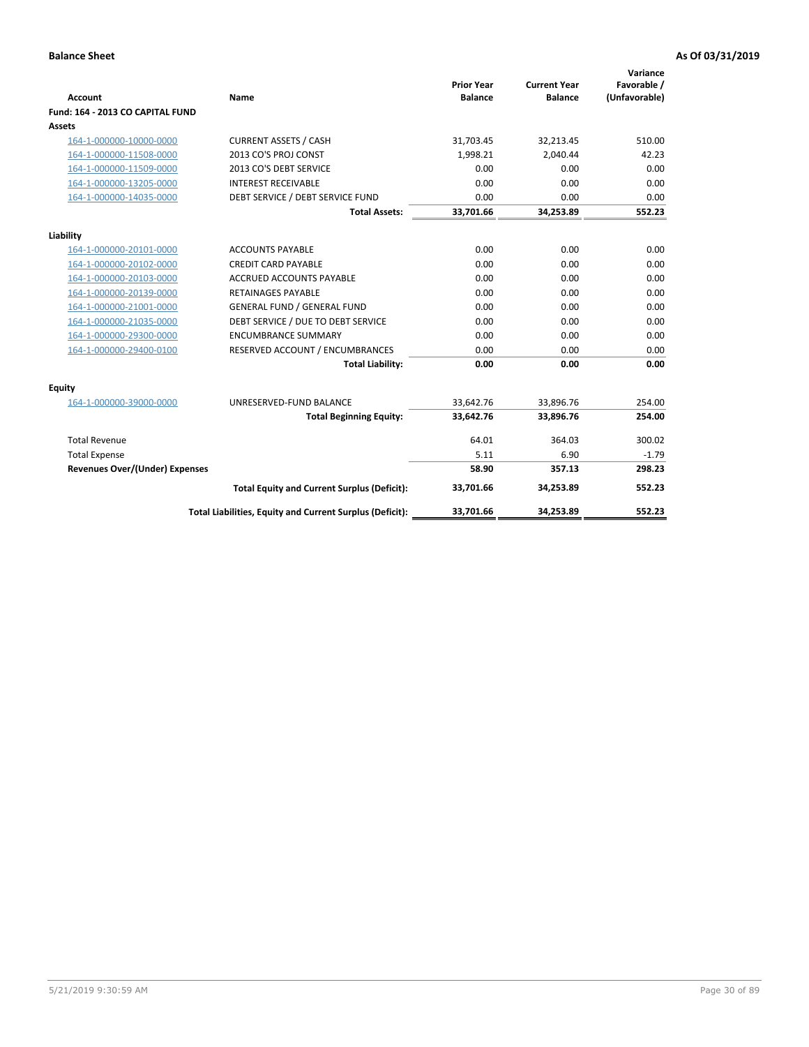**Balance Sheet** **As Of 03/31/2019**

| Account | Name | Prior Year Balance | Current Year Balance | Variance Favorable / (Unfavorable) |
|---|---|---|---|---|
| **Fund: 164 - 2013 CO CAPITAL FUND** | | | | |
| **Assets** | | | | |
| 164-1-000000-10000-0000 | CURRENT ASSETS / CASH | 31,703.45 | 32,213.45 | 510.00 |
| 164-1-000000-11508-0000 | 2013 CO'S PROJ CONST | 1,998.21 | 2,040.44 | 42.23 |
| 164-1-000000-11509-0000 | 2013 CO'S DEBT SERVICE | 0.00 | 0.00 | 0.00 |
| 164-1-000000-13205-0000 | INTEREST RECEIVABLE | 0.00 | 0.00 | 0.00 |
| 164-1-000000-14035-0000 | DEBT SERVICE / DEBT SERVICE FUND | 0.00 | 0.00 | 0.00 |
| | **Total Assets:** | **33,701.66** | **34,253.89** | **552.23** |
| **Liability** | | | | |
| 164-1-000000-20101-0000 | ACCOUNTS PAYABLE | 0.00 | 0.00 | 0.00 |
| 164-1-000000-20102-0000 | CREDIT CARD PAYABLE | 0.00 | 0.00 | 0.00 |
| 164-1-000000-20103-0000 | ACCRUED ACCOUNTS PAYABLE | 0.00 | 0.00 | 0.00 |
| 164-1-000000-20139-0000 | RETAINAGES PAYABLE | 0.00 | 0.00 | 0.00 |
| 164-1-000000-21001-0000 | GENERAL FUND / GENERAL FUND | 0.00 | 0.00 | 0.00 |
| 164-1-000000-21035-0000 | DEBT SERVICE / DUE TO DEBT SERVICE | 0.00 | 0.00 | 0.00 |
| 164-1-000000-29300-0000 | ENCUMBRANCE SUMMARY | 0.00 | 0.00 | 0.00 |
| 164-1-000000-29400-0100 | RESERVED ACCOUNT / ENCUMBRANCES | 0.00 | 0.00 | 0.00 |
| | **Total Liability:** | **0.00** | **0.00** | **0.00** |
| **Equity** | | | | |
| 164-1-000000-39000-0000 | UNRESERVED-FUND BALANCE | 33,642.76 | 33,896.76 | 254.00 |
| | **Total Beginning Equity:** | **33,642.76** | **33,896.76** | **254.00** |
| Total Revenue | | 64.01 | 364.03 | 300.02 |
| Total Expense | | 5.11 | 6.90 | -1.79 |
| **Revenues Over/(Under) Expenses** | | **58.90** | **357.13** | **298.23** |
| | **Total Equity and Current Surplus (Deficit):** | **33,701.66** | **34,253.89** | **552.23** |
| | **Total Liabilities, Equity and Current Surplus (Deficit):** | **33,701.66** | **34,253.89** | **552.23** |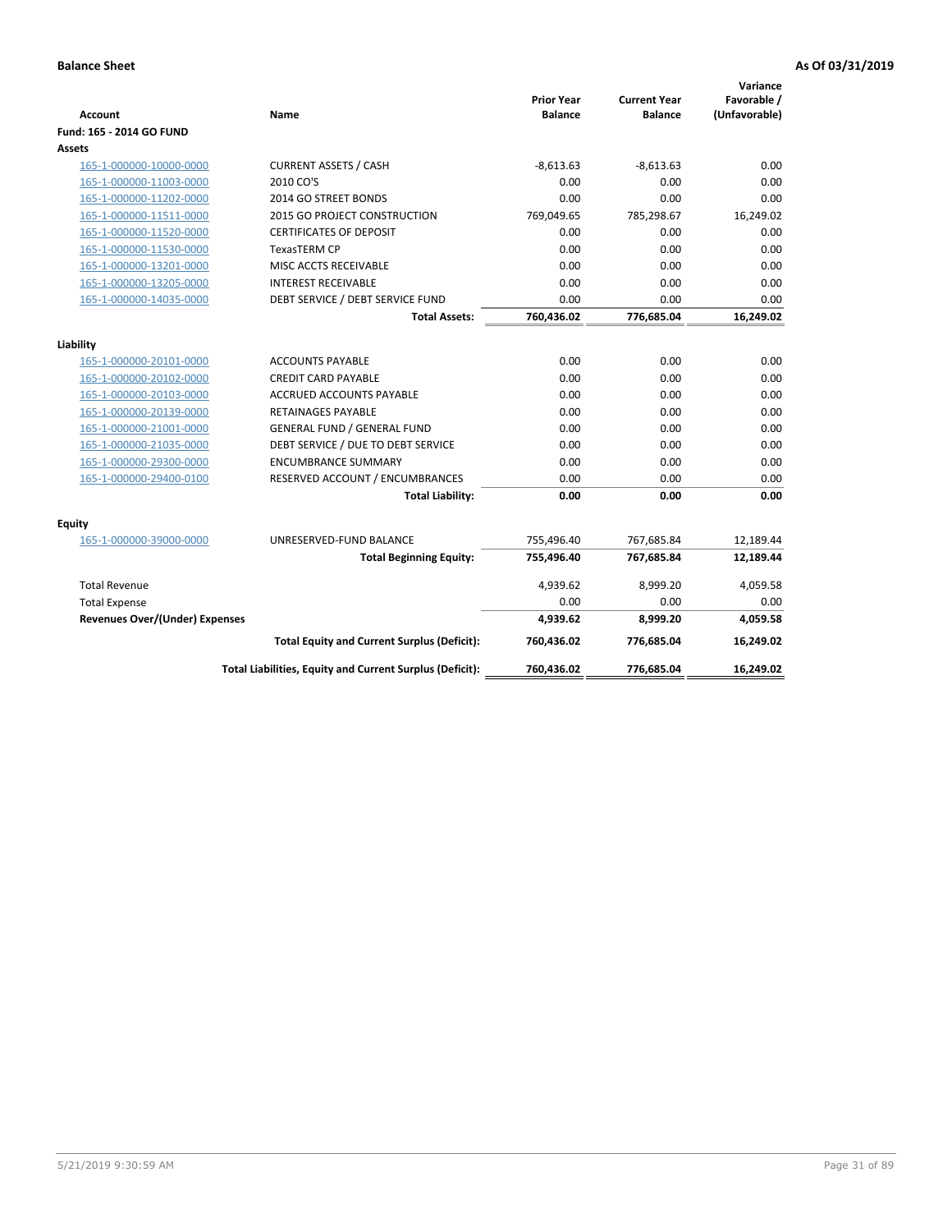**Balance Sheet** — **As Of 03/31/2019**

| Account | Name | Prior Year Balance | Current Year Balance | Variance Favorable / (Unfavorable) |
|---|---|---|---|---|
| **Fund: 165 - 2014 GO FUND** | | | | |
| **Assets** | | | | |
| 165-1-000000-10000-0000 | CURRENT ASSETS / CASH | -8,613.63 | -8,613.63 | 0.00 |
| 165-1-000000-11003-0000 | 2010 CO'S | 0.00 | 0.00 | 0.00 |
| 165-1-000000-11202-0000 | 2014 GO STREET BONDS | 0.00 | 0.00 | 0.00 |
| 165-1-000000-11511-0000 | 2015 GO PROJECT CONSTRUCTION | 769,049.65 | 785,298.67 | 16,249.02 |
| 165-1-000000-11520-0000 | CERTIFICATES OF DEPOSIT | 0.00 | 0.00 | 0.00 |
| 165-1-000000-11530-0000 | TexasTERM CP | 0.00 | 0.00 | 0.00 |
| 165-1-000000-13201-0000 | MISC ACCTS RECEIVABLE | 0.00 | 0.00 | 0.00 |
| 165-1-000000-13205-0000 | INTEREST RECEIVABLE | 0.00 | 0.00 | 0.00 |
| 165-1-000000-14035-0000 | DEBT SERVICE / DEBT SERVICE FUND | 0.00 | 0.00 | 0.00 |
| | **Total Assets:** | **760,436.02** | **776,685.04** | **16,249.02** |
| **Liability** | | | | |
| 165-1-000000-20101-0000 | ACCOUNTS PAYABLE | 0.00 | 0.00 | 0.00 |
| 165-1-000000-20102-0000 | CREDIT CARD PAYABLE | 0.00 | 0.00 | 0.00 |
| 165-1-000000-20103-0000 | ACCRUED ACCOUNTS PAYABLE | 0.00 | 0.00 | 0.00 |
| 165-1-000000-20139-0000 | RETAINAGES PAYABLE | 0.00 | 0.00 | 0.00 |
| 165-1-000000-21001-0000 | GENERAL FUND / GENERAL FUND | 0.00 | 0.00 | 0.00 |
| 165-1-000000-21035-0000 | DEBT SERVICE / DUE TO DEBT SERVICE | 0.00 | 0.00 | 0.00 |
| 165-1-000000-29300-0000 | ENCUMBRANCE SUMMARY | 0.00 | 0.00 | 0.00 |
| 165-1-000000-29400-0100 | RESERVED ACCOUNT / ENCUMBRANCES | 0.00 | 0.00 | 0.00 |
| | **Total Liability:** | **0.00** | **0.00** | **0.00** |
| **Equity** | | | | |
| 165-1-000000-39000-0000 | UNRESERVED-FUND BALANCE | 755,496.40 | 767,685.84 | 12,189.44 |
| | **Total Beginning Equity:** | **755,496.40** | **767,685.84** | **12,189.44** |
| Total Revenue | | 4,939.62 | 8,999.20 | 4,059.58 |
| Total Expense | | 0.00 | 0.00 | 0.00 |
| **Revenues Over/(Under) Expenses** | | **4,939.62** | **8,999.20** | **4,059.58** |
| | **Total Equity and Current Surplus (Deficit):** | **760,436.02** | **776,685.04** | **16,249.02** |
| | **Total Liabilities, Equity and Current Surplus (Deficit):** | **760,436.02** | **776,685.04** | **16,249.02** |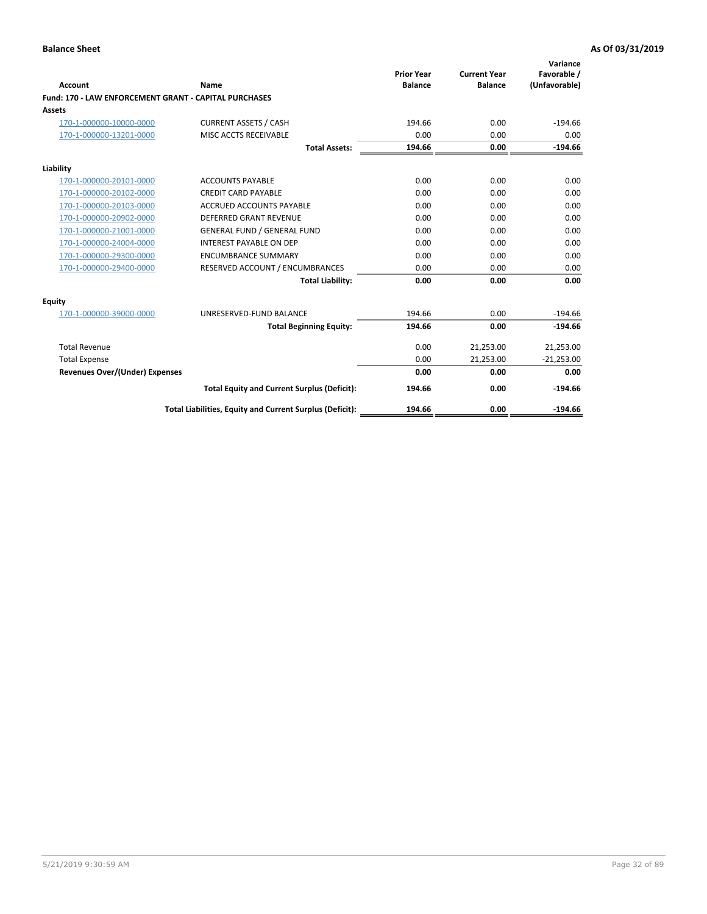**Balance Sheet** **As Of 03/31/2019**

| Account | Name | Prior Year Balance | Current Year Balance | Variance Favorable / (Unfavorable) |
|---|---|---|---|---|
| **Fund: 170 - LAW ENFORCEMENT GRANT - CAPITAL PURCHASES** | | | | |
| **Assets** | | | | |
| 170-1-000000-10000-0000 | CURRENT ASSETS / CASH | 194.66 | 0.00 | -194.66 |
| 170-1-000000-13201-0000 | MISC ACCTS RECEIVABLE | 0.00 | 0.00 | 0.00 |
| | **Total Assets:** | **194.66** | **0.00** | **-194.66** |
| **Liability** | | | | |
| 170-1-000000-20101-0000 | ACCOUNTS PAYABLE | 0.00 | 0.00 | 0.00 |
| 170-1-000000-20102-0000 | CREDIT CARD PAYABLE | 0.00 | 0.00 | 0.00 |
| 170-1-000000-20103-0000 | ACCRUED ACCOUNTS PAYABLE | 0.00 | 0.00 | 0.00 |
| 170-1-000000-20902-0000 | DEFERRED GRANT REVENUE | 0.00 | 0.00 | 0.00 |
| 170-1-000000-21001-0000 | GENERAL FUND / GENERAL FUND | 0.00 | 0.00 | 0.00 |
| 170-1-000000-24004-0000 | INTEREST PAYABLE ON DEP | 0.00 | 0.00 | 0.00 |
| 170-1-000000-29300-0000 | ENCUMBRANCE SUMMARY | 0.00 | 0.00 | 0.00 |
| 170-1-000000-29400-0000 | RESERVED ACCOUNT / ENCUMBRANCES | 0.00 | 0.00 | 0.00 |
| | **Total Liability:** | **0.00** | **0.00** | **0.00** |
| **Equity** | | | | |
| 170-1-000000-39000-0000 | UNRESERVED-FUND BALANCE | 194.66 | 0.00 | -194.66 |
| | **Total Beginning Equity:** | **194.66** | **0.00** | **-194.66** |
| Total Revenue | | 0.00 | 21,253.00 | 21,253.00 |
| Total Expense | | 0.00 | 21,253.00 | -21,253.00 |
| **Revenues Over/(Under) Expenses** | | **0.00** | **0.00** | **0.00** |
| | **Total Equity and Current Surplus (Deficit):** | **194.66** | **0.00** | **-194.66** |
| | **Total Liabilities, Equity and Current Surplus (Deficit):** | **194.66** | **0.00** | **-194.66** |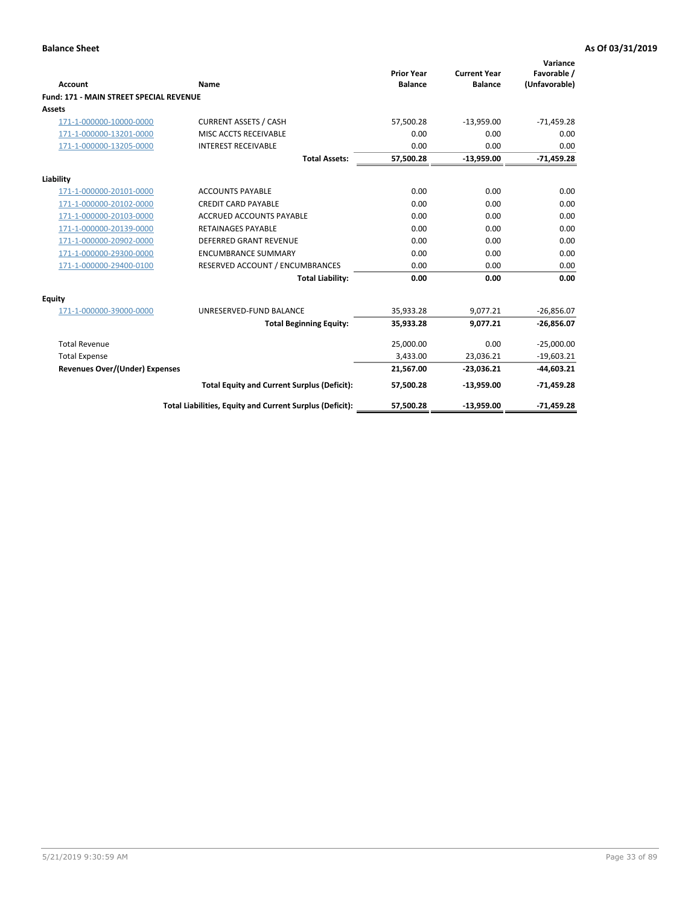**Balance Sheet** **As Of 03/31/2019**

| Account | Name | Prior Year Balance | Current Year Balance | Variance Favorable / (Unfavorable) |
|---|---|---|---|---|
| **Fund: 171 - MAIN STREET SPECIAL REVENUE** | | | | |
| **Assets** | | | | |
| 171-1-000000-10000-0000 | CURRENT ASSETS / CASH | 57,500.28 | -13,959.00 | -71,459.28 |
| 171-1-000000-13201-0000 | MISC ACCTS RECEIVABLE | 0.00 | 0.00 | 0.00 |
| 171-1-000000-13205-0000 | INTEREST RECEIVABLE | 0.00 | 0.00 | 0.00 |
| | **Total Assets:** | **57,500.28** | **-13,959.00** | **-71,459.28** |
| **Liability** | | | | |
| 171-1-000000-20101-0000 | ACCOUNTS PAYABLE | 0.00 | 0.00 | 0.00 |
| 171-1-000000-20102-0000 | CREDIT CARD PAYABLE | 0.00 | 0.00 | 0.00 |
| 171-1-000000-20103-0000 | ACCRUED ACCOUNTS PAYABLE | 0.00 | 0.00 | 0.00 |
| 171-1-000000-20139-0000 | RETAINAGES PAYABLE | 0.00 | 0.00 | 0.00 |
| 171-1-000000-20902-0000 | DEFERRED GRANT REVENUE | 0.00 | 0.00 | 0.00 |
| 171-1-000000-29300-0000 | ENCUMBRANCE SUMMARY | 0.00 | 0.00 | 0.00 |
| 171-1-000000-29400-0100 | RESERVED ACCOUNT / ENCUMBRANCES | 0.00 | 0.00 | 0.00 |
| | **Total Liability:** | **0.00** | **0.00** | **0.00** |
| **Equity** | | | | |
| 171-1-000000-39000-0000 | UNRESERVED-FUND BALANCE | 35,933.28 | 9,077.21 | -26,856.07 |
| | **Total Beginning Equity:** | **35,933.28** | **9,077.21** | **-26,856.07** |
| Total Revenue | | 25,000.00 | 0.00 | -25,000.00 |
| Total Expense | | 3,433.00 | 23,036.21 | -19,603.21 |
| **Revenues Over/(Under) Expenses** | | **21,567.00** | **-23,036.21** | **-44,603.21** |
| | **Total Equity and Current Surplus (Deficit):** | **57,500.28** | **-13,959.00** | **-71,459.28** |
| | **Total Liabilities, Equity and Current Surplus (Deficit):** | **57,500.28** | **-13,959.00** | **-71,459.28** |

5/21/2019 9:30:59 AM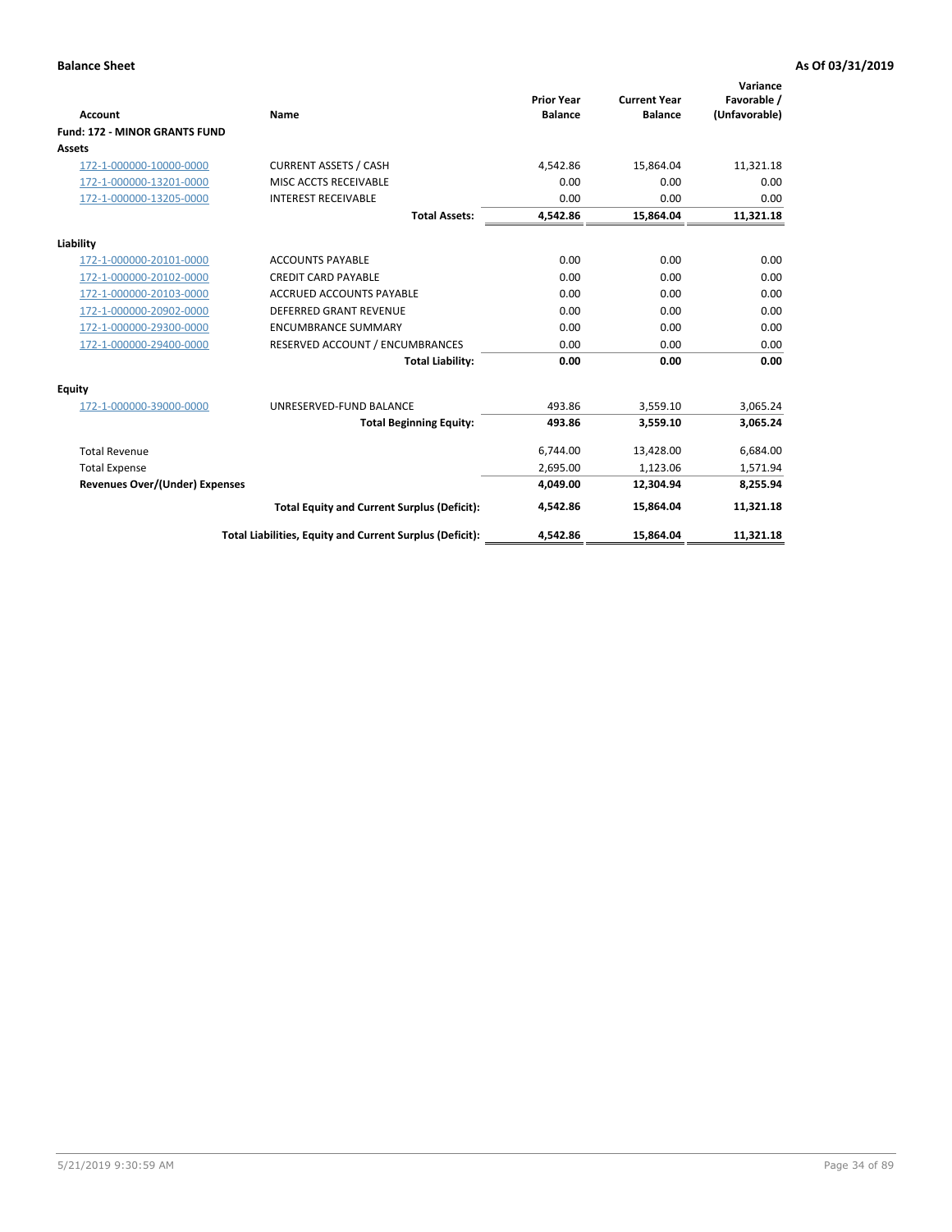**Balance Sheet** **As Of 03/31/2019**

| Account | Name | Prior Year Balance | Current Year Balance | Variance Favorable / (Unfavorable) |
|---|---|---|---|---|
| **Fund: 172 - MINOR GRANTS FUND** | | | | |
| **Assets** | | | | |
| 172-1-000000-10000-0000 | CURRENT ASSETS / CASH | 4,542.86 | 15,864.04 | 11,321.18 |
| 172-1-000000-13201-0000 | MISC ACCTS RECEIVABLE | 0.00 | 0.00 | 0.00 |
| 172-1-000000-13205-0000 | INTEREST RECEIVABLE | 0.00 | 0.00 | 0.00 |
| | **Total Assets:** | **4,542.86** | **15,864.04** | **11,321.18** |
| **Liability** | | | | |
| 172-1-000000-20101-0000 | ACCOUNTS PAYABLE | 0.00 | 0.00 | 0.00 |
| 172-1-000000-20102-0000 | CREDIT CARD PAYABLE | 0.00 | 0.00 | 0.00 |
| 172-1-000000-20103-0000 | ACCRUED ACCOUNTS PAYABLE | 0.00 | 0.00 | 0.00 |
| 172-1-000000-20902-0000 | DEFERRED GRANT REVENUE | 0.00 | 0.00 | 0.00 |
| 172-1-000000-29300-0000 | ENCUMBRANCE SUMMARY | 0.00 | 0.00 | 0.00 |
| 172-1-000000-29400-0000 | RESERVED ACCOUNT / ENCUMBRANCES | 0.00 | 0.00 | 0.00 |
| | **Total Liability:** | **0.00** | **0.00** | **0.00** |
| **Equity** | | | | |
| 172-1-000000-39000-0000 | UNRESERVED-FUND BALANCE | 493.86 | 3,559.10 | 3,065.24 |
| | **Total Beginning Equity:** | **493.86** | **3,559.10** | **3,065.24** |
| Total Revenue | | 6,744.00 | 13,428.00 | 6,684.00 |
| Total Expense | | 2,695.00 | 1,123.06 | 1,571.94 |
| **Revenues Over/(Under) Expenses** | | **4,049.00** | **12,304.94** | **8,255.94** |
| | **Total Equity and Current Surplus (Deficit):** | **4,542.86** | **15,864.04** | **11,321.18** |
| | **Total Liabilities, Equity and Current Surplus (Deficit):** | **4,542.86** | **15,864.04** | **11,321.18** |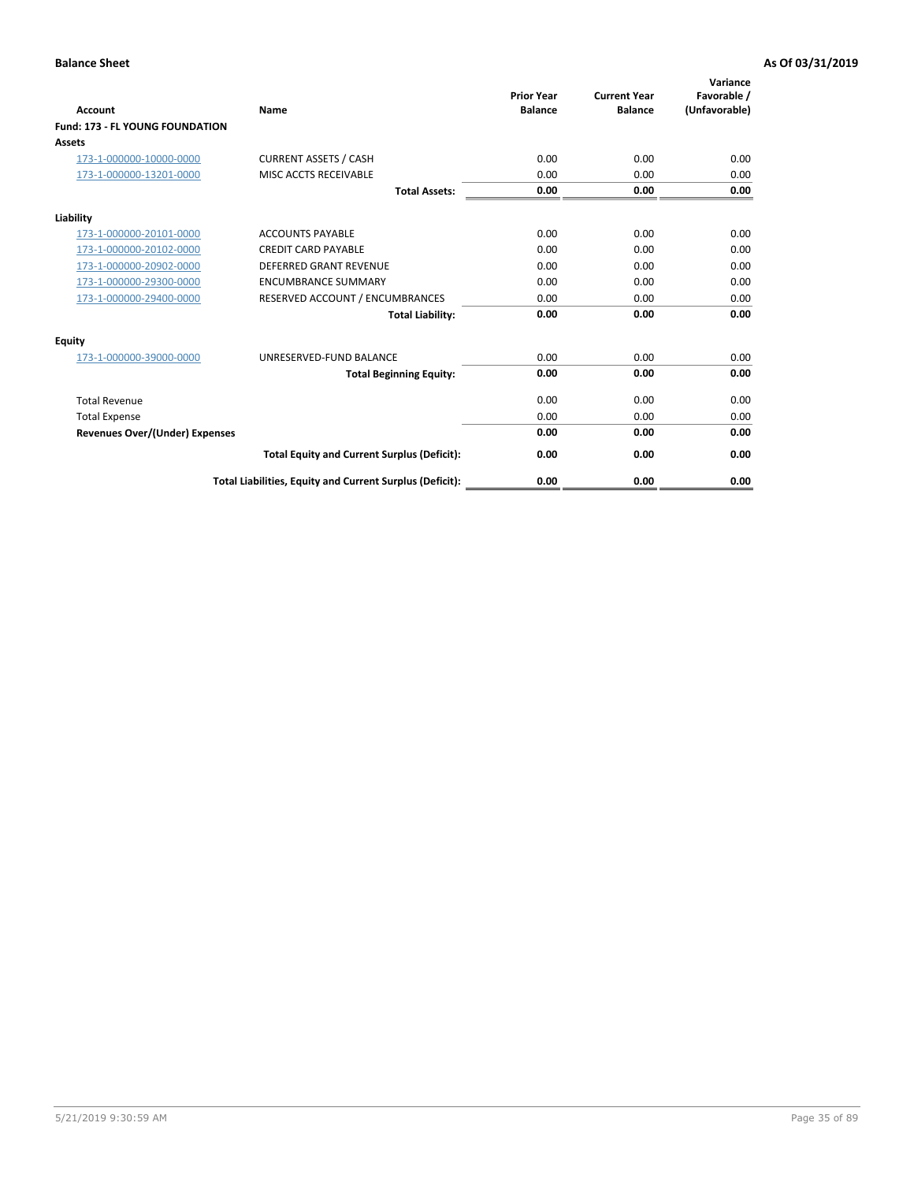**Balance Sheet** | **As Of 03/31/2019**

| Account | Name | Prior Year Balance | Current Year Balance | Variance Favorable / (Unfavorable) |
|---|---|---|---|---|
| **Fund: 173 - FL YOUNG FOUNDATION** | | | | |
| **Assets** | | | | |
| 173-1-000000-10000-0000 | CURRENT ASSETS / CASH | 0.00 | 0.00 | 0.00 |
| 173-1-000000-13201-0000 | MISC ACCTS RECEIVABLE | 0.00 | 0.00 | 0.00 |
| | **Total Assets:** | **0.00** | **0.00** | **0.00** |
| **Liability** | | | | |
| 173-1-000000-20101-0000 | ACCOUNTS PAYABLE | 0.00 | 0.00 | 0.00 |
| 173-1-000000-20102-0000 | CREDIT CARD PAYABLE | 0.00 | 0.00 | 0.00 |
| 173-1-000000-20902-0000 | DEFERRED GRANT REVENUE | 0.00 | 0.00 | 0.00 |
| 173-1-000000-29300-0000 | ENCUMBRANCE SUMMARY | 0.00 | 0.00 | 0.00 |
| 173-1-000000-29400-0000 | RESERVED ACCOUNT / ENCUMBRANCES | 0.00 | 0.00 | 0.00 |
| | **Total Liability:** | **0.00** | **0.00** | **0.00** |
| **Equity** | | | | |
| 173-1-000000-39000-0000 | UNRESERVED-FUND BALANCE | 0.00 | 0.00 | 0.00 |
| | **Total Beginning Equity:** | **0.00** | **0.00** | **0.00** |
| Total Revenue | | 0.00 | 0.00 | 0.00 |
| Total Expense | | 0.00 | 0.00 | 0.00 |
| **Revenues Over/(Under) Expenses** | | **0.00** | **0.00** | **0.00** |
| | **Total Equity and Current Surplus (Deficit):** | **0.00** | **0.00** | **0.00** |
| | **Total Liabilities, Equity and Current Surplus (Deficit):** | **0.00** | **0.00** | **0.00** |

5/21/2019 9:30:59 AM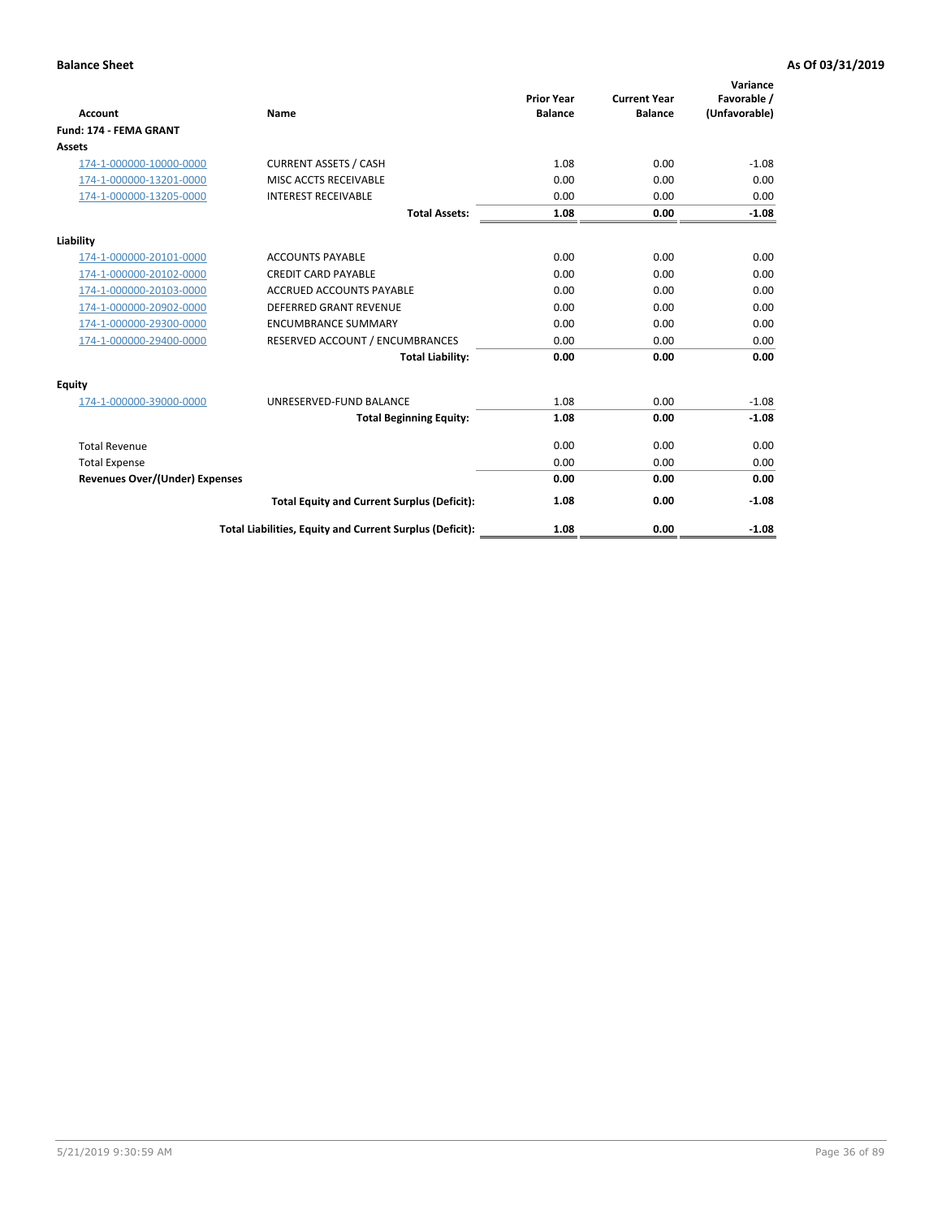**Balance Sheet** | **As Of 03/31/2019**

| Account | Name | Prior Year Balance | Current Year Balance | Variance Favorable / (Unfavorable) |
|---|---|---|---|---|
| **Fund: 174 - FEMA GRANT** | | | | |
| **Assets** | | | | |
| 174-1-000000-10000-0000 | CURRENT ASSETS / CASH | 1.08 | 0.00 | -1.08 |
| 174-1-000000-13201-0000 | MISC ACCTS RECEIVABLE | 0.00 | 0.00 | 0.00 |
| 174-1-000000-13205-0000 | INTEREST RECEIVABLE | 0.00 | 0.00 | 0.00 |
| | **Total Assets:** | **1.08** | **0.00** | **-1.08** |
| **Liability** | | | | |
| 174-1-000000-20101-0000 | ACCOUNTS PAYABLE | 0.00 | 0.00 | 0.00 |
| 174-1-000000-20102-0000 | CREDIT CARD PAYABLE | 0.00 | 0.00 | 0.00 |
| 174-1-000000-20103-0000 | ACCRUED ACCOUNTS PAYABLE | 0.00 | 0.00 | 0.00 |
| 174-1-000000-20902-0000 | DEFERRED GRANT REVENUE | 0.00 | 0.00 | 0.00 |
| 174-1-000000-29300-0000 | ENCUMBRANCE SUMMARY | 0.00 | 0.00 | 0.00 |
| 174-1-000000-29400-0000 | RESERVED ACCOUNT / ENCUMBRANCES | 0.00 | 0.00 | 0.00 |
| | **Total Liability:** | **0.00** | **0.00** | **0.00** |
| **Equity** | | | | |
| 174-1-000000-39000-0000 | UNRESERVED-FUND BALANCE | 1.08 | 0.00 | -1.08 |
| | **Total Beginning Equity:** | **1.08** | **0.00** | **-1.08** |
| Total Revenue | | 0.00 | 0.00 | 0.00 |
| Total Expense | | 0.00 | 0.00 | 0.00 |
| **Revenues Over/(Under) Expenses** | | **0.00** | **0.00** | **0.00** |
| | **Total Equity and Current Surplus (Deficit):** | **1.08** | **0.00** | **-1.08** |
| | **Total Liabilities, Equity and Current Surplus (Deficit):** | **1.08** | **0.00** | **-1.08** |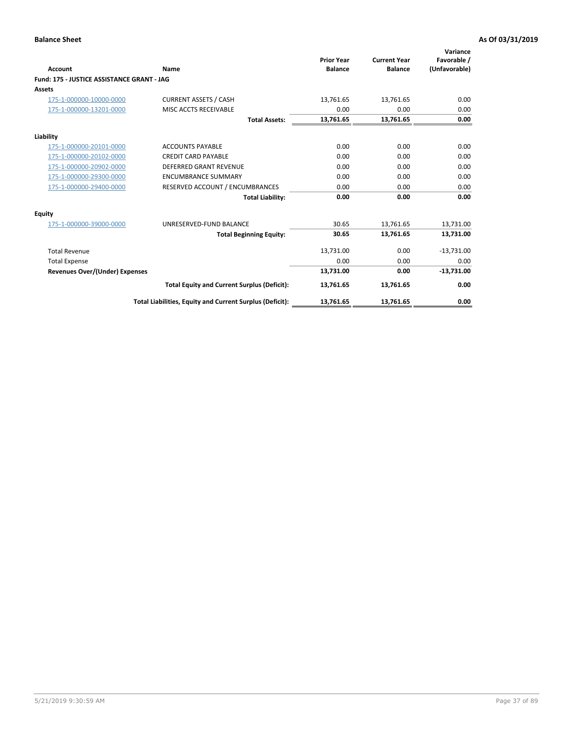**Balance Sheet** | **As Of 03/31/2019**

| Account | Name | Prior Year Balance | Current Year Balance | Variance Favorable / (Unfavorable) |
|---|---|---|---|---|
| **Fund: 175 - JUSTICE ASSISTANCE GRANT - JAG** | | | | |
| **Assets** | | | | |
| 175-1-000000-10000-0000 | CURRENT ASSETS / CASH | 13,761.65 | 13,761.65 | 0.00 |
| 175-1-000000-13201-0000 | MISC ACCTS RECEIVABLE | 0.00 | 0.00 | 0.00 |
| | **Total Assets:** | **13,761.65** | **13,761.65** | **0.00** |
| **Liability** | | | | |
| 175-1-000000-20101-0000 | ACCOUNTS PAYABLE | 0.00 | 0.00 | 0.00 |
| 175-1-000000-20102-0000 | CREDIT CARD PAYABLE | 0.00 | 0.00 | 0.00 |
| 175-1-000000-20902-0000 | DEFERRED GRANT REVENUE | 0.00 | 0.00 | 0.00 |
| 175-1-000000-29300-0000 | ENCUMBRANCE SUMMARY | 0.00 | 0.00 | 0.00 |
| 175-1-000000-29400-0000 | RESERVED ACCOUNT / ENCUMBRANCES | 0.00 | 0.00 | 0.00 |
| | **Total Liability:** | **0.00** | **0.00** | **0.00** |
| **Equity** | | | | |
| 175-1-000000-39000-0000 | UNRESERVED-FUND BALANCE | 30.65 | 13,761.65 | 13,731.00 |
| | **Total Beginning Equity:** | **30.65** | **13,761.65** | **13,731.00** |
| Total Revenue | | 13,731.00 | 0.00 | -13,731.00 |
| Total Expense | | 0.00 | 0.00 | 0.00 |
| **Revenues Over/(Under) Expenses** | | **13,731.00** | **0.00** | **-13,731.00** |
| | **Total Equity and Current Surplus (Deficit):** | **13,761.65** | **13,761.65** | **0.00** |
| | **Total Liabilities, Equity and Current Surplus (Deficit):** | **13,761.65** | **13,761.65** | **0.00** |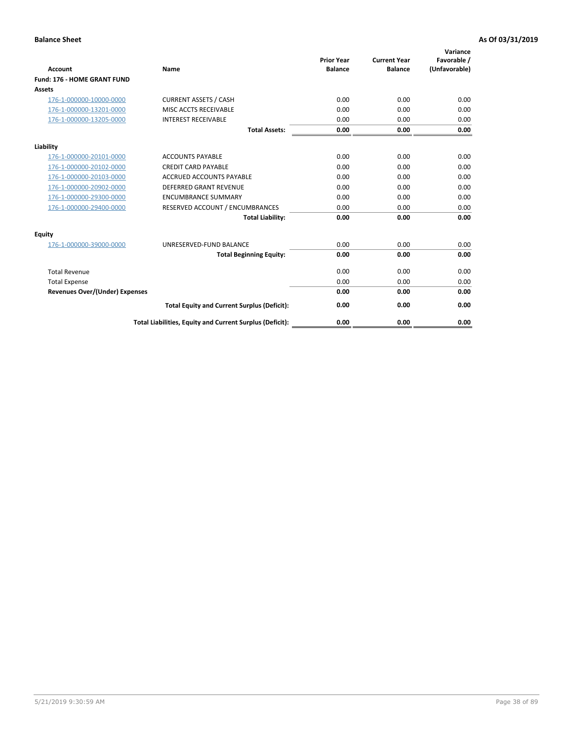**Balance Sheet** | **As Of 03/31/2019**

| Account | Name | Prior Year Balance | Current Year Balance | Variance Favorable / (Unfavorable) |
|---|---|---|---|---|
| **Fund: 176 - HOME GRANT FUND** | | | | |
| **Assets** | | | | |
| 176-1-000000-10000-0000 | CURRENT ASSETS / CASH | 0.00 | 0.00 | 0.00 |
| 176-1-000000-13201-0000 | MISC ACCTS RECEIVABLE | 0.00 | 0.00 | 0.00 |
| 176-1-000000-13205-0000 | INTEREST RECEIVABLE | 0.00 | 0.00 | 0.00 |
| | **Total Assets:** | **0.00** | **0.00** | **0.00** |
| **Liability** | | | | |
| 176-1-000000-20101-0000 | ACCOUNTS PAYABLE | 0.00 | 0.00 | 0.00 |
| 176-1-000000-20102-0000 | CREDIT CARD PAYABLE | 0.00 | 0.00 | 0.00 |
| 176-1-000000-20103-0000 | ACCRUED ACCOUNTS PAYABLE | 0.00 | 0.00 | 0.00 |
| 176-1-000000-20902-0000 | DEFERRED GRANT REVENUE | 0.00 | 0.00 | 0.00 |
| 176-1-000000-29300-0000 | ENCUMBRANCE SUMMARY | 0.00 | 0.00 | 0.00 |
| 176-1-000000-29400-0000 | RESERVED ACCOUNT / ENCUMBRANCES | 0.00 | 0.00 | 0.00 |
| | **Total Liability:** | **0.00** | **0.00** | **0.00** |
| **Equity** | | | | |
| 176-1-000000-39000-0000 | UNRESERVED-FUND BALANCE | 0.00 | 0.00 | 0.00 |
| | **Total Beginning Equity:** | **0.00** | **0.00** | **0.00** |
| Total Revenue | | 0.00 | 0.00 | 0.00 |
| Total Expense | | 0.00 | 0.00 | 0.00 |
| **Revenues Over/(Under) Expenses** | | **0.00** | **0.00** | **0.00** |
| | **Total Equity and Current Surplus (Deficit):** | **0.00** | **0.00** | **0.00** |
| | **Total Liabilities, Equity and Current Surplus (Deficit):** | **0.00** | **0.00** | **0.00** |

5/21/2019 9:30:59 AM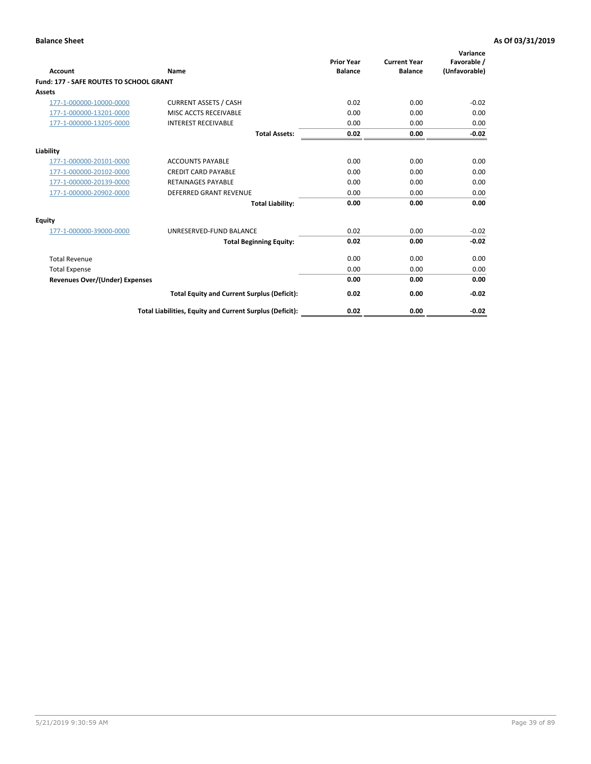**Balance Sheet** — As Of 03/31/2019

| Account | Name | Prior Year Balance | Current Year Balance | Variance Favorable / (Unfavorable) |
|---|---|---|---|---|
| **Fund: 177 - SAFE ROUTES TO SCHOOL GRANT** | | | | |
| **Assets** | | | | |
| 177-1-000000-10000-0000 | CURRENT ASSETS / CASH | 0.02 | 0.00 | -0.02 |
| 177-1-000000-13201-0000 | MISC ACCTS RECEIVABLE | 0.00 | 0.00 | 0.00 |
| 177-1-000000-13205-0000 | INTEREST RECEIVABLE | 0.00 | 0.00 | 0.00 |
| | **Total Assets:** | **0.02** | **0.00** | **-0.02** |
| **Liability** | | | | |
| 177-1-000000-20101-0000 | ACCOUNTS PAYABLE | 0.00 | 0.00 | 0.00 |
| 177-1-000000-20102-0000 | CREDIT CARD PAYABLE | 0.00 | 0.00 | 0.00 |
| 177-1-000000-20139-0000 | RETAINAGES PAYABLE | 0.00 | 0.00 | 0.00 |
| 177-1-000000-20902-0000 | DEFERRED GRANT REVENUE | 0.00 | 0.00 | 0.00 |
| | **Total Liability:** | **0.00** | **0.00** | **0.00** |
| **Equity** | | | | |
| 177-1-000000-39000-0000 | UNRESERVED-FUND BALANCE | 0.02 | 0.00 | -0.02 |
| | **Total Beginning Equity:** | **0.02** | **0.00** | **-0.02** |
| Total Revenue | | 0.00 | 0.00 | 0.00 |
| Total Expense | | 0.00 | 0.00 | 0.00 |
| **Revenues Over/(Under) Expenses** | | **0.00** | **0.00** | **0.00** |
| | **Total Equity and Current Surplus (Deficit):** | **0.02** | **0.00** | **-0.02** |
| | **Total Liabilities, Equity and Current Surplus (Deficit):** | **0.02** | **0.00** | **-0.02** |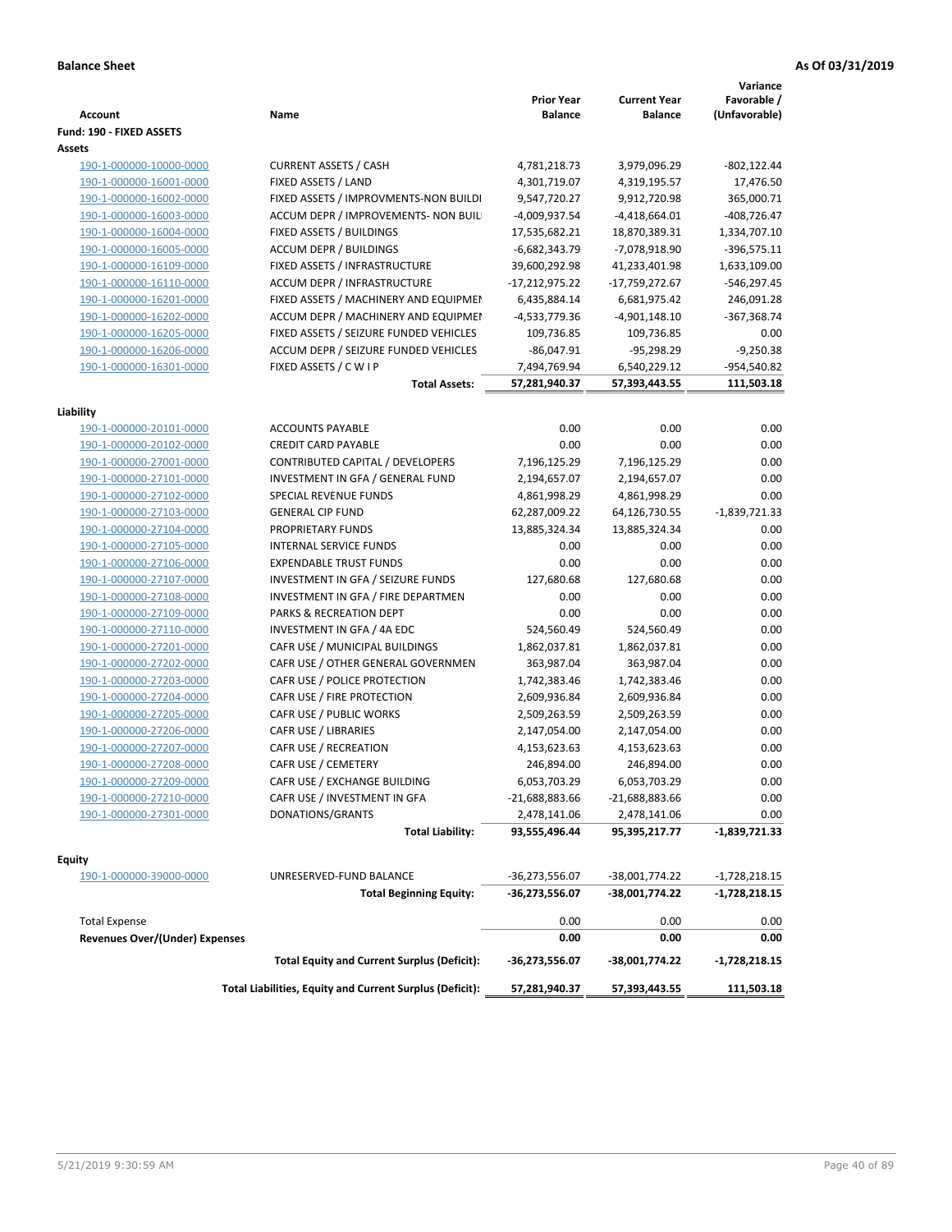**Balance Sheet** — As Of 03/31/2019

| Account | Name | Prior Year Balance | Current Year Balance | Variance Favorable / (Unfavorable) |
|---|---|---|---|---|
| **Fund: 190 - FIXED ASSETS** | | | | |
| **Assets** | | | | |
| 190-1-000000-10000-0000 | CURRENT ASSETS / CASH | 4,781,218.73 | 3,979,096.29 | -802,122.44 |
| 190-1-000000-16001-0000 | FIXED ASSETS / LAND | 4,301,719.07 | 4,319,195.57 | 17,476.50 |
| 190-1-000000-16002-0000 | FIXED ASSETS / IMPROVMENTS-NON BUILDI | 9,547,720.27 | 9,912,720.98 | 365,000.71 |
| 190-1-000000-16003-0000 | ACCUM DEPR / IMPROVEMENTS- NON BUIL | -4,009,937.54 | -4,418,664.01 | -408,726.47 |
| 190-1-000000-16004-0000 | FIXED ASSETS / BUILDINGS | 17,535,682.21 | 18,870,389.31 | 1,334,707.10 |
| 190-1-000000-16005-0000 | ACCUM DEPR / BUILDINGS | -6,682,343.79 | -7,078,918.90 | -396,575.11 |
| 190-1-000000-16109-0000 | FIXED ASSETS / INFRASTRUCTURE | 39,600,292.98 | 41,233,401.98 | 1,633,109.00 |
| 190-1-000000-16110-0000 | ACCUM DEPR / INFRASTRUCTURE | -17,212,975.22 | -17,759,272.67 | -546,297.45 |
| 190-1-000000-16201-0000 | FIXED ASSETS / MACHINERY AND EQUIPMEI | 6,435,884.14 | 6,681,975.42 | 246,091.28 |
| 190-1-000000-16202-0000 | ACCUM DEPR / MACHINERY AND EQUIPMEI | -4,533,779.36 | -4,901,148.10 | -367,368.74 |
| 190-1-000000-16205-0000 | FIXED ASSETS / SEIZURE FUNDED VEHICLES | 109,736.85 | 109,736.85 | 0.00 |
| 190-1-000000-16206-0000 | ACCUM DEPR / SEIZURE FUNDED VEHICLES | -86,047.91 | -95,298.29 | -9,250.38 |
| 190-1-000000-16301-0000 | FIXED ASSETS / C W I P | 7,494,769.94 | 6,540,229.12 | -954,540.82 |
| | **Total Assets:** | **57,281,940.37** | **57,393,443.55** | **111,503.18** |
| **Liability** | | | | |
| 190-1-000000-20101-0000 | ACCOUNTS PAYABLE | 0.00 | 0.00 | 0.00 |
| 190-1-000000-20102-0000 | CREDIT CARD PAYABLE | 0.00 | 0.00 | 0.00 |
| 190-1-000000-27001-0000 | CONTRIBUTED CAPITAL / DEVELOPERS | 7,196,125.29 | 7,196,125.29 | 0.00 |
| 190-1-000000-27101-0000 | INVESTMENT IN GFA / GENERAL FUND | 2,194,657.07 | 2,194,657.07 | 0.00 |
| 190-1-000000-27102-0000 | SPECIAL REVENUE FUNDS | 4,861,998.29 | 4,861,998.29 | 0.00 |
| 190-1-000000-27103-0000 | GENERAL CIP FUND | 62,287,009.22 | 64,126,730.55 | -1,839,721.33 |
| 190-1-000000-27104-0000 | PROPRIETARY FUNDS | 13,885,324.34 | 13,885,324.34 | 0.00 |
| 190-1-000000-27105-0000 | INTERNAL SERVICE FUNDS | 0.00 | 0.00 | 0.00 |
| 190-1-000000-27106-0000 | EXPENDABLE TRUST FUNDS | 0.00 | 0.00 | 0.00 |
| 190-1-000000-27107-0000 | INVESTMENT IN GFA / SEIZURE FUNDS | 127,680.68 | 127,680.68 | 0.00 |
| 190-1-000000-27108-0000 | INVESTMENT IN GFA / FIRE DEPARTMEN | 0.00 | 0.00 | 0.00 |
| 190-1-000000-27109-0000 | PARKS & RECREATION DEPT | 0.00 | 0.00 | 0.00 |
| 190-1-000000-27110-0000 | INVESTMENT IN GFA / 4A EDC | 524,560.49 | 524,560.49 | 0.00 |
| 190-1-000000-27201-0000 | CAFR USE / MUNICIPAL BUILDINGS | 1,862,037.81 | 1,862,037.81 | 0.00 |
| 190-1-000000-27202-0000 | CAFR USE / OTHER GENERAL GOVERNMEN | 363,987.04 | 363,987.04 | 0.00 |
| 190-1-000000-27203-0000 | CAFR USE / POLICE PROTECTION | 1,742,383.46 | 1,742,383.46 | 0.00 |
| 190-1-000000-27204-0000 | CAFR USE / FIRE PROTECTION | 2,609,936.84 | 2,609,936.84 | 0.00 |
| 190-1-000000-27205-0000 | CAFR USE / PUBLIC WORKS | 2,509,263.59 | 2,509,263.59 | 0.00 |
| 190-1-000000-27206-0000 | CAFR USE / LIBRARIES | 2,147,054.00 | 2,147,054.00 | 0.00 |
| 190-1-000000-27207-0000 | CAFR USE / RECREATION | 4,153,623.63 | 4,153,623.63 | 0.00 |
| 190-1-000000-27208-0000 | CAFR USE / CEMETERY | 246,894.00 | 246,894.00 | 0.00 |
| 190-1-000000-27209-0000 | CAFR USE / EXCHANGE BUILDING | 6,053,703.29 | 6,053,703.29 | 0.00 |
| 190-1-000000-27210-0000 | CAFR USE / INVESTMENT IN GFA | -21,688,883.66 | -21,688,883.66 | 0.00 |
| 190-1-000000-27301-0000 | DONATIONS/GRANTS | 2,478,141.06 | 2,478,141.06 | 0.00 |
| | **Total Liability:** | **93,555,496.44** | **95,395,217.77** | **-1,839,721.33** |
| **Equity** | | | | |
| 190-1-000000-39000-0000 | UNRESERVED-FUND BALANCE | -36,273,556.07 | -38,001,774.22 | -1,728,218.15 |
| | **Total Beginning Equity:** | **-36,273,556.07** | **-38,001,774.22** | **-1,728,218.15** |
| Total Expense | | 0.00 | 0.00 | 0.00 |
| **Revenues Over/(Under) Expenses** | | **0.00** | **0.00** | **0.00** |
| | **Total Equity and Current Surplus (Deficit):** | **-36,273,556.07** | **-38,001,774.22** | **-1,728,218.15** |
| | **Total Liabilities, Equity and Current Surplus (Deficit):** | **57,281,940.37** | **57,393,443.55** | **111,503.18** |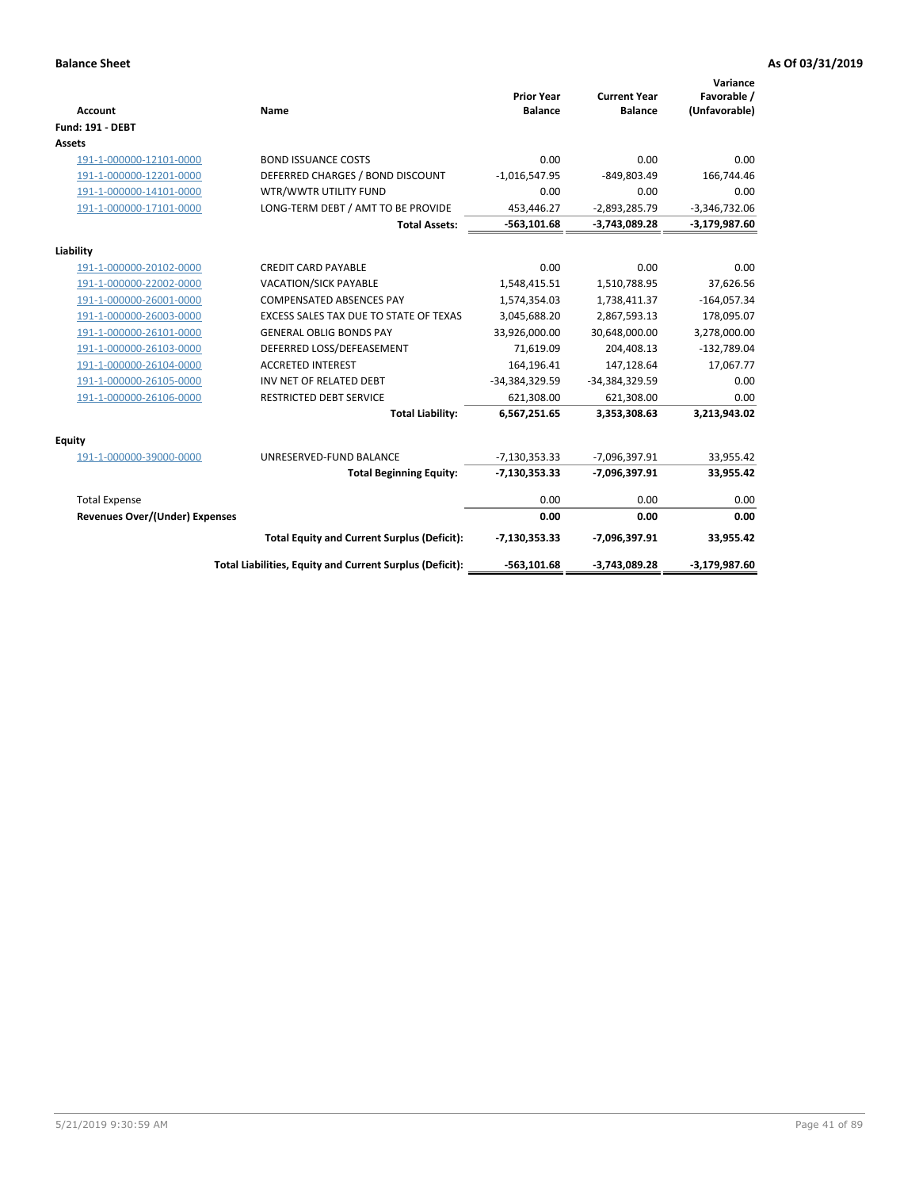**Balance Sheet** **As Of 03/31/2019**

| Account | Name | Prior Year Balance | Current Year Balance | Variance Favorable / (Unfavorable) |
|---|---|---|---|---|
| **Fund: 191 - DEBT** | | | | |
| **Assets** | | | | |
| 191-1-000000-12101-0000 | BOND ISSUANCE COSTS | 0.00 | 0.00 | 0.00 |
| 191-1-000000-12201-0000 | DEFERRED CHARGES / BOND DISCOUNT | -1,016,547.95 | -849,803.49 | 166,744.46 |
| 191-1-000000-14101-0000 | WTR/WWTR UTILITY FUND | 0.00 | 0.00 | 0.00 |
| 191-1-000000-17101-0000 | LONG-TERM DEBT / AMT TO BE PROVIDE | 453,446.27 | -2,893,285.79 | -3,346,732.06 |
| | **Total Assets:** | **-563,101.68** | **-3,743,089.28** | **-3,179,987.60** |
| **Liability** | | | | |
| 191-1-000000-20102-0000 | CREDIT CARD PAYABLE | 0.00 | 0.00 | 0.00 |
| 191-1-000000-22002-0000 | VACATION/SICK PAYABLE | 1,548,415.51 | 1,510,788.95 | 37,626.56 |
| 191-1-000000-26001-0000 | COMPENSATED ABSENCES PAY | 1,574,354.03 | 1,738,411.37 | -164,057.34 |
| 191-1-000000-26003-0000 | EXCESS SALES TAX DUE TO STATE OF TEXAS | 3,045,688.20 | 2,867,593.13 | 178,095.07 |
| 191-1-000000-26101-0000 | GENERAL OBLIG BONDS PAY | 33,926,000.00 | 30,648,000.00 | 3,278,000.00 |
| 191-1-000000-26103-0000 | DEFERRED LOSS/DEFEASEMENT | 71,619.09 | 204,408.13 | -132,789.04 |
| 191-1-000000-26104-0000 | ACCRETED INTEREST | 164,196.41 | 147,128.64 | 17,067.77 |
| 191-1-000000-26105-0000 | INV NET OF RELATED DEBT | -34,384,329.59 | -34,384,329.59 | 0.00 |
| 191-1-000000-26106-0000 | RESTRICTED DEBT SERVICE | 621,308.00 | 621,308.00 | 0.00 |
| | **Total Liability:** | **6,567,251.65** | **3,353,308.63** | **3,213,943.02** |
| **Equity** | | | | |
| 191-1-000000-39000-0000 | UNRESERVED-FUND BALANCE | -7,130,353.33 | -7,096,397.91 | 33,955.42 |
| | **Total Beginning Equity:** | **-7,130,353.33** | **-7,096,397.91** | **33,955.42** |
| Total Expense | | 0.00 | 0.00 | 0.00 |
| **Revenues Over/(Under) Expenses** | | **0.00** | **0.00** | **0.00** |
| | **Total Equity and Current Surplus (Deficit):** | **-7,130,353.33** | **-7,096,397.91** | **33,955.42** |
| | **Total Liabilities, Equity and Current Surplus (Deficit):** | **-563,101.68** | **-3,743,089.28** | **-3,179,987.60** |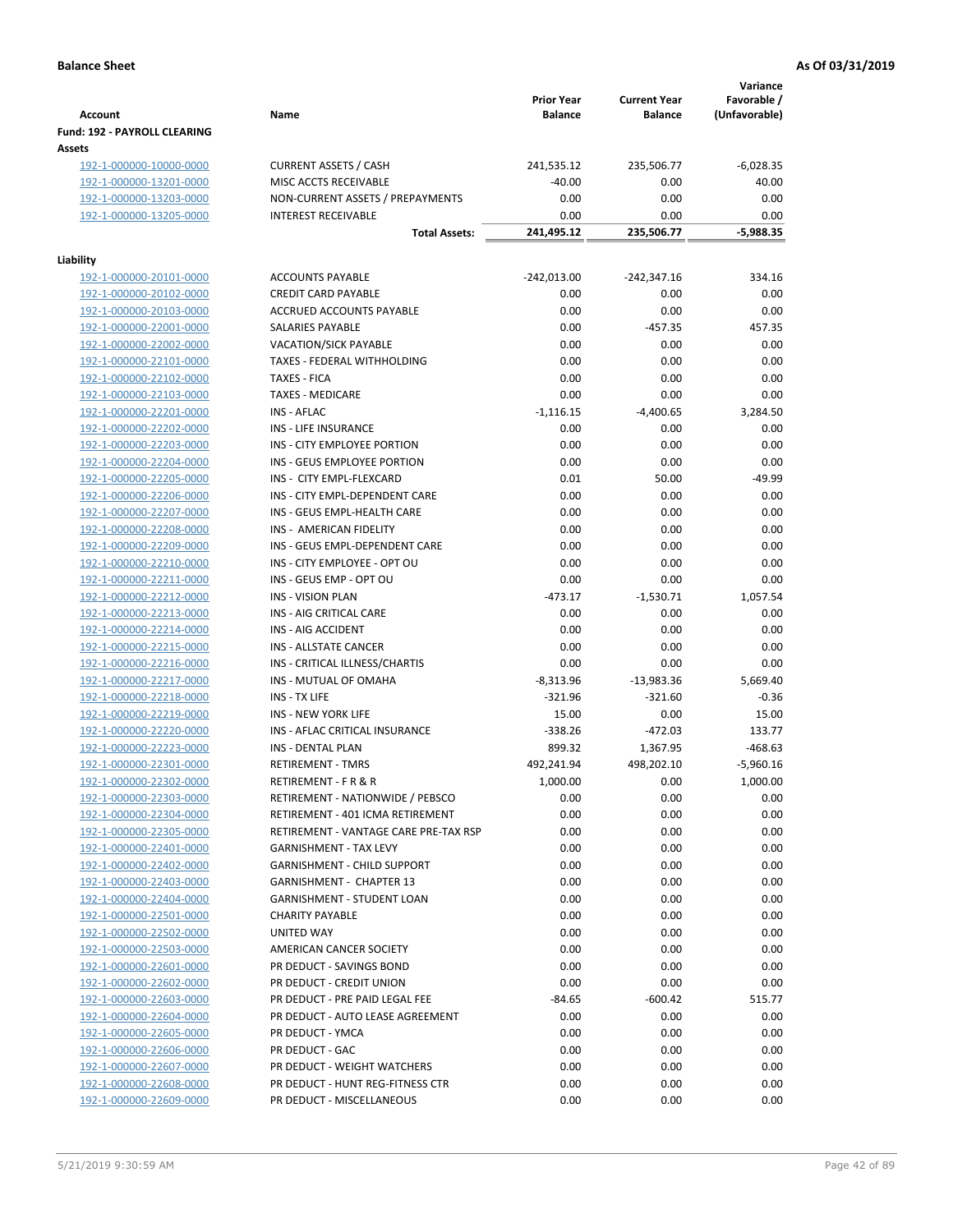**Balance Sheet** **As Of 03/31/2019**

| Account | Name | Prior Year Balance | Current Year Balance | Variance Favorable / (Unfavorable) |
|---|---|---|---|---|
| **Fund: 192 - PAYROLL CLEARING** | | | | |
| **Assets** | | | | |
| 192-1-000000-10000-0000 | CURRENT ASSETS / CASH | 241,535.12 | 235,506.77 | -6,028.35 |
| 192-1-000000-13201-0000 | MISC ACCTS RECEIVABLE | -40.00 | 0.00 | 40.00 |
| 192-1-000000-13203-0000 | NON-CURRENT ASSETS / PREPAYMENTS | 0.00 | 0.00 | 0.00 |
| 192-1-000000-13205-0000 | INTEREST RECEIVABLE | 0.00 | 0.00 | 0.00 |
| | **Total Assets:** | **241,495.12** | **235,506.77** | **-5,988.35** |
| **Liability** | | | | |
| 192-1-000000-20101-0000 | ACCOUNTS PAYABLE | -242,013.00 | -242,347.16 | 334.16 |
| 192-1-000000-20102-0000 | CREDIT CARD PAYABLE | 0.00 | 0.00 | 0.00 |
| 192-1-000000-20103-0000 | ACCRUED ACCOUNTS PAYABLE | 0.00 | 0.00 | 0.00 |
| 192-1-000000-22001-0000 | SALARIES PAYABLE | 0.00 | -457.35 | 457.35 |
| 192-1-000000-22002-0000 | VACATION/SICK PAYABLE | 0.00 | 0.00 | 0.00 |
| 192-1-000000-22101-0000 | TAXES - FEDERAL WITHHOLDING | 0.00 | 0.00 | 0.00 |
| 192-1-000000-22102-0000 | TAXES - FICA | 0.00 | 0.00 | 0.00 |
| 192-1-000000-22103-0000 | TAXES - MEDICARE | 0.00 | 0.00 | 0.00 |
| 192-1-000000-22201-0000 | INS - AFLAC | -1,116.15 | -4,400.65 | 3,284.50 |
| 192-1-000000-22202-0000 | INS - LIFE INSURANCE | 0.00 | 0.00 | 0.00 |
| 192-1-000000-22203-0000 | INS - CITY EMPLOYEE PORTION | 0.00 | 0.00 | 0.00 |
| 192-1-000000-22204-0000 | INS - GEUS EMPLOYEE PORTION | 0.00 | 0.00 | 0.00 |
| 192-1-000000-22205-0000 | INS - CITY EMPL-FLEXCARD | 0.01 | 50.00 | -49.99 |
| 192-1-000000-22206-0000 | INS - CITY EMPL-DEPENDENT CARE | 0.00 | 0.00 | 0.00 |
| 192-1-000000-22207-0000 | INS - GEUS EMPL-HEALTH CARE | 0.00 | 0.00 | 0.00 |
| 192-1-000000-22208-0000 | INS - AMERICAN FIDELITY | 0.00 | 0.00 | 0.00 |
| 192-1-000000-22209-0000 | INS - GEUS EMPL-DEPENDENT CARE | 0.00 | 0.00 | 0.00 |
| 192-1-000000-22210-0000 | INS - CITY EMPLOYEE - OPT OU | 0.00 | 0.00 | 0.00 |
| 192-1-000000-22211-0000 | INS - GEUS EMP - OPT OU | 0.00 | 0.00 | 0.00 |
| 192-1-000000-22212-0000 | INS - VISION PLAN | -473.17 | -1,530.71 | 1,057.54 |
| 192-1-000000-22213-0000 | INS - AIG CRITICAL CARE | 0.00 | 0.00 | 0.00 |
| 192-1-000000-22214-0000 | INS - AIG ACCIDENT | 0.00 | 0.00 | 0.00 |
| 192-1-000000-22215-0000 | INS - ALLSTATE CANCER | 0.00 | 0.00 | 0.00 |
| 192-1-000000-22216-0000 | INS - CRITICAL ILLNESS/CHARTIS | 0.00 | 0.00 | 0.00 |
| 192-1-000000-22217-0000 | INS - MUTUAL OF OMAHA | -8,313.96 | -13,983.36 | 5,669.40 |
| 192-1-000000-22218-0000 | INS - TX LIFE | -321.96 | -321.60 | -0.36 |
| 192-1-000000-22219-0000 | INS - NEW YORK LIFE | 15.00 | 0.00 | 15.00 |
| 192-1-000000-22220-0000 | INS - AFLAC CRITICAL INSURANCE | -338.26 | -472.03 | 133.77 |
| 192-1-000000-22223-0000 | INS - DENTAL PLAN | 899.32 | 1,367.95 | -468.63 |
| 192-1-000000-22301-0000 | RETIREMENT - TMRS | 492,241.94 | 498,202.10 | -5,960.16 |
| 192-1-000000-22302-0000 | RETIREMENT - F R & R | 1,000.00 | 0.00 | 1,000.00 |
| 192-1-000000-22303-0000 | RETIREMENT - NATIONWIDE / PEBSCO | 0.00 | 0.00 | 0.00 |
| 192-1-000000-22304-0000 | RETIREMENT - 401 ICMA RETIREMENT | 0.00 | 0.00 | 0.00 |
| 192-1-000000-22305-0000 | RETIREMENT - VANTAGE CARE PRE-TAX RSP | 0.00 | 0.00 | 0.00 |
| 192-1-000000-22401-0000 | GARNISHMENT - TAX LEVY | 0.00 | 0.00 | 0.00 |
| 192-1-000000-22402-0000 | GARNISHMENT - CHILD SUPPORT | 0.00 | 0.00 | 0.00 |
| 192-1-000000-22403-0000 | GARNISHMENT - CHAPTER 13 | 0.00 | 0.00 | 0.00 |
| 192-1-000000-22404-0000 | GARNISHMENT - STUDENT LOAN | 0.00 | 0.00 | 0.00 |
| 192-1-000000-22501-0000 | CHARITY PAYABLE | 0.00 | 0.00 | 0.00 |
| 192-1-000000-22502-0000 | UNITED WAY | 0.00 | 0.00 | 0.00 |
| 192-1-000000-22503-0000 | AMERICAN CANCER SOCIETY | 0.00 | 0.00 | 0.00 |
| 192-1-000000-22601-0000 | PR DEDUCT - SAVINGS BOND | 0.00 | 0.00 | 0.00 |
| 192-1-000000-22602-0000 | PR DEDUCT - CREDIT UNION | 0.00 | 0.00 | 0.00 |
| 192-1-000000-22603-0000 | PR DEDUCT - PRE PAID LEGAL FEE | -84.65 | -600.42 | 515.77 |
| 192-1-000000-22604-0000 | PR DEDUCT - AUTO LEASE AGREEMENT | 0.00 | 0.00 | 0.00 |
| 192-1-000000-22605-0000 | PR DEDUCT - YMCA | 0.00 | 0.00 | 0.00 |
| 192-1-000000-22606-0000 | PR DEDUCT - GAC | 0.00 | 0.00 | 0.00 |
| 192-1-000000-22607-0000 | PR DEDUCT - WEIGHT WATCHERS | 0.00 | 0.00 | 0.00 |
| 192-1-000000-22608-0000 | PR DEDUCT - HUNT REG-FITNESS CTR | 0.00 | 0.00 | 0.00 |
| 192-1-000000-22609-0000 | PR DEDUCT - MISCELLANEOUS | 0.00 | 0.00 | 0.00 |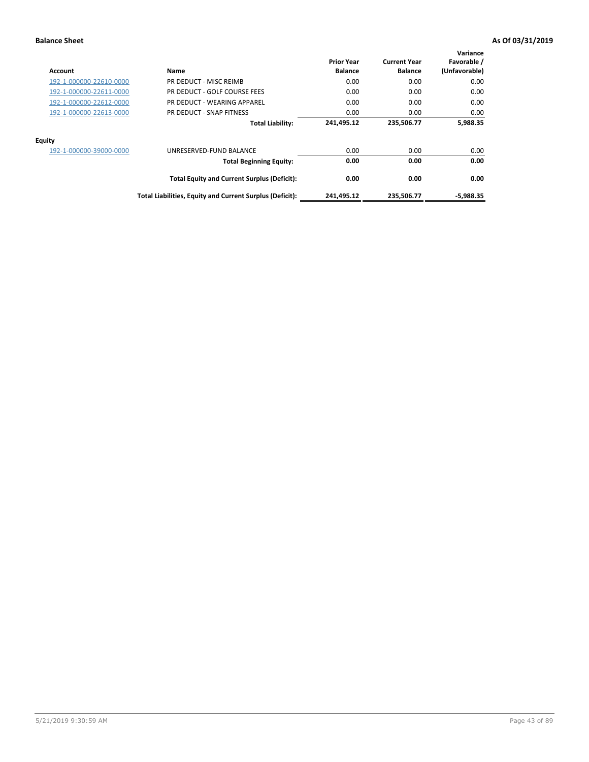**Balance Sheet** | **As Of 03/31/2019**

| Account | Name | Prior Year Balance | Current Year Balance | Variance Favorable / (Unfavorable) |
|---|---|---|---|---|
| 192-1-000000-22610-0000 | PR DEDUCT - MISC REIMB | 0.00 | 0.00 | 0.00 |
| 192-1-000000-22611-0000 | PR DEDUCT - GOLF COURSE FEES | 0.00 | 0.00 | 0.00 |
| 192-1-000000-22612-0000 | PR DEDUCT - WEARING APPAREL | 0.00 | 0.00 | 0.00 |
| 192-1-000000-22613-0000 | PR DEDUCT - SNAP FITNESS | 0.00 | 0.00 | 0.00 |
| | **Total Liability:** | **241,495.12** | **235,506.77** | **5,988.35** |
| **Equity** | | | | |
| 192-1-000000-39000-0000 | UNRESERVED-FUND BALANCE | 0.00 | 0.00 | 0.00 |
| | **Total Beginning Equity:** | **0.00** | **0.00** | **0.00** |
| | **Total Equity and Current Surplus (Deficit):** | **0.00** | **0.00** | **0.00** |
| | **Total Liabilities, Equity and Current Surplus (Deficit):** | **241,495.12** | **235,506.77** | **-5,988.35** |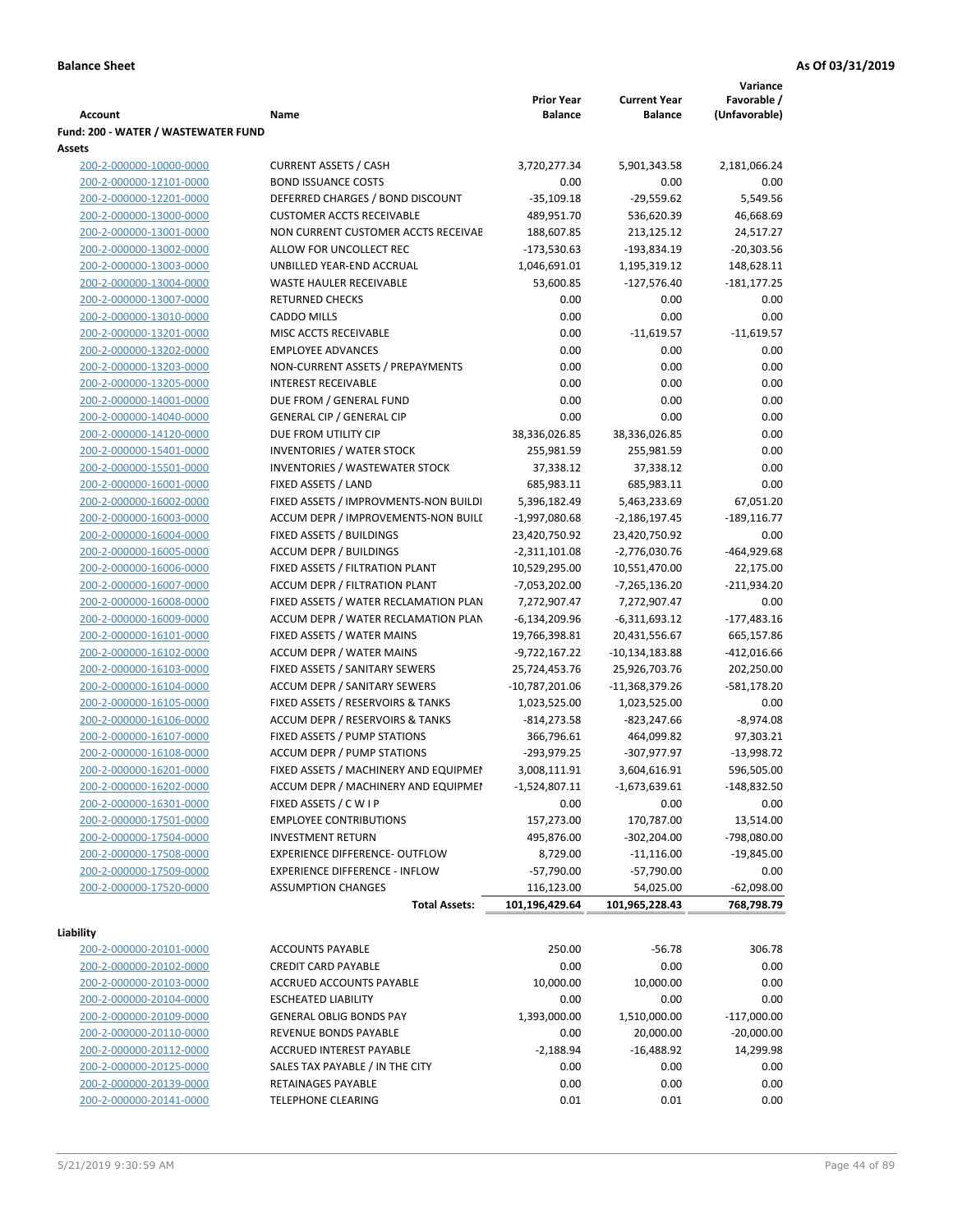**Balance Sheet** | **As Of 03/31/2019**

| Account | Name | Prior Year Balance | Current Year Balance | Variance Favorable / (Unfavorable) |
|---|---|---|---|---|
| **Fund: 200 - WATER / WASTEWATER FUND** | | | | |
| **Assets** | | | | |
| 200-2-000000-10000-0000 | CURRENT ASSETS / CASH | 3,720,277.34 | 5,901,343.58 | 2,181,066.24 |
| 200-2-000000-12101-0000 | BOND ISSUANCE COSTS | 0.00 | 0.00 | 0.00 |
| 200-2-000000-12201-0000 | DEFERRED CHARGES / BOND DISCOUNT | -35,109.18 | -29,559.62 | 5,549.56 |
| 200-2-000000-13000-0000 | CUSTOMER ACCTS RECEIVABLE | 489,951.70 | 536,620.39 | 46,668.69 |
| 200-2-000000-13001-0000 | NON CURRENT CUSTOMER ACCTS RECEIVAE | 188,607.85 | 213,125.12 | 24,517.27 |
| 200-2-000000-13002-0000 | ALLOW FOR UNCOLLECT REC | -173,530.63 | -193,834.19 | -20,303.56 |
| 200-2-000000-13003-0000 | UNBILLED YEAR-END ACCRUAL | 1,046,691.01 | 1,195,319.12 | 148,628.11 |
| 200-2-000000-13004-0000 | WASTE HAULER RECEIVABLE | 53,600.85 | -127,576.40 | -181,177.25 |
| 200-2-000000-13007-0000 | RETURNED CHECKS | 0.00 | 0.00 | 0.00 |
| 200-2-000000-13010-0000 | CADDO MILLS | 0.00 | 0.00 | 0.00 |
| 200-2-000000-13201-0000 | MISC ACCTS RECEIVABLE | 0.00 | -11,619.57 | -11,619.57 |
| 200-2-000000-13202-0000 | EMPLOYEE ADVANCES | 0.00 | 0.00 | 0.00 |
| 200-2-000000-13203-0000 | NON-CURRENT ASSETS / PREPAYMENTS | 0.00 | 0.00 | 0.00 |
| 200-2-000000-13205-0000 | INTEREST RECEIVABLE | 0.00 | 0.00 | 0.00 |
| 200-2-000000-14001-0000 | DUE FROM / GENERAL FUND | 0.00 | 0.00 | 0.00 |
| 200-2-000000-14040-0000 | GENERAL CIP / GENERAL CIP | 0.00 | 0.00 | 0.00 |
| 200-2-000000-14120-0000 | DUE FROM UTILITY CIP | 38,336,026.85 | 38,336,026.85 | 0.00 |
| 200-2-000000-15401-0000 | INVENTORIES / WATER STOCK | 255,981.59 | 255,981.59 | 0.00 |
| 200-2-000000-15501-0000 | INVENTORIES / WASTEWATER STOCK | 37,338.12 | 37,338.12 | 0.00 |
| 200-2-000000-16001-0000 | FIXED ASSETS / LAND | 685,983.11 | 685,983.11 | 0.00 |
| 200-2-000000-16002-0000 | FIXED ASSETS / IMPROVMENTS-NON BUILDI | 5,396,182.49 | 5,463,233.69 | 67,051.20 |
| 200-2-000000-16003-0000 | ACCUM DEPR / IMPROVEMENTS-NON BUILI | -1,997,080.68 | -2,186,197.45 | -189,116.77 |
| 200-2-000000-16004-0000 | FIXED ASSETS / BUILDINGS | 23,420,750.92 | 23,420,750.92 | 0.00 |
| 200-2-000000-16005-0000 | ACCUM DEPR / BUILDINGS | -2,311,101.08 | -2,776,030.76 | -464,929.68 |
| 200-2-000000-16006-0000 | FIXED ASSETS / FILTRATION PLANT | 10,529,295.00 | 10,551,470.00 | 22,175.00 |
| 200-2-000000-16007-0000 | ACCUM DEPR / FILTRATION PLANT | -7,053,202.00 | -7,265,136.20 | -211,934.20 |
| 200-2-000000-16008-0000 | FIXED ASSETS / WATER RECLAMATION PLAN | 7,272,907.47 | 7,272,907.47 | 0.00 |
| 200-2-000000-16009-0000 | ACCUM DEPR / WATER RECLAMATION PLAN | -6,134,209.96 | -6,311,693.12 | -177,483.16 |
| 200-2-000000-16101-0000 | FIXED ASSETS / WATER MAINS | 19,766,398.81 | 20,431,556.67 | 665,157.86 |
| 200-2-000000-16102-0000 | ACCUM DEPR / WATER MAINS | -9,722,167.22 | -10,134,183.88 | -412,016.66 |
| 200-2-000000-16103-0000 | FIXED ASSETS / SANITARY SEWERS | 25,724,453.76 | 25,926,703.76 | 202,250.00 |
| 200-2-000000-16104-0000 | ACCUM DEPR / SANITARY SEWERS | -10,787,201.06 | -11,368,379.26 | -581,178.20 |
| 200-2-000000-16105-0000 | FIXED ASSETS / RESERVOIRS & TANKS | 1,023,525.00 | 1,023,525.00 | 0.00 |
| 200-2-000000-16106-0000 | ACCUM DEPR / RESERVOIRS & TANKS | -814,273.58 | -823,247.66 | -8,974.08 |
| 200-2-000000-16107-0000 | FIXED ASSETS / PUMP STATIONS | 366,796.61 | 464,099.82 | 97,303.21 |
| 200-2-000000-16108-0000 | ACCUM DEPR / PUMP STATIONS | -293,979.25 | -307,977.97 | -13,998.72 |
| 200-2-000000-16201-0000 | FIXED ASSETS / MACHINERY AND EQUIPMEI | 3,008,111.91 | 3,604,616.91 | 596,505.00 |
| 200-2-000000-16202-0000 | ACCUM DEPR / MACHINERY AND EQUIPMEI | -1,524,807.11 | -1,673,639.61 | -148,832.50 |
| 200-2-000000-16301-0000 | FIXED ASSETS / C W I P | 0.00 | 0.00 | 0.00 |
| 200-2-000000-17501-0000 | EMPLOYEE CONTRIBUTIONS | 157,273.00 | 170,787.00 | 13,514.00 |
| 200-2-000000-17504-0000 | INVESTMENT RETURN | 495,876.00 | -302,204.00 | -798,080.00 |
| 200-2-000000-17508-0000 | EXPERIENCE DIFFERENCE- OUTFLOW | 8,729.00 | -11,116.00 | -19,845.00 |
| 200-2-000000-17509-0000 | EXPERIENCE DIFFERENCE - INFLOW | -57,790.00 | -57,790.00 | 0.00 |
| 200-2-000000-17520-0000 | ASSUMPTION CHANGES | 116,123.00 | 54,025.00 | -62,098.00 |
| | **Total Assets:** | **101,196,429.64** | **101,965,228.43** | **768,798.79** |
| **Liability** | | | | |
| 200-2-000000-20101-0000 | ACCOUNTS PAYABLE | 250.00 | -56.78 | 306.78 |
| 200-2-000000-20102-0000 | CREDIT CARD PAYABLE | 0.00 | 0.00 | 0.00 |
| 200-2-000000-20103-0000 | ACCRUED ACCOUNTS PAYABLE | 10,000.00 | 10,000.00 | 0.00 |
| 200-2-000000-20104-0000 | ESCHEATED LIABILITY | 0.00 | 0.00 | 0.00 |
| 200-2-000000-20109-0000 | GENERAL OBLIG BONDS PAY | 1,393,000.00 | 1,510,000.00 | -117,000.00 |
| 200-2-000000-20110-0000 | REVENUE BONDS PAYABLE | 0.00 | 20,000.00 | -20,000.00 |
| 200-2-000000-20112-0000 | ACCRUED INTEREST PAYABLE | -2,188.94 | -16,488.92 | 14,299.98 |
| 200-2-000000-20125-0000 | SALES TAX PAYABLE / IN THE CITY | 0.00 | 0.00 | 0.00 |
| 200-2-000000-20139-0000 | RETAINAGES PAYABLE | 0.00 | 0.00 | 0.00 |
| 200-2-000000-20141-0000 | TELEPHONE CLEARING | 0.01 | 0.01 | 0.00 |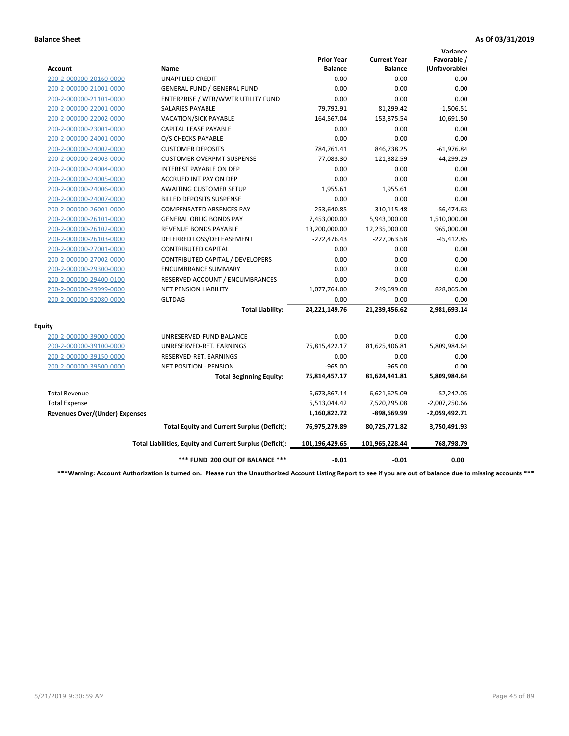**Balance Sheet** **As Of 03/31/2019**

| Account | Name | Prior Year Balance | Current Year Balance | Variance Favorable / (Unfavorable) |
|---|---|---|---|---|
| 200-2-000000-20160-0000 | UNAPPLIED CREDIT | 0.00 | 0.00 | 0.00 |
| 200-2-000000-21001-0000 | GENERAL FUND / GENERAL FUND | 0.00 | 0.00 | 0.00 |
| 200-2-000000-21101-0000 | ENTERPRISE / WTR/WWTR UTILITY FUND | 0.00 | 0.00 | 0.00 |
| 200-2-000000-22001-0000 | SALARIES PAYABLE | 79,792.91 | 81,299.42 | -1,506.51 |
| 200-2-000000-22002-0000 | VACATION/SICK PAYABLE | 164,567.04 | 153,875.54 | 10,691.50 |
| 200-2-000000-23001-0000 | CAPITAL LEASE PAYABLE | 0.00 | 0.00 | 0.00 |
| 200-2-000000-24001-0000 | O/S CHECKS PAYABLE | 0.00 | 0.00 | 0.00 |
| 200-2-000000-24002-0000 | CUSTOMER DEPOSITS | 784,761.41 | 846,738.25 | -61,976.84 |
| 200-2-000000-24003-0000 | CUSTOMER OVERPMT SUSPENSE | 77,083.30 | 121,382.59 | -44,299.29 |
| 200-2-000000-24004-0000 | INTEREST PAYABLE ON DEP | 0.00 | 0.00 | 0.00 |
| 200-2-000000-24005-0000 | ACCRUED INT PAY ON DEP | 0.00 | 0.00 | 0.00 |
| 200-2-000000-24006-0000 | AWAITING CUSTOMER SETUP | 1,955.61 | 1,955.61 | 0.00 |
| 200-2-000000-24007-0000 | BILLED DEPOSITS SUSPENSE | 0.00 | 0.00 | 0.00 |
| 200-2-000000-26001-0000 | COMPENSATED ABSENCES PAY | 253,640.85 | 310,115.48 | -56,474.63 |
| 200-2-000000-26101-0000 | GENERAL OBLIG BONDS PAY | 7,453,000.00 | 5,943,000.00 | 1,510,000.00 |
| 200-2-000000-26102-0000 | REVENUE BONDS PAYABLE | 13,200,000.00 | 12,235,000.00 | 965,000.00 |
| 200-2-000000-26103-0000 | DEFERRED LOSS/DEFEASEMENT | -272,476.43 | -227,063.58 | -45,412.85 |
| 200-2-000000-27001-0000 | CONTRIBUTED CAPITAL | 0.00 | 0.00 | 0.00 |
| 200-2-000000-27002-0000 | CONTRIBUTED CAPITAL / DEVELOPERS | 0.00 | 0.00 | 0.00 |
| 200-2-000000-29300-0000 | ENCUMBRANCE SUMMARY | 0.00 | 0.00 | 0.00 |
| 200-2-000000-29400-0100 | RESERVED ACCOUNT / ENCUMBRANCES | 0.00 | 0.00 | 0.00 |
| 200-2-000000-29999-0000 | NET PENSION LIABILITY | 1,077,764.00 | 249,699.00 | 828,065.00 |
| 200-2-000000-92080-0000 | GLTDAG | 0.00 | 0.00 | 0.00 |
| | **Total Liability:** | **24,221,149.76** | **21,239,456.62** | **2,981,693.14** |
| **Equity** | | | | |
| 200-2-000000-39000-0000 | UNRESERVED-FUND BALANCE | 0.00 | 0.00 | 0.00 |
| 200-2-000000-39100-0000 | UNRESERVED-RET. EARNINGS | 75,815,422.17 | 81,625,406.81 | 5,809,984.64 |
| 200-2-000000-39150-0000 | RESERVED-RET. EARNINGS | 0.00 | 0.00 | 0.00 |
| 200-2-000000-39500-0000 | NET POSITION - PENSION | -965.00 | -965.00 | 0.00 |
| | **Total Beginning Equity:** | **75,814,457.17** | **81,624,441.81** | **5,809,984.64** |
| Total Revenue | | 6,673,867.14 | 6,621,625.09 | -52,242.05 |
| Total Expense | | 5,513,044.42 | 7,520,295.08 | -2,007,250.66 |
| **Revenues Over/(Under) Expenses** | | **1,160,822.72** | **-898,669.99** | **-2,059,492.71** |
| | **Total Equity and Current Surplus (Deficit):** | **76,975,279.89** | **80,725,771.82** | **3,750,491.93** |
| | **Total Liabilities, Equity and Current Surplus (Deficit):** | **101,196,429.65** | **101,965,228.44** | **768,798.79** |
| | ***** FUND 200 OUT OF BALANCE ***** | **-0.01** | **-0.01** | **0.00** |

*****Warning: Account Authorization is turned on. Please run the Unauthorized Account Listing Report to see if you are out of balance due to missing accounts *****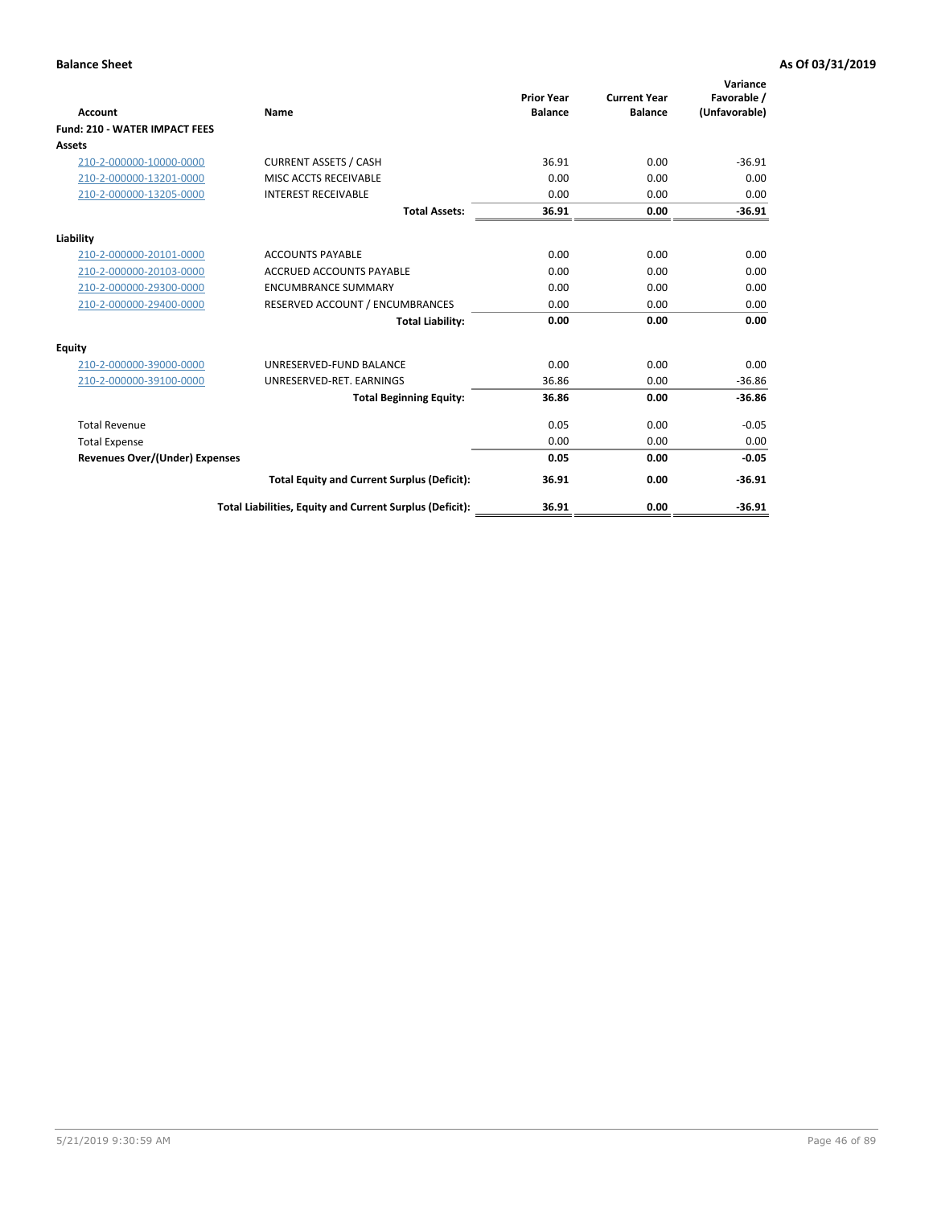**Balance Sheet** | **As Of 03/31/2019**

| Account | Name | Prior Year Balance | Current Year Balance | Variance Favorable / (Unfavorable) |
|---|---|---|---|---|
| **Fund: 210 - WATER IMPACT FEES** | | | | |
| **Assets** | | | | |
| 210-2-000000-10000-0000 | CURRENT ASSETS / CASH | 36.91 | 0.00 | -36.91 |
| 210-2-000000-13201-0000 | MISC ACCTS RECEIVABLE | 0.00 | 0.00 | 0.00 |
| 210-2-000000-13205-0000 | INTEREST RECEIVABLE | 0.00 | 0.00 | 0.00 |
| | **Total Assets:** | **36.91** | **0.00** | **-36.91** |
| **Liability** | | | | |
| 210-2-000000-20101-0000 | ACCOUNTS PAYABLE | 0.00 | 0.00 | 0.00 |
| 210-2-000000-20103-0000 | ACCRUED ACCOUNTS PAYABLE | 0.00 | 0.00 | 0.00 |
| 210-2-000000-29300-0000 | ENCUMBRANCE SUMMARY | 0.00 | 0.00 | 0.00 |
| 210-2-000000-29400-0000 | RESERVED ACCOUNT / ENCUMBRANCES | 0.00 | 0.00 | 0.00 |
| | **Total Liability:** | **0.00** | **0.00** | **0.00** |
| **Equity** | | | | |
| 210-2-000000-39000-0000 | UNRESERVED-FUND BALANCE | 0.00 | 0.00 | 0.00 |
| 210-2-000000-39100-0000 | UNRESERVED-RET. EARNINGS | 36.86 | 0.00 | -36.86 |
| | **Total Beginning Equity:** | **36.86** | **0.00** | **-36.86** |
| Total Revenue | | 0.05 | 0.00 | -0.05 |
| Total Expense | | 0.00 | 0.00 | 0.00 |
| **Revenues Over/(Under) Expenses** | | **0.05** | **0.00** | **-0.05** |
| | **Total Equity and Current Surplus (Deficit):** | **36.91** | **0.00** | **-36.91** |
| | **Total Liabilities, Equity and Current Surplus (Deficit):** | **36.91** | **0.00** | **-36.91** |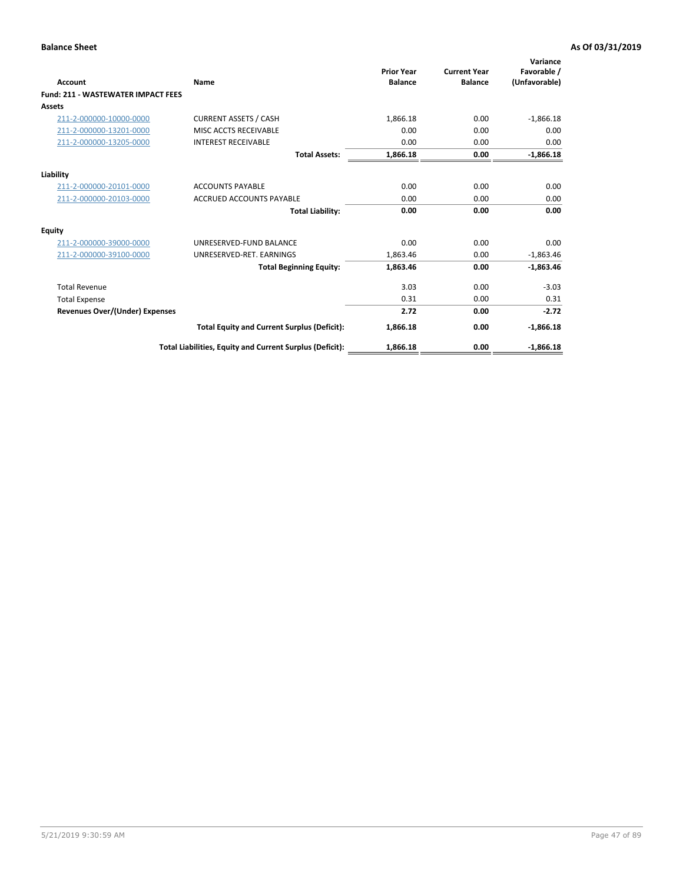**Balance Sheet** **As Of 03/31/2019**

| Account | Name | Prior Year Balance | Current Year Balance | Variance Favorable / (Unfavorable) |
|---|---|---|---|---|
| **Fund: 211 - WASTEWATER IMPACT FEES** | | | | |
| **Assets** | | | | |
| 211-2-000000-10000-0000 | CURRENT ASSETS / CASH | 1,866.18 | 0.00 | -1,866.18 |
| 211-2-000000-13201-0000 | MISC ACCTS RECEIVABLE | 0.00 | 0.00 | 0.00 |
| 211-2-000000-13205-0000 | INTEREST RECEIVABLE | 0.00 | 0.00 | 0.00 |
| | **Total Assets:** | **1,866.18** | **0.00** | **-1,866.18** |
| **Liability** | | | | |
| 211-2-000000-20101-0000 | ACCOUNTS PAYABLE | 0.00 | 0.00 | 0.00 |
| 211-2-000000-20103-0000 | ACCRUED ACCOUNTS PAYABLE | 0.00 | 0.00 | 0.00 |
| | **Total Liability:** | **0.00** | **0.00** | **0.00** |
| **Equity** | | | | |
| 211-2-000000-39000-0000 | UNRESERVED-FUND BALANCE | 0.00 | 0.00 | 0.00 |
| 211-2-000000-39100-0000 | UNRESERVED-RET. EARNINGS | 1,863.46 | 0.00 | -1,863.46 |
| | **Total Beginning Equity:** | **1,863.46** | **0.00** | **-1,863.46** |
| Total Revenue | | 3.03 | 0.00 | -3.03 |
| Total Expense | | 0.31 | 0.00 | 0.31 |
| **Revenues Over/(Under) Expenses** | | **2.72** | **0.00** | **-2.72** |
| | **Total Equity and Current Surplus (Deficit):** | **1,866.18** | **0.00** | **-1,866.18** |
| | **Total Liabilities, Equity and Current Surplus (Deficit):** | **1,866.18** | **0.00** | **-1,866.18** |

5/21/2019 9:30:59 AM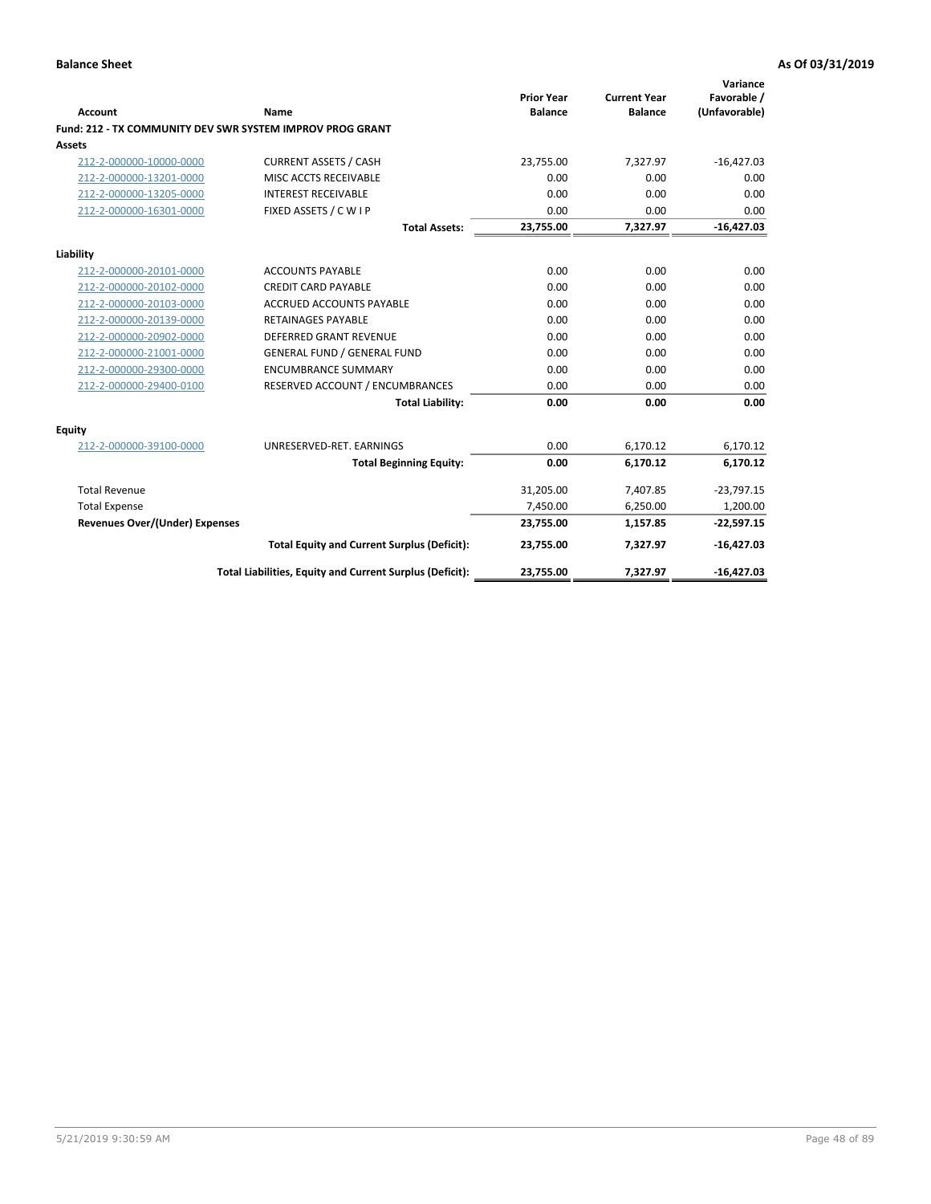**Balance Sheet** — **As Of 03/31/2019**

| Account | Name | Prior Year Balance | Current Year Balance | Variance Favorable / (Unfavorable) |
|---|---|---|---|---|
| **Fund: 212 - TX COMMUNITY DEV SWR SYSTEM IMPROV PROG GRANT** | | | | |
| **Assets** | | | | |
| 212-2-000000-10000-0000 | CURRENT ASSETS / CASH | 23,755.00 | 7,327.97 | -16,427.03 |
| 212-2-000000-13201-0000 | MISC ACCTS RECEIVABLE | 0.00 | 0.00 | 0.00 |
| 212-2-000000-13205-0000 | INTEREST RECEIVABLE | 0.00 | 0.00 | 0.00 |
| 212-2-000000-16301-0000 | FIXED ASSETS / C W I P | 0.00 | 0.00 | 0.00 |
| | **Total Assets:** | **23,755.00** | **7,327.97** | **-16,427.03** |
| **Liability** | | | | |
| 212-2-000000-20101-0000 | ACCOUNTS PAYABLE | 0.00 | 0.00 | 0.00 |
| 212-2-000000-20102-0000 | CREDIT CARD PAYABLE | 0.00 | 0.00 | 0.00 |
| 212-2-000000-20103-0000 | ACCRUED ACCOUNTS PAYABLE | 0.00 | 0.00 | 0.00 |
| 212-2-000000-20139-0000 | RETAINAGES PAYABLE | 0.00 | 0.00 | 0.00 |
| 212-2-000000-20902-0000 | DEFERRED GRANT REVENUE | 0.00 | 0.00 | 0.00 |
| 212-2-000000-21001-0000 | GENERAL FUND / GENERAL FUND | 0.00 | 0.00 | 0.00 |
| 212-2-000000-29300-0000 | ENCUMBRANCE SUMMARY | 0.00 | 0.00 | 0.00 |
| 212-2-000000-29400-0100 | RESERVED ACCOUNT / ENCUMBRANCES | 0.00 | 0.00 | 0.00 |
| | **Total Liability:** | **0.00** | **0.00** | **0.00** |
| **Equity** | | | | |
| 212-2-000000-39100-0000 | UNRESERVED-RET. EARNINGS | 0.00 | 6,170.12 | 6,170.12 |
| | **Total Beginning Equity:** | **0.00** | **6,170.12** | **6,170.12** |
| Total Revenue | | 31,205.00 | 7,407.85 | -23,797.15 |
| Total Expense | | 7,450.00 | 6,250.00 | 1,200.00 |
| **Revenues Over/(Under) Expenses** | | **23,755.00** | **1,157.85** | **-22,597.15** |
| | **Total Equity and Current Surplus (Deficit):** | **23,755.00** | **7,327.97** | **-16,427.03** |
| | **Total Liabilities, Equity and Current Surplus (Deficit):** | **23,755.00** | **7,327.97** | **-16,427.03** |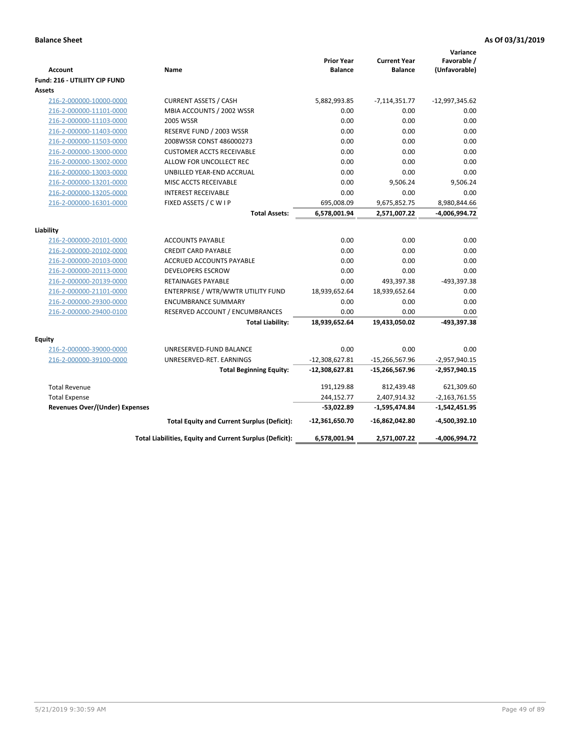**Balance Sheet** | **As Of 03/31/2019**

| Account | Name | Prior Year Balance | Current Year Balance | Variance Favorable / (Unfavorable) |
|---|---|---|---|---|
| **Fund: 216 - UTILIITY CIP FUND** | | | | |
| **Assets** | | | | |
| 216-2-000000-10000-0000 | CURRENT ASSETS / CASH | 5,882,993.85 | -7,114,351.77 | -12,997,345.62 |
| 216-2-000000-11101-0000 | MBIA ACCOUNTS / 2002 WSSR | 0.00 | 0.00 | 0.00 |
| 216-2-000000-11103-0000 | 2005 WSSR | 0.00 | 0.00 | 0.00 |
| 216-2-000000-11403-0000 | RESERVE FUND / 2003 WSSR | 0.00 | 0.00 | 0.00 |
| 216-2-000000-11503-0000 | 2008WSSR CONST 486000273 | 0.00 | 0.00 | 0.00 |
| 216-2-000000-13000-0000 | CUSTOMER ACCTS RECEIVABLE | 0.00 | 0.00 | 0.00 |
| 216-2-000000-13002-0000 | ALLOW FOR UNCOLLECT REC | 0.00 | 0.00 | 0.00 |
| 216-2-000000-13003-0000 | UNBILLED YEAR-END ACCRUAL | 0.00 | 0.00 | 0.00 |
| 216-2-000000-13201-0000 | MISC ACCTS RECEIVABLE | 0.00 | 9,506.24 | 9,506.24 |
| 216-2-000000-13205-0000 | INTEREST RECEIVABLE | 0.00 | 0.00 | 0.00 |
| 216-2-000000-16301-0000 | FIXED ASSETS / C W I P | 695,008.09 | 9,675,852.75 | 8,980,844.66 |
| | **Total Assets:** | **6,578,001.94** | **2,571,007.22** | **-4,006,994.72** |
| **Liability** | | | | |
| 216-2-000000-20101-0000 | ACCOUNTS PAYABLE | 0.00 | 0.00 | 0.00 |
| 216-2-000000-20102-0000 | CREDIT CARD PAYABLE | 0.00 | 0.00 | 0.00 |
| 216-2-000000-20103-0000 | ACCRUED ACCOUNTS PAYABLE | 0.00 | 0.00 | 0.00 |
| 216-2-000000-20113-0000 | DEVELOPERS ESCROW | 0.00 | 0.00 | 0.00 |
| 216-2-000000-20139-0000 | RETAINAGES PAYABLE | 0.00 | 493,397.38 | -493,397.38 |
| 216-2-000000-21101-0000 | ENTERPRISE / WTR/WWTR UTILITY FUND | 18,939,652.64 | 18,939,652.64 | 0.00 |
| 216-2-000000-29300-0000 | ENCUMBRANCE SUMMARY | 0.00 | 0.00 | 0.00 |
| 216-2-000000-29400-0100 | RESERVED ACCOUNT / ENCUMBRANCES | 0.00 | 0.00 | 0.00 |
| | **Total Liability:** | **18,939,652.64** | **19,433,050.02** | **-493,397.38** |
| **Equity** | | | | |
| 216-2-000000-39000-0000 | UNRESERVED-FUND BALANCE | 0.00 | 0.00 | 0.00 |
| 216-2-000000-39100-0000 | UNRESERVED-RET. EARNINGS | -12,308,627.81 | -15,266,567.96 | -2,957,940.15 |
| | **Total Beginning Equity:** | **-12,308,627.81** | **-15,266,567.96** | **-2,957,940.15** |
| Total Revenue | | 191,129.88 | 812,439.48 | 621,309.60 |
| Total Expense | | 244,152.77 | 2,407,914.32 | -2,163,761.55 |
| **Revenues Over/(Under) Expenses** | | **-53,022.89** | **-1,595,474.84** | **-1,542,451.95** |
| | **Total Equity and Current Surplus (Deficit):** | **-12,361,650.70** | **-16,862,042.80** | **-4,500,392.10** |
| | **Total Liabilities, Equity and Current Surplus (Deficit):** | **6,578,001.94** | **2,571,007.22** | **-4,006,994.72** |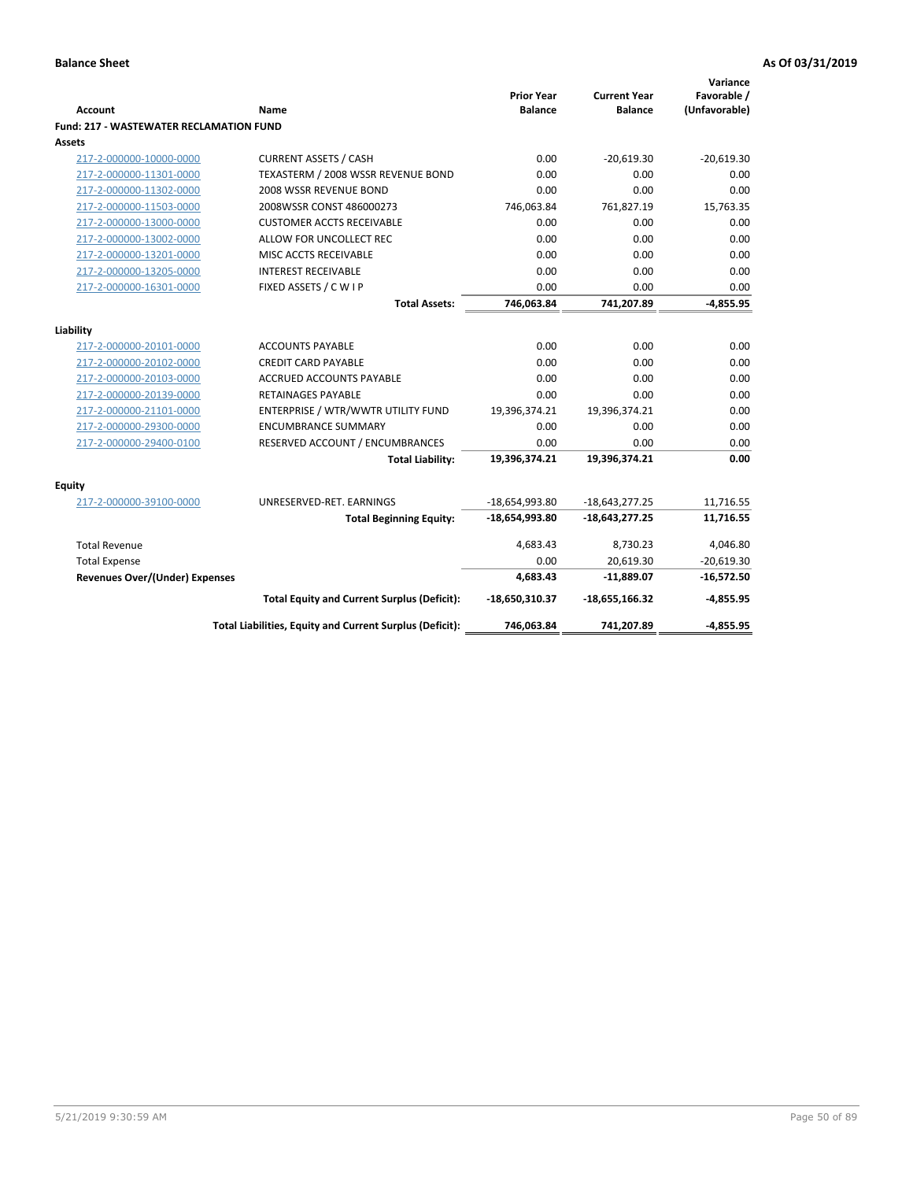**Balance Sheet** **As Of 03/31/2019**

| Account | Name | Prior Year Balance | Current Year Balance | Variance Favorable / (Unfavorable) |
|---|---|---|---|---|
| **Fund: 217 - WASTEWATER RECLAMATION FUND** | | | | |
| **Assets** | | | | |
| 217-2-000000-10000-0000 | CURRENT ASSETS / CASH | 0.00 | -20,619.30 | -20,619.30 |
| 217-2-000000-11301-0000 | TEXASTERM / 2008 WSSR REVENUE BOND | 0.00 | 0.00 | 0.00 |
| 217-2-000000-11302-0000 | 2008 WSSR REVENUE BOND | 0.00 | 0.00 | 0.00 |
| 217-2-000000-11503-0000 | 2008WSSR CONST 486000273 | 746,063.84 | 761,827.19 | 15,763.35 |
| 217-2-000000-13000-0000 | CUSTOMER ACCTS RECEIVABLE | 0.00 | 0.00 | 0.00 |
| 217-2-000000-13002-0000 | ALLOW FOR UNCOLLECT REC | 0.00 | 0.00 | 0.00 |
| 217-2-000000-13201-0000 | MISC ACCTS RECEIVABLE | 0.00 | 0.00 | 0.00 |
| 217-2-000000-13205-0000 | INTEREST RECEIVABLE | 0.00 | 0.00 | 0.00 |
| 217-2-000000-16301-0000 | FIXED ASSETS / C W I P | 0.00 | 0.00 | 0.00 |
| | **Total Assets:** | **746,063.84** | **741,207.89** | **-4,855.95** |
| **Liability** | | | | |
| 217-2-000000-20101-0000 | ACCOUNTS PAYABLE | 0.00 | 0.00 | 0.00 |
| 217-2-000000-20102-0000 | CREDIT CARD PAYABLE | 0.00 | 0.00 | 0.00 |
| 217-2-000000-20103-0000 | ACCRUED ACCOUNTS PAYABLE | 0.00 | 0.00 | 0.00 |
| 217-2-000000-20139-0000 | RETAINAGES PAYABLE | 0.00 | 0.00 | 0.00 |
| 217-2-000000-21101-0000 | ENTERPRISE / WTR/WWTR UTILITY FUND | 19,396,374.21 | 19,396,374.21 | 0.00 |
| 217-2-000000-29300-0000 | ENCUMBRANCE SUMMARY | 0.00 | 0.00 | 0.00 |
| 217-2-000000-29400-0100 | RESERVED ACCOUNT / ENCUMBRANCES | 0.00 | 0.00 | 0.00 |
| | **Total Liability:** | **19,396,374.21** | **19,396,374.21** | **0.00** |
| **Equity** | | | | |
| 217-2-000000-39100-0000 | UNRESERVED-RET. EARNINGS | -18,654,993.80 | -18,643,277.25 | 11,716.55 |
| | **Total Beginning Equity:** | **-18,654,993.80** | **-18,643,277.25** | **11,716.55** |
| Total Revenue | | 4,683.43 | 8,730.23 | 4,046.80 |
| Total Expense | | 0.00 | 20,619.30 | -20,619.30 |
| **Revenues Over/(Under) Expenses** | | **4,683.43** | **-11,889.07** | **-16,572.50** |
| | **Total Equity and Current Surplus (Deficit):** | **-18,650,310.37** | **-18,655,166.32** | **-4,855.95** |
| | **Total Liabilities, Equity and Current Surplus (Deficit):** | **746,063.84** | **741,207.89** | **-4,855.95** |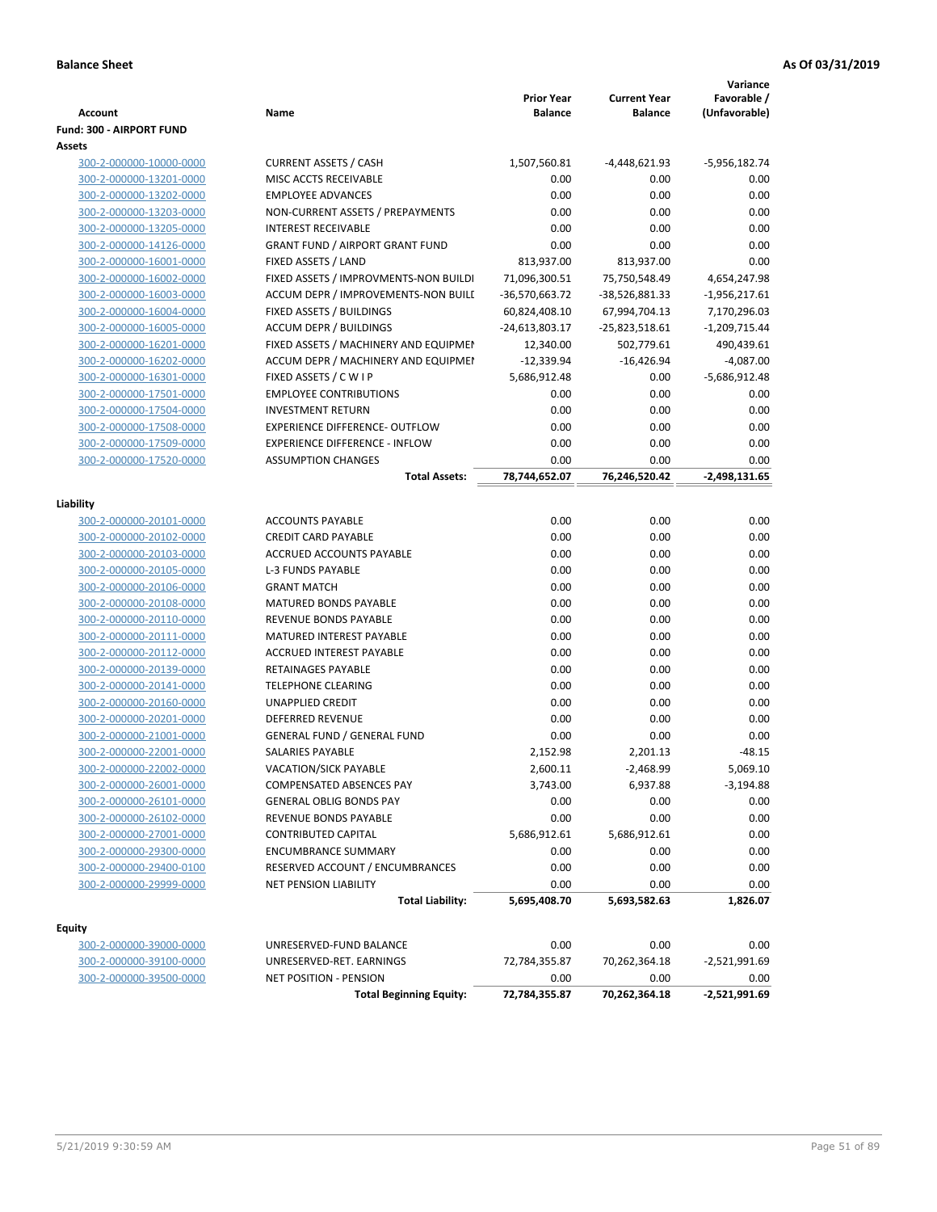**Balance Sheet** **As Of 03/31/2019**

| Account | Name | Prior Year Balance | Current Year Balance | Variance Favorable / (Unfavorable) |
|---|---|---|---|---|
| **Fund: 300 - AIRPORT FUND** | | | | |
| **Assets** | | | | |
| 300-2-000000-10000-0000 | CURRENT ASSETS / CASH | 1,507,560.81 | -4,448,621.93 | -5,956,182.74 |
| 300-2-000000-13201-0000 | MISC ACCTS RECEIVABLE | 0.00 | 0.00 | 0.00 |
| 300-2-000000-13202-0000 | EMPLOYEE ADVANCES | 0.00 | 0.00 | 0.00 |
| 300-2-000000-13203-0000 | NON-CURRENT ASSETS / PREPAYMENTS | 0.00 | 0.00 | 0.00 |
| 300-2-000000-13205-0000 | INTEREST RECEIVABLE | 0.00 | 0.00 | 0.00 |
| 300-2-000000-14126-0000 | GRANT FUND / AIRPORT GRANT FUND | 0.00 | 0.00 | 0.00 |
| 300-2-000000-16001-0000 | FIXED ASSETS / LAND | 813,937.00 | 813,937.00 | 0.00 |
| 300-2-000000-16002-0000 | FIXED ASSETS / IMPROVMENTS-NON BUILDI | 71,096,300.51 | 75,750,548.49 | 4,654,247.98 |
| 300-2-000000-16003-0000 | ACCUM DEPR / IMPROVEMENTS-NON BUILI | -36,570,663.72 | -38,526,881.33 | -1,956,217.61 |
| 300-2-000000-16004-0000 | FIXED ASSETS / BUILDINGS | 60,824,408.10 | 67,994,704.13 | 7,170,296.03 |
| 300-2-000000-16005-0000 | ACCUM DEPR / BUILDINGS | -24,613,803.17 | -25,823,518.61 | -1,209,715.44 |
| 300-2-000000-16201-0000 | FIXED ASSETS / MACHINERY AND EQUIPMEI | 12,340.00 | 502,779.61 | 490,439.61 |
| 300-2-000000-16202-0000 | ACCUM DEPR / MACHINERY AND EQUIPMEI | -12,339.94 | -16,426.94 | -4,087.00 |
| 300-2-000000-16301-0000 | FIXED ASSETS / C W I P | 5,686,912.48 | 0.00 | -5,686,912.48 |
| 300-2-000000-17501-0000 | EMPLOYEE CONTRIBUTIONS | 0.00 | 0.00 | 0.00 |
| 300-2-000000-17504-0000 | INVESTMENT RETURN | 0.00 | 0.00 | 0.00 |
| 300-2-000000-17508-0000 | EXPERIENCE DIFFERENCE- OUTFLOW | 0.00 | 0.00 | 0.00 |
| 300-2-000000-17509-0000 | EXPERIENCE DIFFERENCE - INFLOW | 0.00 | 0.00 | 0.00 |
| 300-2-000000-17520-0000 | ASSUMPTION CHANGES | 0.00 | 0.00 | 0.00 |
| | **Total Assets:** | **78,744,652.07** | **76,246,520.42** | **-2,498,131.65** |
| **Liability** | | | | |
| 300-2-000000-20101-0000 | ACCOUNTS PAYABLE | 0.00 | 0.00 | 0.00 |
| 300-2-000000-20102-0000 | CREDIT CARD PAYABLE | 0.00 | 0.00 | 0.00 |
| 300-2-000000-20103-0000 | ACCRUED ACCOUNTS PAYABLE | 0.00 | 0.00 | 0.00 |
| 300-2-000000-20105-0000 | L-3 FUNDS PAYABLE | 0.00 | 0.00 | 0.00 |
| 300-2-000000-20106-0000 | GRANT MATCH | 0.00 | 0.00 | 0.00 |
| 300-2-000000-20108-0000 | MATURED BONDS PAYABLE | 0.00 | 0.00 | 0.00 |
| 300-2-000000-20110-0000 | REVENUE BONDS PAYABLE | 0.00 | 0.00 | 0.00 |
| 300-2-000000-20111-0000 | MATURED INTEREST PAYABLE | 0.00 | 0.00 | 0.00 |
| 300-2-000000-20112-0000 | ACCRUED INTEREST PAYABLE | 0.00 | 0.00 | 0.00 |
| 300-2-000000-20139-0000 | RETAINAGES PAYABLE | 0.00 | 0.00 | 0.00 |
| 300-2-000000-20141-0000 | TELEPHONE CLEARING | 0.00 | 0.00 | 0.00 |
| 300-2-000000-20160-0000 | UNAPPLIED CREDIT | 0.00 | 0.00 | 0.00 |
| 300-2-000000-20201-0000 | DEFERRED REVENUE | 0.00 | 0.00 | 0.00 |
| 300-2-000000-21001-0000 | GENERAL FUND / GENERAL FUND | 0.00 | 0.00 | 0.00 |
| 300-2-000000-22001-0000 | SALARIES PAYABLE | 2,152.98 | 2,201.13 | -48.15 |
| 300-2-000000-22002-0000 | VACATION/SICK PAYABLE | 2,600.11 | -2,468.99 | 5,069.10 |
| 300-2-000000-26001-0000 | COMPENSATED ABSENCES PAY | 3,743.00 | 6,937.88 | -3,194.88 |
| 300-2-000000-26101-0000 | GENERAL OBLIG BONDS PAY | 0.00 | 0.00 | 0.00 |
| 300-2-000000-26102-0000 | REVENUE BONDS PAYABLE | 0.00 | 0.00 | 0.00 |
| 300-2-000000-27001-0000 | CONTRIBUTED CAPITAL | 5,686,912.61 | 5,686,912.61 | 0.00 |
| 300-2-000000-29300-0000 | ENCUMBRANCE SUMMARY | 0.00 | 0.00 | 0.00 |
| 300-2-000000-29400-0100 | RESERVED ACCOUNT / ENCUMBRANCES | 0.00 | 0.00 | 0.00 |
| 300-2-000000-29999-0000 | NET PENSION LIABILITY | 0.00 | 0.00 | 0.00 |
| | **Total Liability:** | **5,695,408.70** | **5,693,582.63** | **1,826.07** |
| **Equity** | | | | |
| 300-2-000000-39000-0000 | UNRESERVED-FUND BALANCE | 0.00 | 0.00 | 0.00 |
| 300-2-000000-39100-0000 | UNRESERVED-RET. EARNINGS | 72,784,355.87 | 70,262,364.18 | -2,521,991.69 |
| 300-2-000000-39500-0000 | NET POSITION - PENSION | 0.00 | 0.00 | 0.00 |
| | **Total Beginning Equity:** | **72,784,355.87** | **70,262,364.18** | **-2,521,991.69** |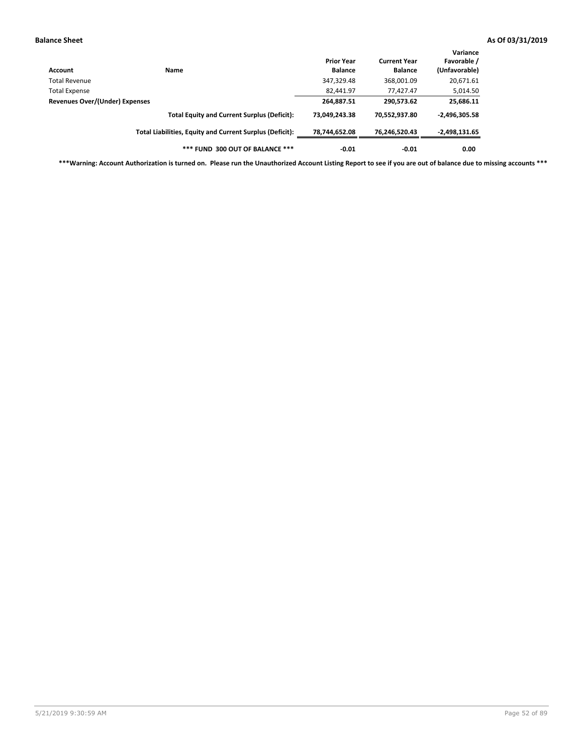| Account | Name | Prior Year Balance | Current Year Balance | Variance Favorable / (Unfavorable) |
|---|---|---|---|---|
| Total Revenue | | 347,329.48 | 368,001.09 | 20,671.61 |
| Total Expense | | 82,441.97 | 77,427.47 | 5,014.50 |
| **Revenues Over/(Under) Expenses** | | **264,887.51** | **290,573.62** | **25,686.11** |
| | **Total Equity and Current Surplus (Deficit):** | **73,049,243.38** | **70,552,937.80** | **-2,496,305.58** |
| | **Total Liabilities, Equity and Current Surplus (Deficit):** | **78,744,652.08** | **76,246,520.43** | **-2,498,131.65** |
| | **\*\*\* FUND 300 OUT OF BALANCE \*\*\*** | **-0.01** | **-0.01** | **0.00** |

**\*\*\*Warning: Account Authorization is turned on. Please run the Unauthorized Account Listing Report to see if you are out of balance due to missing accounts \*\*\***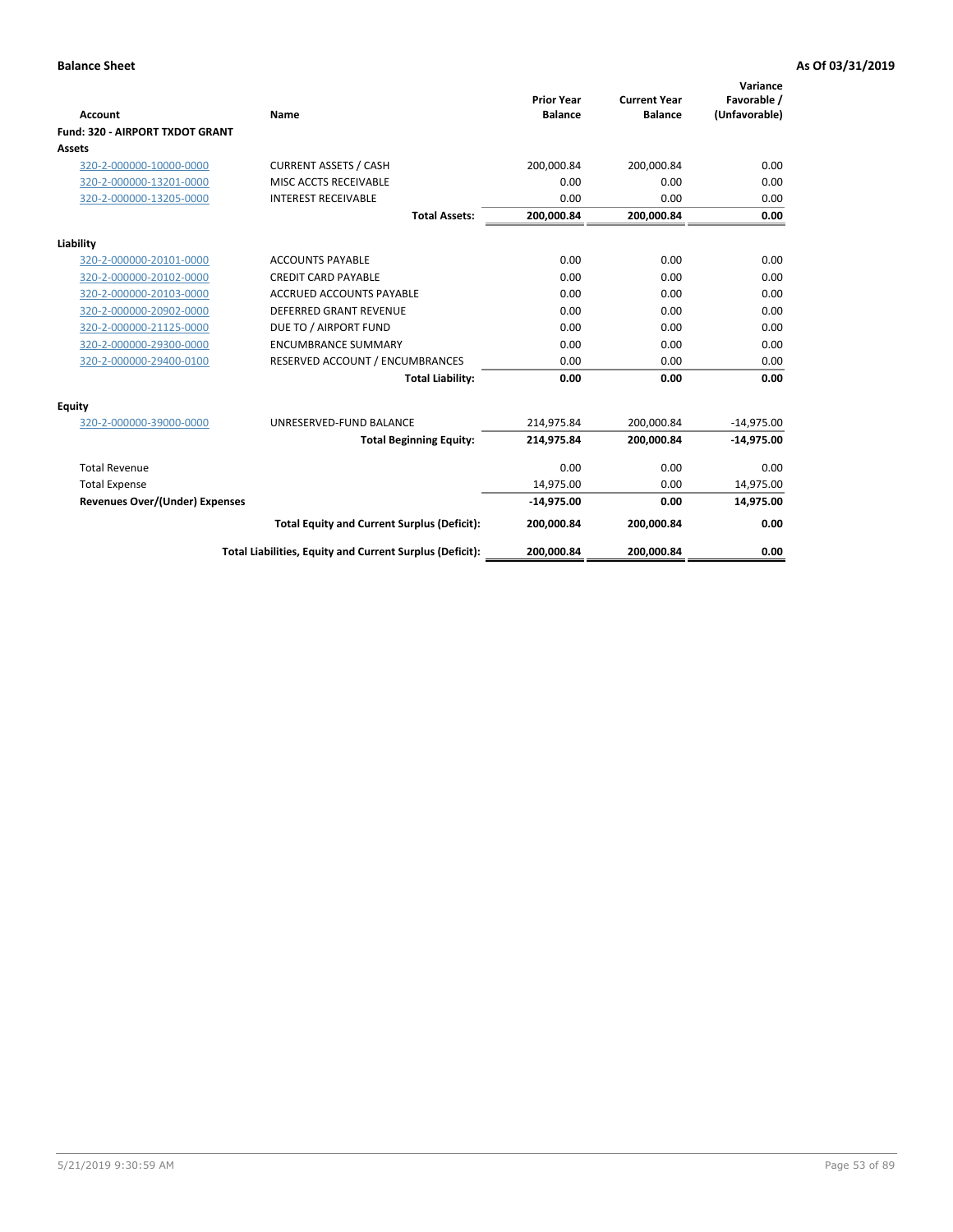**Balance Sheet** — **As Of 03/31/2019**

| Account | Name | Prior Year Balance | Current Year Balance | Variance Favorable / (Unfavorable) |
|---|---|---|---|---|
| **Fund: 320 - AIRPORT TXDOT GRANT** | | | | |
| **Assets** | | | | |
| 320-2-000000-10000-0000 | CURRENT ASSETS / CASH | 200,000.84 | 200,000.84 | 0.00 |
| 320-2-000000-13201-0000 | MISC ACCTS RECEIVABLE | 0.00 | 0.00 | 0.00 |
| 320-2-000000-13205-0000 | INTEREST RECEIVABLE | 0.00 | 0.00 | 0.00 |
| | **Total Assets:** | **200,000.84** | **200,000.84** | **0.00** |
| **Liability** | | | | |
| 320-2-000000-20101-0000 | ACCOUNTS PAYABLE | 0.00 | 0.00 | 0.00 |
| 320-2-000000-20102-0000 | CREDIT CARD PAYABLE | 0.00 | 0.00 | 0.00 |
| 320-2-000000-20103-0000 | ACCRUED ACCOUNTS PAYABLE | 0.00 | 0.00 | 0.00 |
| 320-2-000000-20902-0000 | DEFERRED GRANT REVENUE | 0.00 | 0.00 | 0.00 |
| 320-2-000000-21125-0000 | DUE TO / AIRPORT FUND | 0.00 | 0.00 | 0.00 |
| 320-2-000000-29300-0000 | ENCUMBRANCE SUMMARY | 0.00 | 0.00 | 0.00 |
| 320-2-000000-29400-0100 | RESERVED ACCOUNT / ENCUMBRANCES | 0.00 | 0.00 | 0.00 |
| | **Total Liability:** | **0.00** | **0.00** | **0.00** |
| **Equity** | | | | |
| 320-2-000000-39000-0000 | UNRESERVED-FUND BALANCE | 214,975.84 | 200,000.84 | -14,975.00 |
| | **Total Beginning Equity:** | **214,975.84** | **200,000.84** | **-14,975.00** |
| Total Revenue | | 0.00 | 0.00 | 0.00 |
| Total Expense | | 14,975.00 | 0.00 | 14,975.00 |
| **Revenues Over/(Under) Expenses** | | **-14,975.00** | **0.00** | **14,975.00** |
| | **Total Equity and Current Surplus (Deficit):** | **200,000.84** | **200,000.84** | **0.00** |
| | **Total Liabilities, Equity and Current Surplus (Deficit):** | **200,000.84** | **200,000.84** | **0.00** |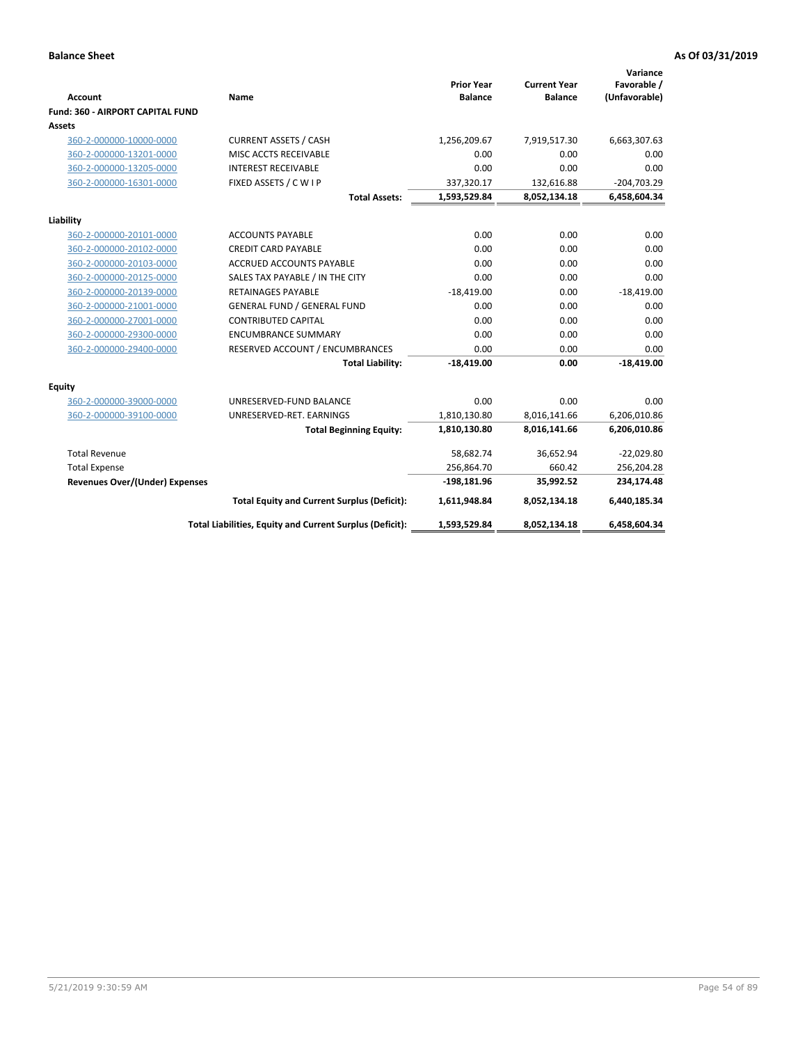**Balance Sheet** **As Of 03/31/2019**

| Account | Name | Prior Year Balance | Current Year Balance | Variance Favorable / (Unfavorable) |
|---|---|---|---|---|
| **Fund: 360 - AIRPORT CAPITAL FUND** | | | | |
| **Assets** | | | | |
| 360-2-000000-10000-0000 | CURRENT ASSETS / CASH | 1,256,209.67 | 7,919,517.30 | 6,663,307.63 |
| 360-2-000000-13201-0000 | MISC ACCTS RECEIVABLE | 0.00 | 0.00 | 0.00 |
| 360-2-000000-13205-0000 | INTEREST RECEIVABLE | 0.00 | 0.00 | 0.00 |
| 360-2-000000-16301-0000 | FIXED ASSETS / C W I P | 337,320.17 | 132,616.88 | -204,703.29 |
| | **Total Assets:** | **1,593,529.84** | **8,052,134.18** | **6,458,604.34** |
| **Liability** | | | | |
| 360-2-000000-20101-0000 | ACCOUNTS PAYABLE | 0.00 | 0.00 | 0.00 |
| 360-2-000000-20102-0000 | CREDIT CARD PAYABLE | 0.00 | 0.00 | 0.00 |
| 360-2-000000-20103-0000 | ACCRUED ACCOUNTS PAYABLE | 0.00 | 0.00 | 0.00 |
| 360-2-000000-20125-0000 | SALES TAX PAYABLE / IN THE CITY | 0.00 | 0.00 | 0.00 |
| 360-2-000000-20139-0000 | RETAINAGES PAYABLE | -18,419.00 | 0.00 | -18,419.00 |
| 360-2-000000-21001-0000 | GENERAL FUND / GENERAL FUND | 0.00 | 0.00 | 0.00 |
| 360-2-000000-27001-0000 | CONTRIBUTED CAPITAL | 0.00 | 0.00 | 0.00 |
| 360-2-000000-29300-0000 | ENCUMBRANCE SUMMARY | 0.00 | 0.00 | 0.00 |
| 360-2-000000-29400-0000 | RESERVED ACCOUNT / ENCUMBRANCES | 0.00 | 0.00 | 0.00 |
| | **Total Liability:** | **-18,419.00** | **0.00** | **-18,419.00** |
| **Equity** | | | | |
| 360-2-000000-39000-0000 | UNRESERVED-FUND BALANCE | 0.00 | 0.00 | 0.00 |
| 360-2-000000-39100-0000 | UNRESERVED-RET. EARNINGS | 1,810,130.80 | 8,016,141.66 | 6,206,010.86 |
| | **Total Beginning Equity:** | **1,810,130.80** | **8,016,141.66** | **6,206,010.86** |
| Total Revenue | | 58,682.74 | 36,652.94 | -22,029.80 |
| Total Expense | | 256,864.70 | 660.42 | 256,204.28 |
| **Revenues Over/(Under) Expenses** | | **-198,181.96** | **35,992.52** | **234,174.48** |
| | **Total Equity and Current Surplus (Deficit):** | **1,611,948.84** | **8,052,134.18** | **6,440,185.34** |
| | **Total Liabilities, Equity and Current Surplus (Deficit):** | **1,593,529.84** | **8,052,134.18** | **6,458,604.34** |

5/21/2019 9:30:59 AM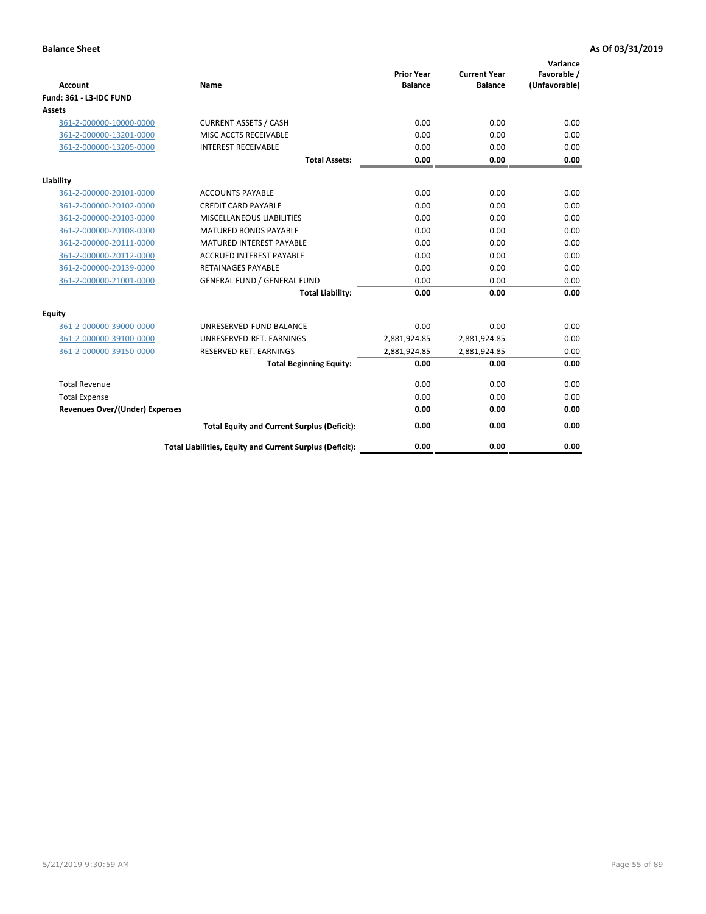**Balance Sheet** **As Of 03/31/2019**

| Account | Name | Prior Year Balance | Current Year Balance | Variance Favorable / (Unfavorable) |
|---|---|---|---|---|
| **Fund: 361 - L3-IDC FUND** | | | | |
| **Assets** | | | | |
| 361-2-000000-10000-0000 | CURRENT ASSETS / CASH | 0.00 | 0.00 | 0.00 |
| 361-2-000000-13201-0000 | MISC ACCTS RECEIVABLE | 0.00 | 0.00 | 0.00 |
| 361-2-000000-13205-0000 | INTEREST RECEIVABLE | 0.00 | 0.00 | 0.00 |
| | **Total Assets:** | **0.00** | **0.00** | **0.00** |
| **Liability** | | | | |
| 361-2-000000-20101-0000 | ACCOUNTS PAYABLE | 0.00 | 0.00 | 0.00 |
| 361-2-000000-20102-0000 | CREDIT CARD PAYABLE | 0.00 | 0.00 | 0.00 |
| 361-2-000000-20103-0000 | MISCELLANEOUS LIABILITIES | 0.00 | 0.00 | 0.00 |
| 361-2-000000-20108-0000 | MATURED BONDS PAYABLE | 0.00 | 0.00 | 0.00 |
| 361-2-000000-20111-0000 | MATURED INTEREST PAYABLE | 0.00 | 0.00 | 0.00 |
| 361-2-000000-20112-0000 | ACCRUED INTEREST PAYABLE | 0.00 | 0.00 | 0.00 |
| 361-2-000000-20139-0000 | RETAINAGES PAYABLE | 0.00 | 0.00 | 0.00 |
| 361-2-000000-21001-0000 | GENERAL FUND / GENERAL FUND | 0.00 | 0.00 | 0.00 |
| | **Total Liability:** | **0.00** | **0.00** | **0.00** |
| **Equity** | | | | |
| 361-2-000000-39000-0000 | UNRESERVED-FUND BALANCE | 0.00 | 0.00 | 0.00 |
| 361-2-000000-39100-0000 | UNRESERVED-RET. EARNINGS | -2,881,924.85 | -2,881,924.85 | 0.00 |
| 361-2-000000-39150-0000 | RESERVED-RET. EARNINGS | 2,881,924.85 | 2,881,924.85 | 0.00 |
| | **Total Beginning Equity:** | **0.00** | **0.00** | **0.00** |
| Total Revenue | | 0.00 | 0.00 | 0.00 |
| Total Expense | | 0.00 | 0.00 | 0.00 |
| **Revenues Over/(Under) Expenses** | | **0.00** | **0.00** | **0.00** |
| | **Total Equity and Current Surplus (Deficit):** | **0.00** | **0.00** | **0.00** |
| | **Total Liabilities, Equity and Current Surplus (Deficit):** | **0.00** | **0.00** | **0.00** |

5/21/2019 9:30:59 AM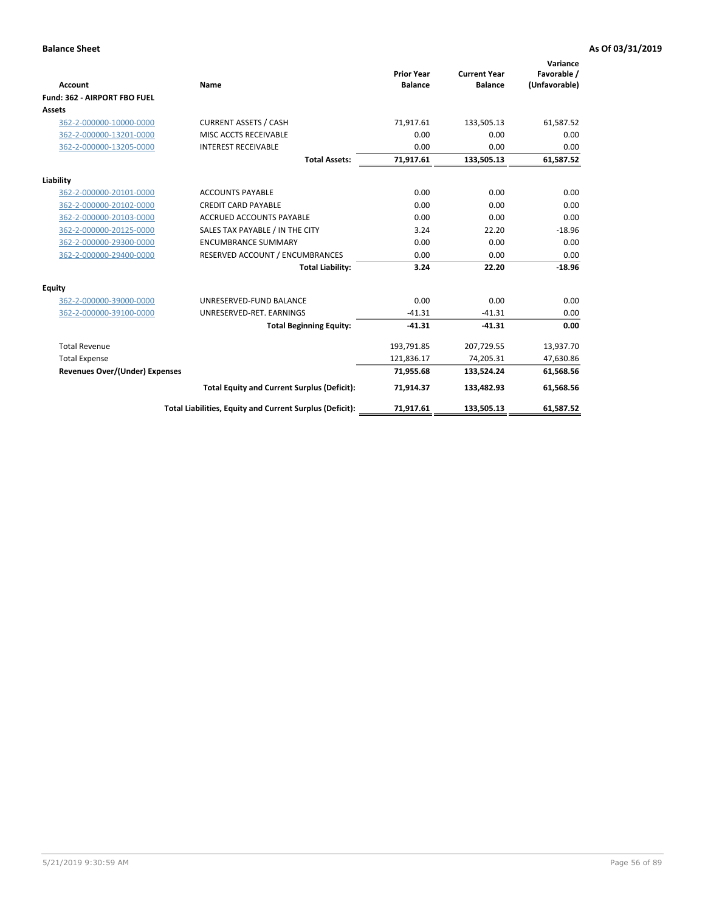**Balance Sheet** **As Of 03/31/2019**

| Account | Name | Prior Year Balance | Current Year Balance | Variance Favorable / (Unfavorable) |
|---|---|---|---|---|
| **Fund: 362 - AIRPORT FBO FUEL** | | | | |
| **Assets** | | | | |
| 362-2-000000-10000-0000 | CURRENT ASSETS / CASH | 71,917.61 | 133,505.13 | 61,587.52 |
| 362-2-000000-13201-0000 | MISC ACCTS RECEIVABLE | 0.00 | 0.00 | 0.00 |
| 362-2-000000-13205-0000 | INTEREST RECEIVABLE | 0.00 | 0.00 | 0.00 |
| | **Total Assets:** | **71,917.61** | **133,505.13** | **61,587.52** |
| **Liability** | | | | |
| 362-2-000000-20101-0000 | ACCOUNTS PAYABLE | 0.00 | 0.00 | 0.00 |
| 362-2-000000-20102-0000 | CREDIT CARD PAYABLE | 0.00 | 0.00 | 0.00 |
| 362-2-000000-20103-0000 | ACCRUED ACCOUNTS PAYABLE | 0.00 | 0.00 | 0.00 |
| 362-2-000000-20125-0000 | SALES TAX PAYABLE / IN THE CITY | 3.24 | 22.20 | -18.96 |
| 362-2-000000-29300-0000 | ENCUMBRANCE SUMMARY | 0.00 | 0.00 | 0.00 |
| 362-2-000000-29400-0000 | RESERVED ACCOUNT / ENCUMBRANCES | 0.00 | 0.00 | 0.00 |
| | **Total Liability:** | **3.24** | **22.20** | **-18.96** |
| **Equity** | | | | |
| 362-2-000000-39000-0000 | UNRESERVED-FUND BALANCE | 0.00 | 0.00 | 0.00 |
| 362-2-000000-39100-0000 | UNRESERVED-RET. EARNINGS | -41.31 | -41.31 | 0.00 |
| | **Total Beginning Equity:** | **-41.31** | **-41.31** | **0.00** |
| Total Revenue | | 193,791.85 | 207,729.55 | 13,937.70 |
| Total Expense | | 121,836.17 | 74,205.31 | 47,630.86 |
| **Revenues Over/(Under) Expenses** | | **71,955.68** | **133,524.24** | **61,568.56** |
| | **Total Equity and Current Surplus (Deficit):** | **71,914.37** | **133,482.93** | **61,568.56** |
| | **Total Liabilities, Equity and Current Surplus (Deficit):** | **71,917.61** | **133,505.13** | **61,587.52** |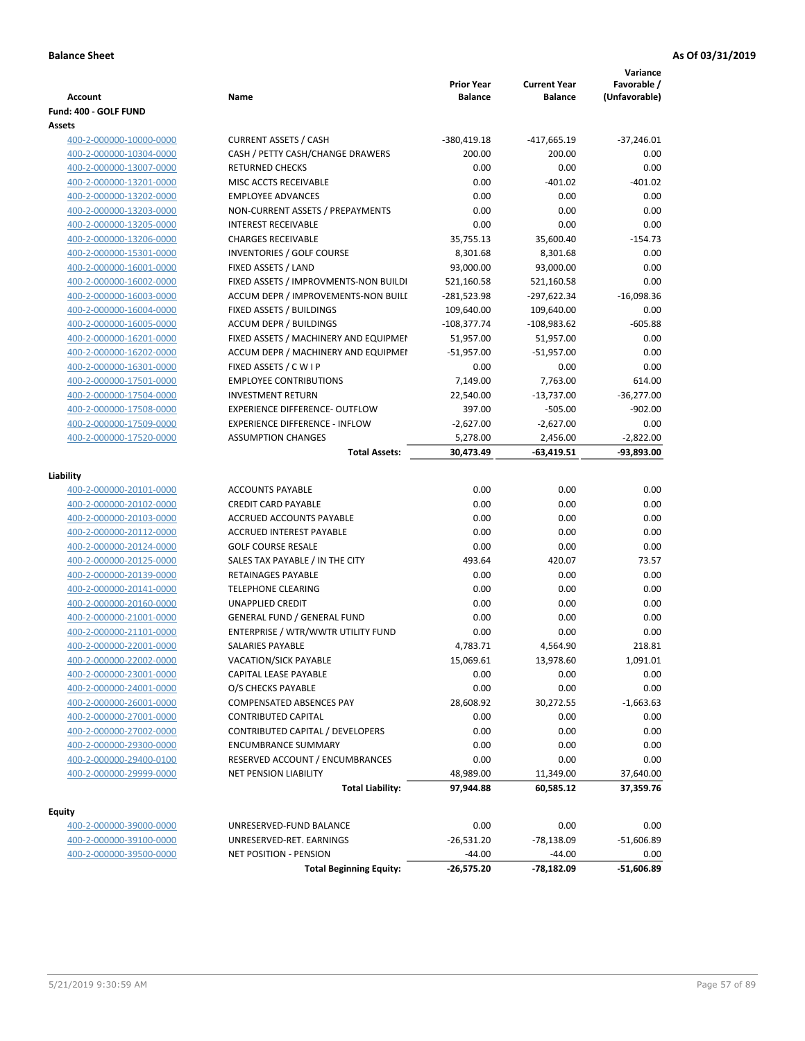**Balance Sheet** **As Of 03/31/2019**

| Account | Name | Prior Year Balance | Current Year Balance | Variance Favorable / (Unfavorable) |
|---|---|---|---|---|
| **Fund: 400 - GOLF FUND** | | | | |
| **Assets** | | | | |
| 400-2-000000-10000-0000 | CURRENT ASSETS / CASH | -380,419.18 | -417,665.19 | -37,246.01 |
| 400-2-000000-10304-0000 | CASH / PETTY CASH/CHANGE DRAWERS | 200.00 | 200.00 | 0.00 |
| 400-2-000000-13007-0000 | RETURNED CHECKS | 0.00 | 0.00 | 0.00 |
| 400-2-000000-13201-0000 | MISC ACCTS RECEIVABLE | 0.00 | -401.02 | -401.02 |
| 400-2-000000-13202-0000 | EMPLOYEE ADVANCES | 0.00 | 0.00 | 0.00 |
| 400-2-000000-13203-0000 | NON-CURRENT ASSETS / PREPAYMENTS | 0.00 | 0.00 | 0.00 |
| 400-2-000000-13205-0000 | INTEREST RECEIVABLE | 0.00 | 0.00 | 0.00 |
| 400-2-000000-13206-0000 | CHARGES RECEIVABLE | 35,755.13 | 35,600.40 | -154.73 |
| 400-2-000000-15301-0000 | INVENTORIES / GOLF COURSE | 8,301.68 | 8,301.68 | 0.00 |
| 400-2-000000-16001-0000 | FIXED ASSETS / LAND | 93,000.00 | 93,000.00 | 0.00 |
| 400-2-000000-16002-0000 | FIXED ASSETS / IMPROVMENTS-NON BUILDI | 521,160.58 | 521,160.58 | 0.00 |
| 400-2-000000-16003-0000 | ACCUM DEPR / IMPROVEMENTS-NON BUILI | -281,523.98 | -297,622.34 | -16,098.36 |
| 400-2-000000-16004-0000 | FIXED ASSETS / BUILDINGS | 109,640.00 | 109,640.00 | 0.00 |
| 400-2-000000-16005-0000 | ACCUM DEPR / BUILDINGS | -108,377.74 | -108,983.62 | -605.88 |
| 400-2-000000-16201-0000 | FIXED ASSETS / MACHINERY AND EQUIPMEI | 51,957.00 | 51,957.00 | 0.00 |
| 400-2-000000-16202-0000 | ACCUM DEPR / MACHINERY AND EQUIPMEI | -51,957.00 | -51,957.00 | 0.00 |
| 400-2-000000-16301-0000 | FIXED ASSETS / C W I P | 0.00 | 0.00 | 0.00 |
| 400-2-000000-17501-0000 | EMPLOYEE CONTRIBUTIONS | 7,149.00 | 7,763.00 | 614.00 |
| 400-2-000000-17504-0000 | INVESTMENT RETURN | 22,540.00 | -13,737.00 | -36,277.00 |
| 400-2-000000-17508-0000 | EXPERIENCE DIFFERENCE- OUTFLOW | 397.00 | -505.00 | -902.00 |
| 400-2-000000-17509-0000 | EXPERIENCE DIFFERENCE - INFLOW | -2,627.00 | -2,627.00 | 0.00 |
| 400-2-000000-17520-0000 | ASSUMPTION CHANGES | 5,278.00 | 2,456.00 | -2,822.00 |
| | **Total Assets:** | **30,473.49** | **-63,419.51** | **-93,893.00** |
| **Liability** | | | | |
| 400-2-000000-20101-0000 | ACCOUNTS PAYABLE | 0.00 | 0.00 | 0.00 |
| 400-2-000000-20102-0000 | CREDIT CARD PAYABLE | 0.00 | 0.00 | 0.00 |
| 400-2-000000-20103-0000 | ACCRUED ACCOUNTS PAYABLE | 0.00 | 0.00 | 0.00 |
| 400-2-000000-20112-0000 | ACCRUED INTEREST PAYABLE | 0.00 | 0.00 | 0.00 |
| 400-2-000000-20124-0000 | GOLF COURSE RESALE | 0.00 | 0.00 | 0.00 |
| 400-2-000000-20125-0000 | SALES TAX PAYABLE / IN THE CITY | 493.64 | 420.07 | 73.57 |
| 400-2-000000-20139-0000 | RETAINAGES PAYABLE | 0.00 | 0.00 | 0.00 |
| 400-2-000000-20141-0000 | TELEPHONE CLEARING | 0.00 | 0.00 | 0.00 |
| 400-2-000000-20160-0000 | UNAPPLIED CREDIT | 0.00 | 0.00 | 0.00 |
| 400-2-000000-21001-0000 | GENERAL FUND / GENERAL FUND | 0.00 | 0.00 | 0.00 |
| 400-2-000000-21101-0000 | ENTERPRISE / WTR/WWTR UTILITY FUND | 0.00 | 0.00 | 0.00 |
| 400-2-000000-22001-0000 | SALARIES PAYABLE | 4,783.71 | 4,564.90 | 218.81 |
| 400-2-000000-22002-0000 | VACATION/SICK PAYABLE | 15,069.61 | 13,978.60 | 1,091.01 |
| 400-2-000000-23001-0000 | CAPITAL LEASE PAYABLE | 0.00 | 0.00 | 0.00 |
| 400-2-000000-24001-0000 | O/S CHECKS PAYABLE | 0.00 | 0.00 | 0.00 |
| 400-2-000000-26001-0000 | COMPENSATED ABSENCES PAY | 28,608.92 | 30,272.55 | -1,663.63 |
| 400-2-000000-27001-0000 | CONTRIBUTED CAPITAL | 0.00 | 0.00 | 0.00 |
| 400-2-000000-27002-0000 | CONTRIBUTED CAPITAL / DEVELOPERS | 0.00 | 0.00 | 0.00 |
| 400-2-000000-29300-0000 | ENCUMBRANCE SUMMARY | 0.00 | 0.00 | 0.00 |
| 400-2-000000-29400-0100 | RESERVED ACCOUNT / ENCUMBRANCES | 0.00 | 0.00 | 0.00 |
| 400-2-000000-29999-0000 | NET PENSION LIABILITY | 48,989.00 | 11,349.00 | 37,640.00 |
| | **Total Liability:** | **97,944.88** | **60,585.12** | **37,359.76** |
| **Equity** | | | | |
| 400-2-000000-39000-0000 | UNRESERVED-FUND BALANCE | 0.00 | 0.00 | 0.00 |
| 400-2-000000-39100-0000 | UNRESERVED-RET. EARNINGS | -26,531.20 | -78,138.09 | -51,606.89 |
| 400-2-000000-39500-0000 | NET POSITION - PENSION | -44.00 | -44.00 | 0.00 |
| | **Total Beginning Equity:** | **-26,575.20** | **-78,182.09** | **-51,606.89** |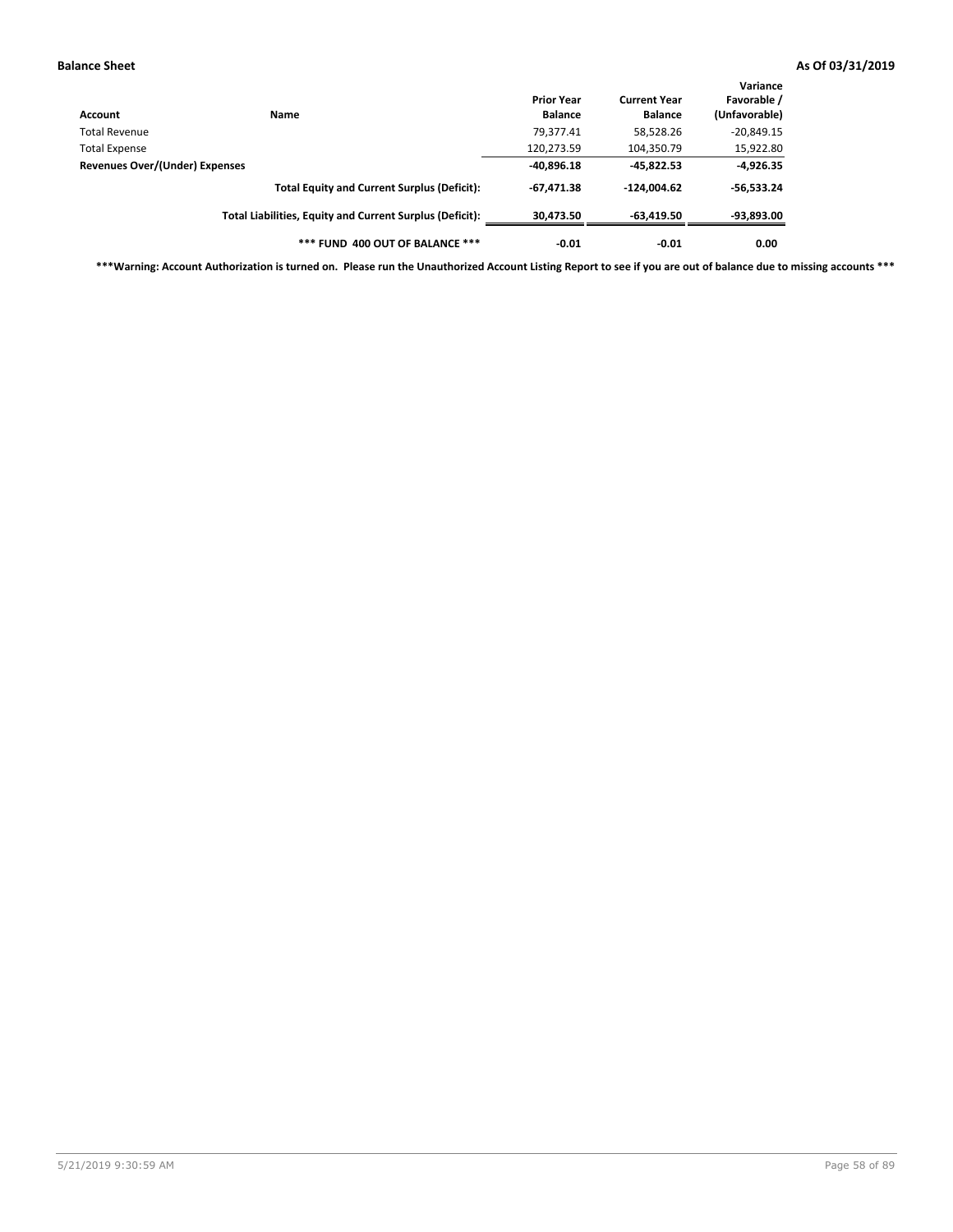| Account | Name | Prior Year Balance | Current Year Balance | Variance Favorable / (Unfavorable) |
|---|---|---|---|---|
| Total Revenue | | 79,377.41 | 58,528.26 | -20,849.15 |
| Total Expense | | 120,273.59 | 104,350.79 | 15,922.80 |
| **Revenues Over/(Under) Expenses** | | **-40,896.18** | **-45,822.53** | **-4,926.35** |
| | **Total Equity and Current Surplus (Deficit):** | **-67,471.38** | **-124,004.62** | **-56,533.24** |
| | **Total Liabilities, Equity and Current Surplus (Deficit):** | **30,473.50** | **-63,419.50** | **-93,893.00** |
| | **\*\*\* FUND 400 OUT OF BALANCE \*\*\*** | **-0.01** | **-0.01** | **0.00** |

**\*\*\*Warning: Account Authorization is turned on. Please run the Unauthorized Account Listing Report to see if you are out of balance due to missing accounts \*\*\***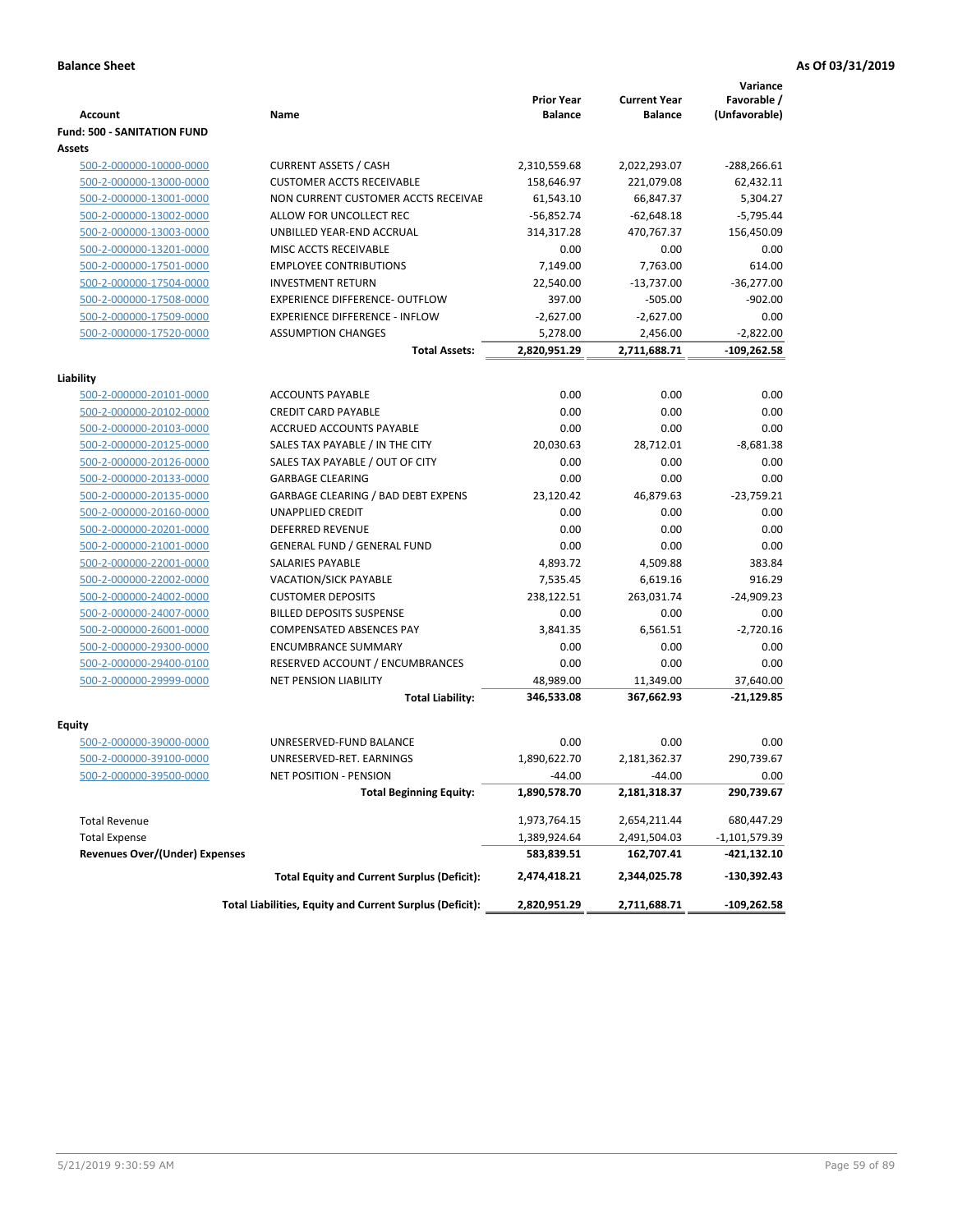**Balance Sheet** **As Of 03/31/2019**

| Account | Name | Prior Year Balance | Current Year Balance | Variance Favorable / (Unfavorable) |
|---|---|---|---|---|
| **Fund: 500 - SANITATION FUND** | | | | |
| **Assets** | | | | |
| 500-2-000000-10000-0000 | CURRENT ASSETS / CASH | 2,310,559.68 | 2,022,293.07 | -288,266.61 |
| 500-2-000000-13000-0000 | CUSTOMER ACCTS RECEIVABLE | 158,646.97 | 221,079.08 | 62,432.11 |
| 500-2-000000-13001-0000 | NON CURRENT CUSTOMER ACCTS RECEIVAE | 61,543.10 | 66,847.37 | 5,304.27 |
| 500-2-000000-13002-0000 | ALLOW FOR UNCOLLECT REC | -56,852.74 | -62,648.18 | -5,795.44 |
| 500-2-000000-13003-0000 | UNBILLED YEAR-END ACCRUAL | 314,317.28 | 470,767.37 | 156,450.09 |
| 500-2-000000-13201-0000 | MISC ACCTS RECEIVABLE | 0.00 | 0.00 | 0.00 |
| 500-2-000000-17501-0000 | EMPLOYEE CONTRIBUTIONS | 7,149.00 | 7,763.00 | 614.00 |
| 500-2-000000-17504-0000 | INVESTMENT RETURN | 22,540.00 | -13,737.00 | -36,277.00 |
| 500-2-000000-17508-0000 | EXPERIENCE DIFFERENCE- OUTFLOW | 397.00 | -505.00 | -902.00 |
| 500-2-000000-17509-0000 | EXPERIENCE DIFFERENCE - INFLOW | -2,627.00 | -2,627.00 | 0.00 |
| 500-2-000000-17520-0000 | ASSUMPTION CHANGES | 5,278.00 | 2,456.00 | -2,822.00 |
| | **Total Assets:** | **2,820,951.29** | **2,711,688.71** | **-109,262.58** |
| **Liability** | | | | |
| 500-2-000000-20101-0000 | ACCOUNTS PAYABLE | 0.00 | 0.00 | 0.00 |
| 500-2-000000-20102-0000 | CREDIT CARD PAYABLE | 0.00 | 0.00 | 0.00 |
| 500-2-000000-20103-0000 | ACCRUED ACCOUNTS PAYABLE | 0.00 | 0.00 | 0.00 |
| 500-2-000000-20125-0000 | SALES TAX PAYABLE / IN THE CITY | 20,030.63 | 28,712.01 | -8,681.38 |
| 500-2-000000-20126-0000 | SALES TAX PAYABLE / OUT OF CITY | 0.00 | 0.00 | 0.00 |
| 500-2-000000-20133-0000 | GARBAGE CLEARING | 0.00 | 0.00 | 0.00 |
| 500-2-000000-20135-0000 | GARBAGE CLEARING / BAD DEBT EXPENS | 23,120.42 | 46,879.63 | -23,759.21 |
| 500-2-000000-20160-0000 | UNAPPLIED CREDIT | 0.00 | 0.00 | 0.00 |
| 500-2-000000-20201-0000 | DEFERRED REVENUE | 0.00 | 0.00 | 0.00 |
| 500-2-000000-21001-0000 | GENERAL FUND / GENERAL FUND | 0.00 | 0.00 | 0.00 |
| 500-2-000000-22001-0000 | SALARIES PAYABLE | 4,893.72 | 4,509.88 | 383.84 |
| 500-2-000000-22002-0000 | VACATION/SICK PAYABLE | 7,535.45 | 6,619.16 | 916.29 |
| 500-2-000000-24002-0000 | CUSTOMER DEPOSITS | 238,122.51 | 263,031.74 | -24,909.23 |
| 500-2-000000-24007-0000 | BILLED DEPOSITS SUSPENSE | 0.00 | 0.00 | 0.00 |
| 500-2-000000-26001-0000 | COMPENSATED ABSENCES PAY | 3,841.35 | 6,561.51 | -2,720.16 |
| 500-2-000000-29300-0000 | ENCUMBRANCE SUMMARY | 0.00 | 0.00 | 0.00 |
| 500-2-000000-29400-0100 | RESERVED ACCOUNT / ENCUMBRANCES | 0.00 | 0.00 | 0.00 |
| 500-2-000000-29999-0000 | NET PENSION LIABILITY | 48,989.00 | 11,349.00 | 37,640.00 |
| | **Total Liability:** | **346,533.08** | **367,662.93** | **-21,129.85** |
| **Equity** | | | | |
| 500-2-000000-39000-0000 | UNRESERVED-FUND BALANCE | 0.00 | 0.00 | 0.00 |
| 500-2-000000-39100-0000 | UNRESERVED-RET. EARNINGS | 1,890,622.70 | 2,181,362.37 | 290,739.67 |
| 500-2-000000-39500-0000 | NET POSITION - PENSION | -44.00 | -44.00 | 0.00 |
| | **Total Beginning Equity:** | **1,890,578.70** | **2,181,318.37** | **290,739.67** |
| Total Revenue | | 1,973,764.15 | 2,654,211.44 | 680,447.29 |
| Total Expense | | 1,389,924.64 | 2,491,504.03 | -1,101,579.39 |
| **Revenues Over/(Under) Expenses** | | **583,839.51** | **162,707.41** | **-421,132.10** |
| | **Total Equity and Current Surplus (Deficit):** | **2,474,418.21** | **2,344,025.78** | **-130,392.43** |
| | **Total Liabilities, Equity and Current Surplus (Deficit):** | **2,820,951.29** | **2,711,688.71** | **-109,262.58** |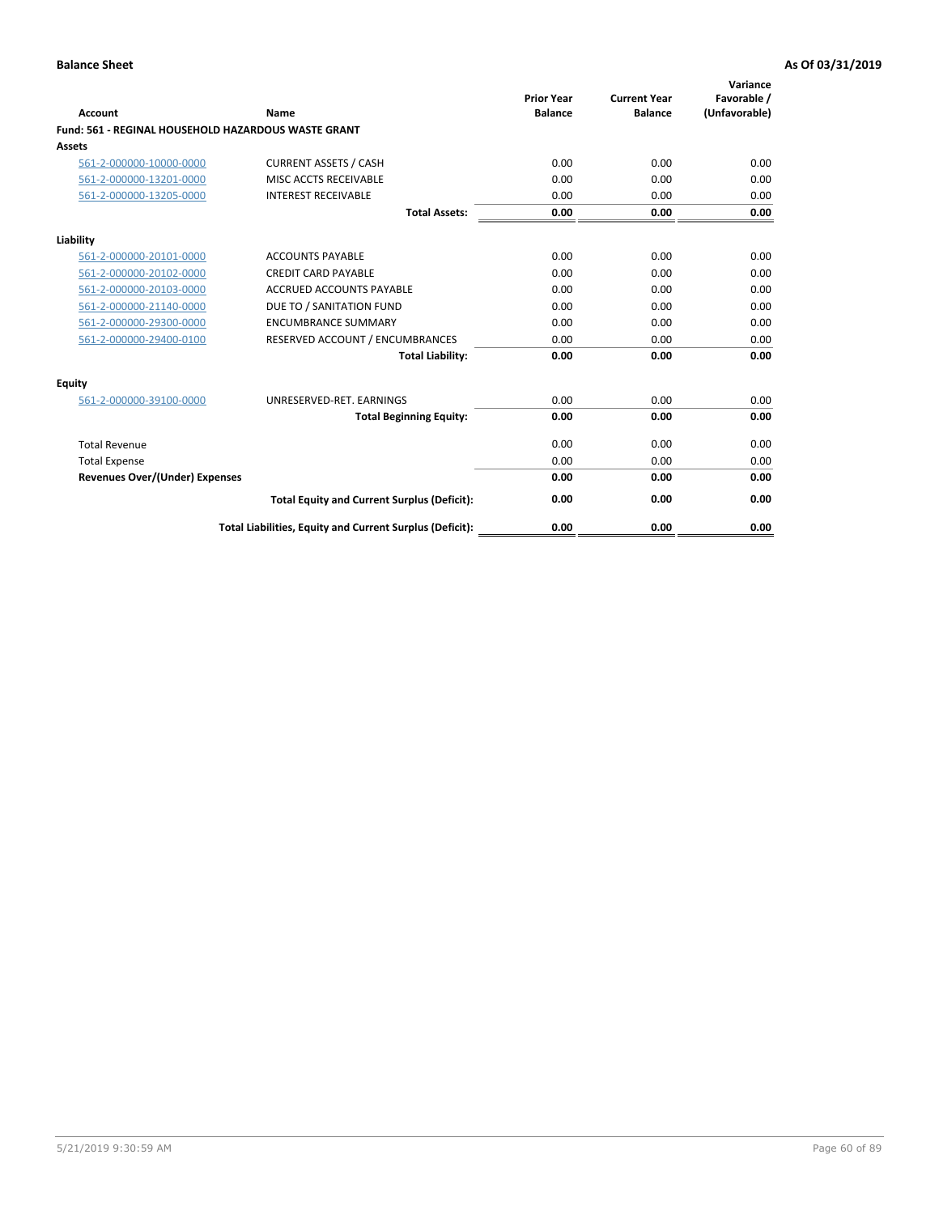**Balance Sheet** **As Of 03/31/2019**

| Account | Name | Prior Year Balance | Current Year Balance | Variance Favorable / (Unfavorable) |
|---|---|---|---|---|
| **Fund: 561 - REGINAL HOUSEHOLD HAZARDOUS WASTE GRANT** | | | | |
| **Assets** | | | | |
| 561-2-000000-10000-0000 | CURRENT ASSETS / CASH | 0.00 | 0.00 | 0.00 |
| 561-2-000000-13201-0000 | MISC ACCTS RECEIVABLE | 0.00 | 0.00 | 0.00 |
| 561-2-000000-13205-0000 | INTEREST RECEIVABLE | 0.00 | 0.00 | 0.00 |
| | **Total Assets:** | **0.00** | **0.00** | **0.00** |
| **Liability** | | | | |
| 561-2-000000-20101-0000 | ACCOUNTS PAYABLE | 0.00 | 0.00 | 0.00 |
| 561-2-000000-20102-0000 | CREDIT CARD PAYABLE | 0.00 | 0.00 | 0.00 |
| 561-2-000000-20103-0000 | ACCRUED ACCOUNTS PAYABLE | 0.00 | 0.00 | 0.00 |
| 561-2-000000-21140-0000 | DUE TO / SANITATION FUND | 0.00 | 0.00 | 0.00 |
| 561-2-000000-29300-0000 | ENCUMBRANCE SUMMARY | 0.00 | 0.00 | 0.00 |
| 561-2-000000-29400-0100 | RESERVED ACCOUNT / ENCUMBRANCES | 0.00 | 0.00 | 0.00 |
| | **Total Liability:** | **0.00** | **0.00** | **0.00** |
| **Equity** | | | | |
| 561-2-000000-39100-0000 | UNRESERVED-RET. EARNINGS | 0.00 | 0.00 | 0.00 |
| | **Total Beginning Equity:** | **0.00** | **0.00** | **0.00** |
| Total Revenue | | 0.00 | 0.00 | 0.00 |
| Total Expense | | 0.00 | 0.00 | 0.00 |
| **Revenues Over/(Under) Expenses** | | **0.00** | **0.00** | **0.00** |
| | **Total Equity and Current Surplus (Deficit):** | **0.00** | **0.00** | **0.00** |
| | **Total Liabilities, Equity and Current Surplus (Deficit):** | **0.00** | **0.00** | **0.00** |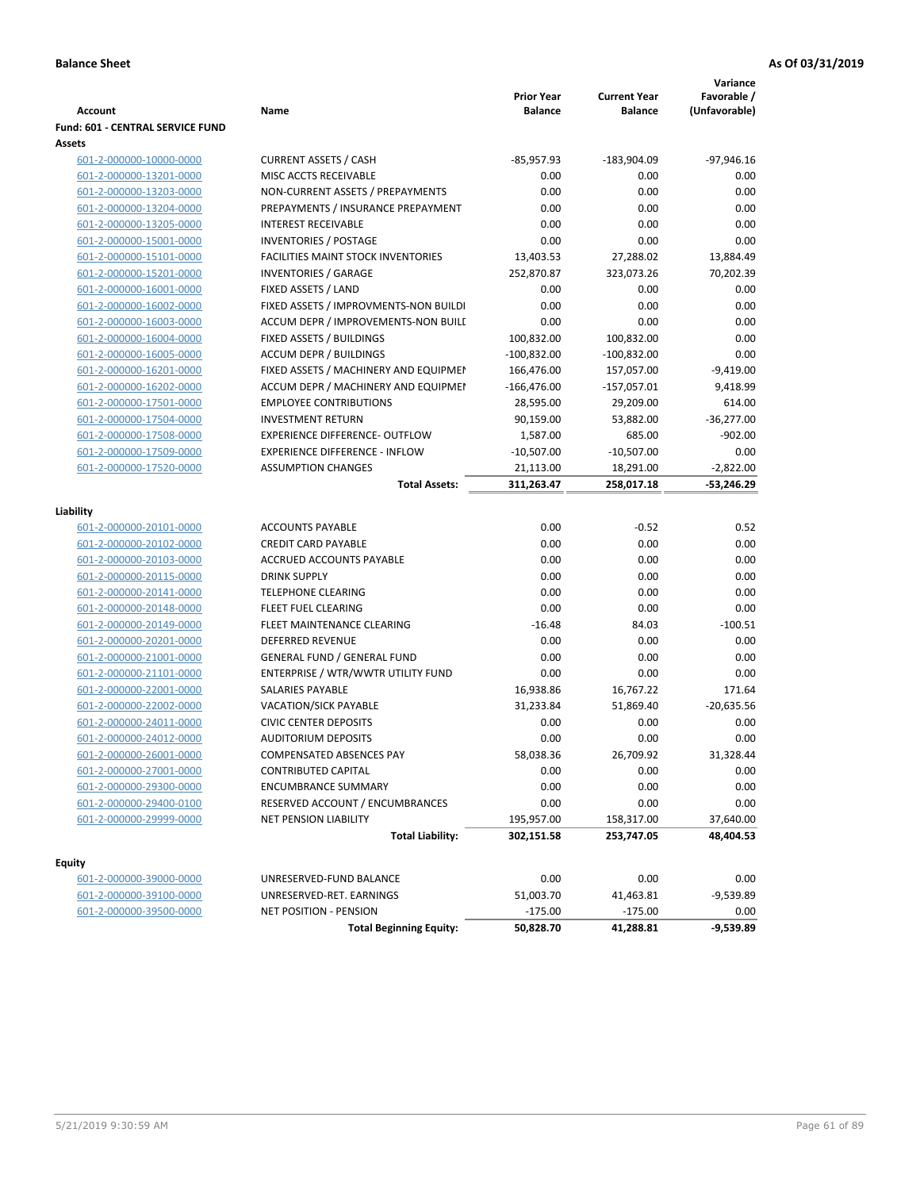**Balance Sheet** | **As Of 03/31/2019**

| Account | Name | Prior Year Balance | Current Year Balance | Variance Favorable / (Unfavorable) |
|---|---|---|---|---|
| **Fund: 601 - CENTRAL SERVICE FUND** | | | | |
| **Assets** | | | | |
| 601-2-000000-10000-0000 | CURRENT ASSETS / CASH | -85,957.93 | -183,904.09 | -97,946.16 |
| 601-2-000000-13201-0000 | MISC ACCTS RECEIVABLE | 0.00 | 0.00 | 0.00 |
| 601-2-000000-13203-0000 | NON-CURRENT ASSETS / PREPAYMENTS | 0.00 | 0.00 | 0.00 |
| 601-2-000000-13204-0000 | PREPAYMENTS / INSURANCE PREPAYMENT | 0.00 | 0.00 | 0.00 |
| 601-2-000000-13205-0000 | INTEREST RECEIVABLE | 0.00 | 0.00 | 0.00 |
| 601-2-000000-15001-0000 | INVENTORIES / POSTAGE | 0.00 | 0.00 | 0.00 |
| 601-2-000000-15101-0000 | FACILITIES MAINT STOCK INVENTORIES | 13,403.53 | 27,288.02 | 13,884.49 |
| 601-2-000000-15201-0000 | INVENTORIES / GARAGE | 252,870.87 | 323,073.26 | 70,202.39 |
| 601-2-000000-16001-0000 | FIXED ASSETS / LAND | 0.00 | 0.00 | 0.00 |
| 601-2-000000-16002-0000 | FIXED ASSETS / IMPROVMENTS-NON BUILDI | 0.00 | 0.00 | 0.00 |
| 601-2-000000-16003-0000 | ACCUM DEPR / IMPROVEMENTS-NON BUILI | 0.00 | 0.00 | 0.00 |
| 601-2-000000-16004-0000 | FIXED ASSETS / BUILDINGS | 100,832.00 | 100,832.00 | 0.00 |
| 601-2-000000-16005-0000 | ACCUM DEPR / BUILDINGS | -100,832.00 | -100,832.00 | 0.00 |
| 601-2-000000-16201-0000 | FIXED ASSETS / MACHINERY AND EQUIPMEI | 166,476.00 | 157,057.00 | -9,419.00 |
| 601-2-000000-16202-0000 | ACCUM DEPR / MACHINERY AND EQUIPMEI | -166,476.00 | -157,057.01 | 9,418.99 |
| 601-2-000000-17501-0000 | EMPLOYEE CONTRIBUTIONS | 28,595.00 | 29,209.00 | 614.00 |
| 601-2-000000-17504-0000 | INVESTMENT RETURN | 90,159.00 | 53,882.00 | -36,277.00 |
| 601-2-000000-17508-0000 | EXPERIENCE DIFFERENCE- OUTFLOW | 1,587.00 | 685.00 | -902.00 |
| 601-2-000000-17509-0000 | EXPERIENCE DIFFERENCE - INFLOW | -10,507.00 | -10,507.00 | 0.00 |
| 601-2-000000-17520-0000 | ASSUMPTION CHANGES | 21,113.00 | 18,291.00 | -2,822.00 |
| | **Total Assets:** | **311,263.47** | **258,017.18** | **-53,246.29** |
| **Liability** | | | | |
| 601-2-000000-20101-0000 | ACCOUNTS PAYABLE | 0.00 | -0.52 | 0.52 |
| 601-2-000000-20102-0000 | CREDIT CARD PAYABLE | 0.00 | 0.00 | 0.00 |
| 601-2-000000-20103-0000 | ACCRUED ACCOUNTS PAYABLE | 0.00 | 0.00 | 0.00 |
| 601-2-000000-20115-0000 | DRINK SUPPLY | 0.00 | 0.00 | 0.00 |
| 601-2-000000-20141-0000 | TELEPHONE CLEARING | 0.00 | 0.00 | 0.00 |
| 601-2-000000-20148-0000 | FLEET FUEL CLEARING | 0.00 | 0.00 | 0.00 |
| 601-2-000000-20149-0000 | FLEET MAINTENANCE CLEARING | -16.48 | 84.03 | -100.51 |
| 601-2-000000-20201-0000 | DEFERRED REVENUE | 0.00 | 0.00 | 0.00 |
| 601-2-000000-21001-0000 | GENERAL FUND / GENERAL FUND | 0.00 | 0.00 | 0.00 |
| 601-2-000000-21101-0000 | ENTERPRISE / WTR/WWTR UTILITY FUND | 0.00 | 0.00 | 0.00 |
| 601-2-000000-22001-0000 | SALARIES PAYABLE | 16,938.86 | 16,767.22 | 171.64 |
| 601-2-000000-22002-0000 | VACATION/SICK PAYABLE | 31,233.84 | 51,869.40 | -20,635.56 |
| 601-2-000000-24011-0000 | CIVIC CENTER DEPOSITS | 0.00 | 0.00 | 0.00 |
| 601-2-000000-24012-0000 | AUDITORIUM DEPOSITS | 0.00 | 0.00 | 0.00 |
| 601-2-000000-26001-0000 | COMPENSATED ABSENCES PAY | 58,038.36 | 26,709.92 | 31,328.44 |
| 601-2-000000-27001-0000 | CONTRIBUTED CAPITAL | 0.00 | 0.00 | 0.00 |
| 601-2-000000-29300-0000 | ENCUMBRANCE SUMMARY | 0.00 | 0.00 | 0.00 |
| 601-2-000000-29400-0100 | RESERVED ACCOUNT / ENCUMBRANCES | 0.00 | 0.00 | 0.00 |
| 601-2-000000-29999-0000 | NET PENSION LIABILITY | 195,957.00 | 158,317.00 | 37,640.00 |
| | **Total Liability:** | **302,151.58** | **253,747.05** | **48,404.53** |
| **Equity** | | | | |
| 601-2-000000-39000-0000 | UNRESERVED-FUND BALANCE | 0.00 | 0.00 | 0.00 |
| 601-2-000000-39100-0000 | UNRESERVED-RET. EARNINGS | 51,003.70 | 41,463.81 | -9,539.89 |
| 601-2-000000-39500-0000 | NET POSITION - PENSION | -175.00 | -175.00 | 0.00 |
| | **Total Beginning Equity:** | **50,828.70** | **41,288.81** | **-9,539.89** |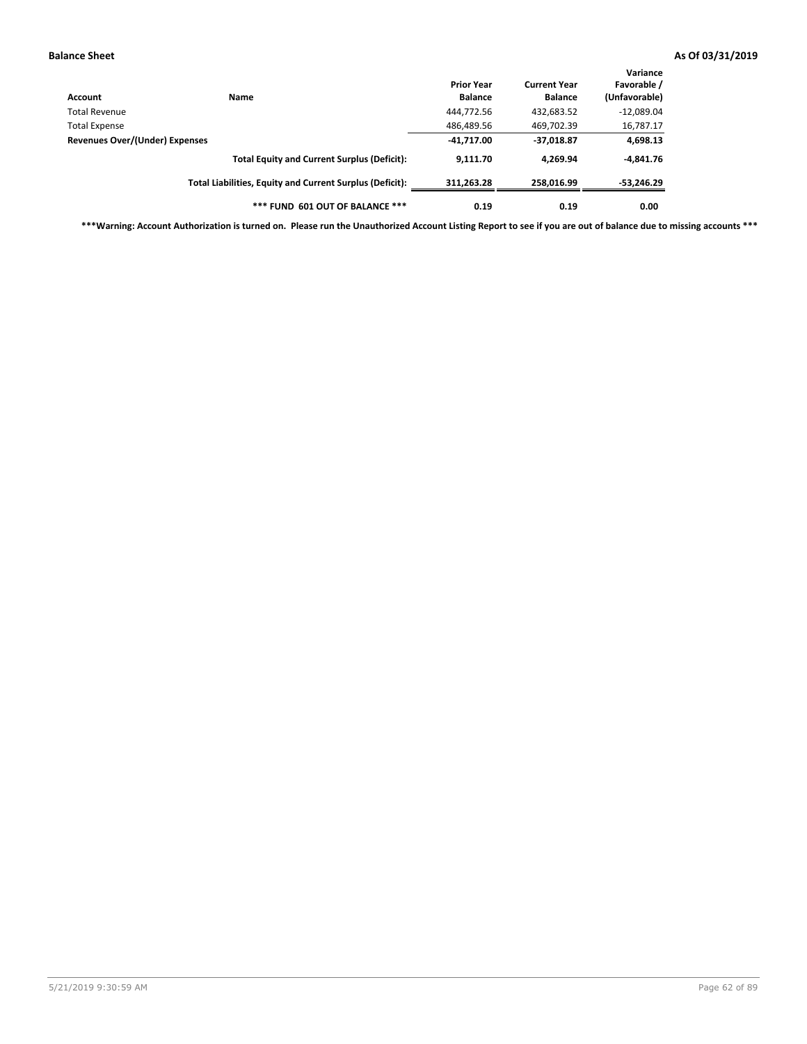**Balance Sheet** **As Of 03/31/2019**

| Account | Name | Prior Year Balance | Current Year Balance | Variance Favorable / (Unfavorable) |
|---|---|---|---|---|
| Total Revenue | | 444,772.56 | 432,683.52 | -12,089.04 |
| Total Expense | | 486,489.56 | 469,702.39 | 16,787.17 |
| **Revenues Over/(Under) Expenses** | | **-41,717.00** | **-37,018.87** | **4,698.13** |
| | **Total Equity and Current Surplus (Deficit):** | **9,111.70** | **4,269.94** | **-4,841.76** |
| | **Total Liabilities, Equity and Current Surplus (Deficit):** | **311,263.28** | **258,016.99** | **-53,246.29** |
| | **\*\*\* FUND 601 OUT OF BALANCE \*\*\*** | **0.19** | **0.19** | **0.00** |

**\*\*\*Warning: Account Authorization is turned on. Please run the Unauthorized Account Listing Report to see if you are out of balance due to missing accounts \*\*\***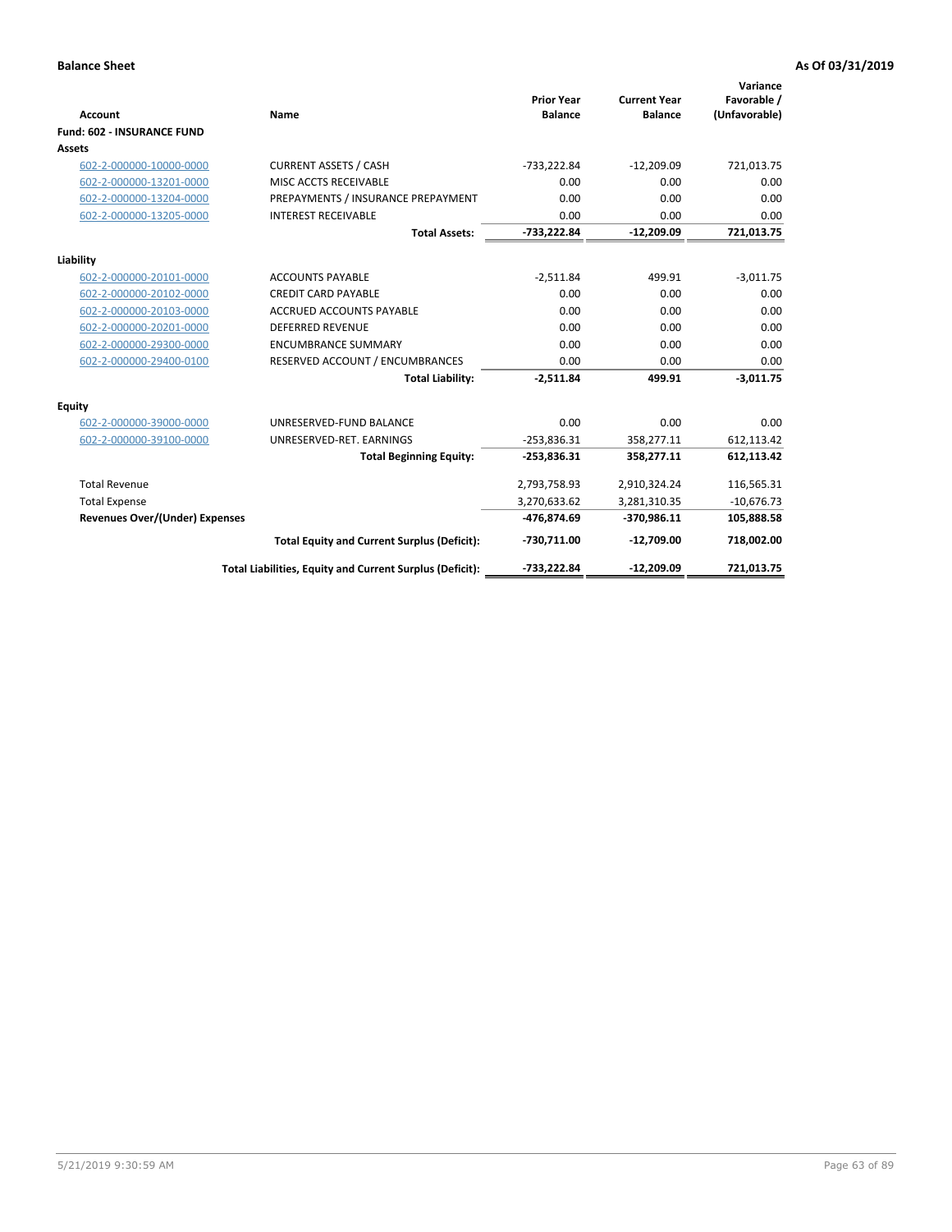**Balance Sheet** **As Of 03/31/2019**

| Account | Name | Prior Year Balance | Current Year Balance | Variance Favorable / (Unfavorable) |
|---|---|---|---|---|
| **Fund: 602 - INSURANCE FUND** | | | | |
| **Assets** | | | | |
| 602-2-000000-10000-0000 | CURRENT ASSETS / CASH | -733,222.84 | -12,209.09 | 721,013.75 |
| 602-2-000000-13201-0000 | MISC ACCTS RECEIVABLE | 0.00 | 0.00 | 0.00 |
| 602-2-000000-13204-0000 | PREPAYMENTS / INSURANCE PREPAYMENT | 0.00 | 0.00 | 0.00 |
| 602-2-000000-13205-0000 | INTEREST RECEIVABLE | 0.00 | 0.00 | 0.00 |
| | **Total Assets:** | **-733,222.84** | **-12,209.09** | **721,013.75** |
| **Liability** | | | | |
| 602-2-000000-20101-0000 | ACCOUNTS PAYABLE | -2,511.84 | 499.91 | -3,011.75 |
| 602-2-000000-20102-0000 | CREDIT CARD PAYABLE | 0.00 | 0.00 | 0.00 |
| 602-2-000000-20103-0000 | ACCRUED ACCOUNTS PAYABLE | 0.00 | 0.00 | 0.00 |
| 602-2-000000-20201-0000 | DEFERRED REVENUE | 0.00 | 0.00 | 0.00 |
| 602-2-000000-29300-0000 | ENCUMBRANCE SUMMARY | 0.00 | 0.00 | 0.00 |
| 602-2-000000-29400-0100 | RESERVED ACCOUNT / ENCUMBRANCES | 0.00 | 0.00 | 0.00 |
| | **Total Liability:** | **-2,511.84** | **499.91** | **-3,011.75** |
| **Equity** | | | | |
| 602-2-000000-39000-0000 | UNRESERVED-FUND BALANCE | 0.00 | 0.00 | 0.00 |
| 602-2-000000-39100-0000 | UNRESERVED-RET. EARNINGS | -253,836.31 | 358,277.11 | 612,113.42 |
| | **Total Beginning Equity:** | **-253,836.31** | **358,277.11** | **612,113.42** |
| Total Revenue | | 2,793,758.93 | 2,910,324.24 | 116,565.31 |
| Total Expense | | 3,270,633.62 | 3,281,310.35 | -10,676.73 |
| **Revenues Over/(Under) Expenses** | | **-476,874.69** | **-370,986.11** | **105,888.58** |
| | **Total Equity and Current Surplus (Deficit):** | **-730,711.00** | **-12,709.00** | **718,002.00** |
| | **Total Liabilities, Equity and Current Surplus (Deficit):** | **-733,222.84** | **-12,209.09** | **721,013.75** |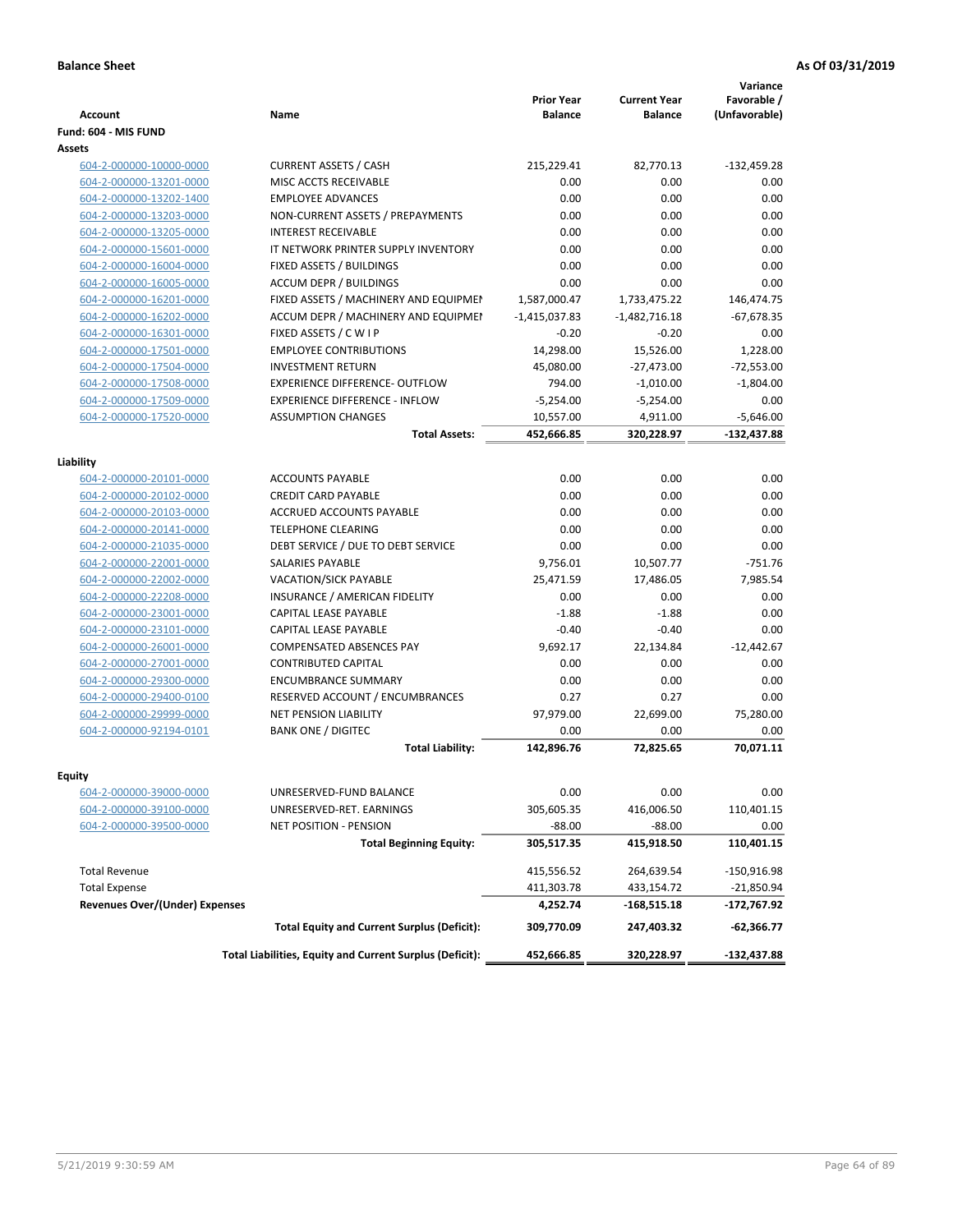**Balance Sheet** **As Of 03/31/2019**

| Account | Name | Prior Year Balance | Current Year Balance | Variance Favorable / (Unfavorable) |
|---|---|---|---|---|
| **Fund: 604 - MIS FUND** | | | | |
| **Assets** | | | | |
| 604-2-000000-10000-0000 | CURRENT ASSETS / CASH | 215,229.41 | 82,770.13 | -132,459.28 |
| 604-2-000000-13201-0000 | MISC ACCTS RECEIVABLE | 0.00 | 0.00 | 0.00 |
| 604-2-000000-13202-1400 | EMPLOYEE ADVANCES | 0.00 | 0.00 | 0.00 |
| 604-2-000000-13203-0000 | NON-CURRENT ASSETS / PREPAYMENTS | 0.00 | 0.00 | 0.00 |
| 604-2-000000-13205-0000 | INTEREST RECEIVABLE | 0.00 | 0.00 | 0.00 |
| 604-2-000000-15601-0000 | IT NETWORK PRINTER SUPPLY INVENTORY | 0.00 | 0.00 | 0.00 |
| 604-2-000000-16004-0000 | FIXED ASSETS / BUILDINGS | 0.00 | 0.00 | 0.00 |
| 604-2-000000-16005-0000 | ACCUM DEPR / BUILDINGS | 0.00 | 0.00 | 0.00 |
| 604-2-000000-16201-0000 | FIXED ASSETS / MACHINERY AND EQUIPMENT | 1,587,000.47 | 1,733,475.22 | 146,474.75 |
| 604-2-000000-16202-0000 | ACCUM DEPR / MACHINERY AND EQUIPMENT | -1,415,037.83 | -1,482,716.18 | -67,678.35 |
| 604-2-000000-16301-0000 | FIXED ASSETS / C W I P | -0.20 | -0.20 | 0.00 |
| 604-2-000000-17501-0000 | EMPLOYEE CONTRIBUTIONS | 14,298.00 | 15,526.00 | 1,228.00 |
| 604-2-000000-17504-0000 | INVESTMENT RETURN | 45,080.00 | -27,473.00 | -72,553.00 |
| 604-2-000000-17508-0000 | EXPERIENCE DIFFERENCE- OUTFLOW | 794.00 | -1,010.00 | -1,804.00 |
| 604-2-000000-17509-0000 | EXPERIENCE DIFFERENCE - INFLOW | -5,254.00 | -5,254.00 | 0.00 |
| 604-2-000000-17520-0000 | ASSUMPTION CHANGES | 10,557.00 | 4,911.00 | -5,646.00 |
| | **Total Assets:** | **452,666.85** | **320,228.97** | **-132,437.88** |
| **Liability** | | | | |
| 604-2-000000-20101-0000 | ACCOUNTS PAYABLE | 0.00 | 0.00 | 0.00 |
| 604-2-000000-20102-0000 | CREDIT CARD PAYABLE | 0.00 | 0.00 | 0.00 |
| 604-2-000000-20103-0000 | ACCRUED ACCOUNTS PAYABLE | 0.00 | 0.00 | 0.00 |
| 604-2-000000-20141-0000 | TELEPHONE CLEARING | 0.00 | 0.00 | 0.00 |
| 604-2-000000-21035-0000 | DEBT SERVICE / DUE TO DEBT SERVICE | 0.00 | 0.00 | 0.00 |
| 604-2-000000-22001-0000 | SALARIES PAYABLE | 9,756.01 | 10,507.77 | -751.76 |
| 604-2-000000-22002-0000 | VACATION/SICK PAYABLE | 25,471.59 | 17,486.05 | 7,985.54 |
| 604-2-000000-22208-0000 | INSURANCE / AMERICAN FIDELITY | 0.00 | 0.00 | 0.00 |
| 604-2-000000-23001-0000 | CAPITAL LEASE PAYABLE | -1.88 | -1.88 | 0.00 |
| 604-2-000000-23101-0000 | CAPITAL LEASE PAYABLE | -0.40 | -0.40 | 0.00 |
| 604-2-000000-26001-0000 | COMPENSATED ABSENCES PAY | 9,692.17 | 22,134.84 | -12,442.67 |
| 604-2-000000-27001-0000 | CONTRIBUTED CAPITAL | 0.00 | 0.00 | 0.00 |
| 604-2-000000-29300-0000 | ENCUMBRANCE SUMMARY | 0.00 | 0.00 | 0.00 |
| 604-2-000000-29400-0100 | RESERVED ACCOUNT / ENCUMBRANCES | 0.27 | 0.27 | 0.00 |
| 604-2-000000-29999-0000 | NET PENSION LIABILITY | 97,979.00 | 22,699.00 | 75,280.00 |
| 604-2-000000-92194-0101 | BANK ONE / DIGITEC | 0.00 | 0.00 | 0.00 |
| | **Total Liability:** | **142,896.76** | **72,825.65** | **70,071.11** |
| **Equity** | | | | |
| 604-2-000000-39000-0000 | UNRESERVED-FUND BALANCE | 0.00 | 0.00 | 0.00 |
| 604-2-000000-39100-0000 | UNRESERVED-RET. EARNINGS | 305,605.35 | 416,006.50 | 110,401.15 |
| 604-2-000000-39500-0000 | NET POSITION - PENSION | -88.00 | -88.00 | 0.00 |
| | **Total Beginning Equity:** | **305,517.35** | **415,918.50** | **110,401.15** |
| Total Revenue | | 415,556.52 | 264,639.54 | -150,916.98 |
| Total Expense | | 411,303.78 | 433,154.72 | -21,850.94 |
| **Revenues Over/(Under) Expenses** | | **4,252.74** | **-168,515.18** | **-172,767.92** |
| | **Total Equity and Current Surplus (Deficit):** | **309,770.09** | **247,403.32** | **-62,366.77** |
| | **Total Liabilities, Equity and Current Surplus (Deficit):** | **452,666.85** | **320,228.97** | **-132,437.88** |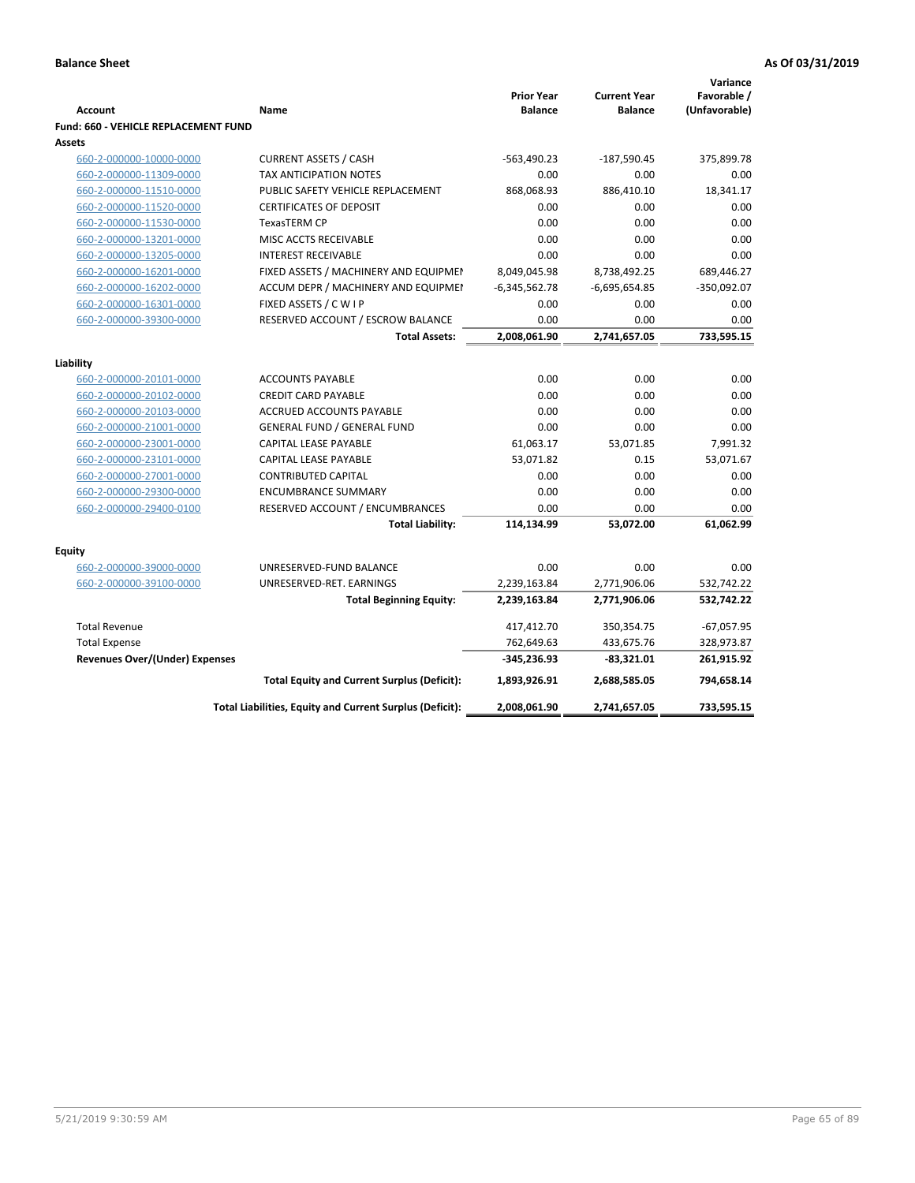**Balance Sheet** **As Of 03/31/2019**

| Account | Name | Prior Year Balance | Current Year Balance | Variance Favorable / (Unfavorable) |
|---|---|---|---|---|
| **Fund: 660 - VEHICLE REPLACEMENT FUND** | | | | |
| **Assets** | | | | |
| 660-2-000000-10000-0000 | CURRENT ASSETS / CASH | -563,490.23 | -187,590.45 | 375,899.78 |
| 660-2-000000-11309-0000 | TAX ANTICIPATION NOTES | 0.00 | 0.00 | 0.00 |
| 660-2-000000-11510-0000 | PUBLIC SAFETY VEHICLE REPLACEMENT | 868,068.93 | 886,410.10 | 18,341.17 |
| 660-2-000000-11520-0000 | CERTIFICATES OF DEPOSIT | 0.00 | 0.00 | 0.00 |
| 660-2-000000-11530-0000 | TexasTERM CP | 0.00 | 0.00 | 0.00 |
| 660-2-000000-13201-0000 | MISC ACCTS RECEIVABLE | 0.00 | 0.00 | 0.00 |
| 660-2-000000-13205-0000 | INTEREST RECEIVABLE | 0.00 | 0.00 | 0.00 |
| 660-2-000000-16201-0000 | FIXED ASSETS / MACHINERY AND EQUIPMEN | 8,049,045.98 | 8,738,492.25 | 689,446.27 |
| 660-2-000000-16202-0000 | ACCUM DEPR / MACHINERY AND EQUIPMEI | -6,345,562.78 | -6,695,654.85 | -350,092.07 |
| 660-2-000000-16301-0000 | FIXED ASSETS / C W I P | 0.00 | 0.00 | 0.00 |
| 660-2-000000-39300-0000 | RESERVED ACCOUNT / ESCROW BALANCE | 0.00 | 0.00 | 0.00 |
| | **Total Assets:** | **2,008,061.90** | **2,741,657.05** | **733,595.15** |
| **Liability** | | | | |
| 660-2-000000-20101-0000 | ACCOUNTS PAYABLE | 0.00 | 0.00 | 0.00 |
| 660-2-000000-20102-0000 | CREDIT CARD PAYABLE | 0.00 | 0.00 | 0.00 |
| 660-2-000000-20103-0000 | ACCRUED ACCOUNTS PAYABLE | 0.00 | 0.00 | 0.00 |
| 660-2-000000-21001-0000 | GENERAL FUND / GENERAL FUND | 0.00 | 0.00 | 0.00 |
| 660-2-000000-23001-0000 | CAPITAL LEASE PAYABLE | 61,063.17 | 53,071.85 | 7,991.32 |
| 660-2-000000-23101-0000 | CAPITAL LEASE PAYABLE | 53,071.82 | 0.15 | 53,071.67 |
| 660-2-000000-27001-0000 | CONTRIBUTED CAPITAL | 0.00 | 0.00 | 0.00 |
| 660-2-000000-29300-0000 | ENCUMBRANCE SUMMARY | 0.00 | 0.00 | 0.00 |
| 660-2-000000-29400-0100 | RESERVED ACCOUNT / ENCUMBRANCES | 0.00 | 0.00 | 0.00 |
| | **Total Liability:** | **114,134.99** | **53,072.00** | **61,062.99** |
| **Equity** | | | | |
| 660-2-000000-39000-0000 | UNRESERVED-FUND BALANCE | 0.00 | 0.00 | 0.00 |
| 660-2-000000-39100-0000 | UNRESERVED-RET. EARNINGS | 2,239,163.84 | 2,771,906.06 | 532,742.22 |
| | **Total Beginning Equity:** | **2,239,163.84** | **2,771,906.06** | **532,742.22** |
| Total Revenue | | 417,412.70 | 350,354.75 | -67,057.95 |
| Total Expense | | 762,649.63 | 433,675.76 | 328,973.87 |
| **Revenues Over/(Under) Expenses** | | **-345,236.93** | **-83,321.01** | **261,915.92** |
| | **Total Equity and Current Surplus (Deficit):** | **1,893,926.91** | **2,688,585.05** | **794,658.14** |
| | **Total Liabilities, Equity and Current Surplus (Deficit):** | **2,008,061.90** | **2,741,657.05** | **733,595.15** |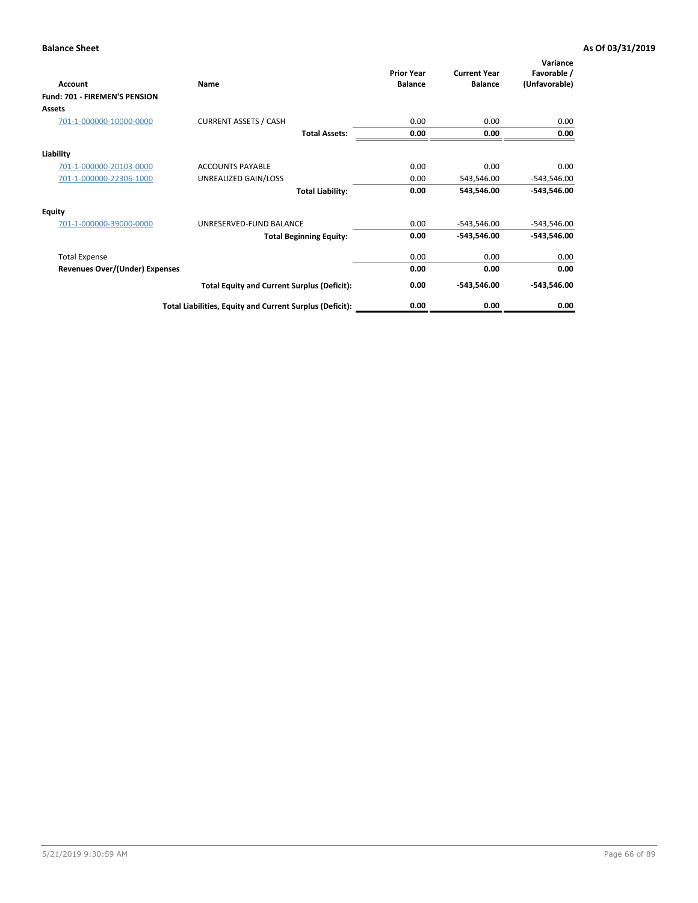**Balance Sheet** **As Of 03/31/2019**

| Account | Name | Prior Year Balance | Current Year Balance | Variance Favorable / (Unfavorable) |
|---|---|---|---|---|
| **Fund: 701 - FIREMEN'S PENSION** | | | | |
| **Assets** | | | | |
| 701-1-000000-10000-0000 | CURRENT ASSETS / CASH | 0.00 | 0.00 | 0.00 |
| | **Total Assets:** | **0.00** | **0.00** | **0.00** |
| **Liability** | | | | |
| 701-1-000000-20103-0000 | ACCOUNTS PAYABLE | 0.00 | 0.00 | 0.00 |
| 701-1-000000-22306-1000 | UNREALIZED GAIN/LOSS | 0.00 | 543,546.00 | -543,546.00 |
| | **Total Liability:** | **0.00** | **543,546.00** | **-543,546.00** |
| **Equity** | | | | |
| 701-1-000000-39000-0000 | UNRESERVED-FUND BALANCE | 0.00 | -543,546.00 | -543,546.00 |
| | **Total Beginning Equity:** | **0.00** | **-543,546.00** | **-543,546.00** |
| Total Expense | | 0.00 | 0.00 | 0.00 |
| **Revenues Over/(Under) Expenses** | | **0.00** | **0.00** | **0.00** |
| | **Total Equity and Current Surplus (Deficit):** | **0.00** | **-543,546.00** | **-543,546.00** |
| | **Total Liabilities, Equity and Current Surplus (Deficit):** | **0.00** | **0.00** | **0.00** |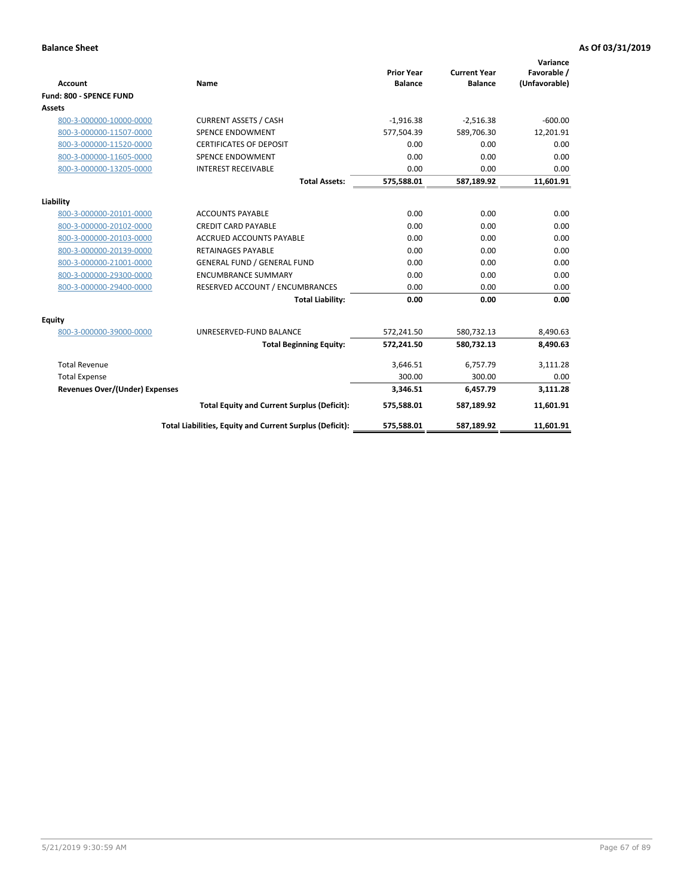**Balance Sheet** **As Of 03/31/2019**

| Account | Name | Prior Year Balance | Current Year Balance | Variance Favorable / (Unfavorable) |
|---|---|---|---|---|
| **Fund: 800 - SPENCE FUND** | | | | |
| **Assets** | | | | |
| 800-3-000000-10000-0000 | CURRENT ASSETS / CASH | -1,916.38 | -2,516.38 | -600.00 |
| 800-3-000000-11507-0000 | SPENCE ENDOWMENT | 577,504.39 | 589,706.30 | 12,201.91 |
| 800-3-000000-11520-0000 | CERTIFICATES OF DEPOSIT | 0.00 | 0.00 | 0.00 |
| 800-3-000000-11605-0000 | SPENCE ENDOWMENT | 0.00 | 0.00 | 0.00 |
| 800-3-000000-13205-0000 | INTEREST RECEIVABLE | 0.00 | 0.00 | 0.00 |
| | **Total Assets:** | **575,588.01** | **587,189.92** | **11,601.91** |
| **Liability** | | | | |
| 800-3-000000-20101-0000 | ACCOUNTS PAYABLE | 0.00 | 0.00 | 0.00 |
| 800-3-000000-20102-0000 | CREDIT CARD PAYABLE | 0.00 | 0.00 | 0.00 |
| 800-3-000000-20103-0000 | ACCRUED ACCOUNTS PAYABLE | 0.00 | 0.00 | 0.00 |
| 800-3-000000-20139-0000 | RETAINAGES PAYABLE | 0.00 | 0.00 | 0.00 |
| 800-3-000000-21001-0000 | GENERAL FUND / GENERAL FUND | 0.00 | 0.00 | 0.00 |
| 800-3-000000-29300-0000 | ENCUMBRANCE SUMMARY | 0.00 | 0.00 | 0.00 |
| 800-3-000000-29400-0000 | RESERVED ACCOUNT / ENCUMBRANCES | 0.00 | 0.00 | 0.00 |
| | **Total Liability:** | **0.00** | **0.00** | **0.00** |
| **Equity** | | | | |
| 800-3-000000-39000-0000 | UNRESERVED-FUND BALANCE | 572,241.50 | 580,732.13 | 8,490.63 |
| | **Total Beginning Equity:** | **572,241.50** | **580,732.13** | **8,490.63** |
| Total Revenue | | 3,646.51 | 6,757.79 | 3,111.28 |
| Total Expense | | 300.00 | 300.00 | 0.00 |
| **Revenues Over/(Under) Expenses** | | **3,346.51** | **6,457.79** | **3,111.28** |
| | **Total Equity and Current Surplus (Deficit):** | **575,588.01** | **587,189.92** | **11,601.91** |
| | **Total Liabilities, Equity and Current Surplus (Deficit):** | **575,588.01** | **587,189.92** | **11,601.91** |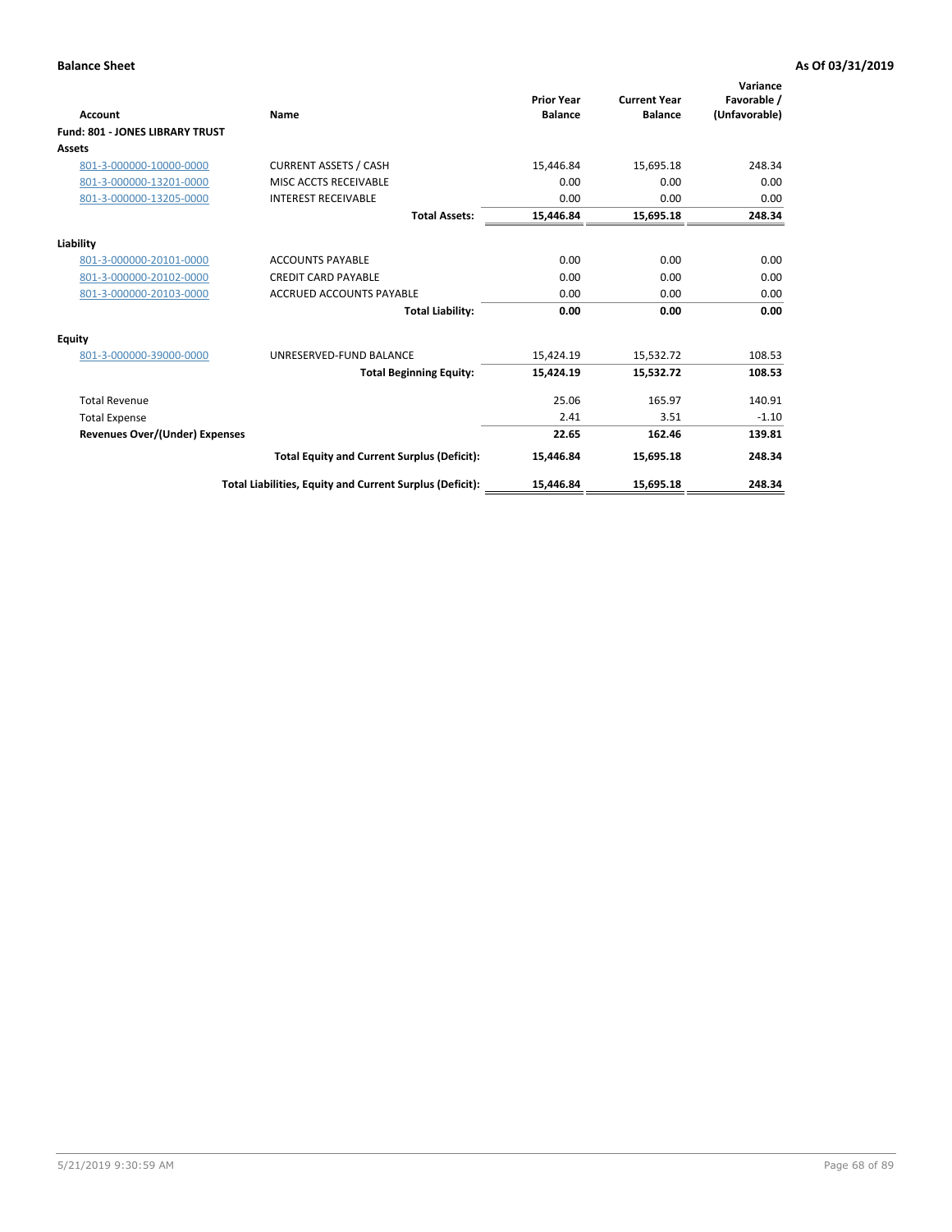**Balance Sheet** **As Of 03/31/2019**

| Account | Name | Prior Year Balance | Current Year Balance | Variance Favorable / (Unfavorable) |
|---|---|---|---|---|
| **Fund: 801 - JONES LIBRARY TRUST** | | | | |
| **Assets** | | | | |
| 801-3-000000-10000-0000 | CURRENT ASSETS / CASH | 15,446.84 | 15,695.18 | 248.34 |
| 801-3-000000-13201-0000 | MISC ACCTS RECEIVABLE | 0.00 | 0.00 | 0.00 |
| 801-3-000000-13205-0000 | INTEREST RECEIVABLE | 0.00 | 0.00 | 0.00 |
| | **Total Assets:** | **15,446.84** | **15,695.18** | **248.34** |
| **Liability** | | | | |
| 801-3-000000-20101-0000 | ACCOUNTS PAYABLE | 0.00 | 0.00 | 0.00 |
| 801-3-000000-20102-0000 | CREDIT CARD PAYABLE | 0.00 | 0.00 | 0.00 |
| 801-3-000000-20103-0000 | ACCRUED ACCOUNTS PAYABLE | 0.00 | 0.00 | 0.00 |
| | **Total Liability:** | **0.00** | **0.00** | **0.00** |
| **Equity** | | | | |
| 801-3-000000-39000-0000 | UNRESERVED-FUND BALANCE | 15,424.19 | 15,532.72 | 108.53 |
| | **Total Beginning Equity:** | **15,424.19** | **15,532.72** | **108.53** |
| Total Revenue | | 25.06 | 165.97 | 140.91 |
| Total Expense | | 2.41 | 3.51 | -1.10 |
| **Revenues Over/(Under) Expenses** | | **22.65** | **162.46** | **139.81** |
| | **Total Equity and Current Surplus (Deficit):** | **15,446.84** | **15,695.18** | **248.34** |
| | **Total Liabilities, Equity and Current Surplus (Deficit):** | **15,446.84** | **15,695.18** | **248.34** |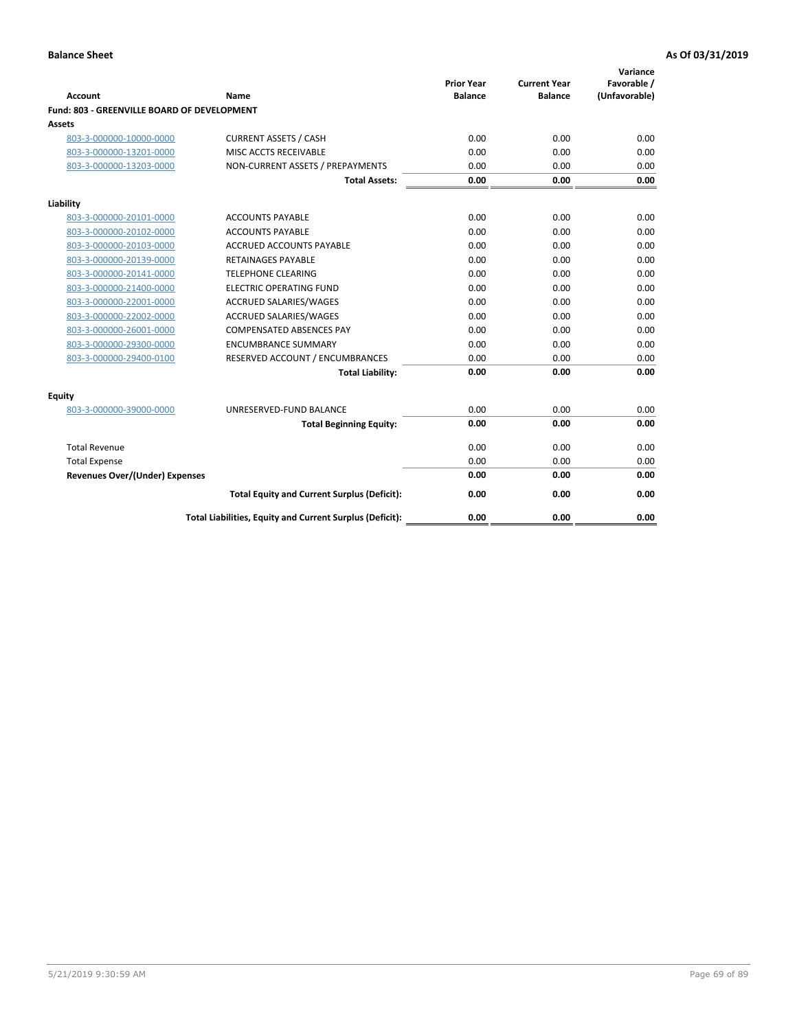**Balance Sheet** **As Of 03/31/2019**

| Account | Name | Prior Year Balance | Current Year Balance | Variance Favorable / (Unfavorable) |
|---|---|---|---|---|
| **Fund: 803 - GREENVILLE BOARD OF DEVELOPMENT** | | | | |
| **Assets** | | | | |
| 803-3-000000-10000-0000 | CURRENT ASSETS / CASH | 0.00 | 0.00 | 0.00 |
| 803-3-000000-13201-0000 | MISC ACCTS RECEIVABLE | 0.00 | 0.00 | 0.00 |
| 803-3-000000-13203-0000 | NON-CURRENT ASSETS / PREPAYMENTS | 0.00 | 0.00 | 0.00 |
| | **Total Assets:** | **0.00** | **0.00** | **0.00** |
| **Liability** | | | | |
| 803-3-000000-20101-0000 | ACCOUNTS PAYABLE | 0.00 | 0.00 | 0.00 |
| 803-3-000000-20102-0000 | ACCOUNTS PAYABLE | 0.00 | 0.00 | 0.00 |
| 803-3-000000-20103-0000 | ACCRUED ACCOUNTS PAYABLE | 0.00 | 0.00 | 0.00 |
| 803-3-000000-20139-0000 | RETAINAGES PAYABLE | 0.00 | 0.00 | 0.00 |
| 803-3-000000-20141-0000 | TELEPHONE CLEARING | 0.00 | 0.00 | 0.00 |
| 803-3-000000-21400-0000 | ELECTRIC OPERATING FUND | 0.00 | 0.00 | 0.00 |
| 803-3-000000-22001-0000 | ACCRUED SALARIES/WAGES | 0.00 | 0.00 | 0.00 |
| 803-3-000000-22002-0000 | ACCRUED SALARIES/WAGES | 0.00 | 0.00 | 0.00 |
| 803-3-000000-26001-0000 | COMPENSATED ABSENCES PAY | 0.00 | 0.00 | 0.00 |
| 803-3-000000-29300-0000 | ENCUMBRANCE SUMMARY | 0.00 | 0.00 | 0.00 |
| 803-3-000000-29400-0100 | RESERVED ACCOUNT / ENCUMBRANCES | 0.00 | 0.00 | 0.00 |
| | **Total Liability:** | **0.00** | **0.00** | **0.00** |
| **Equity** | | | | |
| 803-3-000000-39000-0000 | UNRESERVED-FUND BALANCE | 0.00 | 0.00 | 0.00 |
| | **Total Beginning Equity:** | **0.00** | **0.00** | **0.00** |
| Total Revenue | | 0.00 | 0.00 | 0.00 |
| Total Expense | | 0.00 | 0.00 | 0.00 |
| **Revenues Over/(Under) Expenses** | | **0.00** | **0.00** | **0.00** |
| | **Total Equity and Current Surplus (Deficit):** | **0.00** | **0.00** | **0.00** |
| | **Total Liabilities, Equity and Current Surplus (Deficit):** | **0.00** | **0.00** | **0.00** |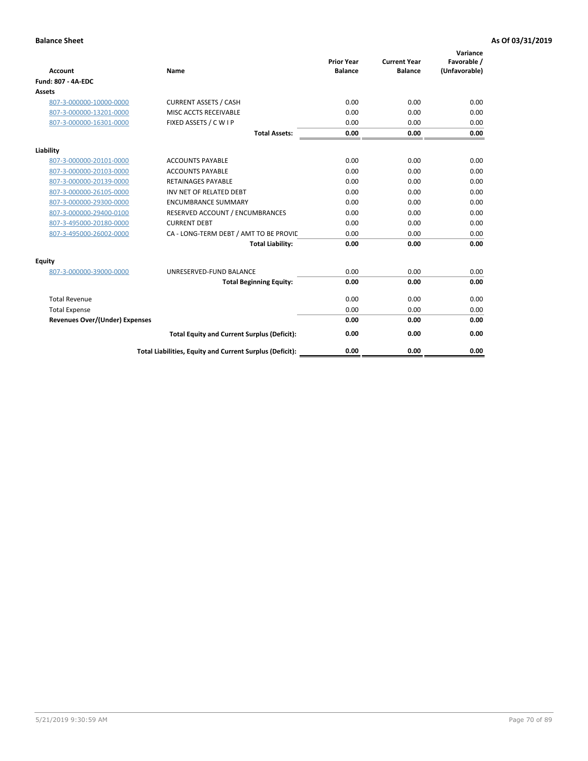**Balance Sheet** **As Of 03/31/2019**

| Account | Name | Prior Year Balance | Current Year Balance | Variance Favorable / (Unfavorable) |
|---|---|---|---|---|
| **Fund: 807 - 4A-EDC** | | | | |
| **Assets** | | | | |
| 807-3-000000-10000-0000 | CURRENT ASSETS / CASH | 0.00 | 0.00 | 0.00 |
| 807-3-000000-13201-0000 | MISC ACCTS RECEIVABLE | 0.00 | 0.00 | 0.00 |
| 807-3-000000-16301-0000 | FIXED ASSETS / C W I P | 0.00 | 0.00 | 0.00 |
| | **Total Assets:** | **0.00** | **0.00** | **0.00** |
| **Liability** | | | | |
| 807-3-000000-20101-0000 | ACCOUNTS PAYABLE | 0.00 | 0.00 | 0.00 |
| 807-3-000000-20103-0000 | ACCOUNTS PAYABLE | 0.00 | 0.00 | 0.00 |
| 807-3-000000-20139-0000 | RETAINAGES PAYABLE | 0.00 | 0.00 | 0.00 |
| 807-3-000000-26105-0000 | INV NET OF RELATED DEBT | 0.00 | 0.00 | 0.00 |
| 807-3-000000-29300-0000 | ENCUMBRANCE SUMMARY | 0.00 | 0.00 | 0.00 |
| 807-3-000000-29400-0100 | RESERVED ACCOUNT / ENCUMBRANCES | 0.00 | 0.00 | 0.00 |
| 807-3-495000-20180-0000 | CURRENT DEBT | 0.00 | 0.00 | 0.00 |
| 807-3-495000-26002-0000 | CA - LONG-TERM DEBT / AMT TO BE PROVIE | 0.00 | 0.00 | 0.00 |
| | **Total Liability:** | **0.00** | **0.00** | **0.00** |
| **Equity** | | | | |
| 807-3-000000-39000-0000 | UNRESERVED-FUND BALANCE | 0.00 | 0.00 | 0.00 |
| | **Total Beginning Equity:** | **0.00** | **0.00** | **0.00** |
| Total Revenue | | 0.00 | 0.00 | 0.00 |
| Total Expense | | 0.00 | 0.00 | 0.00 |
| **Revenues Over/(Under) Expenses** | | **0.00** | **0.00** | **0.00** |
| | **Total Equity and Current Surplus (Deficit):** | **0.00** | **0.00** | **0.00** |
| | **Total Liabilities, Equity and Current Surplus (Deficit):** | **0.00** | **0.00** | **0.00** |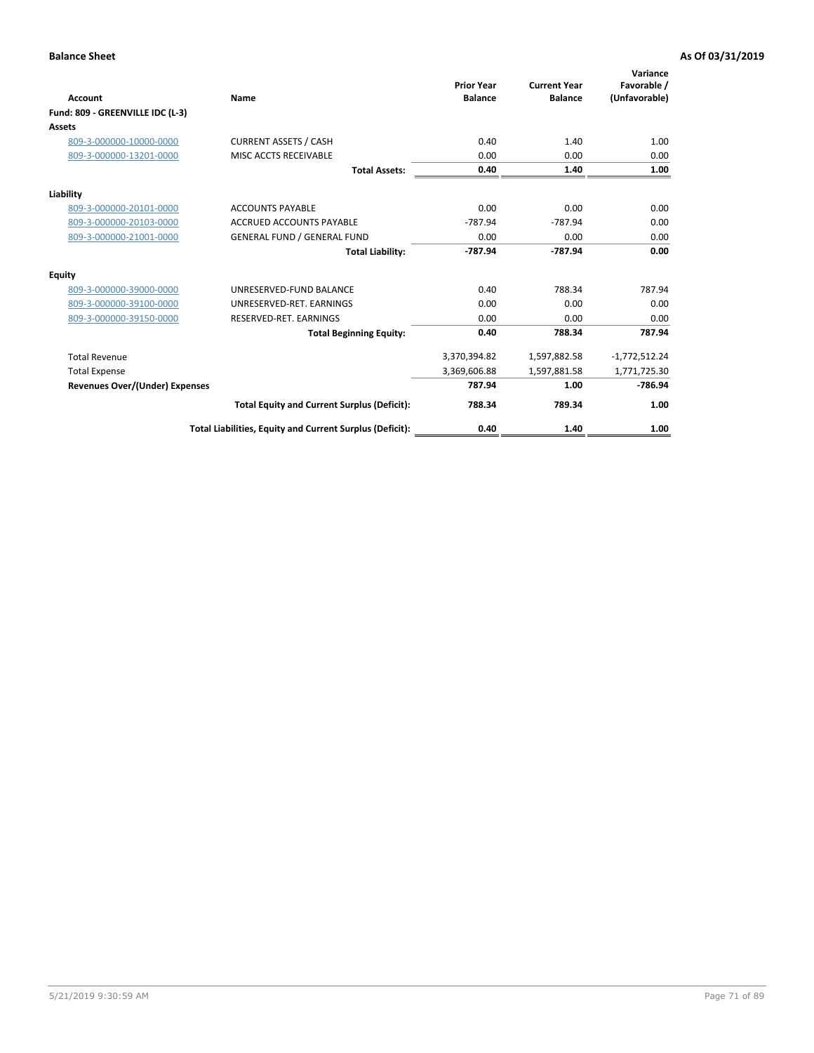**Balance Sheet** **As Of 03/31/2019**

| Account | Name | Prior Year Balance | Current Year Balance | Variance Favorable / (Unfavorable) |
|---|---|---|---|---|
| **Fund: 809 - GREENVILLE IDC (L-3)** | | | | |
| **Assets** | | | | |
| 809-3-000000-10000-0000 | CURRENT ASSETS / CASH | 0.40 | 1.40 | 1.00 |
| 809-3-000000-13201-0000 | MISC ACCTS RECEIVABLE | 0.00 | 0.00 | 0.00 |
| | **Total Assets:** | **0.40** | **1.40** | **1.00** |
| **Liability** | | | | |
| 809-3-000000-20101-0000 | ACCOUNTS PAYABLE | 0.00 | 0.00 | 0.00 |
| 809-3-000000-20103-0000 | ACCRUED ACCOUNTS PAYABLE | -787.94 | -787.94 | 0.00 |
| 809-3-000000-21001-0000 | GENERAL FUND / GENERAL FUND | 0.00 | 0.00 | 0.00 |
| | **Total Liability:** | **-787.94** | **-787.94** | **0.00** |
| **Equity** | | | | |
| 809-3-000000-39000-0000 | UNRESERVED-FUND BALANCE | 0.40 | 788.34 | 787.94 |
| 809-3-000000-39100-0000 | UNRESERVED-RET. EARNINGS | 0.00 | 0.00 | 0.00 |
| 809-3-000000-39150-0000 | RESERVED-RET. EARNINGS | 0.00 | 0.00 | 0.00 |
| | **Total Beginning Equity:** | **0.40** | **788.34** | **787.94** |
| Total Revenue | | 3,370,394.82 | 1,597,882.58 | -1,772,512.24 |
| Total Expense | | 3,369,606.88 | 1,597,881.58 | 1,771,725.30 |
| **Revenues Over/(Under) Expenses** | | **787.94** | **1.00** | **-786.94** |
| | **Total Equity and Current Surplus (Deficit):** | **788.34** | **789.34** | **1.00** |
| | **Total Liabilities, Equity and Current Surplus (Deficit):** | **0.40** | **1.40** | **1.00** |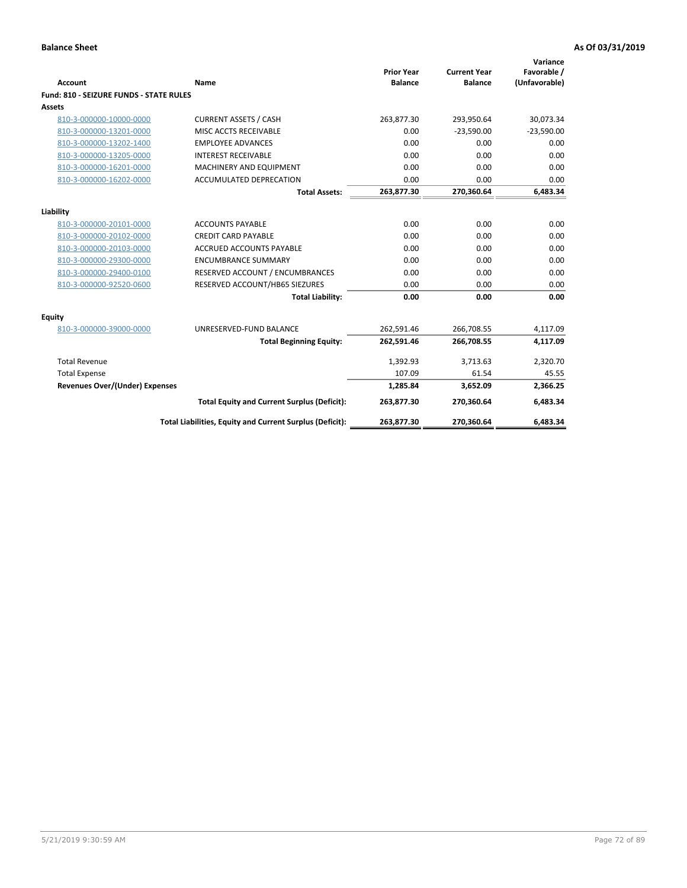**Balance Sheet** **As Of 03/31/2019**

| Account | Name | Prior Year Balance | Current Year Balance | Variance Favorable / (Unfavorable) |
|---|---|---|---|---|
| **Fund: 810 - SEIZURE FUNDS - STATE RULES** | | | | |
| **Assets** | | | | |
| 810-3-000000-10000-0000 | CURRENT ASSETS / CASH | 263,877.30 | 293,950.64 | 30,073.34 |
| 810-3-000000-13201-0000 | MISC ACCTS RECEIVABLE | 0.00 | -23,590.00 | -23,590.00 |
| 810-3-000000-13202-1400 | EMPLOYEE ADVANCES | 0.00 | 0.00 | 0.00 |
| 810-3-000000-13205-0000 | INTEREST RECEIVABLE | 0.00 | 0.00 | 0.00 |
| 810-3-000000-16201-0000 | MACHINERY AND EQUIPMENT | 0.00 | 0.00 | 0.00 |
| 810-3-000000-16202-0000 | ACCUMULATED DEPRECATION | 0.00 | 0.00 | 0.00 |
| | **Total Assets:** | **263,877.30** | **270,360.64** | **6,483.34** |
| **Liability** | | | | |
| 810-3-000000-20101-0000 | ACCOUNTS PAYABLE | 0.00 | 0.00 | 0.00 |
| 810-3-000000-20102-0000 | CREDIT CARD PAYABLE | 0.00 | 0.00 | 0.00 |
| 810-3-000000-20103-0000 | ACCRUED ACCOUNTS PAYABLE | 0.00 | 0.00 | 0.00 |
| 810-3-000000-29300-0000 | ENCUMBRANCE SUMMARY | 0.00 | 0.00 | 0.00 |
| 810-3-000000-29400-0100 | RESERVED ACCOUNT / ENCUMBRANCES | 0.00 | 0.00 | 0.00 |
| 810-3-000000-92520-0600 | RESERVED ACCOUNT/HB65 SIEZURES | 0.00 | 0.00 | 0.00 |
| | **Total Liability:** | **0.00** | **0.00** | **0.00** |
| **Equity** | | | | |
| 810-3-000000-39000-0000 | UNRESERVED-FUND BALANCE | 262,591.46 | 266,708.55 | 4,117.09 |
| | **Total Beginning Equity:** | **262,591.46** | **266,708.55** | **4,117.09** |
| Total Revenue | | 1,392.93 | 3,713.63 | 2,320.70 |
| Total Expense | | 107.09 | 61.54 | 45.55 |
| **Revenues Over/(Under) Expenses** | | **1,285.84** | **3,652.09** | **2,366.25** |
| | **Total Equity and Current Surplus (Deficit):** | **263,877.30** | **270,360.64** | **6,483.34** |
| | **Total Liabilities, Equity and Current Surplus (Deficit):** | **263,877.30** | **270,360.64** | **6,483.34** |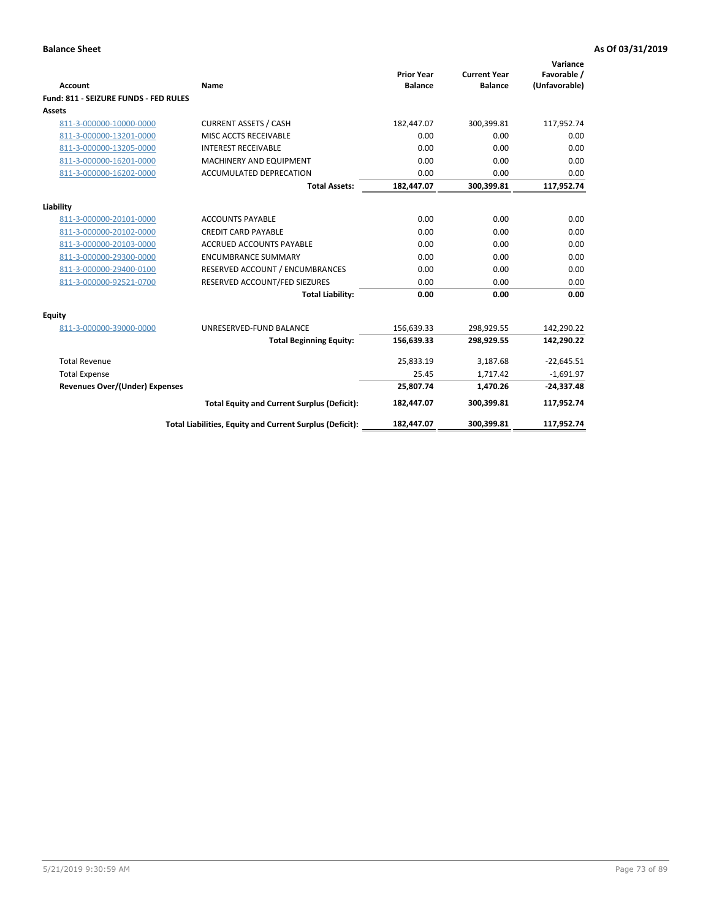**Balance Sheet** — **As Of 03/31/2019**

| Account | Name | Prior Year Balance | Current Year Balance | Variance Favorable / (Unfavorable) |
|---|---|---|---|---|
| **Fund: 811 - SEIZURE FUNDS - FED RULES** | | | | |
| **Assets** | | | | |
| 811-3-000000-10000-0000 | CURRENT ASSETS / CASH | 182,447.07 | 300,399.81 | 117,952.74 |
| 811-3-000000-13201-0000 | MISC ACCTS RECEIVABLE | 0.00 | 0.00 | 0.00 |
| 811-3-000000-13205-0000 | INTEREST RECEIVABLE | 0.00 | 0.00 | 0.00 |
| 811-3-000000-16201-0000 | MACHINERY AND EQUIPMENT | 0.00 | 0.00 | 0.00 |
| 811-3-000000-16202-0000 | ACCUMULATED DEPRECATION | 0.00 | 0.00 | 0.00 |
| | **Total Assets:** | **182,447.07** | **300,399.81** | **117,952.74** |
| **Liability** | | | | |
| 811-3-000000-20101-0000 | ACCOUNTS PAYABLE | 0.00 | 0.00 | 0.00 |
| 811-3-000000-20102-0000 | CREDIT CARD PAYABLE | 0.00 | 0.00 | 0.00 |
| 811-3-000000-20103-0000 | ACCRUED ACCOUNTS PAYABLE | 0.00 | 0.00 | 0.00 |
| 811-3-000000-29300-0000 | ENCUMBRANCE SUMMARY | 0.00 | 0.00 | 0.00 |
| 811-3-000000-29400-0100 | RESERVED ACCOUNT / ENCUMBRANCES | 0.00 | 0.00 | 0.00 |
| 811-3-000000-92521-0700 | RESERVED ACCOUNT/FED SIEZURES | 0.00 | 0.00 | 0.00 |
| | **Total Liability:** | **0.00** | **0.00** | **0.00** |
| **Equity** | | | | |
| 811-3-000000-39000-0000 | UNRESERVED-FUND BALANCE | 156,639.33 | 298,929.55 | 142,290.22 |
| | **Total Beginning Equity:** | **156,639.33** | **298,929.55** | **142,290.22** |
| Total Revenue | | 25,833.19 | 3,187.68 | -22,645.51 |
| Total Expense | | 25.45 | 1,717.42 | -1,691.97 |
| **Revenues Over/(Under) Expenses** | | **25,807.74** | **1,470.26** | **-24,337.48** |
| | **Total Equity and Current Surplus (Deficit):** | **182,447.07** | **300,399.81** | **117,952.74** |
| | **Total Liabilities, Equity and Current Surplus (Deficit):** | **182,447.07** | **300,399.81** | **117,952.74** |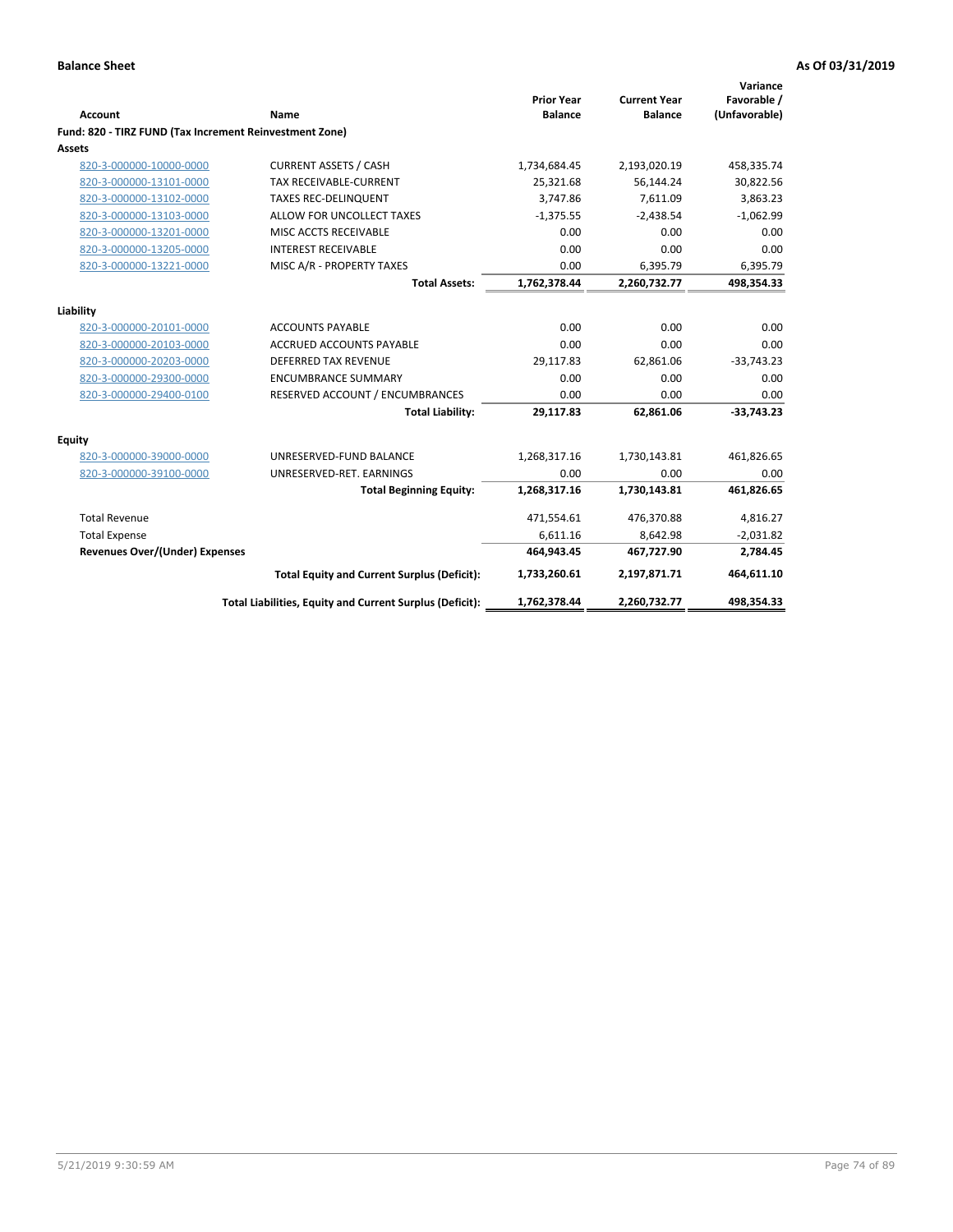**Balance Sheet** **As Of 03/31/2019**

| Account | Name | Prior Year Balance | Current Year Balance | Variance Favorable / (Unfavorable) |
|---|---|---|---|---|
| **Fund: 820 - TIRZ FUND (Tax Increment Reinvestment Zone)** | | | | |
| **Assets** | | | | |
| 820-3-000000-10000-0000 | CURRENT ASSETS / CASH | 1,734,684.45 | 2,193,020.19 | 458,335.74 |
| 820-3-000000-13101-0000 | TAX RECEIVABLE-CURRENT | 25,321.68 | 56,144.24 | 30,822.56 |
| 820-3-000000-13102-0000 | TAXES REC-DELINQUENT | 3,747.86 | 7,611.09 | 3,863.23 |
| 820-3-000000-13103-0000 | ALLOW FOR UNCOLLECT TAXES | -1,375.55 | -2,438.54 | -1,062.99 |
| 820-3-000000-13201-0000 | MISC ACCTS RECEIVABLE | 0.00 | 0.00 | 0.00 |
| 820-3-000000-13205-0000 | INTEREST RECEIVABLE | 0.00 | 0.00 | 0.00 |
| 820-3-000000-13221-0000 | MISC A/R - PROPERTY TAXES | 0.00 | 6,395.79 | 6,395.79 |
| | **Total Assets:** | **1,762,378.44** | **2,260,732.77** | **498,354.33** |
| **Liability** | | | | |
| 820-3-000000-20101-0000 | ACCOUNTS PAYABLE | 0.00 | 0.00 | 0.00 |
| 820-3-000000-20103-0000 | ACCRUED ACCOUNTS PAYABLE | 0.00 | 0.00 | 0.00 |
| 820-3-000000-20203-0000 | DEFERRED TAX REVENUE | 29,117.83 | 62,861.06 | -33,743.23 |
| 820-3-000000-29300-0000 | ENCUMBRANCE SUMMARY | 0.00 | 0.00 | 0.00 |
| 820-3-000000-29400-0100 | RESERVED ACCOUNT / ENCUMBRANCES | 0.00 | 0.00 | 0.00 |
| | **Total Liability:** | **29,117.83** | **62,861.06** | **-33,743.23** |
| **Equity** | | | | |
| 820-3-000000-39000-0000 | UNRESERVED-FUND BALANCE | 1,268,317.16 | 1,730,143.81 | 461,826.65 |
| 820-3-000000-39100-0000 | UNRESERVED-RET. EARNINGS | 0.00 | 0.00 | 0.00 |
| | **Total Beginning Equity:** | **1,268,317.16** | **1,730,143.81** | **461,826.65** |
| Total Revenue | | 471,554.61 | 476,370.88 | 4,816.27 |
| Total Expense | | 6,611.16 | 8,642.98 | -2,031.82 |
| **Revenues Over/(Under) Expenses** | | **464,943.45** | **467,727.90** | **2,784.45** |
| | **Total Equity and Current Surplus (Deficit):** | **1,733,260.61** | **2,197,871.71** | **464,611.10** |
| | **Total Liabilities, Equity and Current Surplus (Deficit):** | **1,762,378.44** | **2,260,732.77** | **498,354.33** |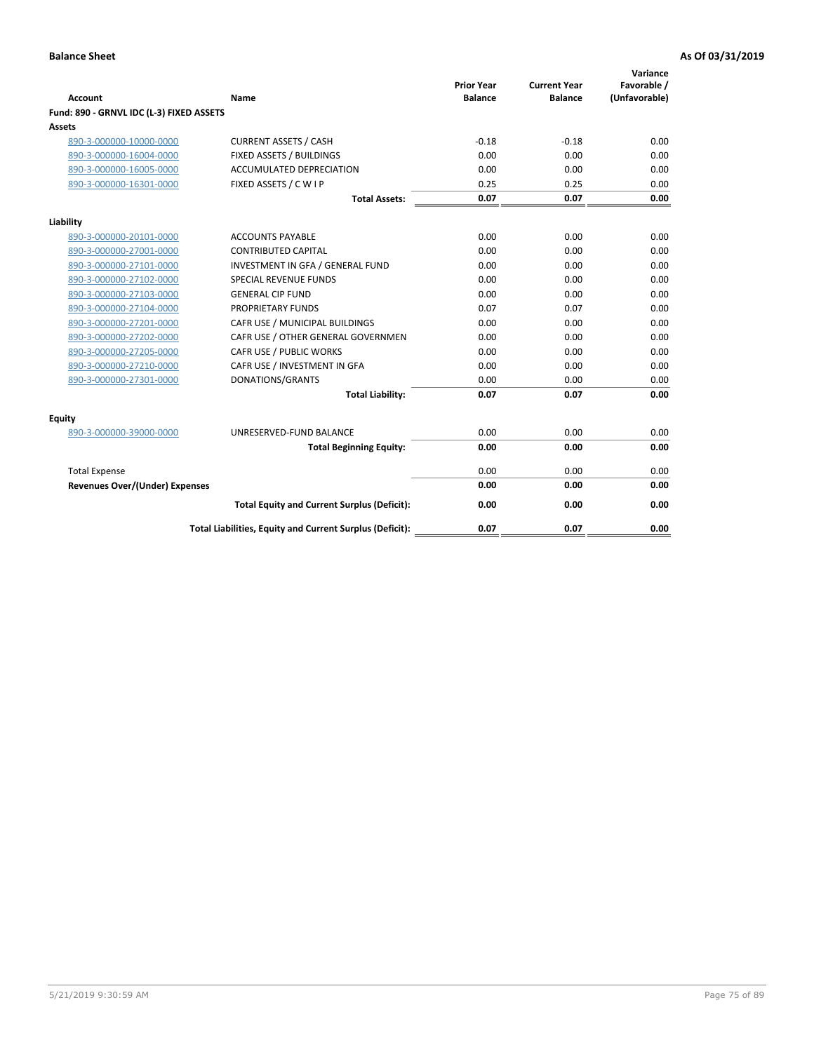**Balance Sheet** **As Of 03/31/2019**

| Account | Name | Prior Year Balance | Current Year Balance | Variance Favorable / (Unfavorable) |
|---|---|---|---|---|
| **Fund: 890 - GRNVL IDC (L-3) FIXED ASSETS** | | | | |
| **Assets** | | | | |
| 890-3-000000-10000-0000 | CURRENT ASSETS / CASH | -0.18 | -0.18 | 0.00 |
| 890-3-000000-16004-0000 | FIXED ASSETS / BUILDINGS | 0.00 | 0.00 | 0.00 |
| 890-3-000000-16005-0000 | ACCUMULATED DEPRECIATION | 0.00 | 0.00 | 0.00 |
| 890-3-000000-16301-0000 | FIXED ASSETS / C W I P | 0.25 | 0.25 | 0.00 |
| | **Total Assets:** | **0.07** | **0.07** | **0.00** |
| **Liability** | | | | |
| 890-3-000000-20101-0000 | ACCOUNTS PAYABLE | 0.00 | 0.00 | 0.00 |
| 890-3-000000-27001-0000 | CONTRIBUTED CAPITAL | 0.00 | 0.00 | 0.00 |
| 890-3-000000-27101-0000 | INVESTMENT IN GFA / GENERAL FUND | 0.00 | 0.00 | 0.00 |
| 890-3-000000-27102-0000 | SPECIAL REVENUE FUNDS | 0.00 | 0.00 | 0.00 |
| 890-3-000000-27103-0000 | GENERAL CIP FUND | 0.00 | 0.00 | 0.00 |
| 890-3-000000-27104-0000 | PROPRIETARY FUNDS | 0.07 | 0.07 | 0.00 |
| 890-3-000000-27201-0000 | CAFR USE / MUNICIPAL BUILDINGS | 0.00 | 0.00 | 0.00 |
| 890-3-000000-27202-0000 | CAFR USE / OTHER GENERAL GOVERNMEN | 0.00 | 0.00 | 0.00 |
| 890-3-000000-27205-0000 | CAFR USE / PUBLIC WORKS | 0.00 | 0.00 | 0.00 |
| 890-3-000000-27210-0000 | CAFR USE / INVESTMENT IN GFA | 0.00 | 0.00 | 0.00 |
| 890-3-000000-27301-0000 | DONATIONS/GRANTS | 0.00 | 0.00 | 0.00 |
| | **Total Liability:** | **0.07** | **0.07** | **0.00** |
| **Equity** | | | | |
| 890-3-000000-39000-0000 | UNRESERVED-FUND BALANCE | 0.00 | 0.00 | 0.00 |
| | **Total Beginning Equity:** | **0.00** | **0.00** | **0.00** |
| Total Expense | | 0.00 | 0.00 | 0.00 |
| **Revenues Over/(Under) Expenses** | | **0.00** | **0.00** | **0.00** |
| | **Total Equity and Current Surplus (Deficit):** | **0.00** | **0.00** | **0.00** |
| | **Total Liabilities, Equity and Current Surplus (Deficit):** | **0.07** | **0.07** | **0.00** |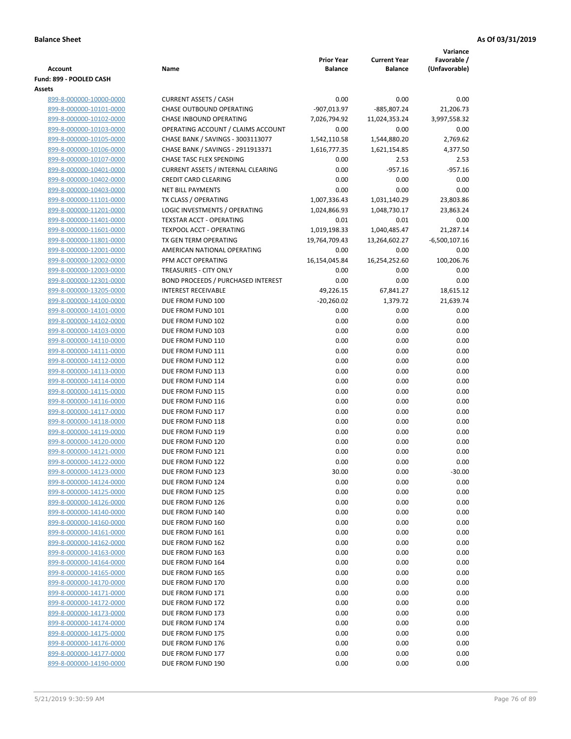**Balance Sheet** **As Of 03/31/2019**

| Account | Name | Prior Year Balance | Current Year Balance | Variance Favorable / (Unfavorable) |
|---|---|---|---|---|
| **Fund: 899 - POOLED CASH** | | | | |
| **Assets** | | | | |
| 899-8-000000-10000-0000 | CURRENT ASSETS / CASH | 0.00 | 0.00 | 0.00 |
| 899-8-000000-10101-0000 | CHASE OUTBOUND OPERATING | -907,013.97 | -885,807.24 | 21,206.73 |
| 899-8-000000-10102-0000 | CHASE INBOUND OPERATING | 7,026,794.92 | 11,024,353.24 | 3,997,558.32 |
| 899-8-000000-10103-0000 | OPERATING ACCOUNT / CLAIMS ACCOUNT | 0.00 | 0.00 | 0.00 |
| 899-8-000000-10105-0000 | CHASE BANK / SAVINGS - 3003113077 | 1,542,110.58 | 1,544,880.20 | 2,769.62 |
| 899-8-000000-10106-0000 | CHASE BANK / SAVINGS - 2911913371 | 1,616,777.35 | 1,621,154.85 | 4,377.50 |
| 899-8-000000-10107-0000 | CHASE TASC FLEX SPENDING | 0.00 | 2.53 | 2.53 |
| 899-8-000000-10401-0000 | CURRENT ASSETS / INTERNAL CLEARING | 0.00 | -957.16 | -957.16 |
| 899-8-000000-10402-0000 | CREDIT CARD CLEARING | 0.00 | 0.00 | 0.00 |
| 899-8-000000-10403-0000 | NET BILL PAYMENTS | 0.00 | 0.00 | 0.00 |
| 899-8-000000-11101-0000 | TX CLASS / OPERATING | 1,007,336.43 | 1,031,140.29 | 23,803.86 |
| 899-8-000000-11201-0000 | LOGIC INVESTMENTS / OPERATING | 1,024,866.93 | 1,048,730.17 | 23,863.24 |
| 899-8-000000-11401-0000 | TEXSTAR ACCT - OPERATING | 0.01 | 0.01 | 0.00 |
| 899-8-000000-11601-0000 | TEXPOOL ACCT - OPERATING | 1,019,198.33 | 1,040,485.47 | 21,287.14 |
| 899-8-000000-11801-0000 | TX GEN TERM OPERATING | 19,764,709.43 | 13,264,602.27 | -6,500,107.16 |
| 899-8-000000-12001-0000 | AMERICAN NATIONAL OPERATING | 0.00 | 0.00 | 0.00 |
| 899-8-000000-12002-0000 | PFM ACCT OPERATING | 16,154,045.84 | 16,254,252.60 | 100,206.76 |
| 899-8-000000-12003-0000 | TREASURIES - CITY ONLY | 0.00 | 0.00 | 0.00 |
| 899-8-000000-12301-0000 | BOND PROCEEDS / PURCHASED INTEREST | 0.00 | 0.00 | 0.00 |
| 899-8-000000-13205-0000 | INTEREST RECEIVABLE | 49,226.15 | 67,841.27 | 18,615.12 |
| 899-8-000000-14100-0000 | DUE FROM FUND 100 | -20,260.02 | 1,379.72 | 21,639.74 |
| 899-8-000000-14101-0000 | DUE FROM FUND 101 | 0.00 | 0.00 | 0.00 |
| 899-8-000000-14102-0000 | DUE FROM FUND 102 | 0.00 | 0.00 | 0.00 |
| 899-8-000000-14103-0000 | DUE FROM FUND 103 | 0.00 | 0.00 | 0.00 |
| 899-8-000000-14110-0000 | DUE FROM FUND 110 | 0.00 | 0.00 | 0.00 |
| 899-8-000000-14111-0000 | DUE FROM FUND 111 | 0.00 | 0.00 | 0.00 |
| 899-8-000000-14112-0000 | DUE FROM FUND 112 | 0.00 | 0.00 | 0.00 |
| 899-8-000000-14113-0000 | DUE FROM FUND 113 | 0.00 | 0.00 | 0.00 |
| 899-8-000000-14114-0000 | DUE FROM FUND 114 | 0.00 | 0.00 | 0.00 |
| 899-8-000000-14115-0000 | DUE FROM FUND 115 | 0.00 | 0.00 | 0.00 |
| 899-8-000000-14116-0000 | DUE FROM FUND 116 | 0.00 | 0.00 | 0.00 |
| 899-8-000000-14117-0000 | DUE FROM FUND 117 | 0.00 | 0.00 | 0.00 |
| 899-8-000000-14118-0000 | DUE FROM FUND 118 | 0.00 | 0.00 | 0.00 |
| 899-8-000000-14119-0000 | DUE FROM FUND 119 | 0.00 | 0.00 | 0.00 |
| 899-8-000000-14120-0000 | DUE FROM FUND 120 | 0.00 | 0.00 | 0.00 |
| 899-8-000000-14121-0000 | DUE FROM FUND 121 | 0.00 | 0.00 | 0.00 |
| 899-8-000000-14122-0000 | DUE FROM FUND 122 | 0.00 | 0.00 | 0.00 |
| 899-8-000000-14123-0000 | DUE FROM FUND 123 | 30.00 | 0.00 | -30.00 |
| 899-8-000000-14124-0000 | DUE FROM FUND 124 | 0.00 | 0.00 | 0.00 |
| 899-8-000000-14125-0000 | DUE FROM FUND 125 | 0.00 | 0.00 | 0.00 |
| 899-8-000000-14126-0000 | DUE FROM FUND 126 | 0.00 | 0.00 | 0.00 |
| 899-8-000000-14140-0000 | DUE FROM FUND 140 | 0.00 | 0.00 | 0.00 |
| 899-8-000000-14160-0000 | DUE FROM FUND 160 | 0.00 | 0.00 | 0.00 |
| 899-8-000000-14161-0000 | DUE FROM FUND 161 | 0.00 | 0.00 | 0.00 |
| 899-8-000000-14162-0000 | DUE FROM FUND 162 | 0.00 | 0.00 | 0.00 |
| 899-8-000000-14163-0000 | DUE FROM FUND 163 | 0.00 | 0.00 | 0.00 |
| 899-8-000000-14164-0000 | DUE FROM FUND 164 | 0.00 | 0.00 | 0.00 |
| 899-8-000000-14165-0000 | DUE FROM FUND 165 | 0.00 | 0.00 | 0.00 |
| 899-8-000000-14170-0000 | DUE FROM FUND 170 | 0.00 | 0.00 | 0.00 |
| 899-8-000000-14171-0000 | DUE FROM FUND 171 | 0.00 | 0.00 | 0.00 |
| 899-8-000000-14172-0000 | DUE FROM FUND 172 | 0.00 | 0.00 | 0.00 |
| 899-8-000000-14173-0000 | DUE FROM FUND 173 | 0.00 | 0.00 | 0.00 |
| 899-8-000000-14174-0000 | DUE FROM FUND 174 | 0.00 | 0.00 | 0.00 |
| 899-8-000000-14175-0000 | DUE FROM FUND 175 | 0.00 | 0.00 | 0.00 |
| 899-8-000000-14176-0000 | DUE FROM FUND 176 | 0.00 | 0.00 | 0.00 |
| 899-8-000000-14177-0000 | DUE FROM FUND 177 | 0.00 | 0.00 | 0.00 |
| 899-8-000000-14190-0000 | DUE FROM FUND 190 | 0.00 | 0.00 | 0.00 |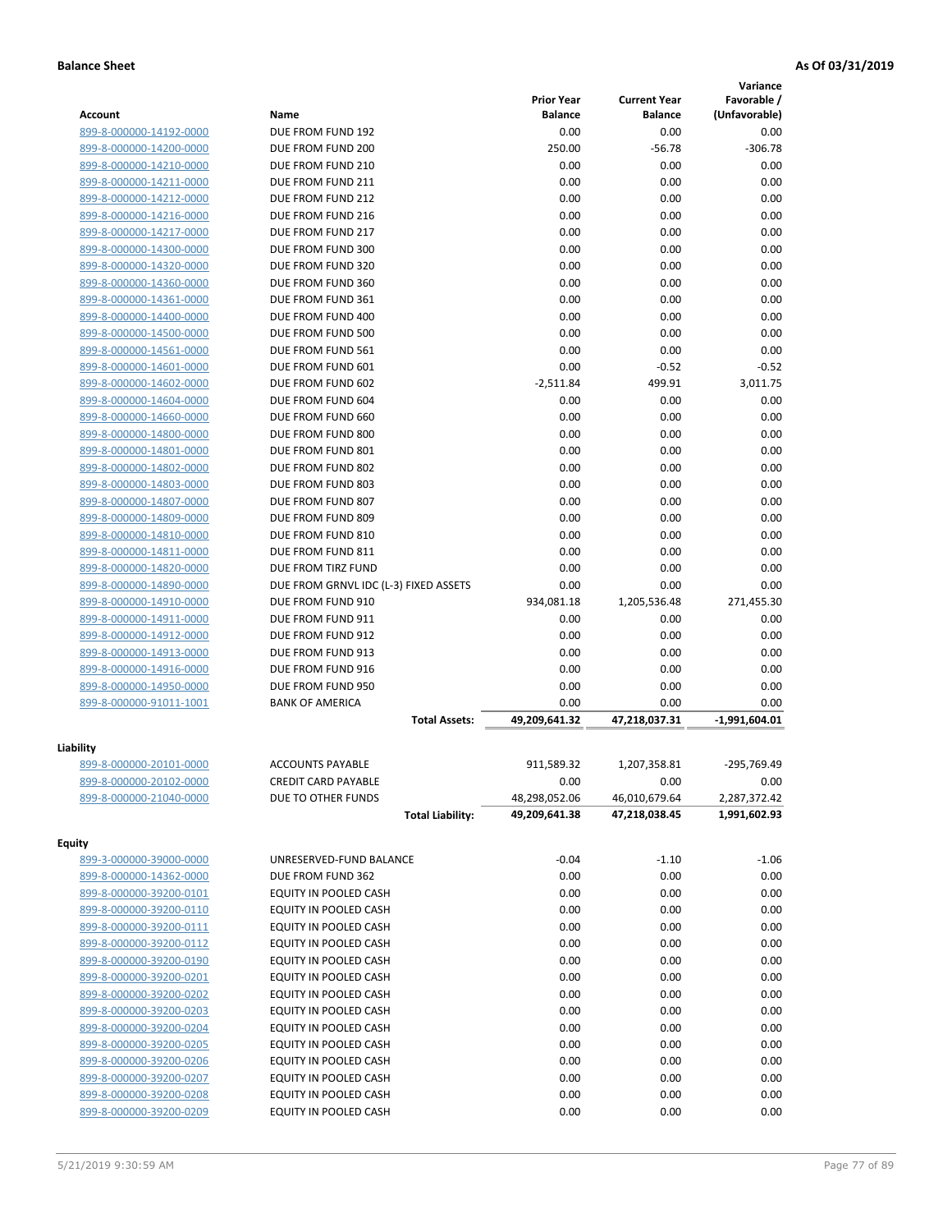**Balance Sheet** **As Of 03/31/2019**

| Account | Name | Prior Year Balance | Current Year Balance | Variance Favorable / (Unfavorable) |
|---|---|---|---|---|
| 899-8-000000-14192-0000 | DUE FROM FUND 192 | 0.00 | 0.00 | 0.00 |
| 899-8-000000-14200-0000 | DUE FROM FUND 200 | 250.00 | -56.78 | -306.78 |
| 899-8-000000-14210-0000 | DUE FROM FUND 210 | 0.00 | 0.00 | 0.00 |
| 899-8-000000-14211-0000 | DUE FROM FUND 211 | 0.00 | 0.00 | 0.00 |
| 899-8-000000-14212-0000 | DUE FROM FUND 212 | 0.00 | 0.00 | 0.00 |
| 899-8-000000-14216-0000 | DUE FROM FUND 216 | 0.00 | 0.00 | 0.00 |
| 899-8-000000-14217-0000 | DUE FROM FUND 217 | 0.00 | 0.00 | 0.00 |
| 899-8-000000-14300-0000 | DUE FROM FUND 300 | 0.00 | 0.00 | 0.00 |
| 899-8-000000-14320-0000 | DUE FROM FUND 320 | 0.00 | 0.00 | 0.00 |
| 899-8-000000-14360-0000 | DUE FROM FUND 360 | 0.00 | 0.00 | 0.00 |
| 899-8-000000-14361-0000 | DUE FROM FUND 361 | 0.00 | 0.00 | 0.00 |
| 899-8-000000-14400-0000 | DUE FROM FUND 400 | 0.00 | 0.00 | 0.00 |
| 899-8-000000-14500-0000 | DUE FROM FUND 500 | 0.00 | 0.00 | 0.00 |
| 899-8-000000-14561-0000 | DUE FROM FUND 561 | 0.00 | 0.00 | 0.00 |
| 899-8-000000-14601-0000 | DUE FROM FUND 601 | 0.00 | -0.52 | -0.52 |
| 899-8-000000-14602-0000 | DUE FROM FUND 602 | -2,511.84 | 499.91 | 3,011.75 |
| 899-8-000000-14604-0000 | DUE FROM FUND 604 | 0.00 | 0.00 | 0.00 |
| 899-8-000000-14660-0000 | DUE FROM FUND 660 | 0.00 | 0.00 | 0.00 |
| 899-8-000000-14800-0000 | DUE FROM FUND 800 | 0.00 | 0.00 | 0.00 |
| 899-8-000000-14801-0000 | DUE FROM FUND 801 | 0.00 | 0.00 | 0.00 |
| 899-8-000000-14802-0000 | DUE FROM FUND 802 | 0.00 | 0.00 | 0.00 |
| 899-8-000000-14803-0000 | DUE FROM FUND 803 | 0.00 | 0.00 | 0.00 |
| 899-8-000000-14807-0000 | DUE FROM FUND 807 | 0.00 | 0.00 | 0.00 |
| 899-8-000000-14809-0000 | DUE FROM FUND 809 | 0.00 | 0.00 | 0.00 |
| 899-8-000000-14810-0000 | DUE FROM FUND 810 | 0.00 | 0.00 | 0.00 |
| 899-8-000000-14811-0000 | DUE FROM FUND 811 | 0.00 | 0.00 | 0.00 |
| 899-8-000000-14820-0000 | DUE FROM TIRZ FUND | 0.00 | 0.00 | 0.00 |
| 899-8-000000-14890-0000 | DUE FROM GRNVL IDC (L-3) FIXED ASSETS | 0.00 | 0.00 | 0.00 |
| 899-8-000000-14910-0000 | DUE FROM FUND 910 | 934,081.18 | 1,205,536.48 | 271,455.30 |
| 899-8-000000-14911-0000 | DUE FROM FUND 911 | 0.00 | 0.00 | 0.00 |
| 899-8-000000-14912-0000 | DUE FROM FUND 912 | 0.00 | 0.00 | 0.00 |
| 899-8-000000-14913-0000 | DUE FROM FUND 913 | 0.00 | 0.00 | 0.00 |
| 899-8-000000-14916-0000 | DUE FROM FUND 916 | 0.00 | 0.00 | 0.00 |
| 899-8-000000-14950-0000 | DUE FROM FUND 950 | 0.00 | 0.00 | 0.00 |
| 899-8-000000-91011-1001 | BANK OF AMERICA | 0.00 | 0.00 | 0.00 |
| | **Total Assets:** | **49,209,641.32** | **47,218,037.31** | **-1,991,604.01** |

**Liability**

| Account | Name | Prior Year Balance | Current Year Balance | Variance Favorable / (Unfavorable) |
|---|---|---|---|---|
| 899-8-000000-20101-0000 | ACCOUNTS PAYABLE | 911,589.32 | 1,207,358.81 | -295,769.49 |
| 899-8-000000-20102-0000 | CREDIT CARD PAYABLE | 0.00 | 0.00 | 0.00 |
| 899-8-000000-21040-0000 | DUE TO OTHER FUNDS | 48,298,052.06 | 46,010,679.64 | 2,287,372.42 |
| | **Total Liability:** | **49,209,641.38** | **47,218,038.45** | **1,991,602.93** |

**Equity**

| Account | Name | Prior Year Balance | Current Year Balance | Variance Favorable / (Unfavorable) |
|---|---|---|---|---|
| 899-3-000000-39000-0000 | UNRESERVED-FUND BALANCE | -0.04 | -1.10 | -1.06 |
| 899-8-000000-14362-0000 | DUE FROM FUND 362 | 0.00 | 0.00 | 0.00 |
| 899-8-000000-39200-0101 | EQUITY IN POOLED CASH | 0.00 | 0.00 | 0.00 |
| 899-8-000000-39200-0110 | EQUITY IN POOLED CASH | 0.00 | 0.00 | 0.00 |
| 899-8-000000-39200-0111 | EQUITY IN POOLED CASH | 0.00 | 0.00 | 0.00 |
| 899-8-000000-39200-0112 | EQUITY IN POOLED CASH | 0.00 | 0.00 | 0.00 |
| 899-8-000000-39200-0190 | EQUITY IN POOLED CASH | 0.00 | 0.00 | 0.00 |
| 899-8-000000-39200-0201 | EQUITY IN POOLED CASH | 0.00 | 0.00 | 0.00 |
| 899-8-000000-39200-0202 | EQUITY IN POOLED CASH | 0.00 | 0.00 | 0.00 |
| 899-8-000000-39200-0203 | EQUITY IN POOLED CASH | 0.00 | 0.00 | 0.00 |
| 899-8-000000-39200-0204 | EQUITY IN POOLED CASH | 0.00 | 0.00 | 0.00 |
| 899-8-000000-39200-0205 | EQUITY IN POOLED CASH | 0.00 | 0.00 | 0.00 |
| 899-8-000000-39200-0206 | EQUITY IN POOLED CASH | 0.00 | 0.00 | 0.00 |
| 899-8-000000-39200-0207 | EQUITY IN POOLED CASH | 0.00 | 0.00 | 0.00 |
| 899-8-000000-39200-0208 | EQUITY IN POOLED CASH | 0.00 | 0.00 | 0.00 |
| 899-8-000000-39200-0209 | EQUITY IN POOLED CASH | 0.00 | 0.00 | 0.00 |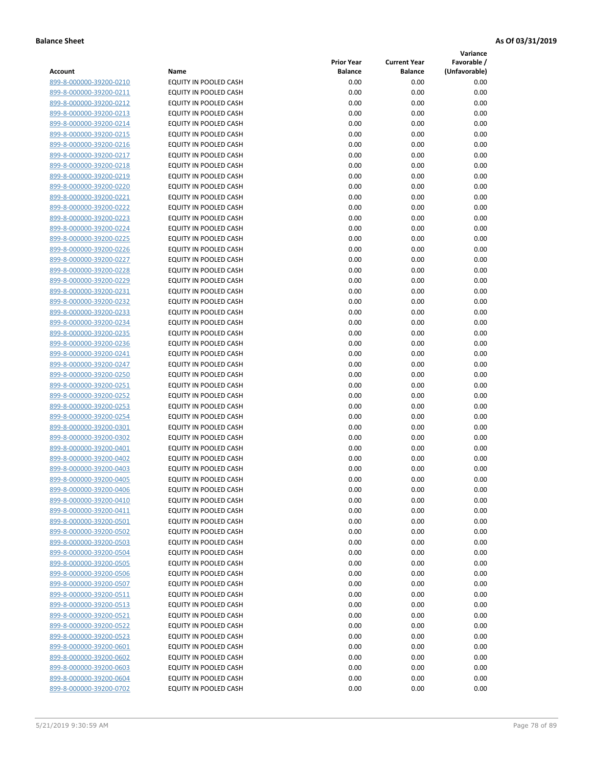**Balance Sheet** **As Of 03/31/2019**

| Account | Name | Prior Year Balance | Current Year Balance | Variance Favorable / (Unfavorable) |
|---|---|---|---|---|
| 899-8-000000-39200-0210 | EQUITY IN POOLED CASH | 0.00 | 0.00 | 0.00 |
| 899-8-000000-39200-0211 | EQUITY IN POOLED CASH | 0.00 | 0.00 | 0.00 |
| 899-8-000000-39200-0212 | EQUITY IN POOLED CASH | 0.00 | 0.00 | 0.00 |
| 899-8-000000-39200-0213 | EQUITY IN POOLED CASH | 0.00 | 0.00 | 0.00 |
| 899-8-000000-39200-0214 | EQUITY IN POOLED CASH | 0.00 | 0.00 | 0.00 |
| 899-8-000000-39200-0215 | EQUITY IN POOLED CASH | 0.00 | 0.00 | 0.00 |
| 899-8-000000-39200-0216 | EQUITY IN POOLED CASH | 0.00 | 0.00 | 0.00 |
| 899-8-000000-39200-0217 | EQUITY IN POOLED CASH | 0.00 | 0.00 | 0.00 |
| 899-8-000000-39200-0218 | EQUITY IN POOLED CASH | 0.00 | 0.00 | 0.00 |
| 899-8-000000-39200-0219 | EQUITY IN POOLED CASH | 0.00 | 0.00 | 0.00 |
| 899-8-000000-39200-0220 | EQUITY IN POOLED CASH | 0.00 | 0.00 | 0.00 |
| 899-8-000000-39200-0221 | EQUITY IN POOLED CASH | 0.00 | 0.00 | 0.00 |
| 899-8-000000-39200-0222 | EQUITY IN POOLED CASH | 0.00 | 0.00 | 0.00 |
| 899-8-000000-39200-0223 | EQUITY IN POOLED CASH | 0.00 | 0.00 | 0.00 |
| 899-8-000000-39200-0224 | EQUITY IN POOLED CASH | 0.00 | 0.00 | 0.00 |
| 899-8-000000-39200-0225 | EQUITY IN POOLED CASH | 0.00 | 0.00 | 0.00 |
| 899-8-000000-39200-0226 | EQUITY IN POOLED CASH | 0.00 | 0.00 | 0.00 |
| 899-8-000000-39200-0227 | EQUITY IN POOLED CASH | 0.00 | 0.00 | 0.00 |
| 899-8-000000-39200-0228 | EQUITY IN POOLED CASH | 0.00 | 0.00 | 0.00 |
| 899-8-000000-39200-0229 | EQUITY IN POOLED CASH | 0.00 | 0.00 | 0.00 |
| 899-8-000000-39200-0231 | EQUITY IN POOLED CASH | 0.00 | 0.00 | 0.00 |
| 899-8-000000-39200-0232 | EQUITY IN POOLED CASH | 0.00 | 0.00 | 0.00 |
| 899-8-000000-39200-0233 | EQUITY IN POOLED CASH | 0.00 | 0.00 | 0.00 |
| 899-8-000000-39200-0234 | EQUITY IN POOLED CASH | 0.00 | 0.00 | 0.00 |
| 899-8-000000-39200-0235 | EQUITY IN POOLED CASH | 0.00 | 0.00 | 0.00 |
| 899-8-000000-39200-0236 | EQUITY IN POOLED CASH | 0.00 | 0.00 | 0.00 |
| 899-8-000000-39200-0241 | EQUITY IN POOLED CASH | 0.00 | 0.00 | 0.00 |
| 899-8-000000-39200-0247 | EQUITY IN POOLED CASH | 0.00 | 0.00 | 0.00 |
| 899-8-000000-39200-0250 | EQUITY IN POOLED CASH | 0.00 | 0.00 | 0.00 |
| 899-8-000000-39200-0251 | EQUITY IN POOLED CASH | 0.00 | 0.00 | 0.00 |
| 899-8-000000-39200-0252 | EQUITY IN POOLED CASH | 0.00 | 0.00 | 0.00 |
| 899-8-000000-39200-0253 | EQUITY IN POOLED CASH | 0.00 | 0.00 | 0.00 |
| 899-8-000000-39200-0254 | EQUITY IN POOLED CASH | 0.00 | 0.00 | 0.00 |
| 899-8-000000-39200-0301 | EQUITY IN POOLED CASH | 0.00 | 0.00 | 0.00 |
| 899-8-000000-39200-0302 | EQUITY IN POOLED CASH | 0.00 | 0.00 | 0.00 |
| 899-8-000000-39200-0401 | EQUITY IN POOLED CASH | 0.00 | 0.00 | 0.00 |
| 899-8-000000-39200-0402 | EQUITY IN POOLED CASH | 0.00 | 0.00 | 0.00 |
| 899-8-000000-39200-0403 | EQUITY IN POOLED CASH | 0.00 | 0.00 | 0.00 |
| 899-8-000000-39200-0405 | EQUITY IN POOLED CASH | 0.00 | 0.00 | 0.00 |
| 899-8-000000-39200-0406 | EQUITY IN POOLED CASH | 0.00 | 0.00 | 0.00 |
| 899-8-000000-39200-0410 | EQUITY IN POOLED CASH | 0.00 | 0.00 | 0.00 |
| 899-8-000000-39200-0411 | EQUITY IN POOLED CASH | 0.00 | 0.00 | 0.00 |
| 899-8-000000-39200-0501 | EQUITY IN POOLED CASH | 0.00 | 0.00 | 0.00 |
| 899-8-000000-39200-0502 | EQUITY IN POOLED CASH | 0.00 | 0.00 | 0.00 |
| 899-8-000000-39200-0503 | EQUITY IN POOLED CASH | 0.00 | 0.00 | 0.00 |
| 899-8-000000-39200-0504 | EQUITY IN POOLED CASH | 0.00 | 0.00 | 0.00 |
| 899-8-000000-39200-0505 | EQUITY IN POOLED CASH | 0.00 | 0.00 | 0.00 |
| 899-8-000000-39200-0506 | EQUITY IN POOLED CASH | 0.00 | 0.00 | 0.00 |
| 899-8-000000-39200-0507 | EQUITY IN POOLED CASH | 0.00 | 0.00 | 0.00 |
| 899-8-000000-39200-0511 | EQUITY IN POOLED CASH | 0.00 | 0.00 | 0.00 |
| 899-8-000000-39200-0513 | EQUITY IN POOLED CASH | 0.00 | 0.00 | 0.00 |
| 899-8-000000-39200-0521 | EQUITY IN POOLED CASH | 0.00 | 0.00 | 0.00 |
| 899-8-000000-39200-0522 | EQUITY IN POOLED CASH | 0.00 | 0.00 | 0.00 |
| 899-8-000000-39200-0523 | EQUITY IN POOLED CASH | 0.00 | 0.00 | 0.00 |
| 899-8-000000-39200-0601 | EQUITY IN POOLED CASH | 0.00 | 0.00 | 0.00 |
| 899-8-000000-39200-0602 | EQUITY IN POOLED CASH | 0.00 | 0.00 | 0.00 |
| 899-8-000000-39200-0603 | EQUITY IN POOLED CASH | 0.00 | 0.00 | 0.00 |
| 899-8-000000-39200-0604 | EQUITY IN POOLED CASH | 0.00 | 0.00 | 0.00 |
| 899-8-000000-39200-0702 | EQUITY IN POOLED CASH | 0.00 | 0.00 | 0.00 |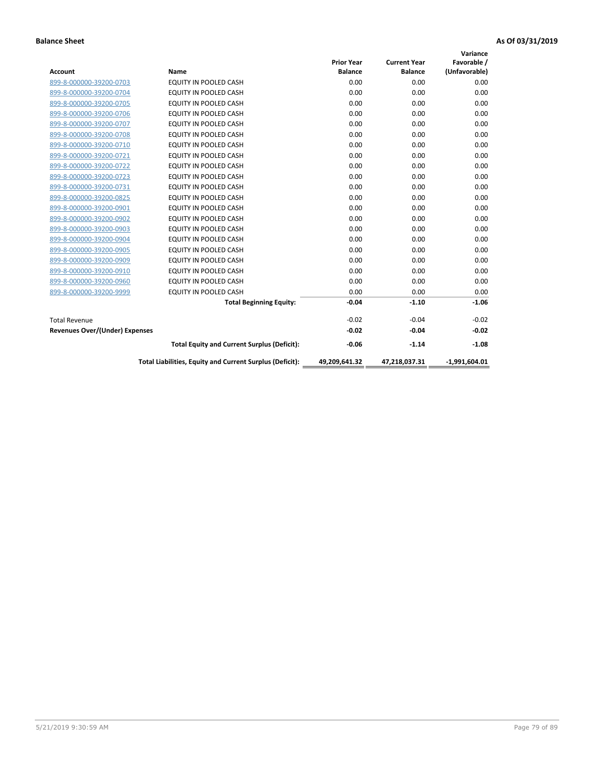**Balance Sheet** **As Of 03/31/2019**

| Account | Name | Prior Year Balance | Current Year Balance | Variance Favorable / (Unfavorable) |
|---|---|---|---|---|
| 899-8-000000-39200-0703 | EQUITY IN POOLED CASH | 0.00 | 0.00 | 0.00 |
| 899-8-000000-39200-0704 | EQUITY IN POOLED CASH | 0.00 | 0.00 | 0.00 |
| 899-8-000000-39200-0705 | EQUITY IN POOLED CASH | 0.00 | 0.00 | 0.00 |
| 899-8-000000-39200-0706 | EQUITY IN POOLED CASH | 0.00 | 0.00 | 0.00 |
| 899-8-000000-39200-0707 | EQUITY IN POOLED CASH | 0.00 | 0.00 | 0.00 |
| 899-8-000000-39200-0708 | EQUITY IN POOLED CASH | 0.00 | 0.00 | 0.00 |
| 899-8-000000-39200-0710 | EQUITY IN POOLED CASH | 0.00 | 0.00 | 0.00 |
| 899-8-000000-39200-0721 | EQUITY IN POOLED CASH | 0.00 | 0.00 | 0.00 |
| 899-8-000000-39200-0722 | EQUITY IN POOLED CASH | 0.00 | 0.00 | 0.00 |
| 899-8-000000-39200-0723 | EQUITY IN POOLED CASH | 0.00 | 0.00 | 0.00 |
| 899-8-000000-39200-0731 | EQUITY IN POOLED CASH | 0.00 | 0.00 | 0.00 |
| 899-8-000000-39200-0825 | EQUITY IN POOLED CASH | 0.00 | 0.00 | 0.00 |
| 899-8-000000-39200-0901 | EQUITY IN POOLED CASH | 0.00 | 0.00 | 0.00 |
| 899-8-000000-39200-0902 | EQUITY IN POOLED CASH | 0.00 | 0.00 | 0.00 |
| 899-8-000000-39200-0903 | EQUITY IN POOLED CASH | 0.00 | 0.00 | 0.00 |
| 899-8-000000-39200-0904 | EQUITY IN POOLED CASH | 0.00 | 0.00 | 0.00 |
| 899-8-000000-39200-0905 | EQUITY IN POOLED CASH | 0.00 | 0.00 | 0.00 |
| 899-8-000000-39200-0909 | EQUITY IN POOLED CASH | 0.00 | 0.00 | 0.00 |
| 899-8-000000-39200-0910 | EQUITY IN POOLED CASH | 0.00 | 0.00 | 0.00 |
| 899-8-000000-39200-0960 | EQUITY IN POOLED CASH | 0.00 | 0.00 | 0.00 |
| 899-8-000000-39200-9999 | EQUITY IN POOLED CASH | 0.00 | 0.00 | 0.00 |
| | **Total Beginning Equity:** | **-0.04** | **-1.10** | **-1.06** |
| Total Revenue | | -0.02 | -0.04 | -0.02 |
| **Revenues Over/(Under) Expenses** | | **-0.02** | **-0.04** | **-0.02** |
| | **Total Equity and Current Surplus (Deficit):** | **-0.06** | **-1.14** | **-1.08** |
| | **Total Liabilities, Equity and Current Surplus (Deficit):** | **49,209,641.32** | **47,218,037.31** | **-1,991,604.01** |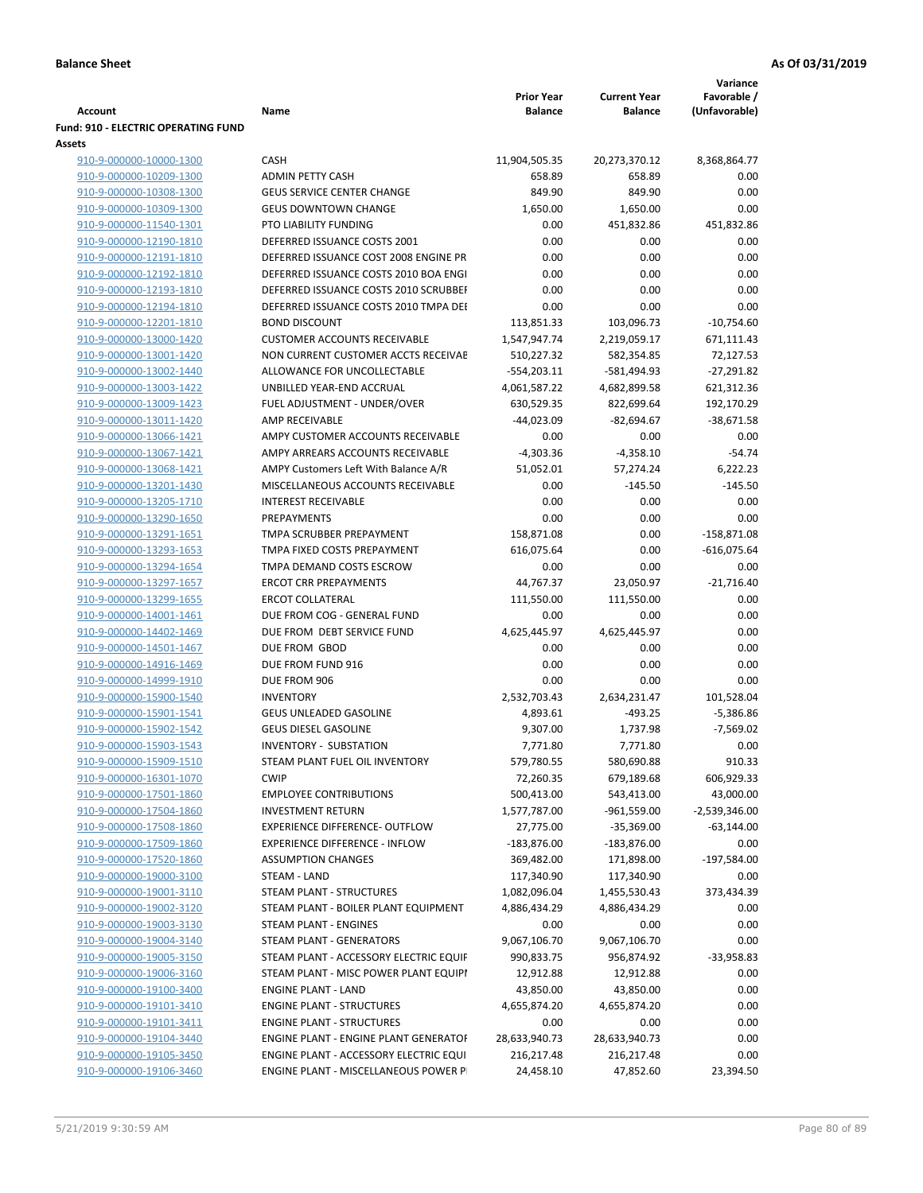**Balance Sheet** | **As Of 03/31/2019**

| Account | Name | Prior Year Balance | Current Year Balance | Variance Favorable / (Unfavorable) |
|---|---|---|---|---|
| **Fund: 910 - ELECTRIC OPERATING FUND** | | | | |
| **Assets** | | | | |
| 910-9-000000-10000-1300 | CASH | 11,904,505.35 | 20,273,370.12 | 8,368,864.77 |
| 910-9-000000-10209-1300 | ADMIN PETTY CASH | 658.89 | 658.89 | 0.00 |
| 910-9-000000-10308-1300 | GEUS SERVICE CENTER CHANGE | 849.90 | 849.90 | 0.00 |
| 910-9-000000-10309-1300 | GEUS DOWNTOWN CHANGE | 1,650.00 | 1,650.00 | 0.00 |
| 910-9-000000-11540-1301 | PTO LIABILITY FUNDING | 0.00 | 451,832.86 | 451,832.86 |
| 910-9-000000-12190-1810 | DEFERRED ISSUANCE COSTS 2001 | 0.00 | 0.00 | 0.00 |
| 910-9-000000-12191-1810 | DEFERRED ISSUANCE COST 2008 ENGINE PR | 0.00 | 0.00 | 0.00 |
| 910-9-000000-12192-1810 | DEFERRED ISSUANCE COSTS 2010 BOA ENGI | 0.00 | 0.00 | 0.00 |
| 910-9-000000-12193-1810 | DEFERRED ISSUANCE COSTS 2010 SCRUBBEI | 0.00 | 0.00 | 0.00 |
| 910-9-000000-12194-1810 | DEFERRED ISSUANCE COSTS 2010 TMPA DEI | 0.00 | 0.00 | 0.00 |
| 910-9-000000-12201-1810 | BOND DISCOUNT | 113,851.33 | 103,096.73 | -10,754.60 |
| 910-9-000000-13000-1420 | CUSTOMER ACCOUNTS RECEIVABLE | 1,547,947.74 | 2,219,059.17 | 671,111.43 |
| 910-9-000000-13001-1420 | NON CURRENT CUSTOMER ACCTS RECEIVAE | 510,227.32 | 582,354.85 | 72,127.53 |
| 910-9-000000-13002-1440 | ALLOWANCE FOR UNCOLLECTABLE | -554,203.11 | -581,494.93 | -27,291.82 |
| 910-9-000000-13003-1422 | UNBILLED YEAR-END ACCRUAL | 4,061,587.22 | 4,682,899.58 | 621,312.36 |
| 910-9-000000-13009-1423 | FUEL ADJUSTMENT - UNDER/OVER | 630,529.35 | 822,699.64 | 192,170.29 |
| 910-9-000000-13011-1420 | AMP RECEIVABLE | -44,023.09 | -82,694.67 | -38,671.58 |
| 910-9-000000-13066-1421 | AMPY CUSTOMER ACCOUNTS RECEIVABLE | 0.00 | 0.00 | 0.00 |
| 910-9-000000-13067-1421 | AMPY ARREARS ACCOUNTS RECEIVABLE | -4,303.36 | -4,358.10 | -54.74 |
| 910-9-000000-13068-1421 | AMPY Customers Left With Balance A/R | 51,052.01 | 57,274.24 | 6,222.23 |
| 910-9-000000-13201-1430 | MISCELLANEOUS ACCOUNTS RECEIVABLE | 0.00 | -145.50 | -145.50 |
| 910-9-000000-13205-1710 | INTEREST RECEIVABLE | 0.00 | 0.00 | 0.00 |
| 910-9-000000-13290-1650 | PREPAYMENTS | 0.00 | 0.00 | 0.00 |
| 910-9-000000-13291-1651 | TMPA SCRUBBER PREPAYMENT | 158,871.08 | 0.00 | -158,871.08 |
| 910-9-000000-13293-1653 | TMPA FIXED COSTS PREPAYMENT | 616,075.64 | 0.00 | -616,075.64 |
| 910-9-000000-13294-1654 | TMPA DEMAND COSTS ESCROW | 0.00 | 0.00 | 0.00 |
| 910-9-000000-13297-1657 | ERCOT CRR PREPAYMENTS | 44,767.37 | 23,050.97 | -21,716.40 |
| 910-9-000000-13299-1655 | ERCOT COLLATERAL | 111,550.00 | 111,550.00 | 0.00 |
| 910-9-000000-14001-1461 | DUE FROM COG - GENERAL FUND | 0.00 | 0.00 | 0.00 |
| 910-9-000000-14402-1469 | DUE FROM DEBT SERVICE FUND | 4,625,445.97 | 4,625,445.97 | 0.00 |
| 910-9-000000-14501-1467 | DUE FROM GBOD | 0.00 | 0.00 | 0.00 |
| 910-9-000000-14916-1469 | DUE FROM FUND 916 | 0.00 | 0.00 | 0.00 |
| 910-9-000000-14999-1910 | DUE FROM 906 | 0.00 | 0.00 | 0.00 |
| 910-9-000000-15900-1540 | INVENTORY | 2,532,703.43 | 2,634,231.47 | 101,528.04 |
| 910-9-000000-15901-1541 | GEUS UNLEADED GASOLINE | 4,893.61 | -493.25 | -5,386.86 |
| 910-9-000000-15902-1542 | GEUS DIESEL GASOLINE | 9,307.00 | 1,737.98 | -7,569.02 |
| 910-9-000000-15903-1543 | INVENTORY - SUBSTATION | 7,771.80 | 7,771.80 | 0.00 |
| 910-9-000000-15909-1510 | STEAM PLANT FUEL OIL INVENTORY | 579,780.55 | 580,690.88 | 910.33 |
| 910-9-000000-16301-1070 | CWIP | 72,260.35 | 679,189.68 | 606,929.33 |
| 910-9-000000-17501-1860 | EMPLOYEE CONTRIBUTIONS | 500,413.00 | 543,413.00 | 43,000.00 |
| 910-9-000000-17504-1860 | INVESTMENT RETURN | 1,577,787.00 | -961,559.00 | -2,539,346.00 |
| 910-9-000000-17508-1860 | EXPERIENCE DIFFERENCE- OUTFLOW | 27,775.00 | -35,369.00 | -63,144.00 |
| 910-9-000000-17509-1860 | EXPERIENCE DIFFERENCE - INFLOW | -183,876.00 | -183,876.00 | 0.00 |
| 910-9-000000-17520-1860 | ASSUMPTION CHANGES | 369,482.00 | 171,898.00 | -197,584.00 |
| 910-9-000000-19000-3100 | STEAM - LAND | 117,340.90 | 117,340.90 | 0.00 |
| 910-9-000000-19001-3110 | STEAM PLANT - STRUCTURES | 1,082,096.04 | 1,455,530.43 | 373,434.39 |
| 910-9-000000-19002-3120 | STEAM PLANT - BOILER PLANT EQUIPMENT | 4,886,434.29 | 4,886,434.29 | 0.00 |
| 910-9-000000-19003-3130 | STEAM PLANT - ENGINES | 0.00 | 0.00 | 0.00 |
| 910-9-000000-19004-3140 | STEAM PLANT - GENERATORS | 9,067,106.70 | 9,067,106.70 | 0.00 |
| 910-9-000000-19005-3150 | STEAM PLANT - ACCESSORY ELECTRIC EQUIF | 990,833.75 | 956,874.92 | -33,958.83 |
| 910-9-000000-19006-3160 | STEAM PLANT - MISC POWER PLANT EQUIPI | 12,912.88 | 12,912.88 | 0.00 |
| 910-9-000000-19100-3400 | ENGINE PLANT - LAND | 43,850.00 | 43,850.00 | 0.00 |
| 910-9-000000-19101-3410 | ENGINE PLANT - STRUCTURES | 4,655,874.20 | 4,655,874.20 | 0.00 |
| 910-9-000000-19101-3411 | ENGINE PLANT - STRUCTURES | 0.00 | 0.00 | 0.00 |
| 910-9-000000-19104-3440 | ENGINE PLANT - ENGINE PLANT GENERATOF | 28,633,940.73 | 28,633,940.73 | 0.00 |
| 910-9-000000-19105-3450 | ENGINE PLANT - ACCESSORY ELECTRIC EQUI | 216,217.48 | 216,217.48 | 0.00 |
| 910-9-000000-19106-3460 | ENGINE PLANT - MISCELLANEOUS POWER P | 24,458.10 | 47,852.60 | 23,394.50 |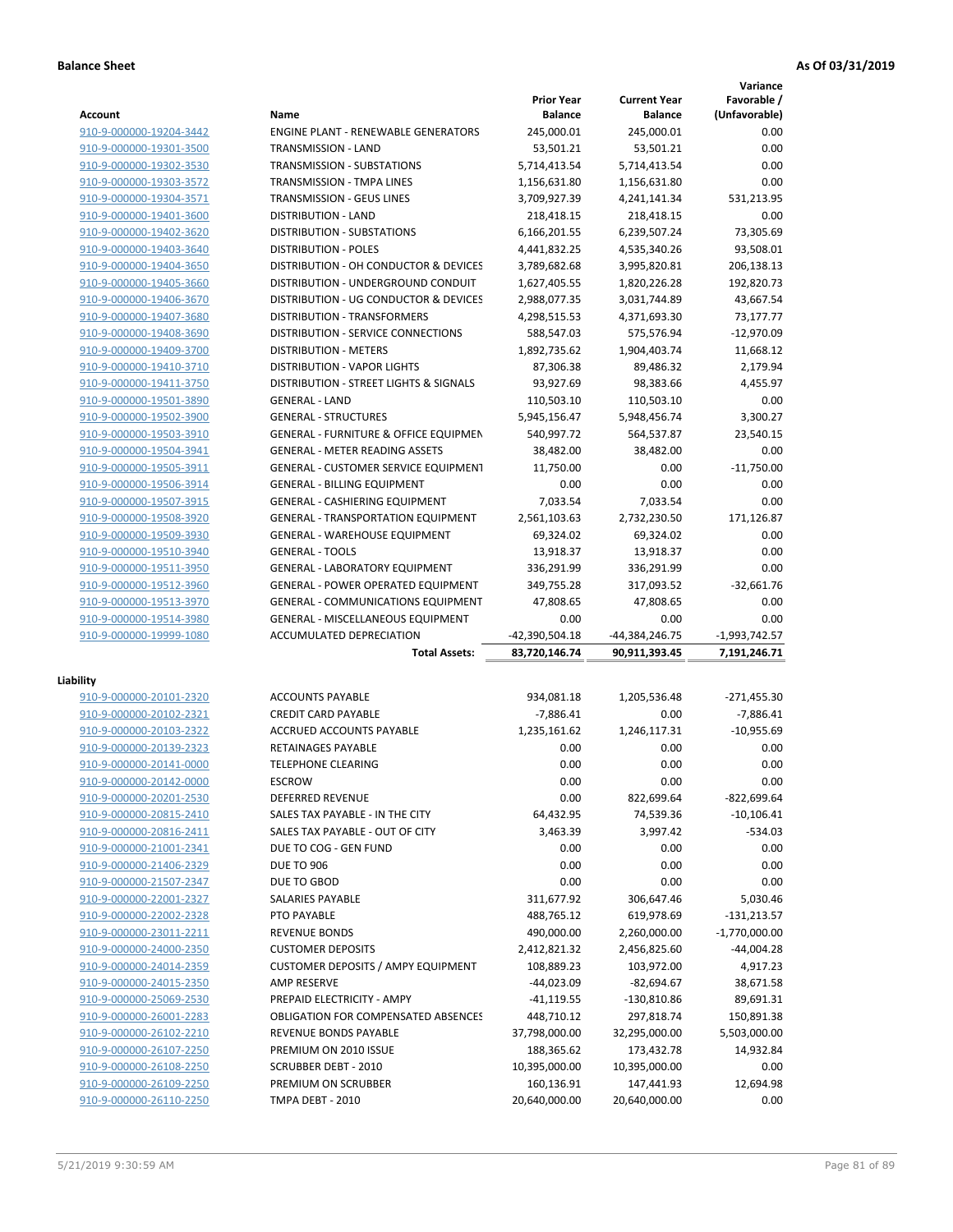**Balance Sheet** **As Of 03/31/2019**

| Account | Name | Prior Year Balance | Current Year Balance | Variance Favorable / (Unfavorable) |
|---|---|---|---|---|
| 910-9-000000-19204-3442 | ENGINE PLANT - RENEWABLE GENERATORS | 245,000.01 | 245,000.01 | 0.00 |
| 910-9-000000-19301-3500 | TRANSMISSION - LAND | 53,501.21 | 53,501.21 | 0.00 |
| 910-9-000000-19302-3530 | TRANSMISSION - SUBSTATIONS | 5,714,413.54 | 5,714,413.54 | 0.00 |
| 910-9-000000-19303-3572 | TRANSMISSION - TMPA LINES | 1,156,631.80 | 1,156,631.80 | 0.00 |
| 910-9-000000-19304-3571 | TRANSMISSION - GEUS LINES | 3,709,927.39 | 4,241,141.34 | 531,213.95 |
| 910-9-000000-19401-3600 | DISTRIBUTION - LAND | 218,418.15 | 218,418.15 | 0.00 |
| 910-9-000000-19402-3620 | DISTRIBUTION - SUBSTATIONS | 6,166,201.55 | 6,239,507.24 | 73,305.69 |
| 910-9-000000-19403-3640 | DISTRIBUTION - POLES | 4,441,832.25 | 4,535,340.26 | 93,508.01 |
| 910-9-000000-19404-3650 | DISTRIBUTION - OH CONDUCTOR & DEVICES | 3,789,682.68 | 3,995,820.81 | 206,138.13 |
| 910-9-000000-19405-3660 | DISTRIBUTION - UNDERGROUND CONDUIT | 1,627,405.55 | 1,820,226.28 | 192,820.73 |
| 910-9-000000-19406-3670 | DISTRIBUTION - UG CONDUCTOR & DEVICES | 2,988,077.35 | 3,031,744.89 | 43,667.54 |
| 910-9-000000-19407-3680 | DISTRIBUTION - TRANSFORMERS | 4,298,515.53 | 4,371,693.30 | 73,177.77 |
| 910-9-000000-19408-3690 | DISTRIBUTION - SERVICE CONNECTIONS | 588,547.03 | 575,576.94 | -12,970.09 |
| 910-9-000000-19409-3700 | DISTRIBUTION - METERS | 1,892,735.62 | 1,904,403.74 | 11,668.12 |
| 910-9-000000-19410-3710 | DISTRIBUTION - VAPOR LIGHTS | 87,306.38 | 89,486.32 | 2,179.94 |
| 910-9-000000-19411-3750 | DISTRIBUTION - STREET LIGHTS & SIGNALS | 93,927.69 | 98,383.66 | 4,455.97 |
| 910-9-000000-19501-3890 | GENERAL - LAND | 110,503.10 | 110,503.10 | 0.00 |
| 910-9-000000-19502-3900 | GENERAL - STRUCTURES | 5,945,156.47 | 5,948,456.74 | 3,300.27 |
| 910-9-000000-19503-3910 | GENERAL - FURNITURE & OFFICE EQUIPMEN | 540,997.72 | 564,537.87 | 23,540.15 |
| 910-9-000000-19504-3941 | GENERAL - METER READING ASSETS | 38,482.00 | 38,482.00 | 0.00 |
| 910-9-000000-19505-3911 | GENERAL - CUSTOMER SERVICE EQUIPMENT | 11,750.00 | 0.00 | -11,750.00 |
| 910-9-000000-19506-3914 | GENERAL - BILLING EQUIPMENT | 0.00 | 0.00 | 0.00 |
| 910-9-000000-19507-3915 | GENERAL - CASHIERING EQUIPMENT | 7,033.54 | 7,033.54 | 0.00 |
| 910-9-000000-19508-3920 | GENERAL - TRANSPORTATION EQUIPMENT | 2,561,103.63 | 2,732,230.50 | 171,126.87 |
| 910-9-000000-19509-3930 | GENERAL - WAREHOUSE EQUIPMENT | 69,324.02 | 69,324.02 | 0.00 |
| 910-9-000000-19510-3940 | GENERAL - TOOLS | 13,918.37 | 13,918.37 | 0.00 |
| 910-9-000000-19511-3950 | GENERAL - LABORATORY EQUIPMENT | 336,291.99 | 336,291.99 | 0.00 |
| 910-9-000000-19512-3960 | GENERAL - POWER OPERATED EQUIPMENT | 349,755.28 | 317,093.52 | -32,661.76 |
| 910-9-000000-19513-3970 | GENERAL - COMMUNICATIONS EQUIPMENT | 47,808.65 | 47,808.65 | 0.00 |
| 910-9-000000-19514-3980 | GENERAL - MISCELLANEOUS EQUIPMENT | 0.00 | 0.00 | 0.00 |
| 910-9-000000-19999-1080 | ACCUMULATED DEPRECIATION | -42,390,504.18 | -44,384,246.75 | -1,993,742.57 |
| | **Total Assets:** | **83,720,146.74** | **90,911,393.45** | **7,191,246.71** |

**Liability**

| Account | Name | Prior Year Balance | Current Year Balance | Variance Favorable / (Unfavorable) |
|---|---|---|---|---|
| 910-9-000000-20101-2320 | ACCOUNTS PAYABLE | 934,081.18 | 1,205,536.48 | -271,455.30 |
| 910-9-000000-20102-2321 | CREDIT CARD PAYABLE | -7,886.41 | 0.00 | -7,886.41 |
| 910-9-000000-20103-2322 | ACCRUED ACCOUNTS PAYABLE | 1,235,161.62 | 1,246,117.31 | -10,955.69 |
| 910-9-000000-20139-2323 | RETAINAGES PAYABLE | 0.00 | 0.00 | 0.00 |
| 910-9-000000-20141-0000 | TELEPHONE CLEARING | 0.00 | 0.00 | 0.00 |
| 910-9-000000-20142-0000 | ESCROW | 0.00 | 0.00 | 0.00 |
| 910-9-000000-20201-2530 | DEFERRED REVENUE | 0.00 | 822,699.64 | -822,699.64 |
| 910-9-000000-20815-2410 | SALES TAX PAYABLE - IN THE CITY | 64,432.95 | 74,539.36 | -10,106.41 |
| 910-9-000000-20816-2411 | SALES TAX PAYABLE - OUT OF CITY | 3,463.39 | 3,997.42 | -534.03 |
| 910-9-000000-21001-2341 | DUE TO COG - GEN FUND | 0.00 | 0.00 | 0.00 |
| 910-9-000000-21406-2329 | DUE TO 906 | 0.00 | 0.00 | 0.00 |
| 910-9-000000-21507-2347 | DUE TO GBOD | 0.00 | 0.00 | 0.00 |
| 910-9-000000-22001-2327 | SALARIES PAYABLE | 311,677.92 | 306,647.46 | 5,030.46 |
| 910-9-000000-22002-2328 | PTO PAYABLE | 488,765.12 | 619,978.69 | -131,213.57 |
| 910-9-000000-23011-2211 | REVENUE BONDS | 490,000.00 | 2,260,000.00 | -1,770,000.00 |
| 910-9-000000-24000-2350 | CUSTOMER DEPOSITS | 2,412,821.32 | 2,456,825.60 | -44,004.28 |
| 910-9-000000-24014-2359 | CUSTOMER DEPOSITS / AMPY EQUIPMENT | 108,889.23 | 103,972.00 | 4,917.23 |
| 910-9-000000-24015-2350 | AMP RESERVE | -44,023.09 | -82,694.67 | 38,671.58 |
| 910-9-000000-25069-2530 | PREPAID ELECTRICITY - AMPY | -41,119.55 | -130,810.86 | 89,691.31 |
| 910-9-000000-26001-2283 | OBLIGATION FOR COMPENSATED ABSENCES | 448,710.12 | 297,818.74 | 150,891.38 |
| 910-9-000000-26102-2210 | REVENUE BONDS PAYABLE | 37,798,000.00 | 32,295,000.00 | 5,503,000.00 |
| 910-9-000000-26107-2250 | PREMIUM ON 2010 ISSUE | 188,365.62 | 173,432.78 | 14,932.84 |
| 910-9-000000-26108-2250 | SCRUBBER DEBT - 2010 | 10,395,000.00 | 10,395,000.00 | 0.00 |
| 910-9-000000-26109-2250 | PREMIUM ON SCRUBBER | 160,136.91 | 147,441.93 | 12,694.98 |
| 910-9-000000-26110-2250 | TMPA DEBT - 2010 | 20,640,000.00 | 20,640,000.00 | 0.00 |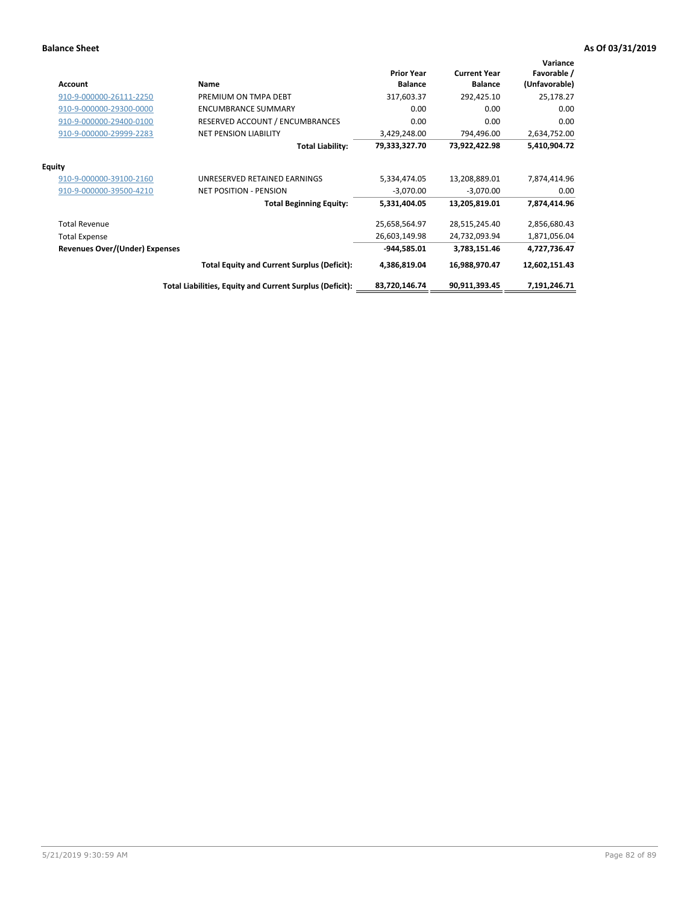**Balance Sheet** **As Of 03/31/2019**

| Account | Name | Prior Year Balance | Current Year Balance | Variance Favorable / (Unfavorable) |
|---|---|---|---|---|
| 910-9-000000-26111-2250 | PREMIUM ON TMPA DEBT | 317,603.37 | 292,425.10 | 25,178.27 |
| 910-9-000000-29300-0000 | ENCUMBRANCE SUMMARY | 0.00 | 0.00 | 0.00 |
| 910-9-000000-29400-0100 | RESERVED ACCOUNT / ENCUMBRANCES | 0.00 | 0.00 | 0.00 |
| 910-9-000000-29999-2283 | NET PENSION LIABILITY | 3,429,248.00 | 794,496.00 | 2,634,752.00 |
| | **Total Liability:** | **79,333,327.70** | **73,922,422.98** | **5,410,904.72** |
| **Equity** | | | | |
| 910-9-000000-39100-2160 | UNRESERVED RETAINED EARNINGS | 5,334,474.05 | 13,208,889.01 | 7,874,414.96 |
| 910-9-000000-39500-4210 | NET POSITION - PENSION | -3,070.00 | -3,070.00 | 0.00 |
| | **Total Beginning Equity:** | **5,331,404.05** | **13,205,819.01** | **7,874,414.96** |
| Total Revenue | | 25,658,564.97 | 28,515,245.40 | 2,856,680.43 |
| Total Expense | | 26,603,149.98 | 24,732,093.94 | 1,871,056.04 |
| **Revenues Over/(Under) Expenses** | | **-944,585.01** | **3,783,151.46** | **4,727,736.47** |
| | **Total Equity and Current Surplus (Deficit):** | **4,386,819.04** | **16,988,970.47** | **12,602,151.43** |
| | **Total Liabilities, Equity and Current Surplus (Deficit):** | **83,720,146.74** | **90,911,393.45** | **7,191,246.71** |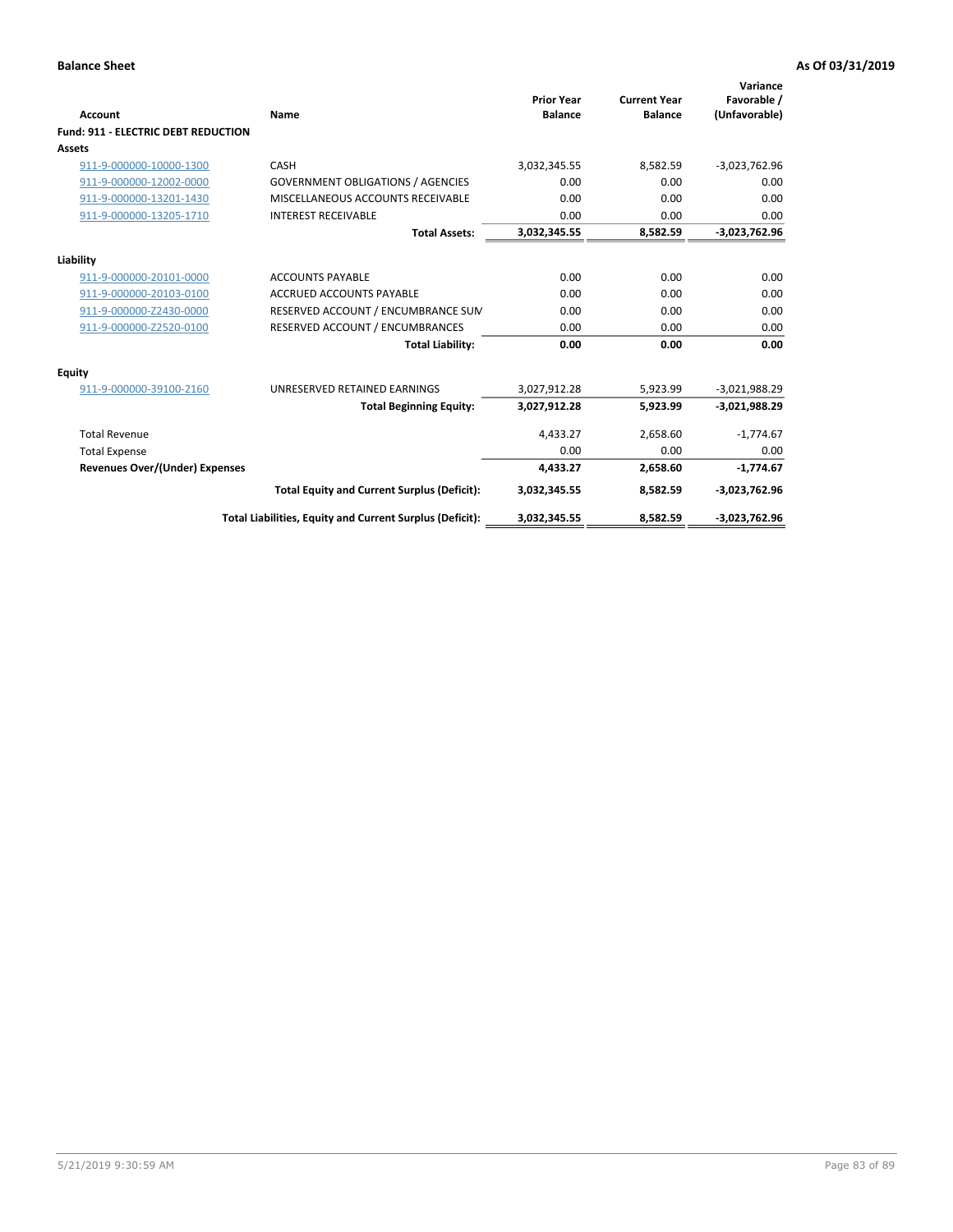**Balance Sheet** **As Of 03/31/2019**

| Account | Name | Prior Year Balance | Current Year Balance | Variance Favorable / (Unfavorable) |
|---|---|---|---|---|
| **Fund: 911 - ELECTRIC DEBT REDUCTION** | | | | |
| **Assets** | | | | |
| 911-9-000000-10000-1300 | CASH | 3,032,345.55 | 8,582.59 | -3,023,762.96 |
| 911-9-000000-12002-0000 | GOVERNMENT OBLIGATIONS / AGENCIES | 0.00 | 0.00 | 0.00 |
| 911-9-000000-13201-1430 | MISCELLANEOUS ACCOUNTS RECEIVABLE | 0.00 | 0.00 | 0.00 |
| 911-9-000000-13205-1710 | INTEREST RECEIVABLE | 0.00 | 0.00 | 0.00 |
| | **Total Assets:** | **3,032,345.55** | **8,582.59** | **-3,023,762.96** |
| **Liability** | | | | |
| 911-9-000000-20101-0000 | ACCOUNTS PAYABLE | 0.00 | 0.00 | 0.00 |
| 911-9-000000-20103-0100 | ACCRUED ACCOUNTS PAYABLE | 0.00 | 0.00 | 0.00 |
| 911-9-000000-Z2430-0000 | RESERVED ACCOUNT / ENCUMBRANCE SUM | 0.00 | 0.00 | 0.00 |
| 911-9-000000-Z2520-0100 | RESERVED ACCOUNT / ENCUMBRANCES | 0.00 | 0.00 | 0.00 |
| | **Total Liability:** | **0.00** | **0.00** | **0.00** |
| **Equity** | | | | |
| 911-9-000000-39100-2160 | UNRESERVED RETAINED EARNINGS | 3,027,912.28 | 5,923.99 | -3,021,988.29 |
| | **Total Beginning Equity:** | **3,027,912.28** | **5,923.99** | **-3,021,988.29** |
| Total Revenue | | 4,433.27 | 2,658.60 | -1,774.67 |
| Total Expense | | 0.00 | 0.00 | 0.00 |
| **Revenues Over/(Under) Expenses** | | **4,433.27** | **2,658.60** | **-1,774.67** |
| | **Total Equity and Current Surplus (Deficit):** | **3,032,345.55** | **8,582.59** | **-3,023,762.96** |
| | **Total Liabilities, Equity and Current Surplus (Deficit):** | **3,032,345.55** | **8,582.59** | **-3,023,762.96** |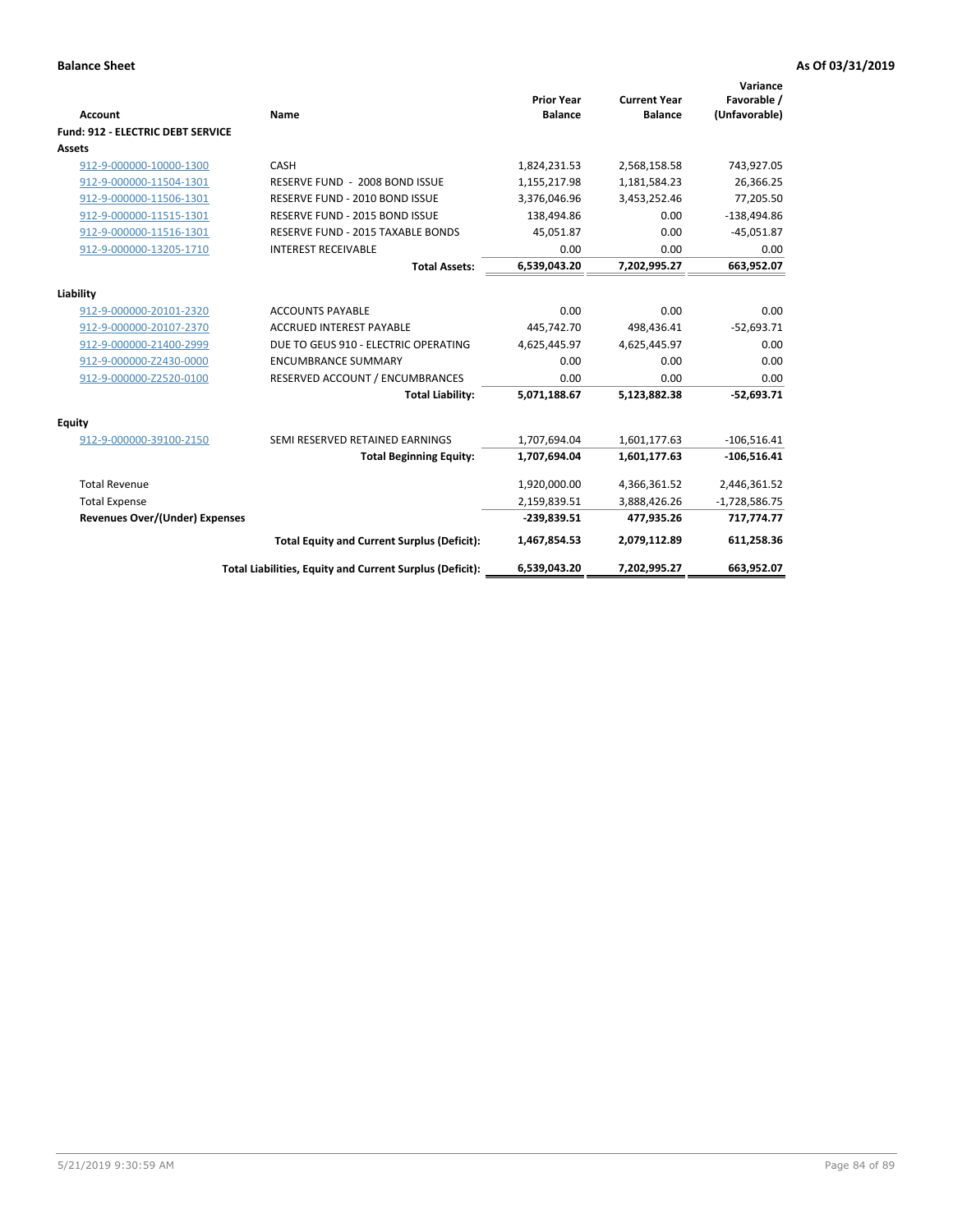**Balance Sheet** **As Of 03/31/2019**

| Account | Name | Prior Year Balance | Current Year Balance | Variance Favorable / (Unfavorable) |
|---|---|---|---|---|
| **Fund: 912 - ELECTRIC DEBT SERVICE** | | | | |
| **Assets** | | | | |
| 912-9-000000-10000-1300 | CASH | 1,824,231.53 | 2,568,158.58 | 743,927.05 |
| 912-9-000000-11504-1301 | RESERVE FUND - 2008 BOND ISSUE | 1,155,217.98 | 1,181,584.23 | 26,366.25 |
| 912-9-000000-11506-1301 | RESERVE FUND - 2010 BOND ISSUE | 3,376,046.96 | 3,453,252.46 | 77,205.50 |
| 912-9-000000-11515-1301 | RESERVE FUND - 2015 BOND ISSUE | 138,494.86 | 0.00 | -138,494.86 |
| 912-9-000000-11516-1301 | RESERVE FUND - 2015 TAXABLE BONDS | 45,051.87 | 0.00 | -45,051.87 |
| 912-9-000000-13205-1710 | INTEREST RECEIVABLE | 0.00 | 0.00 | 0.00 |
| | **Total Assets:** | **6,539,043.20** | **7,202,995.27** | **663,952.07** |
| **Liability** | | | | |
| 912-9-000000-20101-2320 | ACCOUNTS PAYABLE | 0.00 | 0.00 | 0.00 |
| 912-9-000000-20107-2370 | ACCRUED INTEREST PAYABLE | 445,742.70 | 498,436.41 | -52,693.71 |
| 912-9-000000-21400-2999 | DUE TO GEUS 910 - ELECTRIC OPERATING | 4,625,445.97 | 4,625,445.97 | 0.00 |
| 912-9-000000-Z2430-0000 | ENCUMBRANCE SUMMARY | 0.00 | 0.00 | 0.00 |
| 912-9-000000-Z2520-0100 | RESERVED ACCOUNT / ENCUMBRANCES | 0.00 | 0.00 | 0.00 |
| | **Total Liability:** | **5,071,188.67** | **5,123,882.38** | **-52,693.71** |
| **Equity** | | | | |
| 912-9-000000-39100-2150 | SEMI RESERVED RETAINED EARNINGS | 1,707,694.04 | 1,601,177.63 | -106,516.41 |
| | **Total Beginning Equity:** | **1,707,694.04** | **1,601,177.63** | **-106,516.41** |
| Total Revenue | | 1,920,000.00 | 4,366,361.52 | 2,446,361.52 |
| Total Expense | | 2,159,839.51 | 3,888,426.26 | -1,728,586.75 |
| **Revenues Over/(Under) Expenses** | | **-239,839.51** | **477,935.26** | **717,774.77** |
| | **Total Equity and Current Surplus (Deficit):** | **1,467,854.53** | **2,079,112.89** | **611,258.36** |
| | **Total Liabilities, Equity and Current Surplus (Deficit):** | **6,539,043.20** | **7,202,995.27** | **663,952.07** |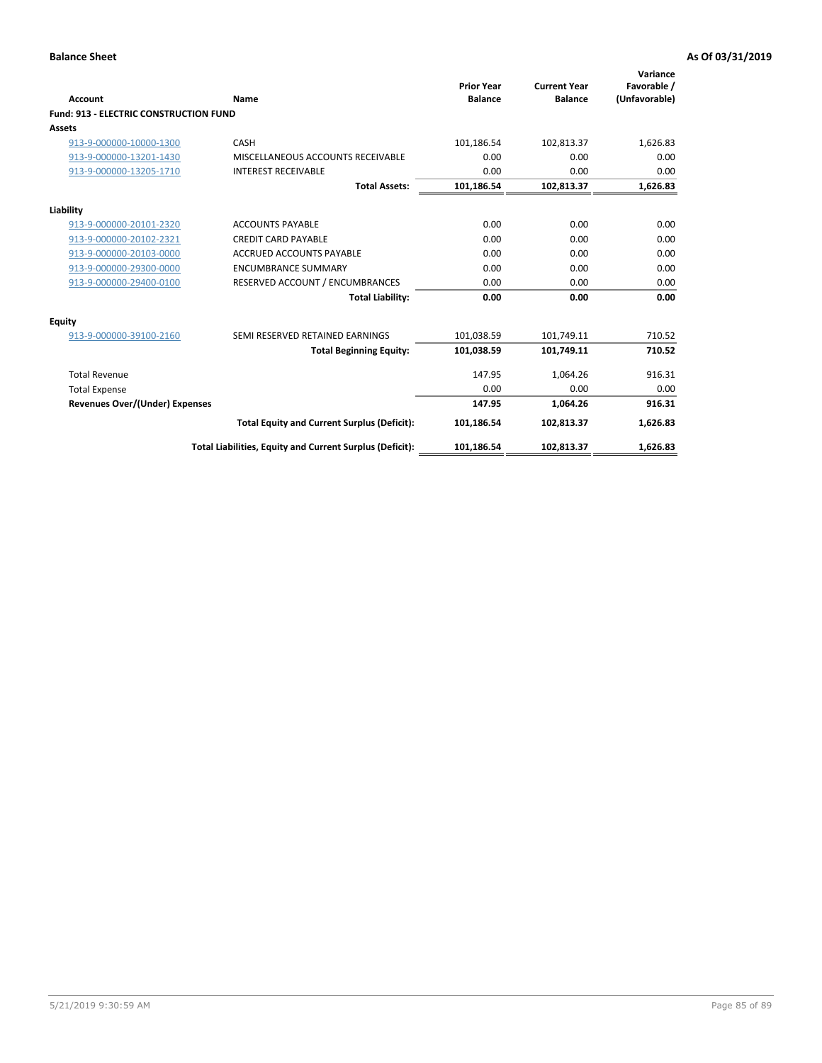**Balance Sheet** **As Of 03/31/2019**

| Account | Name | Prior Year Balance | Current Year Balance | Variance Favorable / (Unfavorable) |
|---|---|---|---|---|
| **Fund: 913 - ELECTRIC CONSTRUCTION FUND** | | | | |
| **Assets** | | | | |
| 913-9-000000-10000-1300 | CASH | 101,186.54 | 102,813.37 | 1,626.83 |
| 913-9-000000-13201-1430 | MISCELLANEOUS ACCOUNTS RECEIVABLE | 0.00 | 0.00 | 0.00 |
| 913-9-000000-13205-1710 | INTEREST RECEIVABLE | 0.00 | 0.00 | 0.00 |
| | **Total Assets:** | **101,186.54** | **102,813.37** | **1,626.83** |
| **Liability** | | | | |
| 913-9-000000-20101-2320 | ACCOUNTS PAYABLE | 0.00 | 0.00 | 0.00 |
| 913-9-000000-20102-2321 | CREDIT CARD PAYABLE | 0.00 | 0.00 | 0.00 |
| 913-9-000000-20103-0000 | ACCRUED ACCOUNTS PAYABLE | 0.00 | 0.00 | 0.00 |
| 913-9-000000-29300-0000 | ENCUMBRANCE SUMMARY | 0.00 | 0.00 | 0.00 |
| 913-9-000000-29400-0100 | RESERVED ACCOUNT / ENCUMBRANCES | 0.00 | 0.00 | 0.00 |
| | **Total Liability:** | **0.00** | **0.00** | **0.00** |
| **Equity** | | | | |
| 913-9-000000-39100-2160 | SEMI RESERVED RETAINED EARNINGS | 101,038.59 | 101,749.11 | 710.52 |
| | **Total Beginning Equity:** | **101,038.59** | **101,749.11** | **710.52** |
| Total Revenue | | 147.95 | 1,064.26 | 916.31 |
| Total Expense | | 0.00 | 0.00 | 0.00 |
| **Revenues Over/(Under) Expenses** | | **147.95** | **1,064.26** | **916.31** |
| | **Total Equity and Current Surplus (Deficit):** | **101,186.54** | **102,813.37** | **1,626.83** |
| | **Total Liabilities, Equity and Current Surplus (Deficit):** | **101,186.54** | **102,813.37** | **1,626.83** |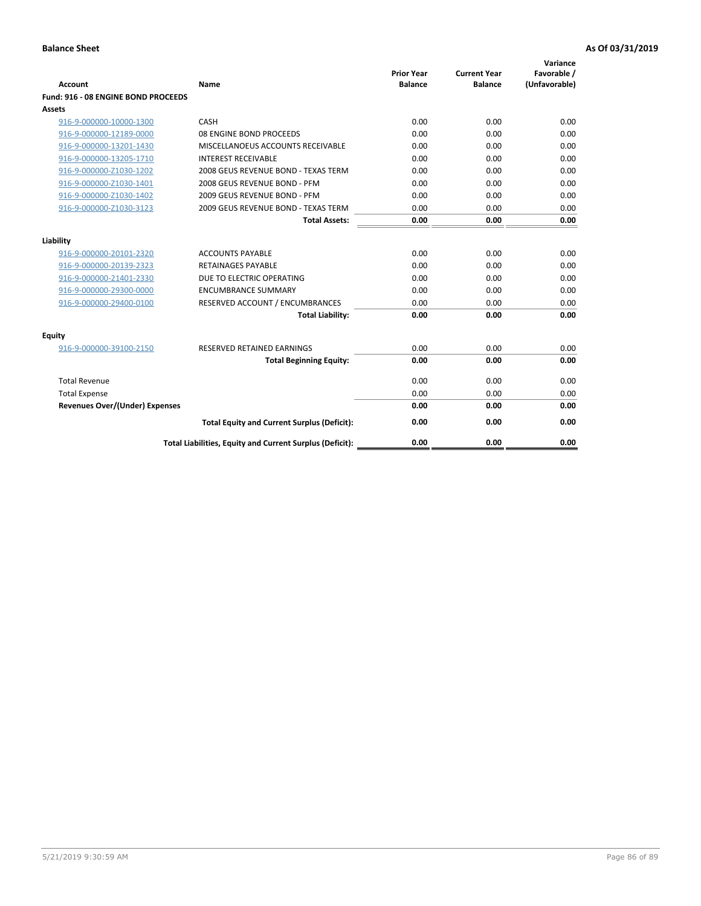**Balance Sheet** | **As Of 03/31/2019**

| Account | Name | Prior Year Balance | Current Year Balance | Variance Favorable / (Unfavorable) |
|---|---|---|---|---|
| **Fund: 916 - 08 ENGINE BOND PROCEEDS** | | | | |
| **Assets** | | | | |
| 916-9-000000-10000-1300 | CASH | 0.00 | 0.00 | 0.00 |
| 916-9-000000-12189-0000 | 08 ENGINE BOND PROCEEDS | 0.00 | 0.00 | 0.00 |
| 916-9-000000-13201-1430 | MISCELLANOEUS ACCOUNTS RECEIVABLE | 0.00 | 0.00 | 0.00 |
| 916-9-000000-13205-1710 | INTEREST RECEIVABLE | 0.00 | 0.00 | 0.00 |
| 916-9-000000-Z1030-1202 | 2008 GEUS REVENUE BOND - TEXAS TERM | 0.00 | 0.00 | 0.00 |
| 916-9-000000-Z1030-1401 | 2008 GEUS REVENUE BOND - PFM | 0.00 | 0.00 | 0.00 |
| 916-9-000000-Z1030-1402 | 2009 GEUS REVENUE BOND - PFM | 0.00 | 0.00 | 0.00 |
| 916-9-000000-Z1030-3123 | 2009 GEUS REVENUE BOND - TEXAS TERM | 0.00 | 0.00 | 0.00 |
| | **Total Assets:** | **0.00** | **0.00** | **0.00** |
| **Liability** | | | | |
| 916-9-000000-20101-2320 | ACCOUNTS PAYABLE | 0.00 | 0.00 | 0.00 |
| 916-9-000000-20139-2323 | RETAINAGES PAYABLE | 0.00 | 0.00 | 0.00 |
| 916-9-000000-21401-2330 | DUE TO ELECTRIC OPERATING | 0.00 | 0.00 | 0.00 |
| 916-9-000000-29300-0000 | ENCUMBRANCE SUMMARY | 0.00 | 0.00 | 0.00 |
| 916-9-000000-29400-0100 | RESERVED ACCOUNT / ENCUMBRANCES | 0.00 | 0.00 | 0.00 |
| | **Total Liability:** | **0.00** | **0.00** | **0.00** |
| **Equity** | | | | |
| 916-9-000000-39100-2150 | RESERVED RETAINED EARNINGS | 0.00 | 0.00 | 0.00 |
| | **Total Beginning Equity:** | **0.00** | **0.00** | **0.00** |
| Total Revenue | | 0.00 | 0.00 | 0.00 |
| Total Expense | | 0.00 | 0.00 | 0.00 |
| **Revenues Over/(Under) Expenses** | | **0.00** | **0.00** | **0.00** |
| | **Total Equity and Current Surplus (Deficit):** | **0.00** | **0.00** | **0.00** |
| | **Total Liabilities, Equity and Current Surplus (Deficit):** | **0.00** | **0.00** | **0.00** |

5/21/2019 9:30:59 AM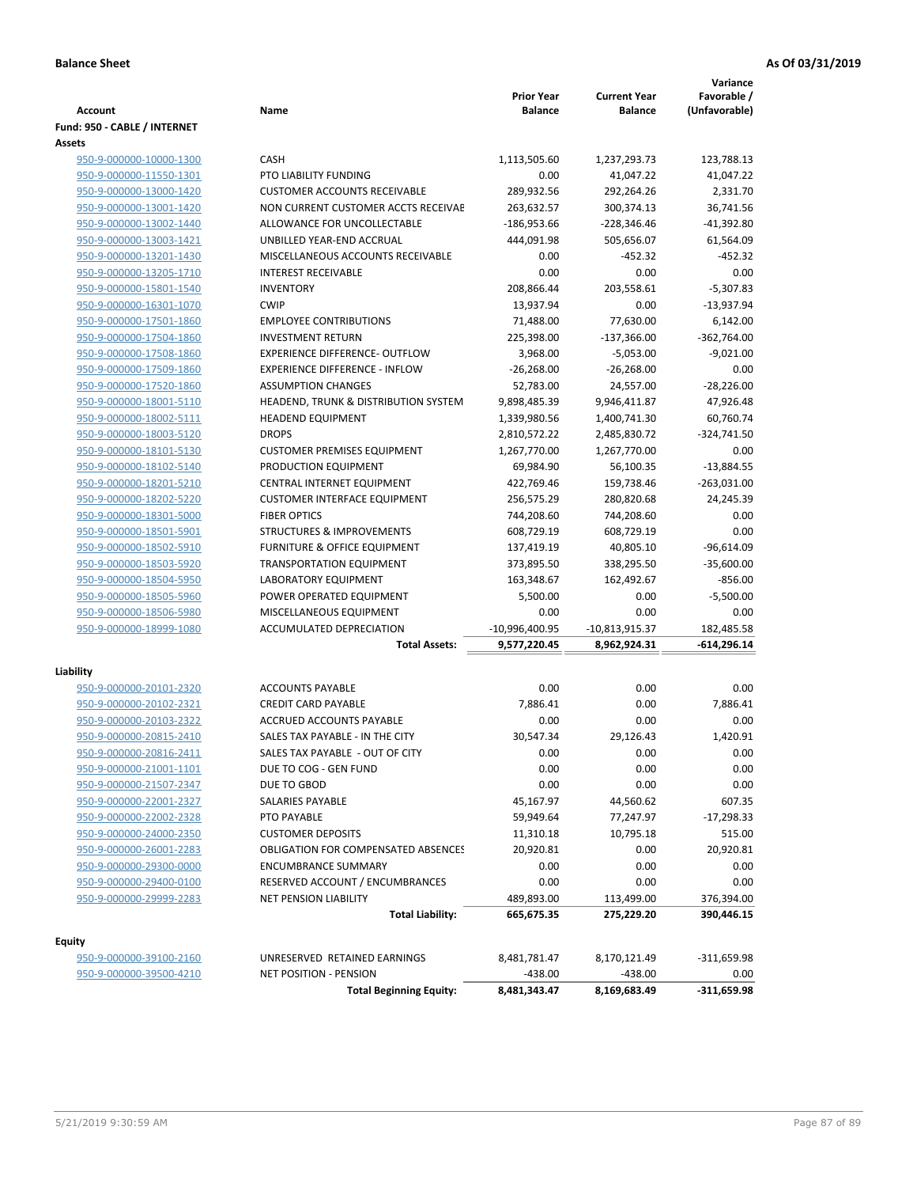**Balance Sheet** **As Of 03/31/2019**

| Account | Name | Prior Year Balance | Current Year Balance | Variance Favorable / (Unfavorable) |
|---|---|---|---|---|
| **Fund: 950 - CABLE / INTERNET** | | | | |
| **Assets** | | | | |
| 950-9-000000-10000-1300 | CASH | 1,113,505.60 | 1,237,293.73 | 123,788.13 |
| 950-9-000000-11550-1301 | PTO LIABILITY FUNDING | 0.00 | 41,047.22 | 41,047.22 |
| 950-9-000000-13000-1420 | CUSTOMER ACCOUNTS RECEIVABLE | 289,932.56 | 292,264.26 | 2,331.70 |
| 950-9-000000-13001-1420 | NON CURRENT CUSTOMER ACCTS RECEIVAE | 263,632.57 | 300,374.13 | 36,741.56 |
| 950-9-000000-13002-1440 | ALLOWANCE FOR UNCOLLECTABLE | -186,953.66 | -228,346.46 | -41,392.80 |
| 950-9-000000-13003-1421 | UNBILLED YEAR-END ACCRUAL | 444,091.98 | 505,656.07 | 61,564.09 |
| 950-9-000000-13201-1430 | MISCELLANEOUS ACCOUNTS RECEIVABLE | 0.00 | -452.32 | -452.32 |
| 950-9-000000-13205-1710 | INTEREST RECEIVABLE | 0.00 | 0.00 | 0.00 |
| 950-9-000000-15801-1540 | INVENTORY | 208,866.44 | 203,558.61 | -5,307.83 |
| 950-9-000000-16301-1070 | CWIP | 13,937.94 | 0.00 | -13,937.94 |
| 950-9-000000-17501-1860 | EMPLOYEE CONTRIBUTIONS | 71,488.00 | 77,630.00 | 6,142.00 |
| 950-9-000000-17504-1860 | INVESTMENT RETURN | 225,398.00 | -137,366.00 | -362,764.00 |
| 950-9-000000-17508-1860 | EXPERIENCE DIFFERENCE- OUTFLOW | 3,968.00 | -5,053.00 | -9,021.00 |
| 950-9-000000-17509-1860 | EXPERIENCE DIFFERENCE - INFLOW | -26,268.00 | -26,268.00 | 0.00 |
| 950-9-000000-17520-1860 | ASSUMPTION CHANGES | 52,783.00 | 24,557.00 | -28,226.00 |
| 950-9-000000-18001-5110 | HEADEND, TRUNK & DISTRIBUTION SYSTEM | 9,898,485.39 | 9,946,411.87 | 47,926.48 |
| 950-9-000000-18002-5111 | HEADEND EQUIPMENT | 1,339,980.56 | 1,400,741.30 | 60,760.74 |
| 950-9-000000-18003-5120 | DROPS | 2,810,572.22 | 2,485,830.72 | -324,741.50 |
| 950-9-000000-18101-5130 | CUSTOMER PREMISES EQUIPMENT | 1,267,770.00 | 1,267,770.00 | 0.00 |
| 950-9-000000-18102-5140 | PRODUCTION EQUIPMENT | 69,984.90 | 56,100.35 | -13,884.55 |
| 950-9-000000-18201-5210 | CENTRAL INTERNET EQUIPMENT | 422,769.46 | 159,738.46 | -263,031.00 |
| 950-9-000000-18202-5220 | CUSTOMER INTERFACE EQUIPMENT | 256,575.29 | 280,820.68 | 24,245.39 |
| 950-9-000000-18301-5000 | FIBER OPTICS | 744,208.60 | 744,208.60 | 0.00 |
| 950-9-000000-18501-5901 | STRUCTURES & IMPROVEMENTS | 608,729.19 | 608,729.19 | 0.00 |
| 950-9-000000-18502-5910 | FURNITURE & OFFICE EQUIPMENT | 137,419.19 | 40,805.10 | -96,614.09 |
| 950-9-000000-18503-5920 | TRANSPORTATION EQUIPMENT | 373,895.50 | 338,295.50 | -35,600.00 |
| 950-9-000000-18504-5950 | LABORATORY EQUIPMENT | 163,348.67 | 162,492.67 | -856.00 |
| 950-9-000000-18505-5960 | POWER OPERATED EQUIPMENT | 5,500.00 | 0.00 | -5,500.00 |
| 950-9-000000-18506-5980 | MISCELLANEOUS EQUIPMENT | 0.00 | 0.00 | 0.00 |
| 950-9-000000-18999-1080 | ACCUMULATED DEPRECIATION | -10,996,400.95 | -10,813,915.37 | 182,485.58 |
| | **Total Assets:** | **9,577,220.45** | **8,962,924.31** | **-614,296.14** |
| **Liability** | | | | |
| 950-9-000000-20101-2320 | ACCOUNTS PAYABLE | 0.00 | 0.00 | 0.00 |
| 950-9-000000-20102-2321 | CREDIT CARD PAYABLE | 7,886.41 | 0.00 | 7,886.41 |
| 950-9-000000-20103-2322 | ACCRUED ACCOUNTS PAYABLE | 0.00 | 0.00 | 0.00 |
| 950-9-000000-20815-2410 | SALES TAX PAYABLE - IN THE CITY | 30,547.34 | 29,126.43 | 1,420.91 |
| 950-9-000000-20816-2411 | SALES TAX PAYABLE - OUT OF CITY | 0.00 | 0.00 | 0.00 |
| 950-9-000000-21001-1101 | DUE TO COG - GEN FUND | 0.00 | 0.00 | 0.00 |
| 950-9-000000-21507-2347 | DUE TO GBOD | 0.00 | 0.00 | 0.00 |
| 950-9-000000-22001-2327 | SALARIES PAYABLE | 45,167.97 | 44,560.62 | 607.35 |
| 950-9-000000-22002-2328 | PTO PAYABLE | 59,949.64 | 77,247.97 | -17,298.33 |
| 950-9-000000-24000-2350 | CUSTOMER DEPOSITS | 11,310.18 | 10,795.18 | 515.00 |
| 950-9-000000-26001-2283 | OBLIGATION FOR COMPENSATED ABSENCES | 20,920.81 | 0.00 | 20,920.81 |
| 950-9-000000-29300-0000 | ENCUMBRANCE SUMMARY | 0.00 | 0.00 | 0.00 |
| 950-9-000000-29400-0100 | RESERVED ACCOUNT / ENCUMBRANCES | 0.00 | 0.00 | 0.00 |
| 950-9-000000-29999-2283 | NET PENSION LIABILITY | 489,893.00 | 113,499.00 | 376,394.00 |
| | **Total Liability:** | **665,675.35** | **275,229.20** | **390,446.15** |
| **Equity** | | | | |
| 950-9-000000-39100-2160 | UNRESERVED RETAINED EARNINGS | 8,481,781.47 | 8,170,121.49 | -311,659.98 |
| 950-9-000000-39500-4210 | NET POSITION - PENSION | -438.00 | -438.00 | 0.00 |
| | **Total Beginning Equity:** | **8,481,343.47** | **8,169,683.49** | **-311,659.98** |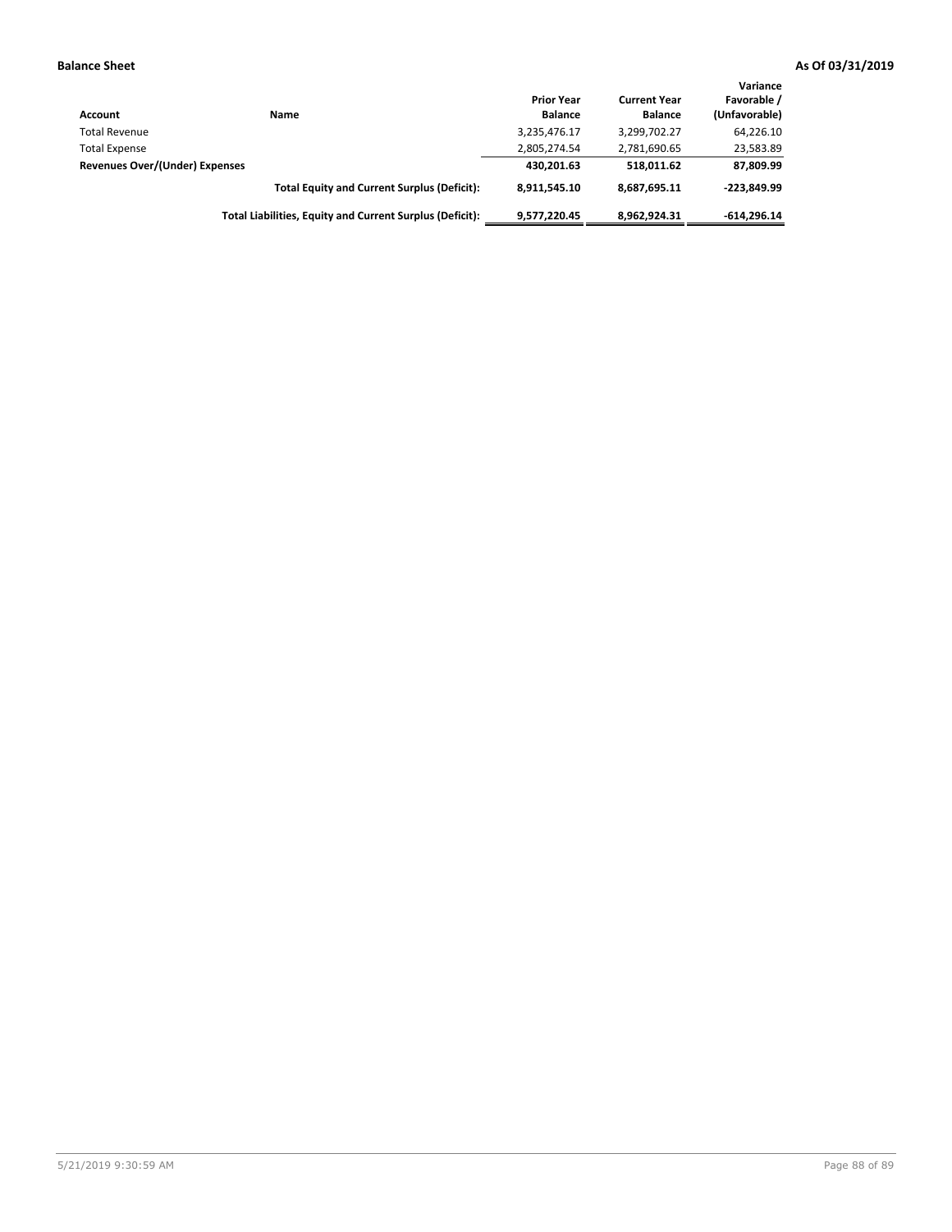**Balance Sheet** **As Of 03/31/2019**

| Account | Name | Prior Year Balance | Current Year Balance | Variance Favorable / (Unfavorable) |
|---|---|---|---|---|
| Total Revenue | | 3,235,476.17 | 3,299,702.27 | 64,226.10 |
| Total Expense | | 2,805,274.54 | 2,781,690.65 | 23,583.89 |
| **Revenues Over/(Under) Expenses** | | **430,201.63** | **518,011.62** | **87,809.99** |
| | **Total Equity and Current Surplus (Deficit):** | **8,911,545.10** | **8,687,695.11** | **-223,849.99** |
| | **Total Liabilities, Equity and Current Surplus (Deficit):** | **9,577,220.45** | **8,962,924.31** | **-614,296.14** |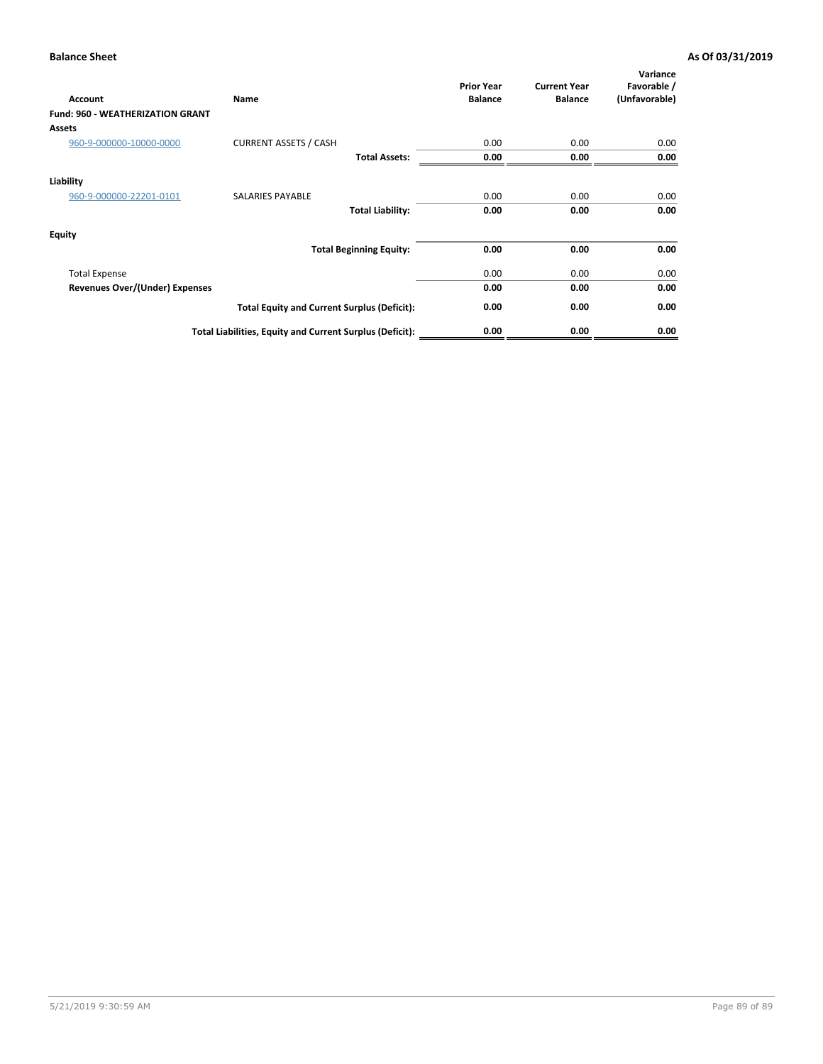| Account | Name | Prior Year Balance | Current Year Balance | Variance Favorable / (Unfavorable) |
|---|---|---|---|---|
| **Fund: 960 - WEATHERIZATION GRANT** | | | | |
| **Assets** | | | | |
| 960-9-000000-10000-0000 | CURRENT ASSETS / CASH | 0.00 | 0.00 | 0.00 |
| | **Total Assets:** | **0.00** | **0.00** | **0.00** |
| **Liability** | | | | |
| 960-9-000000-22201-0101 | SALARIES PAYABLE | 0.00 | 0.00 | 0.00 |
| | **Total Liability:** | **0.00** | **0.00** | **0.00** |
| **Equity** | | | | |
| | **Total Beginning Equity:** | **0.00** | **0.00** | **0.00** |
| Total Expense | | 0.00 | 0.00 | 0.00 |
| **Revenues Over/(Under) Expenses** | | **0.00** | **0.00** | **0.00** |
| | **Total Equity and Current Surplus (Deficit):** | **0.00** | **0.00** | **0.00** |
| | **Total Liabilities, Equity and Current Surplus (Deficit):** | **0.00** | **0.00** | **0.00** |